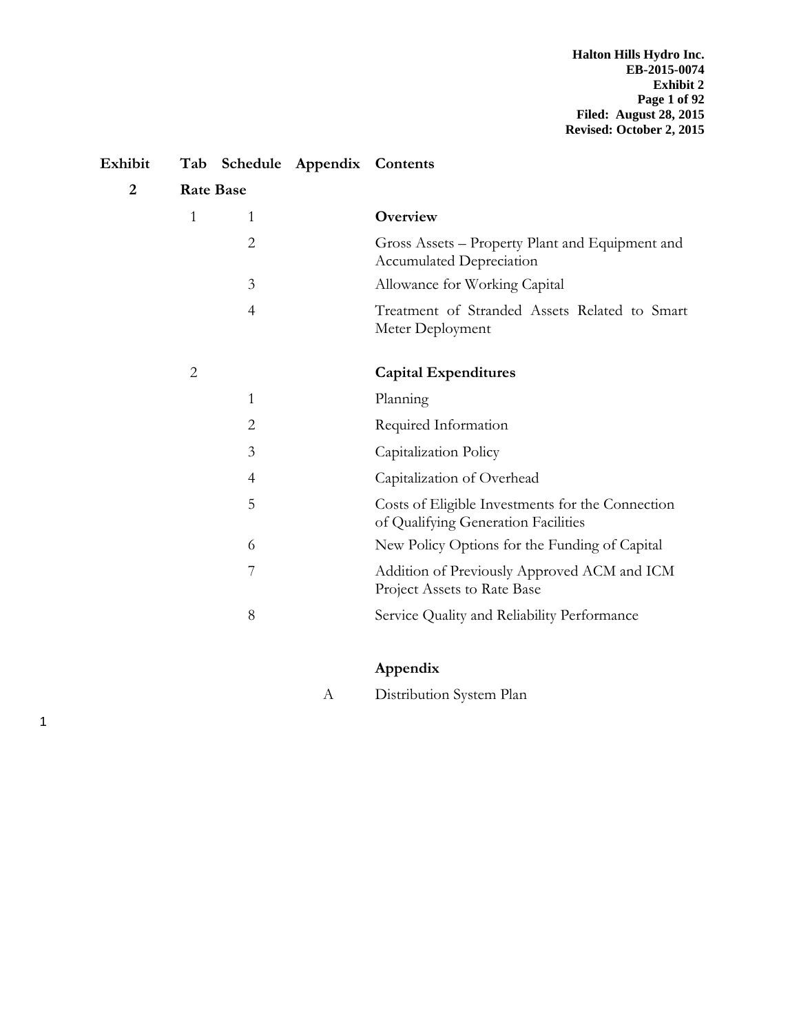| Exhibit | Tab | Schedule | Appendix | Contents |
|---|---|---|---|---|
| **2** | **Rate Base** | | | |
| | 1 | 1 | | **Overview** |
| | | 2 | | Gross Assets – Property Plant and Equipment and Accumulated Depreciation |
| | | 3 | | Allowance for Working Capital |
| | | 4 | | Treatment of Stranded Assets Related to Smart Meter Deployment |
| | 2 | | | **Capital Expenditures** |
| | | 1 | | Planning |
| | | 2 | | Required Information |
| | | 3 | | Capitalization Policy |
| | | 4 | | Capitalization of Overhead |
| | | 5 | | Costs of Eligible Investments for the Connection of Qualifying Generation Facilities |
| | | 6 | | New Policy Options for the Funding of Capital |
| | | 7 | | Addition of Previously Approved ACM and ICM Project Assets to Rate Base |
| | | 8 | | Service Quality and Reliability Performance |
| | | | | **Appendix** |
| | | | A | Distribution System Plan |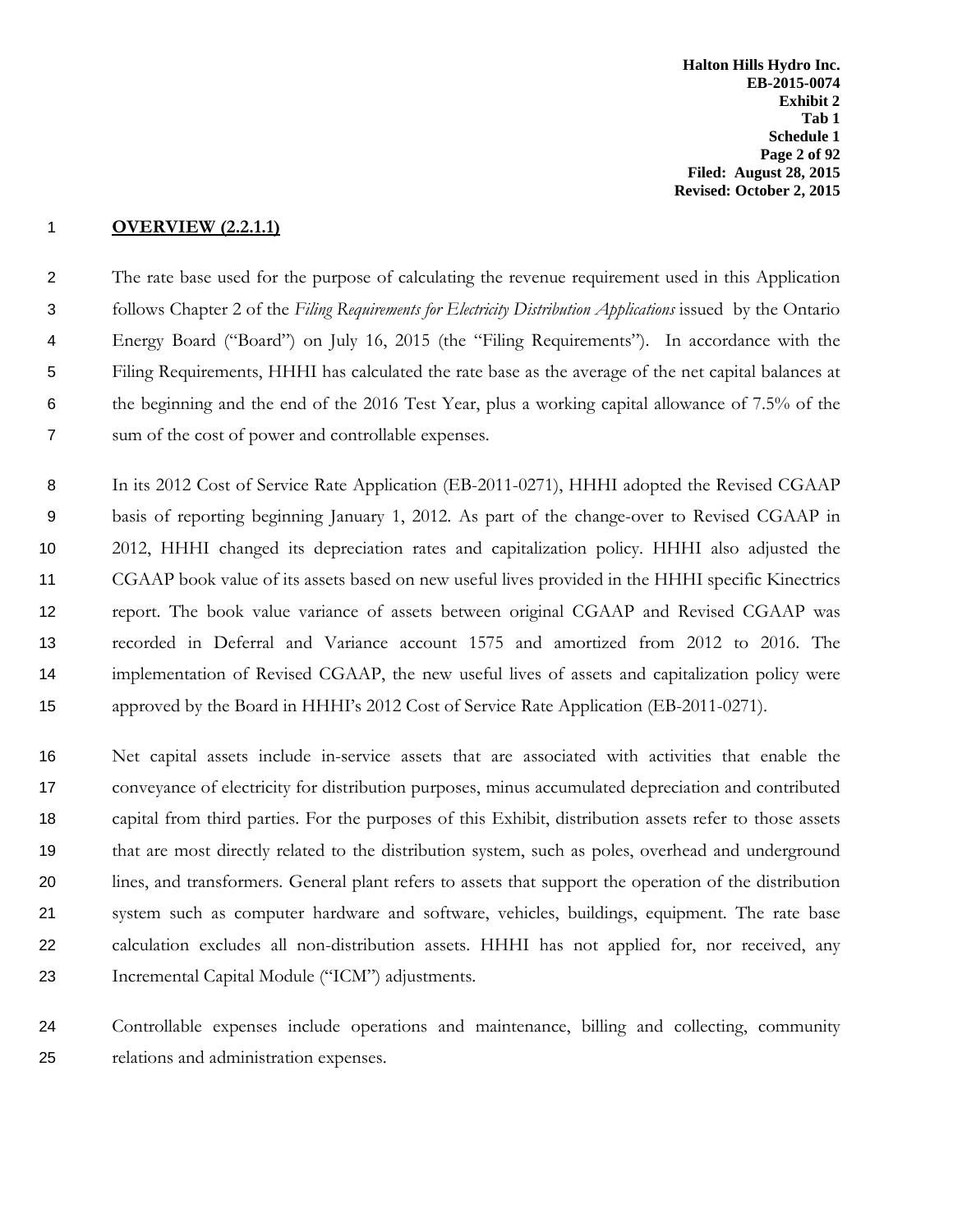## OVERVIEW (2.2.1.1)

The rate base used for the purpose of calculating the revenue requirement used in this Application follows Chapter 2 of the *Filing Requirements for Electricity Distribution Applications* issued by the Ontario Energy Board ("Board") on July 16, 2015 (the "Filing Requirements"). In accordance with the Filing Requirements, HHHI has calculated the rate base as the average of the net capital balances at the beginning and the end of the 2016 Test Year, plus a working capital allowance of 7.5% of the sum of the cost of power and controllable expenses.

In its 2012 Cost of Service Rate Application (EB-2011-0271), HHHI adopted the Revised CGAAP basis of reporting beginning January 1, 2012. As part of the change-over to Revised CGAAP in 2012, HHHI changed its depreciation rates and capitalization policy. HHHI also adjusted the CGAAP book value of its assets based on new useful lives provided in the HHHI specific Kinectrics report. The book value variance of assets between original CGAAP and Revised CGAAP was recorded in Deferral and Variance account 1575 and amortized from 2012 to 2016. The implementation of Revised CGAAP, the new useful lives of assets and capitalization policy were approved by the Board in HHHI's 2012 Cost of Service Rate Application (EB-2011-0271).

Net capital assets include in-service assets that are associated with activities that enable the conveyance of electricity for distribution purposes, minus accumulated depreciation and contributed capital from third parties. For the purposes of this Exhibit, distribution assets refer to those assets that are most directly related to the distribution system, such as poles, overhead and underground lines, and transformers. General plant refers to assets that support the operation of the distribution system such as computer hardware and software, vehicles, buildings, equipment. The rate base calculation excludes all non-distribution assets. HHHI has not applied for, nor received, any Incremental Capital Module ("ICM") adjustments.

Controllable expenses include operations and maintenance, billing and collecting, community relations and administration expenses.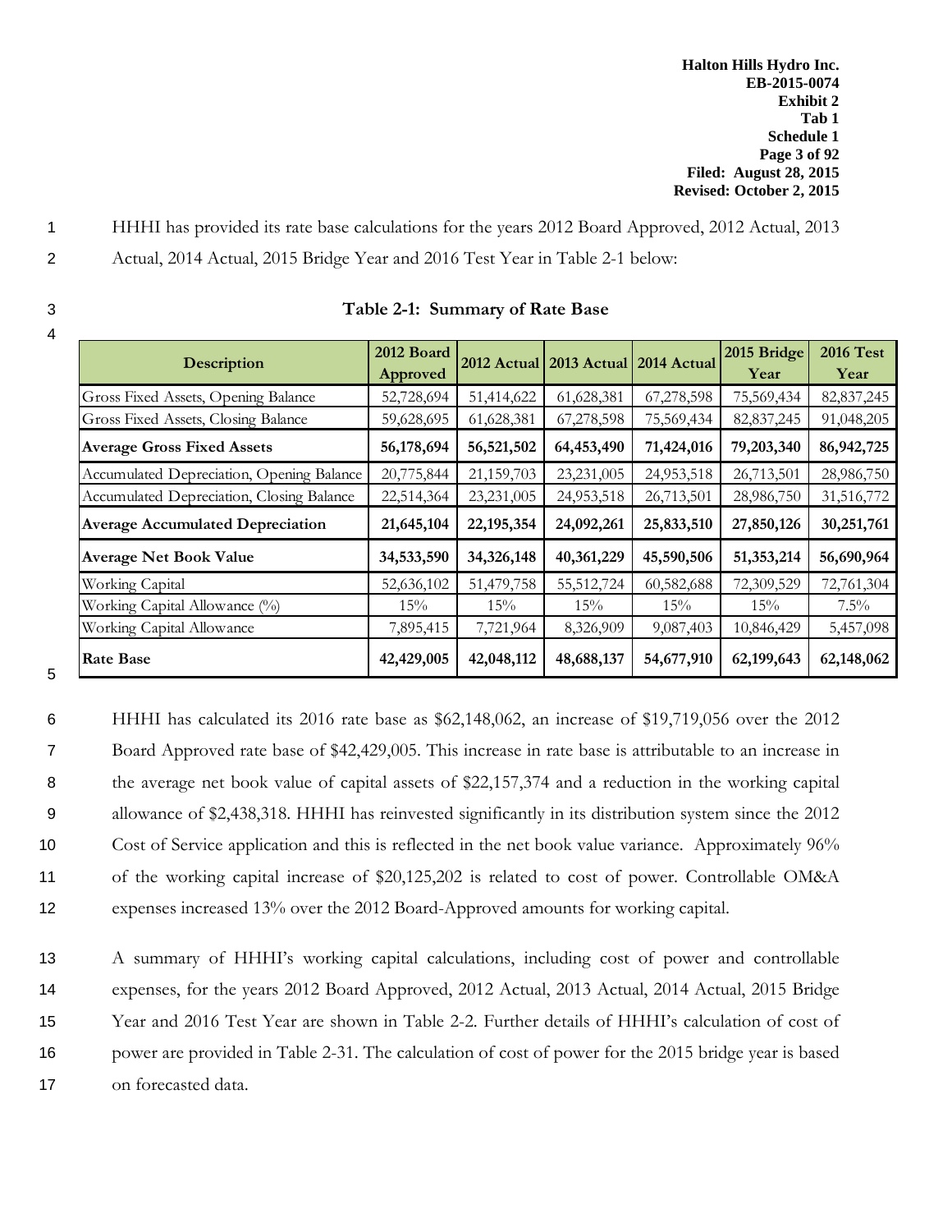HHHI has provided its rate base calculations for the years 2012 Board Approved, 2012 Actual, 2013 Actual, 2014 Actual, 2015 Bridge Year and 2016 Test Year in Table 2-1 below:

**Table 2-1: Summary of Rate Base**

| Description | 2012 Board Approved | 2012 Actual | 2013 Actual | 2014 Actual | 2015 Bridge Year | 2016 Test Year |
|---|---|---|---|---|---|---|
| Gross Fixed Assets, Opening Balance | 52,728,694 | 51,414,622 | 61,628,381 | 67,278,598 | 75,569,434 | 82,837,245 |
| Gross Fixed Assets, Closing Balance | 59,628,695 | 61,628,381 | 67,278,598 | 75,569,434 | 82,837,245 | 91,048,205 |
| **Average Gross Fixed Assets** | **56,178,694** | **56,521,502** | **64,453,490** | **71,424,016** | **79,203,340** | **86,942,725** |
| Accumulated Depreciation, Opening Balance | 20,775,844 | 21,159,703 | 23,231,005 | 24,953,518 | 26,713,501 | 28,986,750 |
| Accumulated Depreciation, Closing Balance | 22,514,364 | 23,231,005 | 24,953,518 | 26,713,501 | 28,986,750 | 31,516,772 |
| **Average Accumulated Depreciation** | **21,645,104** | **22,195,354** | **24,092,261** | **25,833,510** | **27,850,126** | **30,251,761** |
| **Average Net Book Value** | **34,533,590** | **34,326,148** | **40,361,229** | **45,590,506** | **51,353,214** | **56,690,964** |
| Working Capital | 52,636,102 | 51,479,758 | 55,512,724 | 60,582,688 | 72,309,529 | 72,761,304 |
| Working Capital Allowance (%) | 15% | 15% | 15% | 15% | 15% | 7.5% |
| Working Capital Allowance | 7,895,415 | 7,721,964 | 8,326,909 | 9,087,403 | 10,846,429 | 5,457,098 |
| **Rate Base** | **42,429,005** | **42,048,112** | **48,688,137** | **54,677,910** | **62,199,643** | **62,148,062** |

HHHI has calculated its 2016 rate base as $62,148,062, an increase of $19,719,056 over the 2012 Board Approved rate base of $42,429,005. This increase in rate base is attributable to an increase in the average net book value of capital assets of $22,157,374 and a reduction in the working capital allowance of $2,438,318. HHHI has reinvested significantly in its distribution system since the 2012 Cost of Service application and this is reflected in the net book value variance. Approximately 96% of the working capital increase of $20,125,202 is related to cost of power. Controllable OM&A expenses increased 13% over the 2012 Board-Approved amounts for working capital.

A summary of HHHI's working capital calculations, including cost of power and controllable expenses, for the years 2012 Board Approved, 2012 Actual, 2013 Actual, 2014 Actual, 2015 Bridge Year and 2016 Test Year are shown in Table 2-2. Further details of HHHI's calculation of cost of power are provided in Table 2-31. The calculation of cost of power for the 2015 bridge year is based on forecasted data.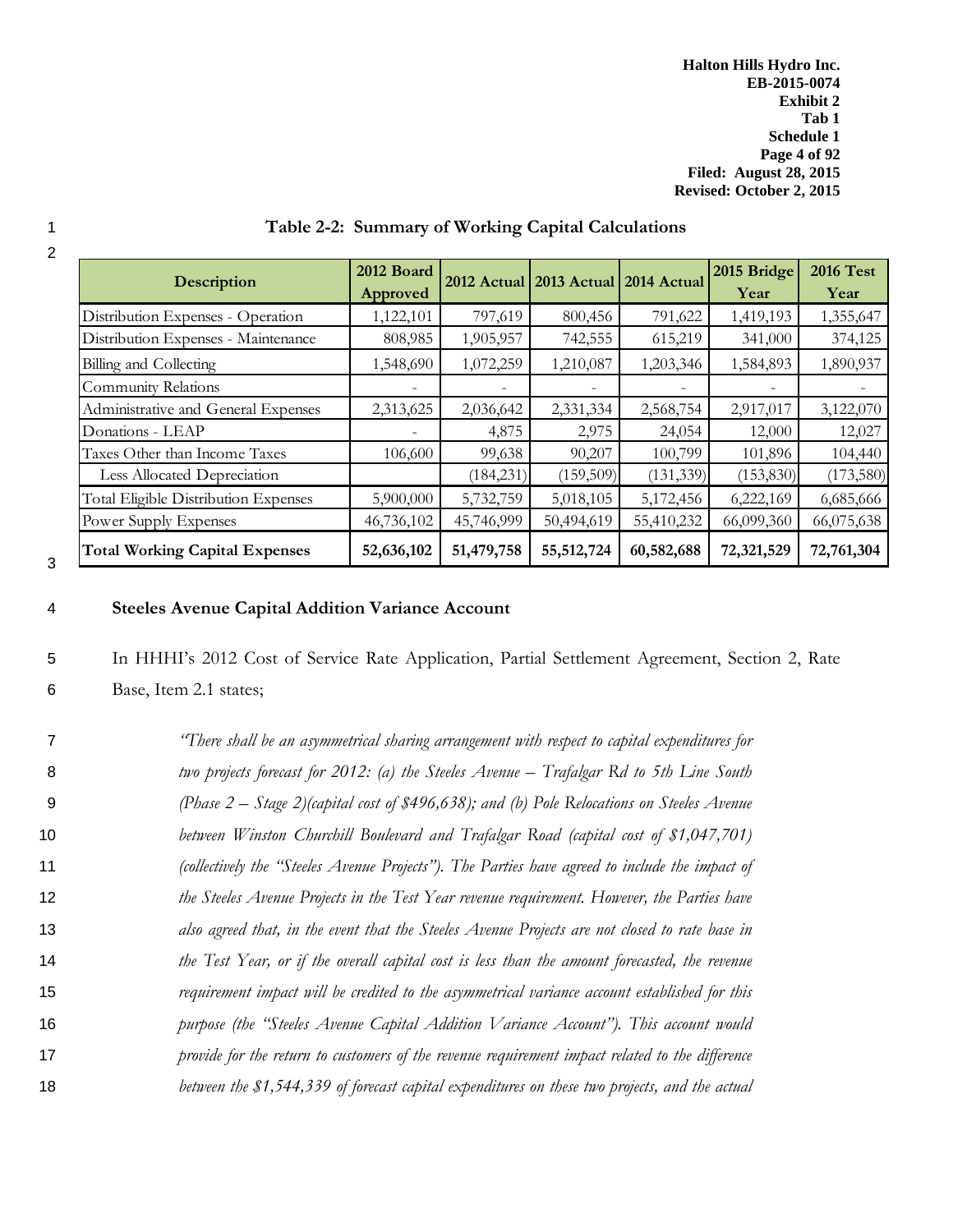**Table 2-2: Summary of Working Capital Calculations**

| Description | 2012 Board Approved | 2012 Actual | 2013 Actual | 2014 Actual | 2015 Bridge Year | 2016 Test Year |
|---|---|---|---|---|---|---|
| Distribution Expenses - Operation | 1,122,101 | 797,619 | 800,456 | 791,622 | 1,419,193 | 1,355,647 |
| Distribution Expenses - Maintenance | 808,985 | 1,905,957 | 742,555 | 615,219 | 341,000 | 374,125 |
| Billing and Collecting | 1,548,690 | 1,072,259 | 1,210,087 | 1,203,346 | 1,584,893 | 1,890,937 |
| Community Relations | - | - | - | - | - | - |
| Administrative and General Expenses | 2,313,625 | 2,036,642 | 2,331,334 | 2,568,754 | 2,917,017 | 3,122,070 |
| Donations - LEAP | - | 4,875 | 2,975 | 24,054 | 12,000 | 12,027 |
| Taxes Other than Income Taxes | 106,600 | 99,638 | 90,207 | 100,799 | 101,896 | 104,440 |
| Less Allocated Depreciation | | (184,231) | (159,509) | (131,339) | (153,830) | (173,580) |
| Total Eligible Distribution Expenses | 5,900,000 | 5,732,759 | 5,018,105 | 5,172,456 | 6,222,169 | 6,685,666 |
| Power Supply Expenses | 46,736,102 | 45,746,999 | 50,494,619 | 55,410,232 | 66,099,360 | 66,075,638 |
| **Total Working Capital Expenses** | **52,636,102** | **51,479,758** | **55,512,724** | **60,582,688** | **72,321,529** | **72,761,304** |

### Steeles Avenue Capital Addition Variance Account

In HHHI's 2012 Cost of Service Rate Application, Partial Settlement Agreement, Section 2, Rate Base, Item 2.1 states;

*"There shall be an asymmetrical sharing arrangement with respect to capital expenditures for two projects forecast for 2012: (a) the Steeles Avenue – Trafalgar Rd to 5th Line South (Phase 2 – Stage 2)(capital cost of $496,638); and (b) Pole Relocations on Steeles Avenue between Winston Churchill Boulevard and Trafalgar Road (capital cost of $1,047,701) (collectively the "Steeles Avenue Projects"). The Parties have agreed to include the impact of the Steeles Avenue Projects in the Test Year revenue requirement. However, the Parties have also agreed that, in the event that the Steeles Avenue Projects are not closed to rate base in the Test Year, or if the overall capital cost is less than the amount forecasted, the revenue requirement impact will be credited to the asymmetrical variance account established for this purpose (the "Steeles Avenue Capital Addition Variance Account"). This account would provide for the return to customers of the revenue requirement impact related to the difference between the $1,544,339 of forecast capital expenditures on these two projects, and the actual*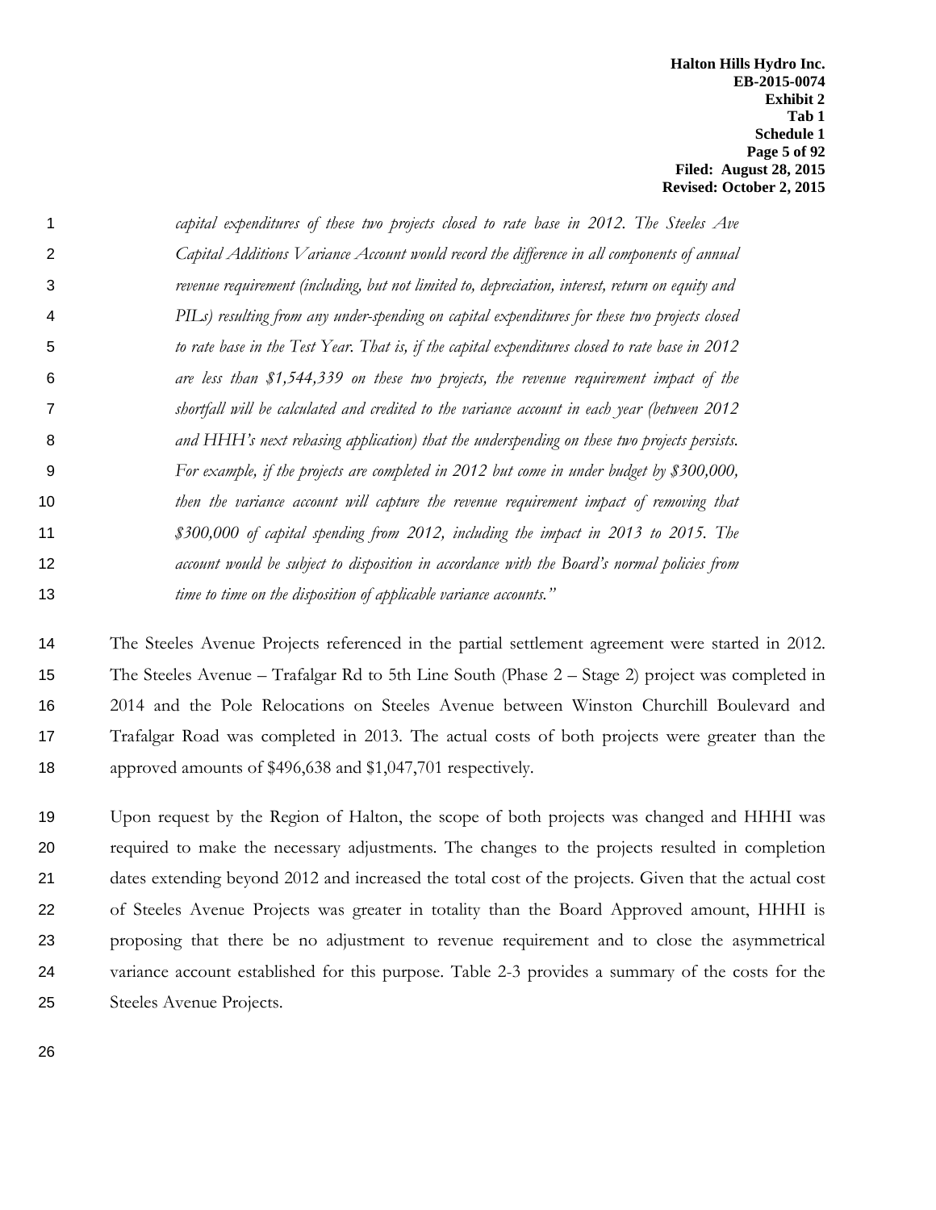*capital expenditures of these two projects closed to rate base in 2012. The Steeles Ave Capital Additions Variance Account would record the difference in all components of annual revenue requirement (including, but not limited to, depreciation, interest, return on equity and PILs) resulting from any under-spending on capital expenditures for these two projects closed to rate base in the Test Year. That is, if the capital expenditures closed to rate base in 2012 are less than $1,544,339 on these two projects, the revenue requirement impact of the shortfall will be calculated and credited to the variance account in each year (between 2012 and HHH's next rebasing application) that the underspending on these two projects persists. For example, if the projects are completed in 2012 but come in under budget by $300,000, then the variance account will capture the revenue requirement impact of removing that $300,000 of capital spending from 2012, including the impact in 2013 to 2015. The account would be subject to disposition in accordance with the Board's normal policies from time to time on the disposition of applicable variance accounts."*

The Steeles Avenue Projects referenced in the partial settlement agreement were started in 2012. The Steeles Avenue – Trafalgar Rd to 5th Line South (Phase 2 – Stage 2) project was completed in 2014 and the Pole Relocations on Steeles Avenue between Winston Churchill Boulevard and Trafalgar Road was completed in 2013. The actual costs of both projects were greater than the approved amounts of $496,638 and $1,047,701 respectively.

Upon request by the Region of Halton, the scope of both projects was changed and HHHI was required to make the necessary adjustments. The changes to the projects resulted in completion dates extending beyond 2012 and increased the total cost of the projects. Given that the actual cost of Steeles Avenue Projects was greater in totality than the Board Approved amount, HHHI is proposing that there be no adjustment to revenue requirement and to close the asymmetrical variance account established for this purpose. Table 2-3 provides a summary of the costs for the Steeles Avenue Projects.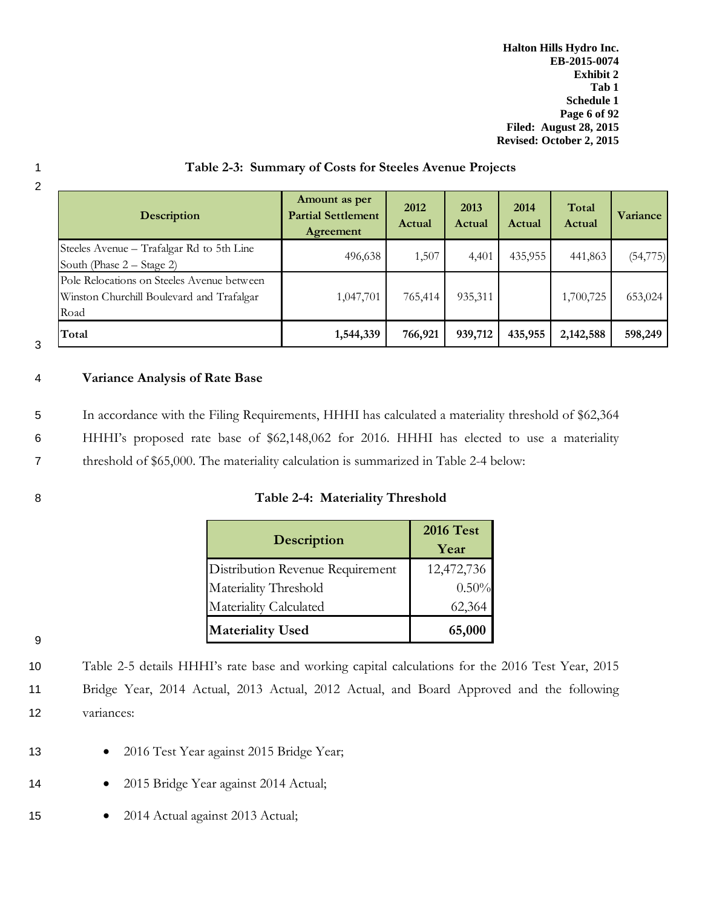**Table 2-3: Summary of Costs for Steeles Avenue Projects**

| Description | Amount as per Partial Settlement Agreement | 2012 Actual | 2013 Actual | 2014 Actual | Total Actual | Variance |
|---|---|---|---|---|---|---|
| Steeles Avenue – Trafalgar Rd to 5th Line South (Phase 2 – Stage 2) | 496,638 | 1,507 | 4,401 | 435,955 | 441,863 | (54,775) |
| Pole Relocations on Steeles Avenue between Winston Churchill Boulevard and Trafalgar Road | 1,047,701 | 765,414 | 935,311 | | 1,700,725 | 653,024 |
| **Total** | **1,544,339** | **766,921** | **939,712** | **435,955** | **2,142,588** | **598,249** |

## Variance Analysis of Rate Base

In accordance with the Filing Requirements, HHHI has calculated a materiality threshold of $62,364 HHHI's proposed rate base of $62,148,062 for 2016. HHHI has elected to use a materiality threshold of $65,000. The materiality calculation is summarized in Table 2-4 below:

**Table 2-4: Materiality Threshold**

| Description | 2016 Test Year |
|---|---|
| Distribution Revenue Requirement | 12,472,736 |
| Materiality Threshold | 0.50% |
| Materiality Calculated | 62,364 |
| **Materiality Used** | **65,000** |

Table 2-5 details HHHI's rate base and working capital calculations for the 2016 Test Year, 2015 Bridge Year, 2014 Actual, 2013 Actual, 2012 Actual, and Board Approved and the following variances:

- 2016 Test Year against 2015 Bridge Year;
- 2015 Bridge Year against 2014 Actual;
- 2014 Actual against 2013 Actual;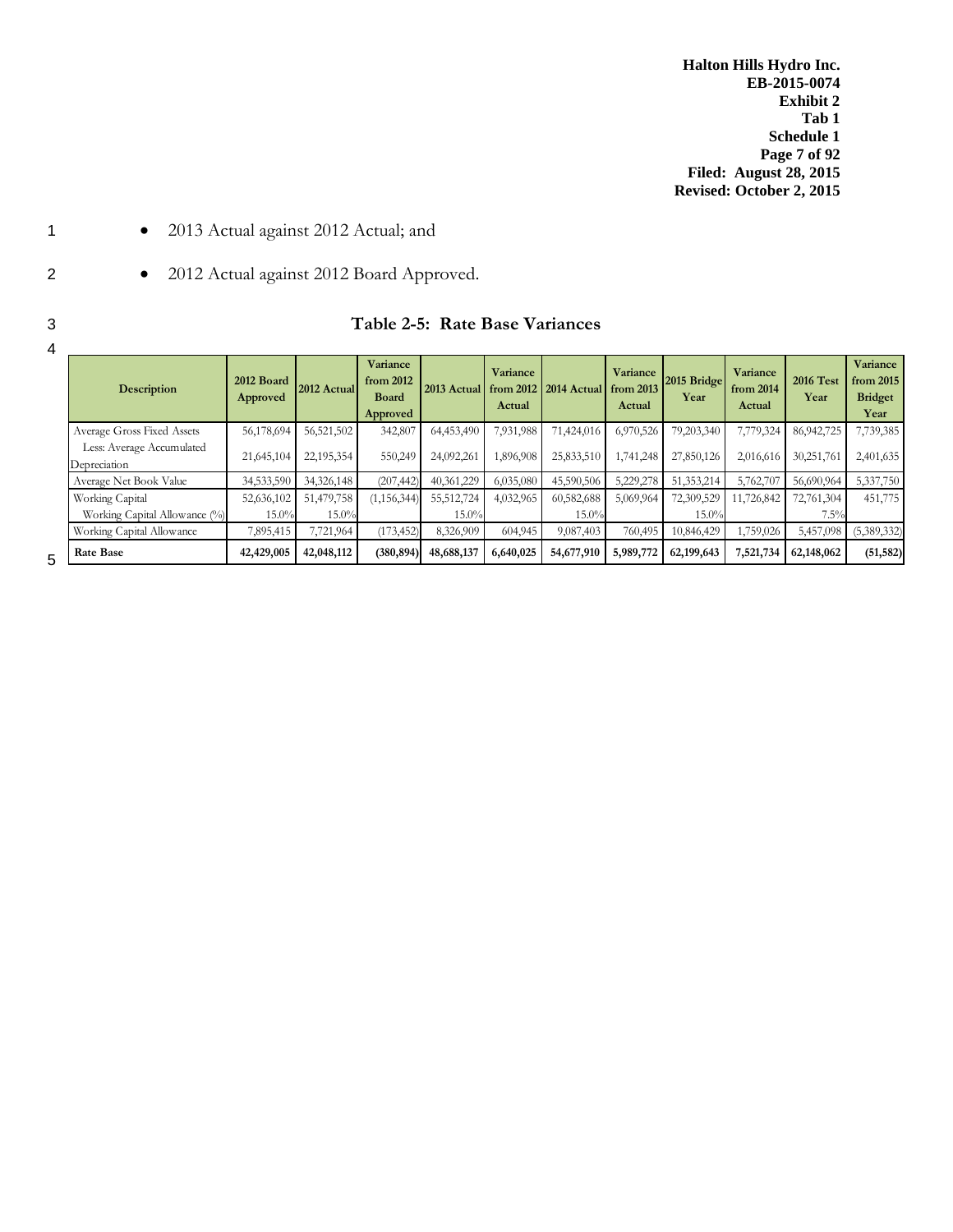- 2013 Actual against 2012 Actual; and
- 2012 Actual against 2012 Board Approved.

**Table 2-5: Rate Base Variances**

| Description | 2012 Board Approved | 2012 Actual | Variance from 2012 Board Approved | 2013 Actual | Variance from 2012 Actual | 2014 Actual | Variance from 2013 Actual | 2015 Bridge Year | Variance from 2014 Actual | 2016 Test Year | Variance from 2015 Bridget Year |
|---|---|---|---|---|---|---|---|---|---|---|---|
| Average Gross Fixed Assets | 56,178,694 | 56,521,502 | 342,807 | 64,453,490 | 7,931,988 | 71,424,016 | 6,970,526 | 79,203,340 | 7,779,324 | 86,942,725 | 7,739,385 |
| Less: Average Accumulated Depreciation | 21,645,104 | 22,195,354 | 550,249 | 24,092,261 | 1,896,908 | 25,833,510 | 1,741,248 | 27,850,126 | 2,016,616 | 30,251,761 | 2,401,635 |
| Average Net Book Value | 34,533,590 | 34,326,148 | (207,442) | 40,361,229 | 6,035,080 | 45,590,506 | 5,229,278 | 51,353,214 | 5,762,707 | 56,690,964 | 5,337,750 |
| Working Capital | 52,636,102 | 51,479,758 | (1,156,344) | 55,512,724 | 4,032,965 | 60,582,688 | 5,069,964 | 72,309,529 | 11,726,842 | 72,761,304 | 451,775 |
| Working Capital Allowance (%) | 15.0% | 15.0% | | 15.0% | | 15.0% | | 15.0% | | 7.5% | |
| Working Capital Allowance | 7,895,415 | 7,721,964 | (173,452) | 8,326,909 | 604,945 | 9,087,403 | 760,495 | 10,846,429 | 1,759,026 | 5,457,098 | (5,389,332) |
| **Rate Base** | **42,429,005** | **42,048,112** | **(380,894)** | **48,688,137** | **6,640,025** | **54,677,910** | **5,989,772** | **62,199,643** | **7,521,734** | **62,148,062** | **(51,582)** |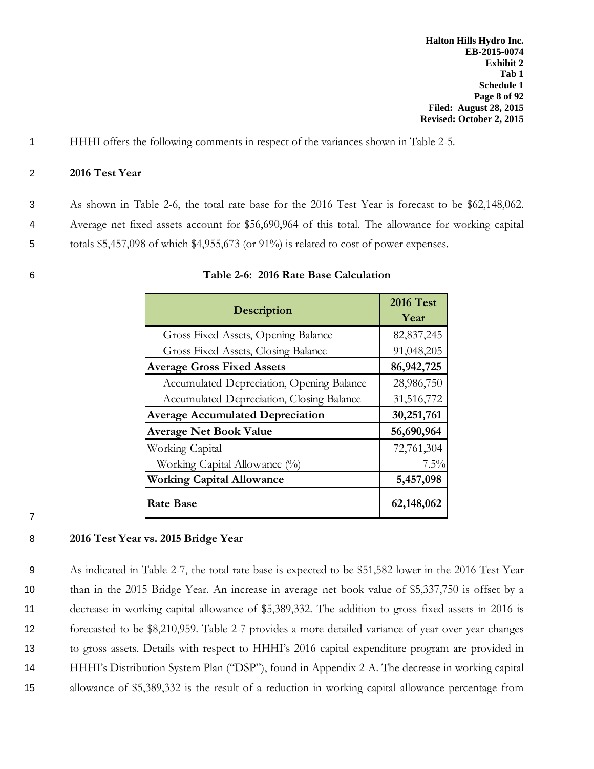HHHI offers the following comments in respect of the variances shown in Table 2-5.

**2016 Test Year**

As shown in Table 2-6, the total rate base for the 2016 Test Year is forecast to be $62,148,062. Average net fixed assets account for $56,690,964 of this total. The allowance for working capital totals $5,457,098 of which $4,955,673 (or 91%) is related to cost of power expenses.

**Table 2-6: 2016 Rate Base Calculation**

| Description | 2016 Test Year |
|---|---|
| Gross Fixed Assets, Opening Balance | 82,837,245 |
| Gross Fixed Assets, Closing Balance | 91,048,205 |
| **Average Gross Fixed Assets** | **86,942,725** |
| Accumulated Depreciation, Opening Balance | 28,986,750 |
| Accumulated Depreciation, Closing Balance | 31,516,772 |
| **Average Accumulated Depreciation** | **30,251,761** |
| **Average Net Book Value** | **56,690,964** |
| Working Capital | 72,761,304 |
| Working Capital Allowance (%) | 7.5% |
| **Working Capital Allowance** | **5,457,098** |
| **Rate Base** | **62,148,062** |

**2016 Test Year vs. 2015 Bridge Year**

As indicated in Table 2-7, the total rate base is expected to be $51,582 lower in the 2016 Test Year than in the 2015 Bridge Year. An increase in average net book value of $5,337,750 is offset by a decrease in working capital allowance of $5,389,332. The addition to gross fixed assets in 2016 is forecasted to be $8,210,959. Table 2-7 provides a more detailed variance of year over year changes to gross assets. Details with respect to HHHI's 2016 capital expenditure program are provided in HHHI's Distribution System Plan ("DSP"), found in Appendix 2-A. The decrease in working capital allowance of $5,389,332 is the result of a reduction in working capital allowance percentage from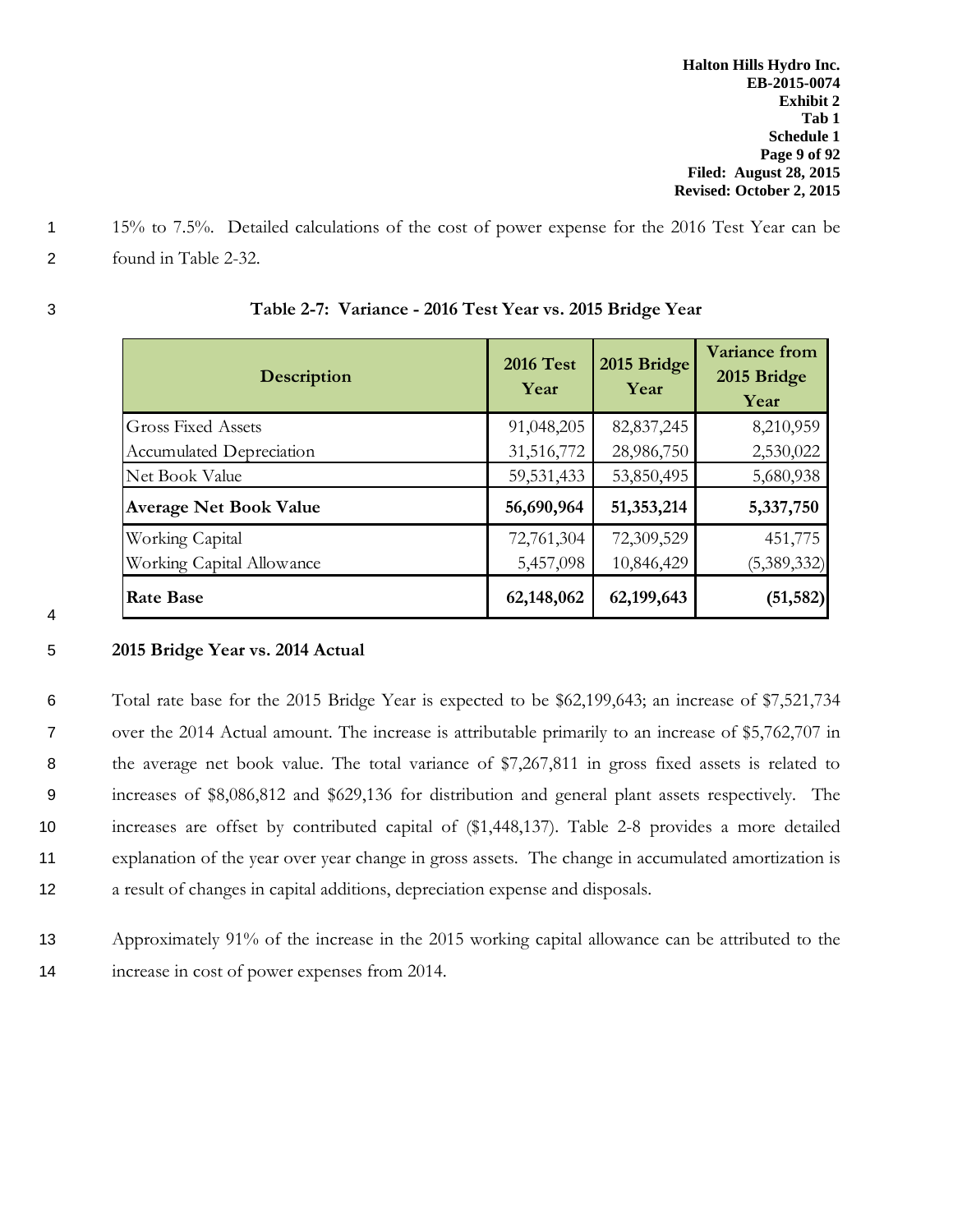15% to 7.5%. Detailed calculations of the cost of power expense for the 2016 Test Year can be found in Table 2-32.

**Table 2-7: Variance - 2016 Test Year vs. 2015 Bridge Year**

| Description | 2016 Test Year | 2015 Bridge Year | Variance from 2015 Bridge Year |
|---|---|---|---|
| Gross Fixed Assets | 91,048,205 | 82,837,245 | 8,210,959 |
| Accumulated Depreciation | 31,516,772 | 28,986,750 | 2,530,022 |
| Net Book Value | 59,531,433 | 53,850,495 | 5,680,938 |
| **Average Net Book Value** | **56,690,964** | **51,353,214** | **5,337,750** |
| Working Capital | 72,761,304 | 72,309,529 | 451,775 |
| Working Capital Allowance | 5,457,098 | 10,846,429 | (5,389,332) |
| **Rate Base** | **62,148,062** | **62,199,643** | **(51,582)** |

**2015 Bridge Year vs. 2014 Actual**

Total rate base for the 2015 Bridge Year is expected to be $62,199,643; an increase of $7,521,734 over the 2014 Actual amount. The increase is attributable primarily to an increase of $5,762,707 in the average net book value. The total variance of $7,267,811 in gross fixed assets is related to increases of $8,086,812 and $629,136 for distribution and general plant assets respectively. The increases are offset by contributed capital of ($1,448,137). Table 2-8 provides a more detailed explanation of the year over year change in gross assets. The change in accumulated amortization is a result of changes in capital additions, depreciation expense and disposals.

Approximately 91% of the increase in the 2015 working capital allowance can be attributed to the increase in cost of power expenses from 2014.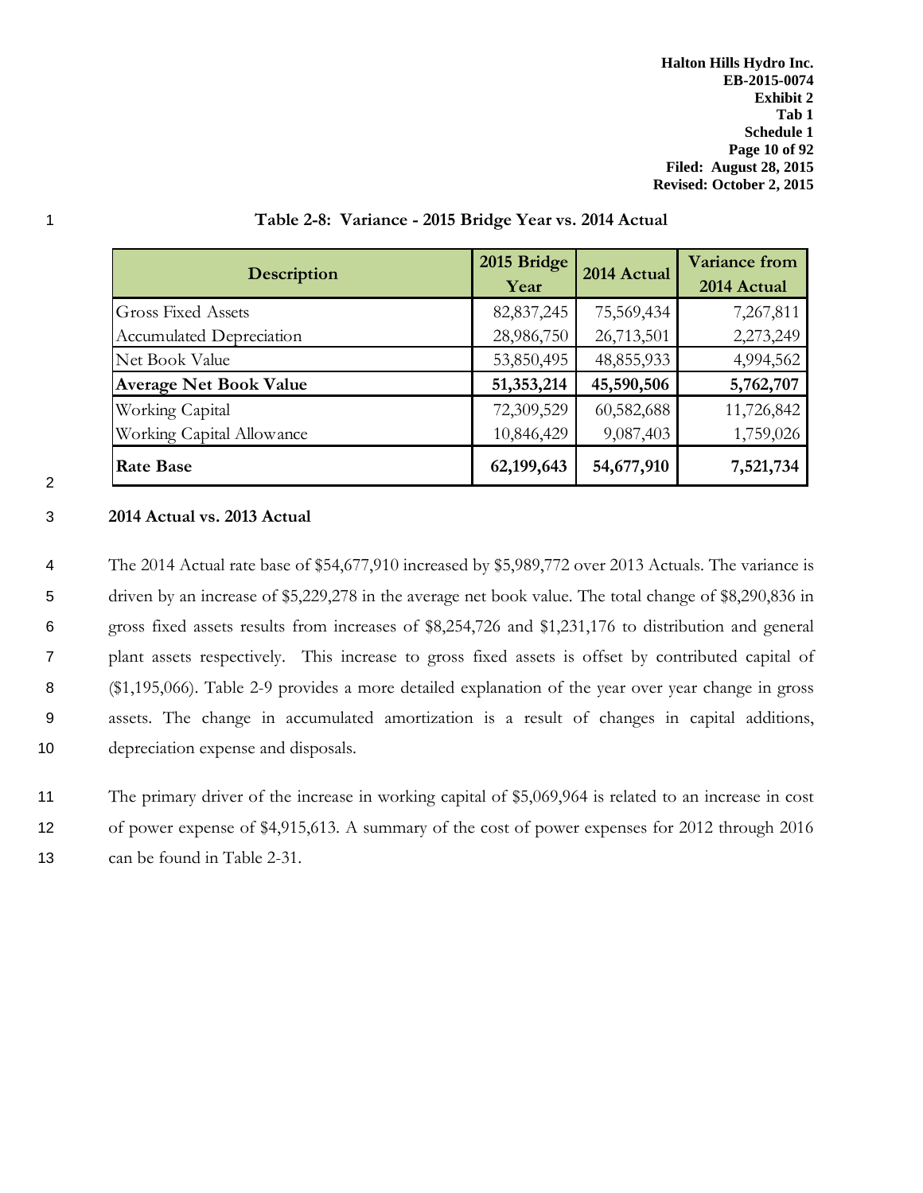**Table 2-8: Variance - 2015 Bridge Year vs. 2014 Actual**

| Description | 2015 Bridge Year | 2014 Actual | Variance from 2014 Actual |
|---|---|---|---|
| Gross Fixed Assets | 82,837,245 | 75,569,434 | 7,267,811 |
| Accumulated Depreciation | 28,986,750 | 26,713,501 | 2,273,249 |
| Net Book Value | 53,850,495 | 48,855,933 | 4,994,562 |
| **Average Net Book Value** | **51,353,214** | **45,590,506** | **5,762,707** |
| Working Capital | 72,309,529 | 60,582,688 | 11,726,842 |
| Working Capital Allowance | 10,846,429 | 9,087,403 | 1,759,026 |
| **Rate Base** | **62,199,643** | **54,677,910** | **7,521,734** |

**2014 Actual vs. 2013 Actual**

The 2014 Actual rate base of $54,677,910 increased by $5,989,772 over 2013 Actuals. The variance is driven by an increase of $5,229,278 in the average net book value. The total change of $8,290,836 in gross fixed assets results from increases of $8,254,726 and $1,231,176 to distribution and general plant assets respectively. This increase to gross fixed assets is offset by contributed capital of ($1,195,066). Table 2-9 provides a more detailed explanation of the year over year change in gross assets. The change in accumulated amortization is a result of changes in capital additions, depreciation expense and disposals.

The primary driver of the increase in working capital of $5,069,964 is related to an increase in cost of power expense of $4,915,613. A summary of the cost of power expenses for 2012 through 2016 can be found in Table 2-31.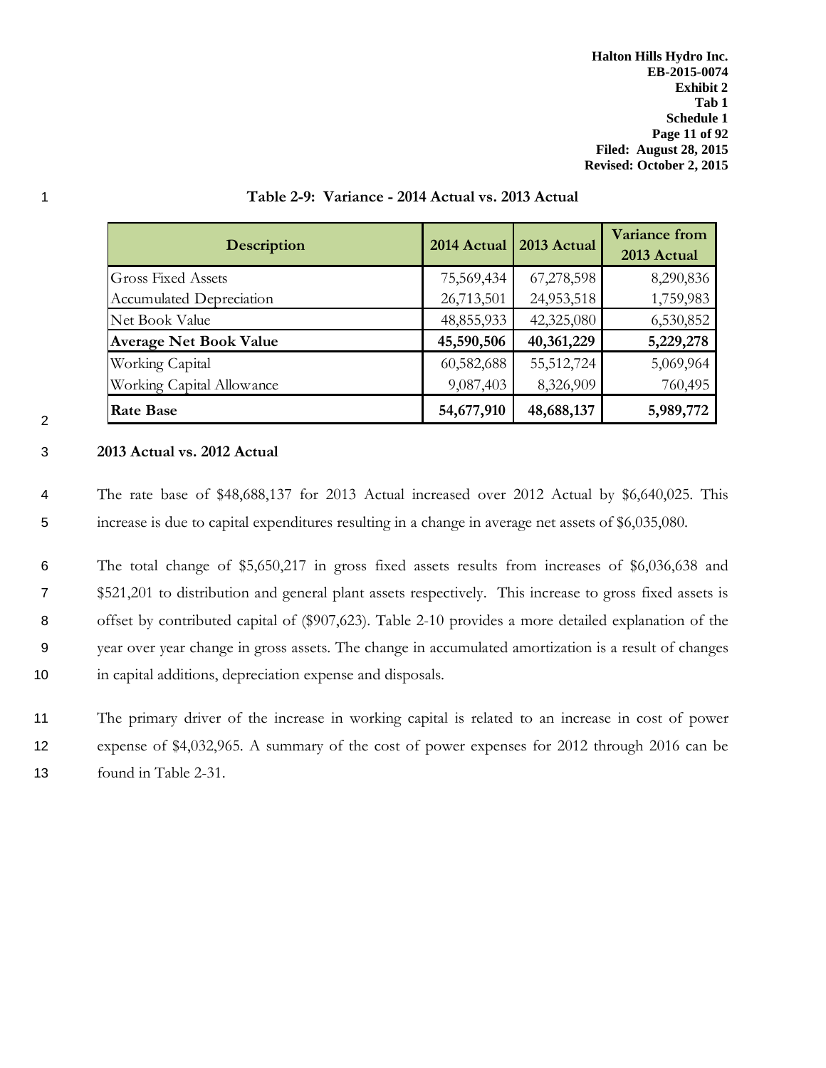**Table 2-9: Variance - 2014 Actual vs. 2013 Actual**

| Description | 2014 Actual | 2013 Actual | Variance from 2013 Actual |
|---|---|---|---|
| Gross Fixed Assets | 75,569,434 | 67,278,598 | 8,290,836 |
| Accumulated Depreciation | 26,713,501 | 24,953,518 | 1,759,983 |
| Net Book Value | 48,855,933 | 42,325,080 | 6,530,852 |
| **Average Net Book Value** | **45,590,506** | **40,361,229** | **5,229,278** |
| Working Capital | 60,582,688 | 55,512,724 | 5,069,964 |
| Working Capital Allowance | 9,087,403 | 8,326,909 | 760,495 |
| **Rate Base** | **54,677,910** | **48,688,137** | **5,989,772** |

**2013 Actual vs. 2012 Actual**

The rate base of $48,688,137 for 2013 Actual increased over 2012 Actual by $6,640,025. This increase is due to capital expenditures resulting in a change in average net assets of $6,035,080.

The total change of $5,650,217 in gross fixed assets results from increases of $6,036,638 and $521,201 to distribution and general plant assets respectively. This increase to gross fixed assets is offset by contributed capital of ($907,623). Table 2-10 provides a more detailed explanation of the year over year change in gross assets. The change in accumulated amortization is a result of changes in capital additions, depreciation expense and disposals.

The primary driver of the increase in working capital is related to an increase in cost of power expense of $4,032,965. A summary of the cost of power expenses for 2012 through 2016 can be found in Table 2-31.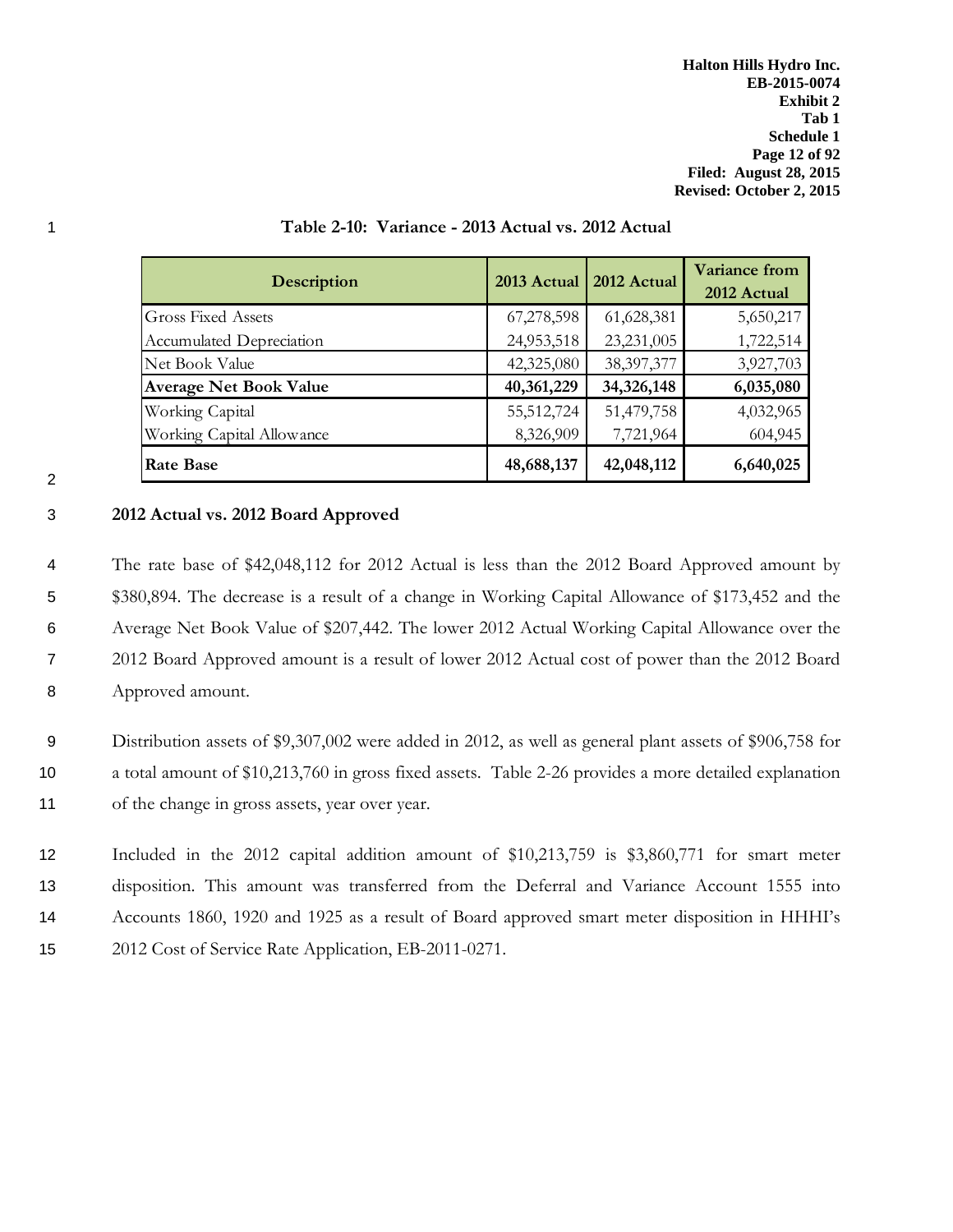**Table 2-10: Variance - 2013 Actual vs. 2012 Actual**

| Description | 2013 Actual | 2012 Actual | Variance from 2012 Actual |
|---|---|---|---|
| Gross Fixed Assets | 67,278,598 | 61,628,381 | 5,650,217 |
| Accumulated Depreciation | 24,953,518 | 23,231,005 | 1,722,514 |
| Net Book Value | 42,325,080 | 38,397,377 | 3,927,703 |
| **Average Net Book Value** | **40,361,229** | **34,326,148** | **6,035,080** |
| Working Capital | 55,512,724 | 51,479,758 | 4,032,965 |
| Working Capital Allowance | 8,326,909 | 7,721,964 | 604,945 |
| **Rate Base** | **48,688,137** | **42,048,112** | **6,640,025** |

### 2012 Actual vs. 2012 Board Approved

The rate base of $42,048,112 for 2012 Actual is less than the 2012 Board Approved amount by $380,894. The decrease is a result of a change in Working Capital Allowance of $173,452 and the Average Net Book Value of $207,442. The lower 2012 Actual Working Capital Allowance over the 2012 Board Approved amount is a result of lower 2012 Actual cost of power than the 2012 Board Approved amount.

Distribution assets of $9,307,002 were added in 2012, as well as general plant assets of $906,758 for a total amount of $10,213,760 in gross fixed assets. Table 2-26 provides a more detailed explanation of the change in gross assets, year over year.

Included in the 2012 capital addition amount of $10,213,759 is $3,860,771 for smart meter disposition. This amount was transferred from the Deferral and Variance Account 1555 into Accounts 1860, 1920 and 1925 as a result of Board approved smart meter disposition in HHHI's 2012 Cost of Service Rate Application, EB-2011-0271.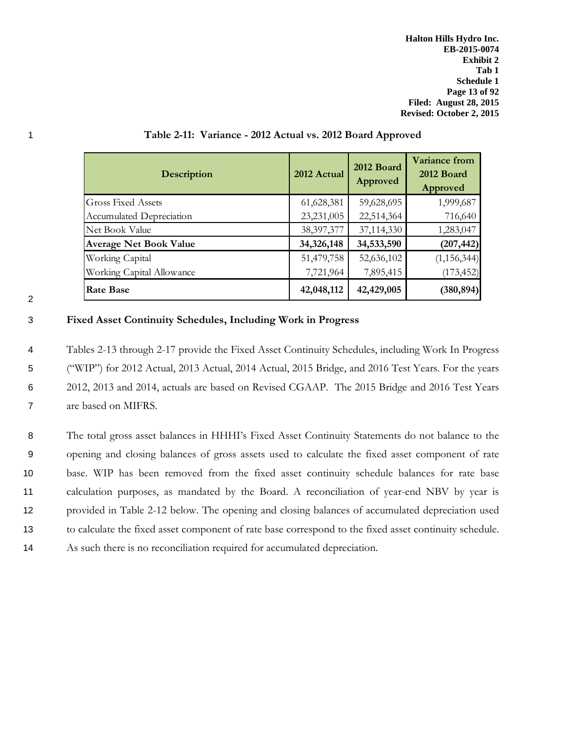**Table 2-11: Variance - 2012 Actual vs. 2012 Board Approved**

| Description | 2012 Actual | 2012 Board Approved | Variance from 2012 Board Approved |
|---|---|---|---|
| Gross Fixed Assets | 61,628,381 | 59,628,695 | 1,999,687 |
| Accumulated Depreciation | 23,231,005 | 22,514,364 | 716,640 |
| Net Book Value | 38,397,377 | 37,114,330 | 1,283,047 |
| **Average Net Book Value** | **34,326,148** | **34,533,590** | **(207,442)** |
| Working Capital | 51,479,758 | 52,636,102 | (1,156,344) |
| Working Capital Allowance | 7,721,964 | 7,895,415 | (173,452) |
| **Rate Base** | **42,048,112** | **42,429,005** | **(380,894)** |

### Fixed Asset Continuity Schedules, Including Work in Progress

Tables 2-13 through 2-17 provide the Fixed Asset Continuity Schedules, including Work In Progress ("WIP") for 2012 Actual, 2013 Actual, 2014 Actual, 2015 Bridge, and 2016 Test Years. For the years 2012, 2013 and 2014, actuals are based on Revised CGAAP. The 2015 Bridge and 2016 Test Years are based on MIFRS.

The total gross asset balances in HHHI's Fixed Asset Continuity Statements do not balance to the opening and closing balances of gross assets used to calculate the fixed asset component of rate base. WIP has been removed from the fixed asset continuity schedule balances for rate base calculation purposes, as mandated by the Board. A reconciliation of year-end NBV by year is provided in Table 2-12 below. The opening and closing balances of accumulated depreciation used to calculate the fixed asset component of rate base correspond to the fixed asset continuity schedule. As such there is no reconciliation required for accumulated depreciation.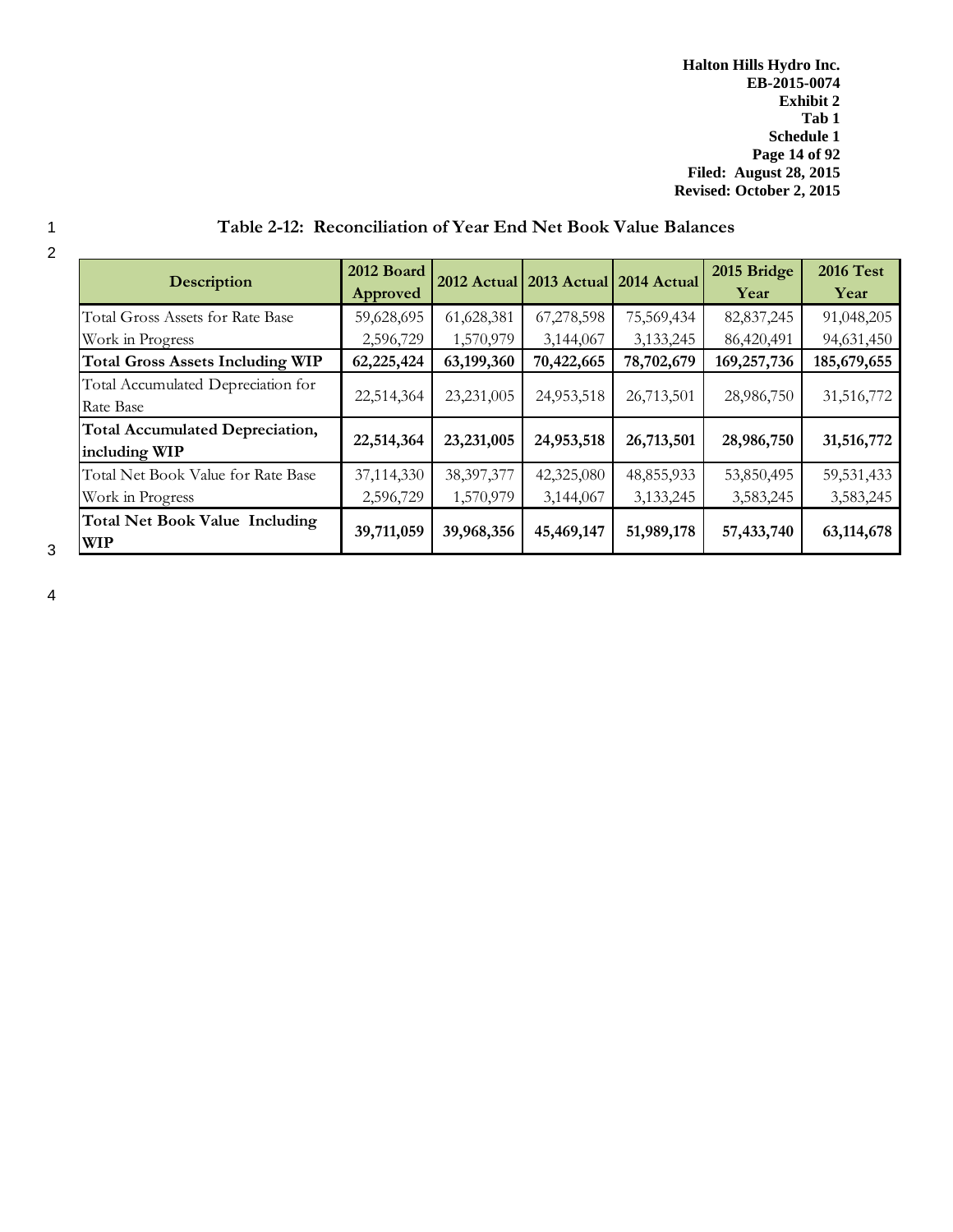### Table 2-12: Reconciliation of Year End Net Book Value Balances

| Description | 2012 Board Approved | 2012 Actual | 2013 Actual | 2014 Actual | 2015 Bridge Year | 2016 Test Year |
|---|---|---|---|---|---|---|
| Total Gross Assets for Rate Base | 59,628,695 | 61,628,381 | 67,278,598 | 75,569,434 | 82,837,245 | 91,048,205 |
| Work in Progress | 2,596,729 | 1,570,979 | 3,144,067 | 3,133,245 | 86,420,491 | 94,631,450 |
| **Total Gross Assets Including WIP** | **62,225,424** | **63,199,360** | **70,422,665** | **78,702,679** | **169,257,736** | **185,679,655** |
| Total Accumulated Depreciation for Rate Base | 22,514,364 | 23,231,005 | 24,953,518 | 26,713,501 | 28,986,750 | 31,516,772 |
| **Total Accumulated Depreciation, including WIP** | **22,514,364** | **23,231,005** | **24,953,518** | **26,713,501** | **28,986,750** | **31,516,772** |
| Total Net Book Value for Rate Base | 37,114,330 | 38,397,377 | 42,325,080 | 48,855,933 | 53,850,495 | 59,531,433 |
| Work in Progress | 2,596,729 | 1,570,979 | 3,144,067 | 3,133,245 | 3,583,245 | 3,583,245 |
| **Total Net Book Value Including WIP** | **39,711,059** | **39,968,356** | **45,469,147** | **51,989,178** | **57,433,740** | **63,114,678** |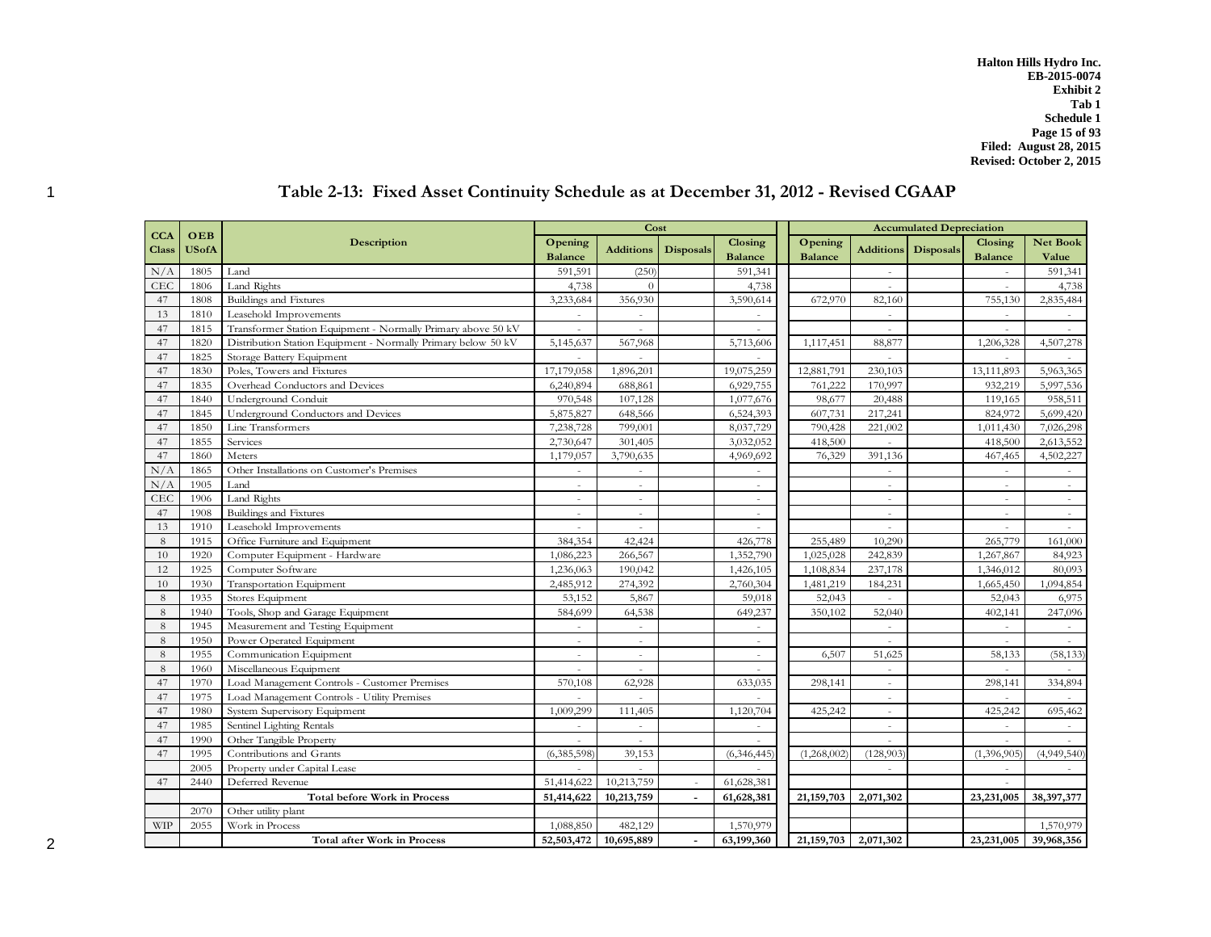# Table 2-13: Fixed Asset Continuity Schedule as at December 31, 2012 - Revised CGAAP

| CCA Class | OEB USofA | Description | Cost | | | | Accumulated Depreciation | | | | |
|---|---|---|---|---|---|---|---|---|---|---|---|
| | | | Opening Balance | Additions | Disposals | Closing Balance | Opening Balance | Additions | Disposals | Closing Balance | Net Book Value |
| N/A | 1805 | Land | 591,591 | (250) | | 591,341 | | - | | - | 591,341 |
| CEC | 1806 | Land Rights | 4,738 | 0 | | 4,738 | | - | | - | 4,738 |
| 47 | 1808 | Buildings and Fixtures | 3,233,684 | 356,930 | | 3,590,614 | 672,970 | 82,160 | | 755,130 | 2,835,484 |
| 13 | 1810 | Leasehold Improvements | - | - | | - | | - | | - | - |
| 47 | 1815 | Transformer Station Equipment - Normally Primary above 50 kV | - | - | | - | | - | | - | - |
| 47 | 1820 | Distribution Station Equipment - Normally Primary below 50 kV | 5,145,637 | 567,968 | | 5,713,606 | 1,117,451 | 88,877 | | 1,206,328 | 4,507,278 |
| 47 | 1825 | Storage Battery Equipment | - | - | | - | | - | | - | - |
| 47 | 1830 | Poles, Towers and Fixtures | 17,179,058 | 1,896,201 | | 19,075,259 | 12,881,791 | 230,103 | | 13,111,893 | 5,963,365 |
| 47 | 1835 | Overhead Conductors and Devices | 6,240,894 | 688,861 | | 6,929,755 | 761,222 | 170,997 | | 932,219 | 5,997,536 |
| 47 | 1840 | Underground Conduit | 970,548 | 107,128 | | 1,077,676 | 98,677 | 20,488 | | 119,165 | 958,511 |
| 47 | 1845 | Underground Conductors and Devices | 5,875,827 | 648,566 | | 6,524,393 | 607,731 | 217,241 | | 824,972 | 5,699,420 |
| 47 | 1850 | Line Transformers | 7,238,728 | 799,001 | | 8,037,729 | 790,428 | 221,002 | | 1,011,430 | 7,026,298 |
| 47 | 1855 | Services | 2,730,647 | 301,405 | | 3,032,052 | 418,500 | - | | 418,500 | 2,613,552 |
| 47 | 1860 | Meters | 1,179,057 | 3,790,635 | | 4,969,692 | 76,329 | 391,136 | | 467,465 | 4,502,227 |
| N/A | 1865 | Other Installations on Customer's Premises | - | - | | - | | - | | - | - |
| N/A | 1905 | Land | - | - | | - | | - | | - | - |
| CEC | 1906 | Land Rights | - | - | | - | | - | | - | - |
| 47 | 1908 | Buildings and Fixtures | - | - | | - | | - | | - | - |
| 13 | 1910 | Leasehold Improvements | - | - | | - | | - | | - | - |
| 8 | 1915 | Office Furniture and Equipment | 384,354 | 42,424 | | 426,778 | 255,489 | 10,290 | | 265,779 | 161,000 |
| 10 | 1920 | Computer Equipment - Hardware | 1,086,223 | 266,567 | | 1,352,790 | 1,025,028 | 242,839 | | 1,267,867 | 84,923 |
| 12 | 1925 | Computer Software | 1,236,063 | 190,042 | | 1,426,105 | 1,108,834 | 237,178 | | 1,346,012 | 80,093 |
| 10 | 1930 | Transportation Equipment | 2,485,912 | 274,392 | | 2,760,304 | 1,481,219 | 184,231 | | 1,665,450 | 1,094,854 |
| 8 | 1935 | Stores Equipment | 53,152 | 5,867 | | 59,018 | 52,043 | - | | 52,043 | 6,975 |
| 8 | 1940 | Tools, Shop and Garage Equipment | 584,699 | 64,538 | | 649,237 | 350,102 | 52,040 | | 402,141 | 247,096 |
| 8 | 1945 | Measurement and Testing Equipment | - | - | | - | | - | | - | - |
| 8 | 1950 | Power Operated Equipment | - | - | | - | | - | | - | - |
| 8 | 1955 | Communication Equipment | - | - | | - | 6,507 | 51,625 | | 58,133 | (58,133) |
| 8 | 1960 | Miscellaneous Equipment | - | - | | - | | - | | - | - |
| 47 | 1970 | Load Management Controls - Customer Premises | 570,108 | 62,928 | | 633,035 | 298,141 | - | | 298,141 | 334,894 |
| 47 | 1975 | Load Management Controls - Utility Premises | - | - | | - | | - | | - | - |
| 47 | 1980 | System Supervisory Equipment | 1,009,299 | 111,405 | | 1,120,704 | 425,242 | - | | 425,242 | 695,462 |
| 47 | 1985 | Sentinel Lighting Rentals | - | - | | - | | - | | - | - |
| 47 | 1990 | Other Tangible Property | - | - | | - | | - | | - | - |
| 47 | 1995 | Contributions and Grants | (6,385,598) | 39,153 | | (6,346,445) | (1,268,002) | (128,903) | | (1,396,905) | (4,949,540) |
| | 2005 | Property under Capital Lease | - | - | | - | | - | | - | - |
| 47 | 2440 | Deferred Revenue | 51,414,622 | 10,213,759 | - | 61,628,381 | | | | - | |
| | | **Total before Work in Process** | **51,414,622** | **10,213,759** | **-** | **61,628,381** | **21,159,703** | **2,071,302** | | **23,231,005** | **38,397,377** |
| | 2070 | Other utility plant | | | | | | | | | |
| WIP | 2055 | Work in Process | 1,088,850 | 482,129 | | 1,570,979 | | | | | 1,570,979 |
| | | **Total after Work in Process** | **52,503,472** | **10,695,889** | **-** | **63,199,360** | **21,159,703** | **2,071,302** | | **23,231,005** | **39,968,356** |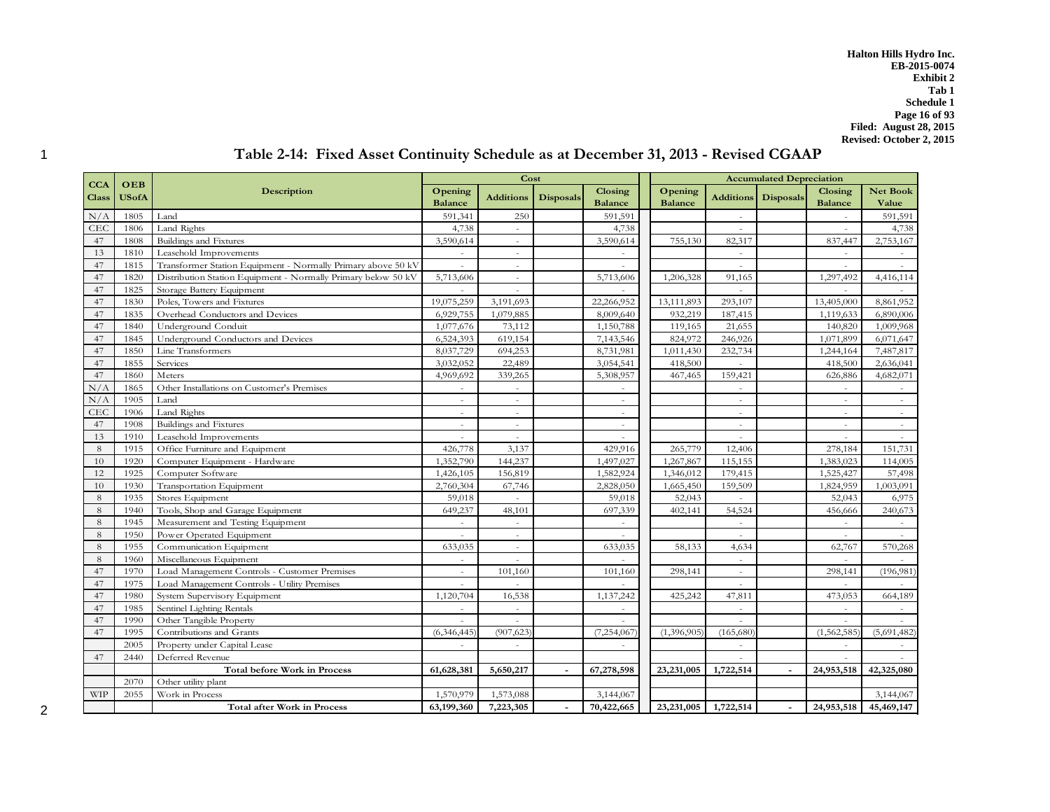Halton Hills Hydro Inc.
EB-2015-0074
Exhibit 2
Tab 1
Schedule 1
Filed: August 28, 2015
Revised: October 2, 2015

## Table 2-14: Fixed Asset Continuity Schedule as at December 31, 2013 - Revised CGAAP

| CCA Class | OEB USofA | Description | Cost | | | | Accumulated Depreciation | | | | |
|---|---|---|---|---|---|---|---|---|---|---|---|
| | | | Opening Balance | Additions | Disposals | Closing Balance | Opening Balance | Additions | Disposals | Closing Balance | Net Book Value |
| N/A | 1805 | Land | 591,341 | 250 | | 591,591 | | - | | - | 591,591 |
| CEC | 1806 | Land Rights | 4,738 | - | | 4,738 | | - | | - | 4,738 |
| 47 | 1808 | Buildings and Fixtures | 3,590,614 | - | | 3,590,614 | 755,130 | 82,317 | | 837,447 | 2,753,167 |
| 13 | 1810 | Leasehold Improvements | - | - | | - | | - | | - | - |
| 47 | 1815 | Transformer Station Equipment - Normally Primary above 50 kV | - | - | | - | | - | | - | - |
| 47 | 1820 | Distribution Station Equipment - Normally Primary below 50 kV | 5,713,606 | - | | 5,713,606 | 1,206,328 | 91,165 | | 1,297,492 | 4,416,114 |
| 47 | 1825 | Storage Battery Equipment | - | - | | - | | - | | - | - |
| 47 | 1830 | Poles, Towers and Fixtures | 19,075,259 | 3,191,693 | | 22,266,952 | 13,111,893 | 293,107 | | 13,405,000 | 8,861,952 |
| 47 | 1835 | Overhead Conductors and Devices | 6,929,755 | 1,079,885 | | 8,009,640 | 932,219 | 187,415 | | 1,119,633 | 6,890,006 |
| 47 | 1840 | Underground Conduit | 1,077,676 | 73,112 | | 1,150,788 | 119,165 | 21,655 | | 140,820 | 1,009,968 |
| 47 | 1845 | Underground Conductors and Devices | 6,524,393 | 619,154 | | 7,143,546 | 824,972 | 246,926 | | 1,071,899 | 6,071,647 |
| 47 | 1850 | Line Transformers | 8,037,729 | 694,253 | | 8,731,981 | 1,011,430 | 232,734 | | 1,244,164 | 7,487,817 |
| 47 | 1855 | Services | 3,032,052 | 22,489 | | 3,054,541 | 418,500 | - | | 418,500 | 2,636,041 |
| 47 | 1860 | Meters | 4,969,692 | 339,265 | | 5,308,957 | 467,465 | 159,421 | | 626,886 | 4,682,071 |
| N/A | 1865 | Other Installations on Customer's Premises | - | - | | - | | - | | - | - |
| N/A | 1905 | Land | - | - | | - | | - | | - | - |
| CEC | 1906 | Land Rights | - | - | | - | | - | | - | - |
| 47 | 1908 | Buildings and Fixtures | - | - | | - | | - | | - | - |
| 13 | 1910 | Leasehold Improvements | - | - | | - | | - | | - | - |
| 8 | 1915 | Office Furniture and Equipment | 426,778 | 3,137 | | 429,916 | 265,779 | 12,406 | | 278,184 | 151,731 |
| 10 | 1920 | Computer Equipment - Hardware | 1,352,790 | 144,237 | | 1,497,027 | 1,267,867 | 115,155 | | 1,383,023 | 114,005 |
| 12 | 1925 | Computer Software | 1,426,105 | 156,819 | | 1,582,924 | 1,346,012 | 179,415 | | 1,525,427 | 57,498 |
| 10 | 1930 | Transportation Equipment | 2,760,304 | 67,746 | | 2,828,050 | 1,665,450 | 159,509 | | 1,824,959 | 1,003,091 |
| 8 | 1935 | Stores Equipment | 59,018 | - | | 59,018 | 52,043 | - | | 52,043 | 6,975 |
| 8 | 1940 | Tools, Shop and Garage Equipment | 649,237 | 48,101 | | 697,339 | 402,141 | 54,524 | | 456,666 | 240,673 |
| 8 | 1945 | Measurement and Testing Equipment | - | - | | - | | - | | - | - |
| 8 | 1950 | Power Operated Equipment | - | - | | - | | - | | - | - |
| 8 | 1955 | Communication Equipment | 633,035 | - | | 633,035 | 58,133 | 4,634 | | 62,767 | 570,268 |
| 8 | 1960 | Miscellaneous Equipment | - | - | | - | | - | | - | - |
| 47 | 1970 | Load Management Controls - Customer Premises | - | 101,160 | | 101,160 | 298,141 | - | | 298,141 | (196,981) |
| 47 | 1975 | Load Management Controls - Utility Premises | - | - | | - | | - | | - | - |
| 47 | 1980 | System Supervisory Equipment | 1,120,704 | 16,538 | | 1,137,242 | 425,242 | 47,811 | | 473,053 | 664,189 |
| 47 | 1985 | Sentinel Lighting Rentals | - | - | | - | | - | | - | - |
| 47 | 1990 | Other Tangible Property | - | - | | - | | - | | - | - |
| 47 | 1995 | Contributions and Grants | (6,346,445) | (907,623) | | (7,254,067) | (1,396,905) | (165,680) | | (1,562,585) | (5,691,482) |
| | 2005 | Property under Capital Lease | - | - | | - | | - | | - | - |
| 47 | 2440 | Deferred Revenue | | | | | | - | | - | - |
| | | **Total before Work in Process** | **61,628,381** | **5,650,217** | **-** | **67,278,598** | **23,231,005** | **1,722,514** | **-** | **24,953,518** | **42,325,080** |
| | 2070 | Other utility plant | | | | | | | | | |
| WIP | 2055 | Work in Process | 1,570,979 | 1,573,088 | | 3,144,067 | | | | | 3,144,067 |
| | | **Total after Work in Process** | **63,199,360** | **7,223,305** | **-** | **70,422,665** | **23,231,005** | **1,722,514** | **-** | **24,953,518** | **45,469,147** |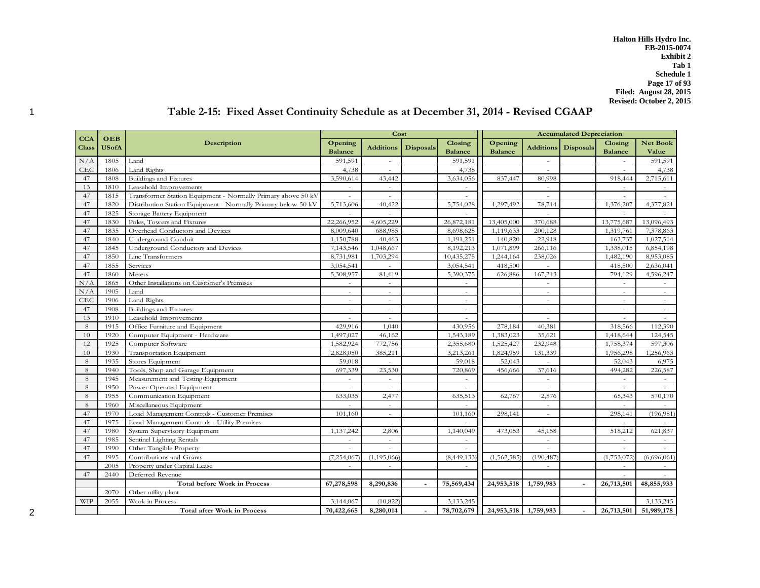Halton Hills Hydro Inc.
EB-2015-0074
Exhibit 2
Tab 1
Schedule 1
Filed: August 28, 2015
Revised: October 2, 2015

## Table 2-15: Fixed Asset Continuity Schedule as at December 31, 2014 - Revised CGAAP

| CCA Class | OEB USofA | Description | Cost | | | | Accumulated Depreciation | | | | |
|---|---|---|---|---|---|---|---|---|---|---|---|
| | | | Opening Balance | Additions | Disposals | Closing Balance | Opening Balance | Additions | Disposals | Closing Balance | Net Book Value |
| N/A | 1805 | Land | 591,591 | - | | 591,591 | | - | | - | 591,591 |
| CEC | 1806 | Land Rights | 4,738 | - | | 4,738 | | - | | - | 4,738 |
| 47 | 1808 | Buildings and Fixtures | 3,590,614 | 43,442 | | 3,634,056 | 837,447 | 80,998 | | 918,444 | 2,715,611 |
| 13 | 1810 | Leasehold Improvements | - | - | | - | | - | | - | - |
| 47 | 1815 | Transformer Station Equipment - Normally Primary above 50 kV | - | - | | - | | - | | - | - |
| 47 | 1820 | Distribution Station Equipment - Normally Primary below 50 kV | 5,713,606 | 40,422 | | 5,754,028 | 1,297,492 | 78,714 | | 1,376,207 | 4,377,821 |
| 47 | 1825 | Storage Battery Equipment | - | - | | - | | - | | - | - |
| 47 | 1830 | Poles, Towers and Fixtures | 22,266,952 | 4,605,229 | | 26,872,181 | 13,405,000 | 370,688 | | 13,775,687 | 13,096,493 |
| 47 | 1835 | Overhead Conductors and Devices | 8,009,640 | 688,985 | | 8,698,625 | 1,119,633 | 200,128 | | 1,319,761 | 7,378,863 |
| 47 | 1840 | Underground Conduit | 1,150,788 | 40,463 | | 1,191,251 | 140,820 | 22,918 | | 163,737 | 1,027,514 |
| 47 | 1845 | Underground Conductors and Devices | 7,143,546 | 1,048,667 | | 8,192,213 | 1,071,899 | 266,116 | | 1,338,015 | 6,854,198 |
| 47 | 1850 | Line Transformers | 8,731,981 | 1,703,294 | | 10,435,275 | 1,244,164 | 238,026 | | 1,482,190 | 8,953,085 |
| 47 | 1855 | Services | 3,054,541 | - | | 3,054,541 | 418,500 | - | | 418,500 | 2,636,041 |
| 47 | 1860 | Meters | 5,308,957 | 81,419 | | 5,390,375 | 626,886 | 167,243 | | 794,129 | 4,596,247 |
| N/A | 1865 | Other Installations on Customer's Premises | - | - | | - | | - | | - | - |
| N/A | 1905 | Land | - | - | | - | | - | | - | - |
| CEC | 1906 | Land Rights | - | - | | - | | - | | - | - |
| 47 | 1908 | Buildings and Fixtures | - | - | | - | | - | | - | - |
| 13 | 1910 | Leasehold Improvements | - | - | | - | | - | | - | - |
| 8 | 1915 | Office Furniture and Equipment | 429,916 | 1,040 | | 430,956 | 278,184 | 40,381 | | 318,566 | 112,390 |
| 10 | 1920 | Computer Equipment - Hardware | 1,497,027 | 46,162 | | 1,543,189 | 1,383,023 | 35,621 | | 1,418,644 | 124,545 |
| 12 | 1925 | Computer Software | 1,582,924 | 772,756 | | 2,355,680 | 1,525,427 | 232,948 | | 1,758,374 | 597,306 |
| 10 | 1930 | Transportation Equipment | 2,828,050 | 385,211 | | 3,213,261 | 1,824,959 | 131,339 | | 1,956,298 | 1,256,963 |
| 8 | 1935 | Stores Equipment | 59,018 | - | | 59,018 | 52,043 | - | | 52,043 | 6,975 |
| 8 | 1940 | Tools, Shop and Garage Equipment | 697,339 | 23,530 | | 720,869 | 456,666 | 37,616 | | 494,282 | 226,587 |
| 8 | 1945 | Measurement and Testing Equipment | - | - | | - | | - | | - | - |
| 8 | 1950 | Power Operated Equipment | - | - | | - | | - | | - | - |
| 8 | 1955 | Communication Equipment | 633,035 | 2,477 | | 635,513 | 62,767 | 2,576 | | 65,343 | 570,170 |
| 8 | 1960 | Miscellaneous Equipment | - | - | | - | | - | | - | - |
| 47 | 1970 | Load Management Controls - Customer Premises | 101,160 | - | | 101,160 | 298,141 | - | | 298,141 | (196,981) |
| 47 | 1975 | Load Management Controls - Utility Premises | - | - | | - | | - | | - | - |
| 47 | 1980 | System Supervisory Equipment | 1,137,242 | 2,806 | | 1,140,049 | 473,053 | 45,158 | | 518,212 | 621,837 |
| 47 | 1985 | Sentinel Lighting Rentals | - | - | | - | | - | | - | - |
| 47 | 1990 | Other Tangible Property | - | - | | - | | - | | - | - |
| 47 | 1995 | Contributions and Grants | (7,254,067) | (1,195,066) | | (8,449,133) | (1,562,585) | (190,487) | | (1,753,072) | (6,696,061) |
| | 2005 | Property under Capital Lease | - | - | | - | | - | | - | - |
| 47 | 2440 | Deferred Revenue | | | | | | | | - | - |
| | | **Total before Work in Process** | **67,278,598** | **8,290,836** | **-** | **75,569,434** | **24,953,518** | **1,759,983** | **-** | **26,713,501** | **48,855,933** |
| | 2070 | Other utility plant | | | | | | | | | |
| WIP | 2055 | Work in Process | 3,144,067 | (10,822) | | 3,133,245 | | | | | 3,133,245 |
| | | **Total after Work in Process** | **70,422,665** | **8,280,014** | **-** | **78,702,679** | **24,953,518** | **1,759,983** | **-** | **26,713,501** | **51,989,178** |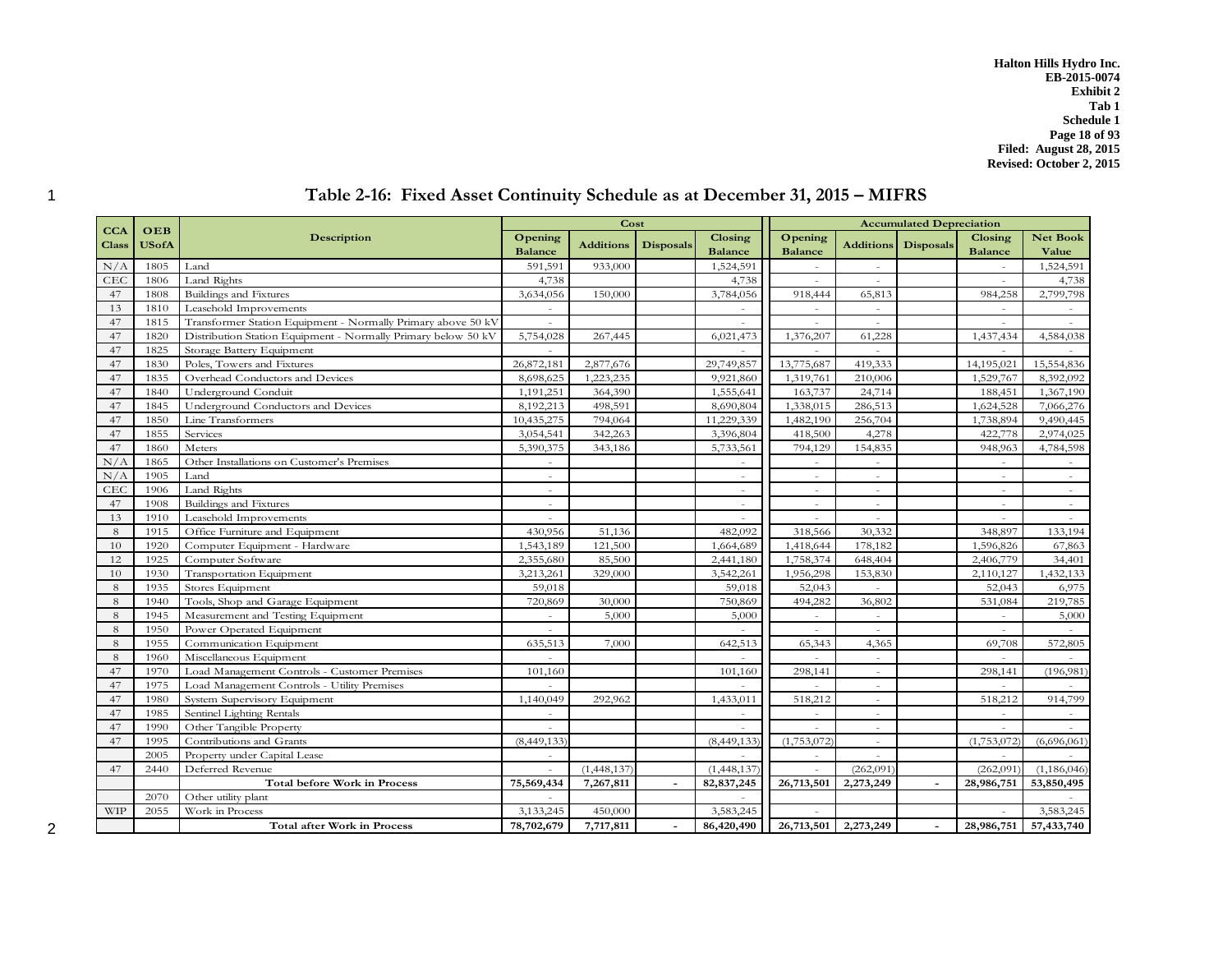Halton Hills Hydro Inc.
EB-2015-0074
Exhibit 2
Tab 1
Schedule 1
Filed: August 28, 2015
Revised: October 2, 2015

## Table 2-16: Fixed Asset Continuity Schedule as at December 31, 2015 – MIFRS

| CCA Class | OEB USofA | Description | Cost | | | | Accumulated Depreciation | | | | |
|---|---|---|---|---|---|---|---|---|---|---|---|
| | | | Opening Balance | Additions | Disposals | Closing Balance | Opening Balance | Additions | Disposals | Closing Balance | Net Book Value |
| N/A | 1805 | Land | 591,591 | 933,000 | | 1,524,591 | - | - | | - | 1,524,591 |
| CEC | 1806 | Land Rights | 4,738 | | | 4,738 | - | - | | - | 4,738 |
| 47 | 1808 | Buildings and Fixtures | 3,634,056 | 150,000 | | 3,784,056 | 918,444 | 65,813 | | 984,258 | 2,799,798 |
| 13 | 1810 | Leasehold Improvements | - | | | - | - | - | | - | - |
| 47 | 1815 | Transformer Station Equipment - Normally Primary above 50 kV | - | | | - | - | - | | - | - |
| 47 | 1820 | Distribution Station Equipment - Normally Primary below 50 kV | 5,754,028 | 267,445 | | 6,021,473 | 1,376,207 | 61,228 | | 1,437,434 | 4,584,038 |
| 47 | 1825 | Storage Battery Equipment | - | | | - | - | | | - | - |
| 47 | 1830 | Poles, Towers and Fixtures | 26,872,181 | 2,877,676 | | 29,749,857 | 13,775,687 | 419,333 | | 14,195,021 | 15,554,836 |
| 47 | 1835 | Overhead Conductors and Devices | 8,698,625 | 1,223,235 | | 9,921,860 | 1,319,761 | 210,006 | | 1,529,767 | 8,392,092 |
| 47 | 1840 | Underground Conduit | 1,191,251 | 364,390 | | 1,555,641 | 163,737 | 24,714 | | 188,451 | 1,367,190 |
| 47 | 1845 | Underground Conductors and Devices | 8,192,213 | 498,591 | | 8,690,804 | 1,338,015 | 286,513 | | 1,624,528 | 7,066,276 |
| 47 | 1850 | Line Transformers | 10,435,275 | 794,064 | | 11,229,339 | 1,482,190 | 256,704 | | 1,738,894 | 9,490,445 |
| 47 | 1855 | Services | 3,054,541 | 342,263 | | 3,396,804 | 418,500 | 4,278 | | 422,778 | 2,974,025 |
| 47 | 1860 | Meters | 5,390,375 | 343,186 | | 5,733,561 | 794,129 | 154,835 | | 948,963 | 4,784,598 |
| N/A | 1865 | Other Installations on Customer's Premises | - | | | - | - | - | | - | - |
| N/A | 1905 | Land | - | | | - | - | - | | - | - |
| CEC | 1906 | Land Rights | - | | | - | - | - | | - | - |
| 47 | 1908 | Buildings and Fixtures | - | | | - | - | - | | - | - |
| 13 | 1910 | Leasehold Improvements | - | | | - | - | - | | - | - |
| 8 | 1915 | Office Furniture and Equipment | 430,956 | 51,136 | | 482,092 | 318,566 | 30,332 | | 348,897 | 133,194 |
| 10 | 1920 | Computer Equipment - Hardware | 1,543,189 | 121,500 | | 1,664,689 | 1,418,644 | 178,182 | | 1,596,826 | 67,863 |
| 12 | 1925 | Computer Software | 2,355,680 | 85,500 | | 2,441,180 | 1,758,374 | 648,404 | | 2,406,779 | 34,401 |
| 10 | 1930 | Transportation Equipment | 3,213,261 | 329,000 | | 3,542,261 | 1,956,298 | 153,830 | | 2,110,127 | 1,432,133 |
| 8 | 1935 | Stores Equipment | 59,018 | | | 59,018 | 52,043 | - | | 52,043 | 6,975 |
| 8 | 1940 | Tools, Shop and Garage Equipment | 720,869 | 30,000 | | 750,869 | 494,282 | 36,802 | | 531,084 | 219,785 |
| 8 | 1945 | Measurement and Testing Equipment | - | 5,000 | | 5,000 | - | - | | - | 5,000 |
| 8 | 1950 | Power Operated Equipment | - | | | - | - | - | | - | - |
| 8 | 1955 | Communication Equipment | 635,513 | 7,000 | | 642,513 | 65,343 | 4,365 | | 69,708 | 572,805 |
| 8 | 1960 | Miscellaneous Equipment | - | | | - | - | - | | - | - |
| 47 | 1970 | Load Management Controls - Customer Premises | 101,160 | | | 101,160 | 298,141 | - | | 298,141 | (196,981) |
| 47 | 1975 | Load Management Controls - Utility Premises | - | | | - | - | - | | - | - |
| 47 | 1980 | System Supervisory Equipment | 1,140,049 | 292,962 | | 1,433,011 | 518,212 | - | | 518,212 | 914,799 |
| 47 | 1985 | Sentinel Lighting Rentals | - | | | - | - | - | | - | - |
| 47 | 1990 | Other Tangible Property | - | | | - | - | - | | - | - |
| 47 | 1995 | Contributions and Grants | (8,449,133) | | | (8,449,133) | (1,753,072) | - | | (1,753,072) | (6,696,061) |
| | 2005 | Property under Capital Lease | - | | | - | - | - | | - | - |
| 47 | 2440 | Deferred Revenue | - | (1,448,137) | | (1,448,137) | - | (262,091) | | (262,091) | (1,186,046) |
| | | **Total before Work in Process** | **75,569,434** | **7,267,811** | **-** | **82,837,245** | **26,713,501** | **2,273,249** | **-** | **28,986,751** | **53,850,495** |
| | 2070 | Other utility plant | - | | | - | | | | | - |
| WIP | 2055 | Work in Process | 3,133,245 | 450,000 | | 3,583,245 | - | | | - | 3,583,245 |
| | | **Total after Work in Process** | **78,702,679** | **7,717,811** | **-** | **86,420,490** | **26,713,501** | **2,273,249** | **-** | **28,986,751** | **57,433,740** |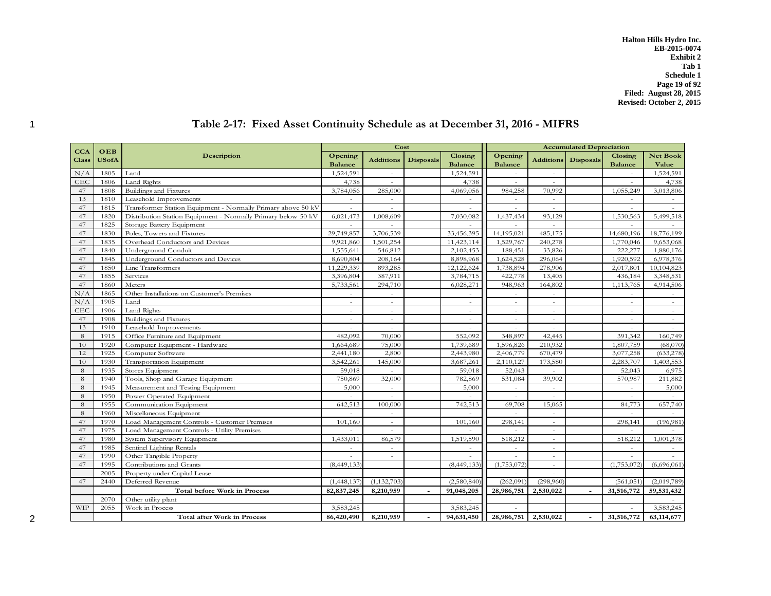Halton Hills Hydro Inc.
EB-2015-0074
Exhibit 2
Tab 1
Schedule 1
Filed: August 28, 2015
Revised: October 2, 2015

## Table 2-17: Fixed Asset Continuity Schedule as at December 31, 2016 - MIFRS

| CCA Class | OEB USofA | Description | Cost | | | | Accumulated Depreciation | | | | |
|---|---|---|---|---|---|---|---|---|---|---|---|
| | | | Opening Balance | Additions | Disposals | Closing Balance | Opening Balance | Additions | Disposals | Closing Balance | Net Book Value |
| N/A | 1805 | Land | 1,524,591 | - | | 1,524,591 | - | - | | - | 1,524,591 |
| CEC | 1806 | Land Rights | 4,738 | - | | 4,738 | - | - | | - | 4,738 |
| 47 | 1808 | Buildings and Fixtures | 3,784,056 | 285,000 | | 4,069,056 | 984,258 | 70,992 | | 1,055,249 | 3,013,806 |
| 13 | 1810 | Leasehold Improvements | - | - | | - | - | - | | - | - |
| 47 | 1815 | Transformer Station Equipment - Normally Primary above 50 kV | - | - | | - | - | - | | - | - |
| 47 | 1820 | Distribution Station Equipment - Normally Primary below 50 kV | 6,021,473 | 1,008,609 | | 7,030,082 | 1,437,434 | 93,129 | | 1,530,563 | 5,499,518 |
| 47 | 1825 | Storage Battery Equipment | - | - | | - | - | - | | - | - |
| 47 | 1830 | Poles, Towers and Fixtures | 29,749,857 | 3,706,539 | | 33,456,395 | 14,195,021 | 485,175 | | 14,680,196 | 18,776,199 |
| 47 | 1835 | Overhead Conductors and Devices | 9,921,860 | 1,501,254 | | 11,423,114 | 1,529,767 | 240,278 | | 1,770,046 | 9,653,068 |
| 47 | 1840 | Underground Conduit | 1,555,641 | 546,812 | | 2,102,453 | 188,451 | 33,826 | | 222,277 | 1,880,176 |
| 47 | 1845 | Underground Conductors and Devices | 8,690,804 | 208,164 | | 8,898,968 | 1,624,528 | 296,064 | | 1,920,592 | 6,978,376 |
| 47 | 1850 | Line Transformers | 11,229,339 | 893,285 | | 12,122,624 | 1,738,894 | 278,906 | | 2,017,801 | 10,104,823 |
| 47 | 1855 | Services | 3,396,804 | 387,911 | | 3,784,715 | 422,778 | 13,405 | | 436,184 | 3,348,531 |
| 47 | 1860 | Meters | 5,733,561 | 294,710 | | 6,028,271 | 948,963 | 164,802 | | 1,113,765 | 4,914,506 |
| N/A | 1865 | Other Installations on Customer's Premises | - | - | | - | - | - | | - | - |
| N/A | 1905 | Land | - | - | | - | - | - | | - | - |
| CEC | 1906 | Land Rights | - | - | | - | - | - | | - | - |
| 47 | 1908 | Buildings and Fixtures | - | - | | - | - | - | | - | - |
| 13 | 1910 | Leasehold Improvements | - | - | | - | - | - | | - | - |
| 8 | 1915 | Office Furniture and Equipment | 482,092 | 70,000 | | 552,092 | 348,897 | 42,445 | | 391,342 | 160,749 |
| 10 | 1920 | Computer Equipment - Hardware | 1,664,689 | 75,000 | | 1,739,689 | 1,596,826 | 210,932 | | 1,807,759 | (68,070) |
| 12 | 1925 | Computer Software | 2,441,180 | 2,800 | | 2,443,980 | 2,406,779 | 670,479 | | 3,077,258 | (633,278) |
| 10 | 1930 | Transportation Equipment | 3,542,261 | 145,000 | | 3,687,261 | 2,110,127 | 173,580 | | 2,283,707 | 1,403,553 |
| 8 | 1935 | Stores Equipment | 59,018 | - | | 59,018 | 52,043 | - | | 52,043 | 6,975 |
| 8 | 1940 | Tools, Shop and Garage Equipment | 750,869 | 32,000 | | 782,869 | 531,084 | 39,902 | | 570,987 | 211,882 |
| 8 | 1945 | Measurement and Testing Equipment | 5,000 | - | | 5,000 | - | - | | - | 5,000 |
| 8 | 1950 | Power Operated Equipment | - | - | | - | - | - | | - | - |
| 8 | 1955 | Communication Equipment | 642,513 | 100,000 | | 742,513 | 69,708 | 15,065 | | 84,773 | 657,740 |
| 8 | 1960 | Miscellaneous Equipment | - | - | | - | - | - | | - | - |
| 47 | 1970 | Load Management Controls - Customer Premises | 101,160 | - | | 101,160 | 298,141 | - | | 298,141 | (196,981) |
| 47 | 1975 | Load Management Controls - Utility Premises | - | - | | - | - | - | | - | - |
| 47 | 1980 | System Supervisory Equipment | 1,433,011 | 86,579 | | 1,519,590 | 518,212 | - | | 518,212 | 1,001,378 |
| 47 | 1985 | Sentinel Lighting Rentals | - | - | | - | - | - | | - | - |
| 47 | 1990 | Other Tangible Property | - | - | | - | - | - | | - | - |
| 47 | 1995 | Contributions and Grants | (8,449,133) | | | (8,449,133) | (1,753,072) | - | | (1,753,072) | (6,696,061) |
| | 2005 | Property under Capital Lease | - | | | - | - | - | | - | - |
| 47 | 2440 | Deferred Revenue | (1,448,137) | (1,132,703) | | (2,580,840) | (262,091) | (298,960) | | (561,051) | (2,019,789) |
| | | **Total before Work in Process** | **82,837,245** | **8,210,959** | **-** | **91,048,205** | **28,986,751** | **2,530,022** | **-** | **31,516,772** | **59,531,432** |
| | 2070 | Other utility plant | - | | | - | | | | | - |
| WIP | 2055 | Work in Process | 3,583,245 | | | 3,583,245 | - | | | - | 3,583,245 |
| | | **Total after Work in Process** | **86,420,490** | **8,210,959** | **-** | **94,631,450** | **28,986,751** | **2,530,022** | **-** | **31,516,772** | **63,114,677** |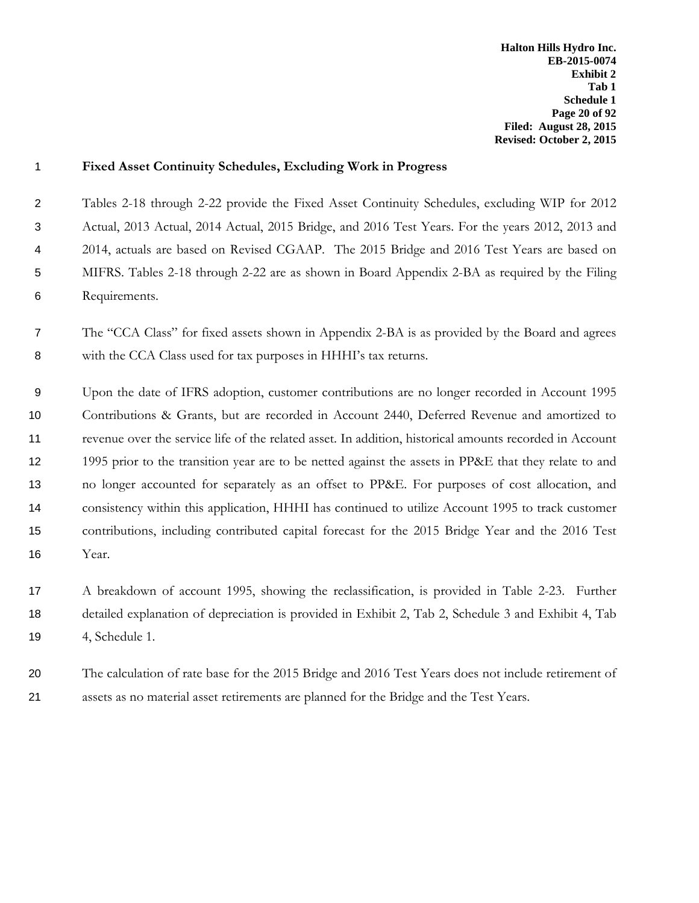**Fixed Asset Continuity Schedules, Excluding Work in Progress**

Tables 2-18 through 2-22 provide the Fixed Asset Continuity Schedules, excluding WIP for 2012 Actual, 2013 Actual, 2014 Actual, 2015 Bridge, and 2016 Test Years. For the years 2012, 2013 and 2014, actuals are based on Revised CGAAP. The 2015 Bridge and 2016 Test Years are based on MIFRS. Tables 2-18 through 2-22 are as shown in Board Appendix 2-BA as required by the Filing Requirements.

The "CCA Class" for fixed assets shown in Appendix 2-BA is as provided by the Board and agrees with the CCA Class used for tax purposes in HHHI's tax returns.

Upon the date of IFRS adoption, customer contributions are no longer recorded in Account 1995 Contributions & Grants, but are recorded in Account 2440, Deferred Revenue and amortized to revenue over the service life of the related asset. In addition, historical amounts recorded in Account 1995 prior to the transition year are to be netted against the assets in PP&E that they relate to and no longer accounted for separately as an offset to PP&E. For purposes of cost allocation, and consistency within this application, HHHI has continued to utilize Account 1995 to track customer contributions, including contributed capital forecast for the 2015 Bridge Year and the 2016 Test Year.

A breakdown of account 1995, showing the reclassification, is provided in Table 2-23. Further detailed explanation of depreciation is provided in Exhibit 2, Tab 2, Schedule 3 and Exhibit 4, Tab 4, Schedule 1.

The calculation of rate base for the 2015 Bridge and 2016 Test Years does not include retirement of assets as no material asset retirements are planned for the Bridge and the Test Years.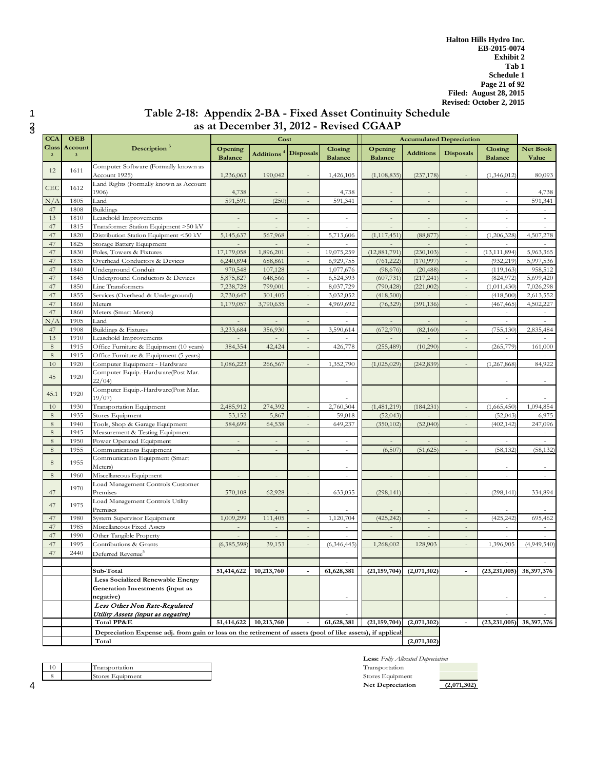# Table 2-18: Appendix 2-BA - Fixed Asset Continuity Schedule
## as at December 31, 2012 - Revised CGAAP

| CCA Class [2] | OEB Account [3] | Description [3] | Cost | | | | Accumulated Depreciation | | | | |
|---|---|---|---|---|---|---|---|---|---|---|---|
| | | | Opening Balance | Additions [4] | Disposals | Closing Balance | Opening Balance | Additions | Disposals | Closing Balance | Net Book Value |
| 12 | 1611 | Computer Software (Formally known as Account 1925) | 1,236,063 | 190,042 | - | 1,426,105 | (1,108,835) | (237,178) | - | (1,346,012) | 80,093 |
| CEC | 1612 | Land Rights (Formally known as Account 1906) | 4,738 | - | - | 4,738 | - | - | - | - | 4,738 |
| N/A | 1805 | Land | 591,591 | (250) | - | 591,341 | - | - | - | - | 591,341 |
| 47 | 1808 | Buildings | | | | | | | | - | - |
| 13 | 1810 | Leasehold Improvements | - | - | - | - | - | - | - | - | - |
| 47 | 1815 | Transformer Station Equipment >50 kV | - | - | - | - | - | - | - | - | - |
| 47 | 1820 | Distribution Station Equipment <50 kV | 5,145,637 | 567,968 | - | 5,713,606 | (1,117,451) | (88,877) | - | (1,206,328) | 4,507,278 |
| 47 | 1825 | Storage Battery Equipment | - | - | - | - | - | - | - | - | - |
| 47 | 1830 | Poles, Towers & Fixtures | 17,179,058 | 1,896,201 | - | 19,075,259 | (12,881,791) | (230,103) | - | (13,111,894) | 5,963,365 |
| 47 | 1835 | Overhead Conductors & Devices | 6,240,894 | 688,861 | - | 6,929,755 | (761,222) | (170,997) | - | (932,219) | 5,997,536 |
| 47 | 1840 | Underground Conduit | 970,548 | 107,128 | - | 1,077,676 | (98,676) | (20,488) | - | (119,163) | 958,512 |
| 47 | 1845 | Underground Conductors & Devices | 5,875,827 | 648,566 | - | 6,524,393 | (607,731) | (217,241) | - | (824,972) | 5,699,420 |
| 47 | 1850 | Line Transformers | 7,238,728 | 799,001 | - | 8,037,729 | (790,428) | (221,002) | - | (1,011,430) | 7,026,298 |
| 47 | 1855 | Services (Overhead & Underground) | 2,730,647 | 301,405 | - | 3,032,052 | (418,500) | - | - | (418,500) | 2,613,552 |
| 47 | 1860 | Meters | 1,179,057 | 3,790,635 | - | 4,969,692 | (76,329) | (391,136) | - | (467,465) | 4,502,227 |
| 47 | 1860 | Meters (Smart Meters) | | | | - | | | | - | - |
| N/A | 1905 | Land | - | - | - | - | - | - | - | - | - |
| 47 | 1908 | Buildings & Fixtures | 3,233,684 | 356,930 | - | 3,590,614 | (672,970) | (82,160) | - | (755,130) | 2,835,484 |
| 13 | 1910 | Leasehold Improvements | - | - | - | - | - | - | - | - | - |
| 8 | 1915 | Office Furniture & Equipment (10 years) | 384,354 | 42,424 | - | 426,778 | (255,489) | (10,290) | - | (265,779) | 161,000 |
| 8 | 1915 | Office Furniture & Equipment (5 years) | | | | - | | | | - | - |
| 10 | 1920 | Computer Equipment - Hardware | 1,086,223 | 266,567 | - | 1,352,790 | (1,025,029) | (242,839) | - | (1,267,868) | 84,922 |
| 45 | 1920 | Computer Equip.-Hardware(Post Mar. 22/04) | | | | - | | | | - | - |
| 45.1 | 1920 | Computer Equip.-Hardware(Post Mar. 19/07) | | | | - | | | | - | - |
| 10 | 1930 | Transportation Equipment | 2,485,912 | 274,392 | - | 2,760,304 | (1,481,219) | (184,231) | - | (1,665,450) | 1,094,854 |
| 8 | 1935 | Stores Equipment | 53,152 | 5,867 | - | 59,018 | (52,043) | - | - | (52,043) | 6,975 |
| 8 | 1940 | Tools, Shop & Garage Equipment | 584,699 | 64,538 | - | 649,237 | (350,102) | (52,040) | - | (402,142) | 247,096 |
| 8 | 1945 | Measurement & Testing Equipment | - | - | - | - | - | - | - | - | - |
| 8 | 1950 | Power Operated Equipment | - | - | - | - | - | - | - | - | - |
| 8 | 1955 | Communications Equipment | - | - | - | - | (6,507) | (51,625) | - | (58,132) | (58,132) |
| 8 | 1955 | Communication Equipment (Smart Meters) | | | | - | | | | - | - |
| 8 | 1960 | Miscellaneous Equipment | - | - | - | - | - | - | - | - | - |
| 47 | 1970 | Load Management Controls Customer Premises | 570,108 | 62,928 | - | 633,035 | (298,141) | - | - | (298,141) | 334,894 |
| 47 | 1975 | Load Management Controls Utility Premises | - | - | - | - | - | - | - | - | - |
| 47 | 1980 | System Supervisor Equipment | 1,009,299 | 111,405 | - | 1,120,704 | (425,242) | - | - | (425,242) | 695,462 |
| 47 | 1985 | Miscellaneous Fixed Assets | - | - | - | - | - | - | - | - | - |
| 47 | 1990 | Other Tangible Property | - | - | - | - | - | - | - | - | - |
| 47 | 1995 | Contributions & Grants | (6,385,598) | 39,153 | - | (6,346,445) | 1,268,002 | 128,903 | - | 1,396,905 | (4,949,540) |
| 47 | 2440 | Deferred Revenue[5] | | | | | | | | | |
| | | | | | | - | | | | - | - |
| | | **Sub-Total** | **51,414,622** | **10,213,760** | **-** | **61,628,381** | **(21,159,704)** | **(2,071,302)** | **-** | **(23,231,005)** | **38,397,376** |
| | | **Less Socialized Renewable Energy Generation Investments (input as negative)** | | | | - | | | | - | - |
| | | ***Less Other Non Rate-Regulated Utility Assets (input as negative)*** | | | | - | | | | - | - |
| | | **Total PP&E** | **51,414,622** | **10,213,760** | **-** | **61,628,381** | **(21,159,704)** | **(2,071,302)** | **-** | **(23,231,005)** | **38,397,376** |
| | | **Depreciation Expense adj. from gain or loss on the retirement of assets (pool of like assets), if applicable** | | | | | | | | | |
| | | **Total** | | | | | | **(2,071,302)** | | | |

| | | |
|---|---|---|
| 10 | | Transportation |
| 8 | | Stores Equipment |

| **Less:** *Fully Allocated Depreciation* | |
|---|---|
| Transportation | |
| Stores Equipment | |
| **Net Depreciation** | **(2,071,302)** |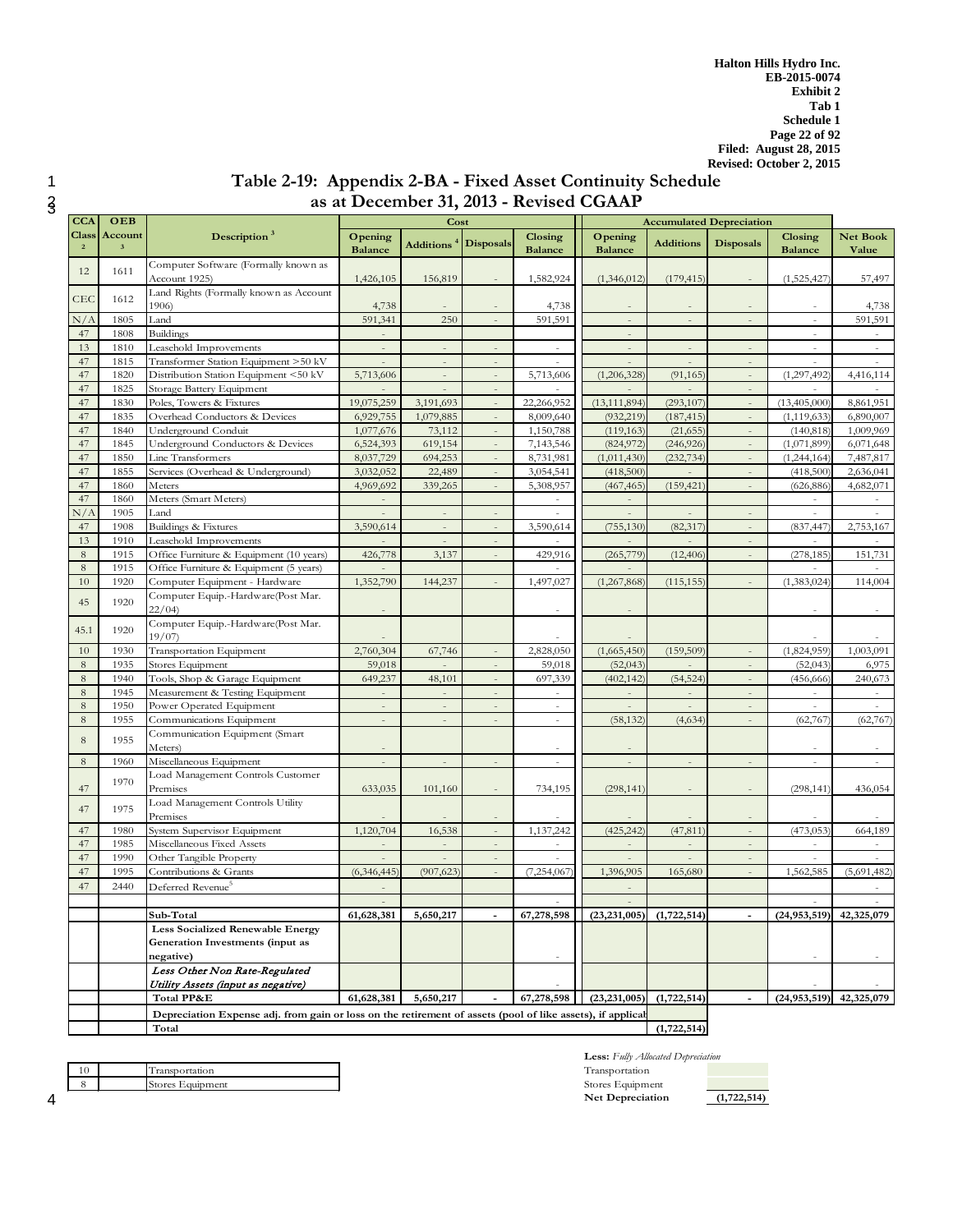Halton Hills Hydro Inc.
EB-2015-0074
Exhibit 2
Tab 1
Schedule 1
Filed: August 28, 2015
Revised: October 2, 2015

## Table 2-19: Appendix 2-BA - Fixed Asset Continuity Schedule as at December 31, 2013 - Revised CGAAP

| CCA Class [2] | OEB Account [3] | Description [3] | Cost | | | | Accumulated Depreciation | | | | |
|---|---|---|---|---|---|---|---|---|---|---|---|
| | | | Opening Balance | Additions [4] | Disposals | Closing Balance | Opening Balance | Additions | Disposals | Closing Balance | Net Book Value |
| 12 | 1611 | Computer Software (Formally known as Account 1925) | 1,426,105 | 156,819 | - | 1,582,924 | (1,346,012) | (179,415) | - | (1,525,427) | 57,497 |
| CEC | 1612 | Land Rights (Formally known as Account 1906) | 4,738 | - | - | 4,738 | - | - | - | - | 4,738 |
| N/A | 1805 | Land | 591,341 | 250 | - | 591,591 | - | - | - | - | 591,591 |
| 47 | 1808 | Buildings | - | | | | - | | | - | - |
| 13 | 1810 | Leasehold Improvements | - | - | - | - | - | - | - | - | - |
| 47 | 1815 | Transformer Station Equipment >50 kV | - | - | - | - | - | - | - | - | - |
| 47 | 1820 | Distribution Station Equipment <50 kV | 5,713,606 | - | - | 5,713,606 | (1,206,328) | (91,165) | - | (1,297,492) | 4,416,114 |
| 47 | 1825 | Storage Battery Equipment | - | - | - | - | - | - | - | - | - |
| 47 | 1830 | Poles, Towers & Fixtures | 19,075,259 | 3,191,693 | - | 22,266,952 | (13,111,894) | (293,107) | - | (13,405,000) | 8,861,951 |
| 47 | 1835 | Overhead Conductors & Devices | 6,929,755 | 1,079,885 | - | 8,009,640 | (932,219) | (187,415) | - | (1,119,633) | 6,890,007 |
| 47 | 1840 | Underground Conduit | 1,077,676 | 73,112 | - | 1,150,788 | (119,163) | (21,655) | - | (140,818) | 1,009,969 |
| 47 | 1845 | Underground Conductors & Devices | 6,524,393 | 619,154 | - | 7,143,546 | (824,972) | (246,926) | - | (1,071,899) | 6,071,648 |
| 47 | 1850 | Line Transformers | 8,037,729 | 694,253 | - | 8,731,981 | (1,011,430) | (232,734) | - | (1,244,164) | 7,487,817 |
| 47 | 1855 | Services (Overhead & Underground) | 3,032,052 | 22,489 | - | 3,054,541 | (418,500) | - | - | (418,500) | 2,636,041 |
| 47 | 1860 | Meters | 4,969,692 | 339,265 | - | 5,308,957 | (467,465) | (159,421) | - | (626,886) | 4,682,071 |
| 47 | 1860 | Meters (Smart Meters) | - | | | - | - | | | - | - |
| N/A | 1905 | Land | - | - | - | - | - | - | - | - | - |
| 47 | 1908 | Buildings & Fixtures | 3,590,614 | - | - | 3,590,614 | (755,130) | (82,317) | - | (837,447) | 2,753,167 |
| 13 | 1910 | Leasehold Improvements | - | - | - | - | - | - | - | - | - |
| 8 | 1915 | Office Furniture & Equipment (10 years) | 426,778 | 3,137 | - | 429,916 | (265,779) | (12,406) | - | (278,185) | 151,731 |
| 8 | 1915 | Office Furniture & Equipment (5 years) | - | | | - | - | | | - | - |
| 10 | 1920 | Computer Equipment - Hardware | 1,352,790 | 144,237 | - | 1,497,027 | (1,267,868) | (115,155) | - | (1,383,024) | 114,004 |
| 45 | 1920 | Computer Equip.-Hardware(Post Mar. 22/04) | - | | | - | - | | | - | - |
| 45.1 | 1920 | Computer Equip.-Hardware(Post Mar. 19/07) | - | | | - | - | | | - | - |
| 10 | 1930 | Transportation Equipment | 2,760,304 | 67,746 | - | 2,828,050 | (1,665,450) | (159,509) | - | (1,824,959) | 1,003,091 |
| 8 | 1935 | Stores Equipment | 59,018 | - | - | 59,018 | (52,043) | - | - | (52,043) | 6,975 |
| 8 | 1940 | Tools, Shop & Garage Equipment | 649,237 | 48,101 | - | 697,339 | (402,142) | (54,524) | - | (456,666) | 240,673 |
| 8 | 1945 | Measurement & Testing Equipment | - | - | - | - | - | - | - | - | - |
| 8 | 1950 | Power Operated Equipment | - | - | - | - | - | - | - | - | - |
| 8 | 1955 | Communications Equipment | - | - | - | - | (58,132) | (4,634) | - | (62,767) | (62,767) |
| 8 | 1955 | Communication Equipment (Smart Meters) | - | | | - | - | | | - | - |
| 8 | 1960 | Miscellaneous Equipment | - | - | - | - | - | - | - | - | - |
| 47 | 1970 | Load Management Controls Customer Premises | 633,035 | 101,160 | - | 734,195 | (298,141) | - | - | (298,141) | 436,054 |
| 47 | 1975 | Load Management Controls Utility Premises | - | - | - | - | - | - | - | - | - |
| 47 | 1980 | System Supervisor Equipment | 1,120,704 | 16,538 | - | 1,137,242 | (425,242) | (47,811) | - | (473,053) | 664,189 |
| 47 | 1985 | Miscellaneous Fixed Assets | - | - | - | - | - | - | - | - | - |
| 47 | 1990 | Other Tangible Property | - | - | - | - | - | - | - | - | - |
| 47 | 1995 | Contributions & Grants | (6,346,445) | (907,623) | - | (7,254,067) | 1,396,905 | 165,680 | - | 1,562,585 | (5,691,482) |
| 47 | 2440 | Deferred Revenue[5] | - | | | | - | | | | - |
| | | | - | | | - | - | | | - | - |
| | | **Sub-Total** | **61,628,381** | **5,650,217** | **-** | **67,278,598** | **(23,231,005)** | **(1,722,514)** | **-** | **(24,953,519)** | **42,325,079** |
| | | **Less Socialized Renewable Energy Generation Investments (input as negative)** | | | | - | | | | - | - |
| | | ***Less Other Non Rate-Regulated Utility Assets (input as negative)*** | | | | - | | | | - | - |
| | | **Total PP&E** | **61,628,381** | **5,650,217** | **-** | **67,278,598** | **(23,231,005)** | **(1,722,514)** | **-** | **(24,953,519)** | **42,325,079** |
| | | **Depreciation Expense adj. from gain or loss on the retirement of assets (pool of like assets), if applicab** | | | | | | | | | |
| | | **Total** | | | | | | **(1,722,514)** | | | |

| | | |
|---|---|---|
| 10 | | Transportation |
| 8 | | Stores Equipment |

| **Less:** *Fully Allocated Depreciation* | |
|---|---|
| Transportation | |
| Stores Equipment | |
| **Net Depreciation** | **(1,722,514)** |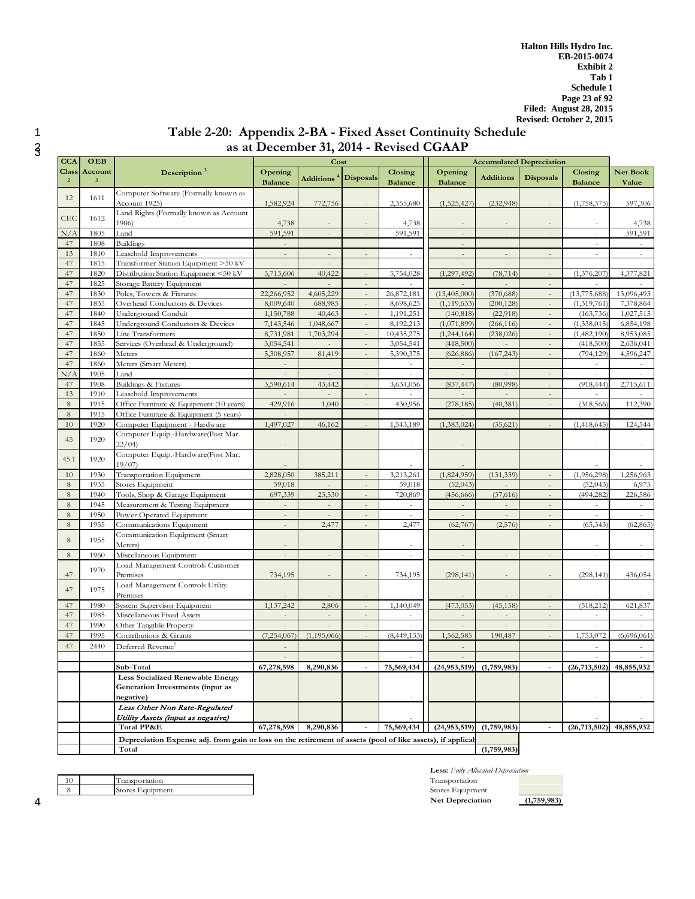# Table 2-20: Appendix 2-BA - Fixed Asset Continuity Schedule as at December 31, 2014 - Revised CGAAP

| CCA Class [2] | OEB Account [3] | Description [3] | Cost | | | | Accumulated Depreciation | | | | |
|---|---|---|---|---|---|---|---|---|---|---|---|
| | | | Opening Balance | Additions [4] | Disposals | Closing Balance | Opening Balance | Additions | Disposals | Closing Balance | Net Book Value |
| 12 | 1611 | Computer Software (Formally known as Account 1925) | 1,582,924 | 772,756 | - | 2,355,680 | (1,525,427) | (232,948) | - | (1,758,375) | 597,306 |
| CEC | 1612 | Land Rights (Formally known as Account 1906) | 4,738 | - | - | 4,738 | - | - | - | - | 4,738 |
| N/A | 1805 | Land | 591,591 | - | - | 591,591 | - | - | - | - | 591,591 |
| 47 | 1808 | Buildings | - | | | | - | | | - | - |
| 13 | 1810 | Leasehold Improvements | - | - | - | - | - | - | - | - | - |
| 47 | 1815 | Transformer Station Equipment >50 kV | - | - | - | - | - | - | - | - | - |
| 47 | 1820 | Distribution Station Equipment <50 kV | 5,713,606 | 40,422 | - | 5,754,028 | (1,297,492) | (78,714) | - | (1,376,207) | 4,377,821 |
| 47 | 1825 | Storage Battery Equipment | - | - | - | - | - | - | - | - | - |
| 47 | 1830 | Poles, Towers & Fixtures | 22,266,952 | 4,605,229 | - | 26,872,181 | (13,405,000) | (370,688) | - | (13,775,688) | 13,096,493 |
| 47 | 1835 | Overhead Conductors & Devices | 8,009,640 | 688,985 | - | 8,698,625 | (1,119,633) | (200,128) | - | (1,319,761) | 7,378,864 |
| 47 | 1840 | Underground Conduit | 1,150,788 | 40,463 | - | 1,191,251 | (140,818) | (22,918) | - | (163,736) | 1,027,515 |
| 47 | 1845 | Underground Conductors & Devices | 7,143,546 | 1,048,667 | - | 8,192,213 | (1,071,899) | (266,116) | - | (1,338,015) | 6,854,198 |
| 47 | 1850 | Line Transformers | 8,731,981 | 1,703,294 | - | 10,435,275 | (1,244,164) | (238,026) | - | (1,482,190) | 8,953,085 |
| 47 | 1855 | Services (Overhead & Underground) | 3,054,541 | - | - | 3,054,541 | (418,500) | - | - | (418,500) | 2,636,041 |
| 47 | 1860 | Meters | 5,308,957 | 81,419 | - | 5,390,375 | (626,886) | (167,243) | - | (794,129) | 4,596,247 |
| 47 | 1860 | Meters (Smart Meters) | - | | | - | - | | | - | - |
| N/A | 1905 | Land | - | - | - | - | - | - | - | - | - |
| 47 | 1908 | Buildings & Fixtures | 3,590,614 | 43,442 | - | 3,634,056 | (837,447) | (80,998) | - | (918,444) | 2,715,611 |
| 13 | 1910 | Leasehold Improvements | - | - | - | - | - | - | - | - | - |
| 8 | 1915 | Office Furniture & Equipment (10 years) | 429,916 | 1,040 | - | 430,956 | (278,185) | (40,381) | - | (318,566) | 112,390 |
| 8 | 1915 | Office Furniture & Equipment (5 years) | - | | | - | - | | | - | - |
| 10 | 1920 | Computer Equipment - Hardware | 1,497,027 | 46,162 | - | 1,543,189 | (1,383,024) | (35,621) | - | (1,418,645) | 124,544 |
| 45 | 1920 | Computer Equip.-Hardware(Post Mar. 22/04) | - | | | - | - | | | - | - |
| 45.1 | 1920 | Computer Equip.-Hardware(Post Mar. 19/07) | - | | | - | - | | | - | - |
| 10 | 1930 | Transportation Equipment | 2,828,050 | 385,211 | - | 3,213,261 | (1,824,959) | (131,339) | - | (1,956,298) | 1,256,963 |
| 8 | 1935 | Stores Equipment | 59,018 | - | - | 59,018 | (52,043) | - | - | (52,043) | 6,975 |
| 8 | 1940 | Tools, Shop & Garage Equipment | 697,339 | 23,530 | - | 720,869 | (456,666) | (37,616) | - | (494,282) | 226,586 |
| 8 | 1945 | Measurement & Testing Equipment | - | - | - | - | - | - | - | - | - |
| 8 | 1950 | Power Operated Equipment | - | - | - | - | - | - | - | - | - |
| 8 | 1955 | Communications Equipment | - | 2,477 | - | 2,477 | (62,767) | (2,576) | - | (65,343) | (62,865) |
| 8 | 1955 | Communication Equipment (Smart Meters) | - | | | - | - | | | - | - |
| 8 | 1960 | Miscellaneous Equipment | - | - | - | - | - | - | - | - | - |
| 47 | 1970 | Load Management Controls Customer Premises | 734,195 | - | - | 734,195 | (298,141) | - | - | (298,141) | 436,054 |
| 47 | 1975 | Load Management Controls Utility Premises | - | - | - | - | - | - | - | - | - |
| 47 | 1980 | System Supervisor Equipment | 1,137,242 | 2,806 | - | 1,140,049 | (473,053) | (45,158) | - | (518,212) | 621,837 |
| 47 | 1985 | Miscellaneous Fixed Assets | - | - | - | - | - | - | - | - | - |
| 47 | 1990 | Other Tangible Property | - | - | - | - | - | - | - | - | - |
| 47 | 1995 | Contributions & Grants | (7,254,067) | (1,195,066) | - | (8,449,133) | 1,562,585 | 190,487 | - | 1,753,072 | (6,696,061) |
| 47 | 2440 | Deferred Revenue[5] | - | | | | - | | | - | - |
| | | | - | | | - | - | | | - | - |
| | | **Sub-Total** | **67,278,598** | **8,290,836** | **-** | **75,569,434** | **(24,953,519)** | **(1,759,983)** | **-** | **(26,713,502)** | **48,855,932** |
| | | **Less Socialized Renewable Energy Generation Investments (input as negative)** | | | | - | | | | - | - |
| | | ***Less Other Non Rate-Regulated Utility Assets (input as negative)*** | | | | - | | | | - | - |
| | | **Total PP&E** | **67,278,598** | **8,290,836** | **-** | **75,569,434** | **(24,953,519)** | **(1,759,983)** | **-** | **(26,713,502)** | **48,855,932** |
| | | **Depreciation Expense adj. from gain or loss on the retirement of assets (pool of like assets), if applicab** | | | | | | | | | |
| | | **Total** | | | | | | **(1,759,983)** | | | |

| | | |
|---|---|---|
| 10 | | Transportation |
| 8 | | Stores Equipment |

| **Less:** *Fully Allocated Depreciation* | |
|---|---|
| Transportation | |
| Stores Equipment | |
| **Net Depreciation** | **(1,759,983)** |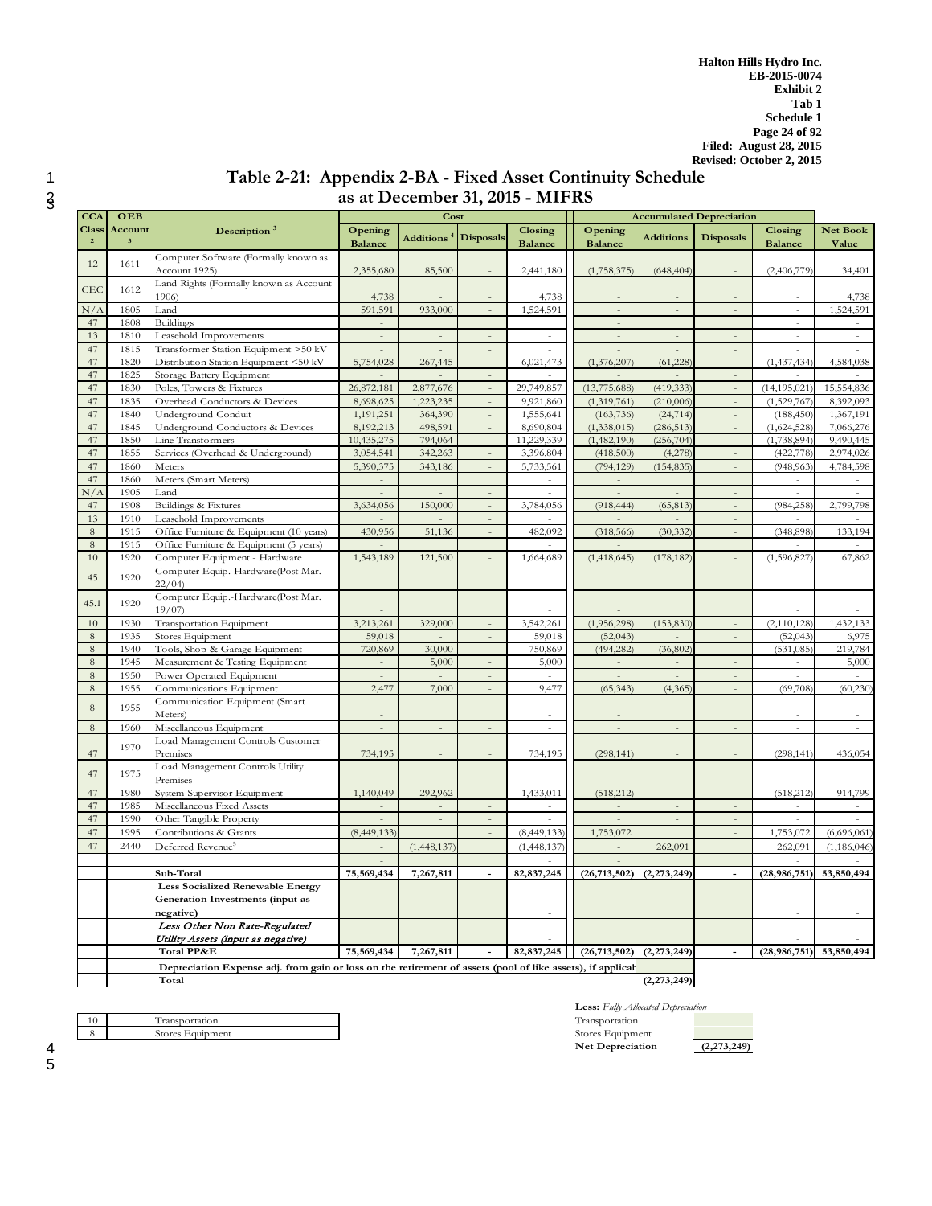Halton Hills Hydro Inc.
EB-2015-0074
Exhibit 2
Tab 1
Schedule 1
Revised: October 2, 2015

## Table 2-21: Appendix 2-BA - Fixed Asset Continuity Schedule
## as at December 31, 2015 - MIFRS

| CCA Class [2] | OEB Account [3] | Description [3] | Cost | | | | Accumulated Depreciation | | | | |
|---|---|---|---|---|---|---|---|---|---|---|---|
| | | | Opening Balance | Additions [4] | Disposals | Closing Balance | Opening Balance | Additions | Disposals | Closing Balance | Net Book Value |
| 12 | 1611 | Computer Software (Formally known as Account 1925) | 2,355,680 | 85,500 | - | 2,441,180 | (1,758,375) | (648,404) | - | (2,406,779) | 34,401 |
| CEC | 1612 | Land Rights (Formally known as Account 1906) | 4,738 | - | - | 4,738 | - | - | - | - | 4,738 |
| N/A | 1805 | Land | 591,591 | 933,000 | - | 1,524,591 | - | - | - | - | 1,524,591 |
| 47 | 1808 | Buildings | - | | | | - | | | - | - |
| 13 | 1810 | Leasehold Improvements | - | - | - | - | - | - | - | - | - |
| 47 | 1815 | Transformer Station Equipment >50 kV | - | - | - | - | - | - | - | - | - |
| 47 | 1820 | Distribution Station Equipment <50 kV | 5,754,028 | 267,445 | - | 6,021,473 | (1,376,207) | (61,228) | - | (1,437,434) | 4,584,038 |
| 47 | 1825 | Storage Battery Equipment | - | - | - | - | - | - | - | - | - |
| 47 | 1830 | Poles, Towers & Fixtures | 26,872,181 | 2,877,676 | - | 29,749,857 | (13,775,688) | (419,333) | - | (14,195,021) | 15,554,836 |
| 47 | 1835 | Overhead Conductors & Devices | 8,698,625 | 1,223,235 | - | 9,921,860 | (1,319,761) | (210,006) | - | (1,529,767) | 8,392,093 |
| 47 | 1840 | Underground Conduit | 1,191,251 | 364,390 | - | 1,555,641 | (163,736) | (24,714) | - | (188,450) | 1,367,191 |
| 47 | 1845 | Underground Conductors & Devices | 8,192,213 | 498,591 | - | 8,690,804 | (1,338,015) | (286,513) | - | (1,624,528) | 7,066,276 |
| 47 | 1850 | Line Transformers | 10,435,275 | 794,064 | - | 11,229,339 | (1,482,190) | (256,704) | - | (1,738,894) | 9,490,445 |
| 47 | 1855 | Services (Overhead & Underground) | 3,054,541 | 342,263 | - | 3,396,804 | (418,500) | (4,278) | - | (422,778) | 2,974,026 |
| 47 | 1860 | Meters | 5,390,375 | 343,186 | - | 5,733,561 | (794,129) | (154,835) | - | (948,963) | 4,784,598 |
| 47 | 1860 | Meters (Smart Meters) | - | | | - | - | | | - | - |
| N/A | 1905 | Land | - | - | - | - | - | - | - | - | - |
| 47 | 1908 | Buildings & Fixtures | 3,634,056 | 150,000 | - | 3,784,056 | (918,444) | (65,813) | - | (984,258) | 2,799,798 |
| 13 | 1910 | Leasehold Improvements | - | - | - | - | - | - | - | - | - |
| 8 | 1915 | Office Furniture & Equipment (10 years) | 430,956 | 51,136 | - | 482,092 | (318,566) | (30,332) | - | (348,898) | 133,194 |
| 8 | 1915 | Office Furniture & Equipment (5 years) | - | | | - | - | | | - | - |
| 10 | 1920 | Computer Equipment - Hardware | 1,543,189 | 121,500 | - | 1,664,689 | (1,418,645) | (178,182) | - | (1,596,827) | 67,862 |
| 45 | 1920 | Computer Equip.-Hardware(Post Mar. 22/04) | - | | | - | - | | | - | - |
| 45.1 | 1920 | Computer Equip.-Hardware(Post Mar. 19/07) | - | | | - | - | | | - | - |
| 10 | 1930 | Transportation Equipment | 3,213,261 | 329,000 | - | 3,542,261 | (1,956,298) | (153,830) | - | (2,110,128) | 1,432,133 |
| 8 | 1935 | Stores Equipment | 59,018 | - | - | 59,018 | (52,043) | - | - | (52,043) | 6,975 |
| 8 | 1940 | Tools, Shop & Garage Equipment | 720,869 | 30,000 | - | 750,869 | (494,282) | (36,802) | - | (531,085) | 219,784 |
| 8 | 1945 | Measurement & Testing Equipment | - | 5,000 | - | 5,000 | - | - | - | - | 5,000 |
| 8 | 1950 | Power Operated Equipment | - | - | - | - | - | - | - | - | - |
| 8 | 1955 | Communications Equipment | 2,477 | 7,000 | - | 9,477 | (65,343) | (4,365) | - | (69,708) | (60,230) |
| 8 | 1955 | Communication Equipment (Smart Meters) | - | | | - | - | | | - | - |
| 8 | 1960 | Miscellaneous Equipment | - | - | - | - | - | - | - | - | - |
| 47 | 1970 | Load Management Controls Customer Premises | 734,195 | - | - | 734,195 | (298,141) | - | - | (298,141) | 436,054 |
| 47 | 1975 | Load Management Controls Utility Premises | - | - | - | - | - | - | - | - | - |
| 47 | 1980 | System Supervisor Equipment | 1,140,049 | 292,962 | - | 1,433,011 | (518,212) | - | - | (518,212) | 914,799 |
| 47 | 1985 | Miscellaneous Fixed Assets | - | - | - | - | - | - | - | - | - |
| 47 | 1990 | Other Tangible Property | - | - | - | - | - | - | - | - | - |
| 47 | 1995 | Contributions & Grants | (8,449,133) | | - | (8,449,133) | 1,753,072 | | - | 1,753,072 | (6,696,061) |
| 47 | 2440 | Deferred Revenue[5] | - | (1,448,137) | | (1,448,137) | - | 262,091 | | 262,091 | (1,186,046) |
| | | | - | | | - | - | | | - | - |
| | | **Sub-Total** | **75,569,434** | **7,267,811** | **-** | **82,837,245** | **(26,713,502)** | **(2,273,249)** | **-** | **(28,986,751)** | **53,850,494** |
| | | **Less Socialized Renewable Energy Generation Investments (input as negative)** | | | | - | | | | - | - |
| | | ***Less Other Non Rate-Regulated Utility Assets (input as negative)*** | | | | - | | | | - | - |
| | | **Total PP&E** | **75,569,434** | **7,267,811** | **-** | **82,837,245** | **(26,713,502)** | **(2,273,249)** | **-** | **(28,986,751)** | **53,850,494** |
| | | **Depreciation Expense adj. from gain or loss on the retirement of assets (pool of like assets), if applicable** | | | | | | | | | |
| | | **Total** | | | | | | **(2,273,249)** | | | |

| | | |
|---|---|---|
| 10 | | Transportation |
| 8 | | Stores Equipment |

| **Less:** *Fully Allocated Depreciation* | |
|---|---|
| Transportation | |
| Stores Equipment | |
| **Net Depreciation** | **(2,273,249)** |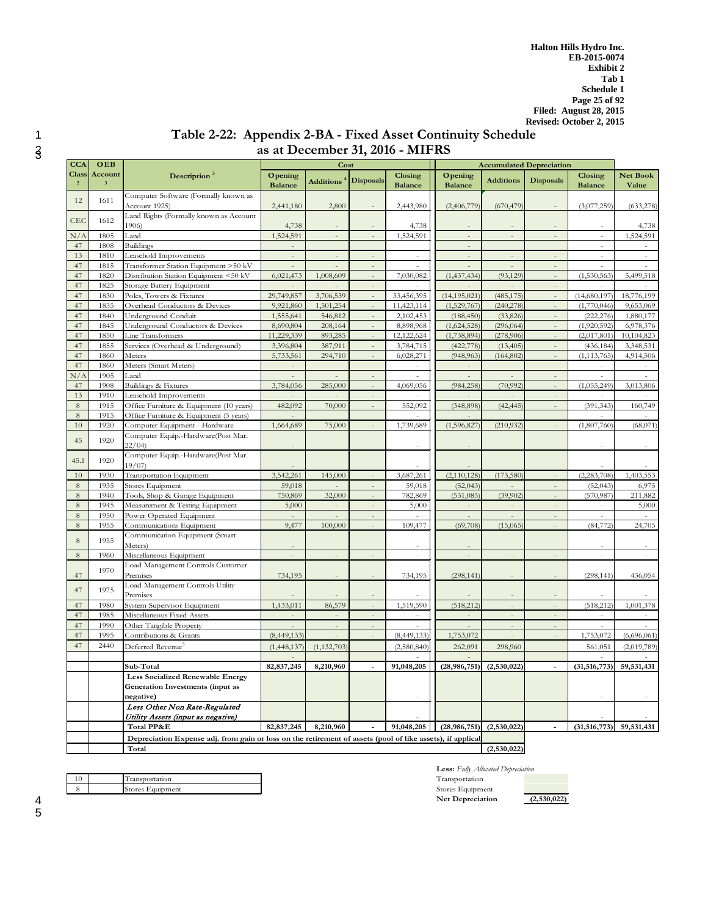Halton Hills Hydro Inc.
EB-2015-0074
Exhibit 2
Tab 1
Schedule 1
Filed: August 28, 2015
Revised: October 2, 2015

# Table 2-22: Appendix 2-BA - Fixed Asset Continuity Schedule
## as at December 31, 2016 - MIFRS

| CCA Class [2] | OEB Account [3] | Description [3] | Cost: Opening Balance | Cost: Additions [4] | Cost: Disposals | Cost: Closing Balance | Accumulated Depreciation: Opening Balance | Accumulated Depreciation: Additions | Accumulated Depreciation: Disposals | Accumulated Depreciation: Closing Balance | Net Book Value |
|---|---|---|---|---|---|---|---|---|---|---|---|
| 12 | 1611 | Computer Software (Formally known as Account 1925) | 2,441,180 | 2,800 | - | 2,443,980 | (2,406,779) | (670,479) | - | (3,077,259) | (633,278) |
| CEC | 1612 | Land Rights (Formally known as Account 1906) | 4,738 | - | - | 4,738 | - | - | - | - | 4,738 |
| N/A | 1805 | Land | 1,524,591 | - | - | 1,524,591 | - | - | - | - | 1,524,591 |
| 47 | 1808 | Buildings | - | | | | - | | | | |
| 13 | 1810 | Leasehold Improvements | - | - | - | - | - | - | - | - | - |
| 47 | 1815 | Transformer Station Equipment >50 kV | - | - | - | - | - | - | - | - | - |
| 47 | 1820 | Distribution Station Equipment <50 kV | 6,021,473 | 1,008,609 | - | 7,030,082 | (1,437,434) | (93,129) | - | (1,530,563) | 5,499,518 |
| 47 | 1825 | Storage Battery Equipment | - | - | - | - | - | - | - | - | - |
| 47 | 1830 | Poles, Towers & Fixtures | 29,749,857 | 3,706,539 | - | 33,456,395 | (14,195,021) | (485,175) | - | (14,680,197) | 18,776,199 |
| 47 | 1835 | Overhead Conductors & Devices | 9,921,860 | 1,501,254 | - | 11,423,114 | (1,529,767) | (240,278) | - | (1,770,046) | 9,653,069 |
| 47 | 1840 | Underground Conduit | 1,555,641 | 546,812 | - | 2,102,453 | (188,450) | (33,826) | - | (222,276) | 1,880,177 |
| 47 | 1845 | Underground Conductors & Devices | 8,690,804 | 208,164 | - | 8,898,968 | (1,624,528) | (296,064) | - | (1,920,592) | 6,978,376 |
| 47 | 1850 | Line Transformers | 11,229,339 | 893,285 | - | 12,122,624 | (1,738,894) | (278,906) | - | (2,017,801) | 10,104,823 |
| 47 | 1855 | Services (Overhead & Underground) | 3,396,804 | 387,911 | - | 3,784,715 | (422,778) | (13,405) | - | (436,184) | 3,348,531 |
| 47 | 1860 | Meters | 5,733,561 | 294,710 | - | 6,028,271 | (948,963) | (164,802) | - | (1,113,765) | 4,914,506 |
| 47 | 1860 | Meters (Smart Meters) | - | | | - | - | | | - | - |
| N/A | 1905 | Land | - | - | - | - | - | - | - | - | - |
| 47 | 1908 | Buildings & Fixtures | 3,784,056 | 285,000 | - | 4,069,056 | (984,258) | (70,992) | - | (1,055,249) | 3,013,806 |
| 13 | 1910 | Leasehold Improvements | - | - | - | - | - | - | - | - | - |
| 8 | 1915 | Office Furniture & Equipment (10 years) | 482,092 | 70,000 | - | 552,092 | (348,898) | (42,445) | - | (391,343) | 160,749 |
| 8 | 1915 | Office Furniture & Equipment (5 years) | - | | | - | - | | | - | - |
| 10 | 1920 | Computer Equipment - Hardware | 1,664,689 | 75,000 | - | 1,739,689 | (1,596,827) | (210,932) | - | (1,807,760) | (68,071) |
| 45 | 1920 | Computer Equip.-Hardware(Post Mar. 22/04) | - | | | - | - | | | - | - |
| 45.1 | 1920 | Computer Equip.-Hardware(Post Mar. 19/07) | - | | | - | - | | | - | - |
| 10 | 1930 | Transportation Equipment | 3,542,261 | 145,000 | - | 3,687,261 | (2,110,128) | (173,580) | - | (2,283,708) | 1,403,553 |
| 8 | 1935 | Stores Equipment | 59,018 | - | - | 59,018 | (52,043) | - | - | (52,043) | 6,975 |
| 8 | 1940 | Tools, Shop & Garage Equipment | 750,869 | 32,000 | - | 782,869 | (531,085) | (39,902) | - | (570,987) | 211,882 |
| 8 | 1945 | Measurement & Testing Equipment | 5,000 | - | - | 5,000 | - | - | - | - | 5,000 |
| 8 | 1950 | Power Operated Equipment | - | - | - | - | - | - | - | - | - |
| 8 | 1955 | Communications Equipment | 9,477 | 100,000 | - | 109,477 | (69,708) | (15,065) | - | (84,772) | 24,705 |
| 8 | 1955 | Communication Equipment (Smart Meters) | - | | | - | - | | | - | - |
| 8 | 1960 | Miscellaneous Equipment | - | - | - | - | - | - | - | - | - |
| 47 | 1970 | Load Management Controls Customer Premises | 734,195 | - | - | 734,195 | (298,141) | - | - | (298,141) | 436,054 |
| 47 | 1975 | Load Management Controls Utility Premises | - | - | - | - | - | - | - | - | - |
| 47 | 1980 | System Supervisor Equipment | 1,433,011 | 86,579 | - | 1,519,590 | (518,212) | - | - | (518,212) | 1,001,378 |
| 47 | 1985 | Miscellaneous Fixed Assets | - | - | - | - | - | - | - | - | - |
| 47 | 1990 | Other Tangible Property | - | - | - | - | - | - | - | - | - |
| 47 | 1995 | Contributions & Grants | (8,449,133) | - | - | (8,449,133) | 1,753,072 | - | - | 1,753,072 | (6,696,061) |
| 47 | 2440 | Deferred Revenue[5] | (1,448,137) | (1,132,703) | | (2,580,840) | 262,091 | 298,960 | | 561,051 | (2,019,789) |
| | | | - | | | | | | | - | - |
| | | **Sub-Total** | **82,837,245** | **8,210,960** | **-** | **91,048,205** | **(28,986,751)** | **(2,530,022)** | **-** | **(31,516,773)** | **59,531,431** |
| | | **Less Socialized Renewable Energy Generation Investments (input as negative)** | | | | - | | | | - | - |
| | | ***Less Other Non Rate-Regulated Utility Assets (input as negative)*** | | | | - | | | | - | - |
| | | **Total PP&E** | **82,837,245** | **8,210,960** | **-** | **91,048,205** | **(28,986,751)** | **(2,530,022)** | **-** | **(31,516,773)** | **59,531,431** |
| | | **Depreciation Expense adj. from gain or loss on the retirement of assets (pool of like assets), if applicabl** | | | | | | | | | |
| | | **Total** | | | | | | **(2,530,022)** | | | |

| | | |
|---|---|---|
| 10 | | Transportation |
| 8 | | Stores Equipment |

| **Less:** *Fully Allocated Depreciation* | |
|---|---|
| Transportation | |
| Stores Equipment | |
| **Net Depreciation** | **(2,530,022)** |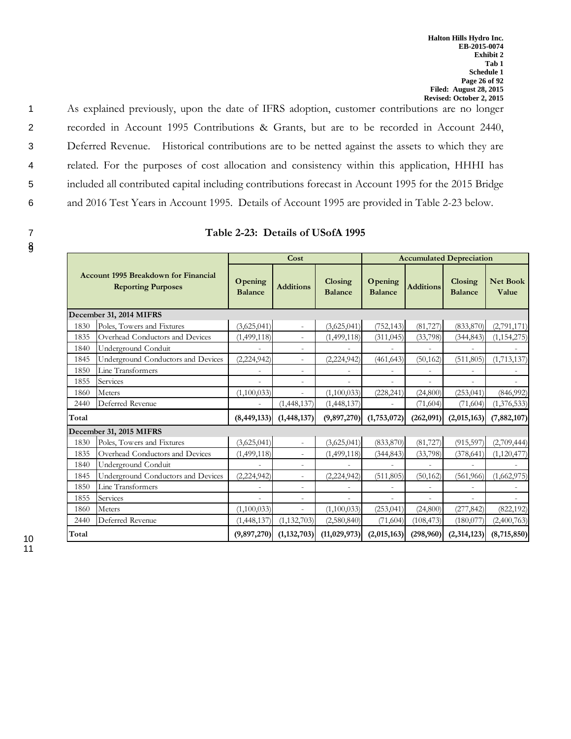As explained previously, upon the date of IFRS adoption, customer contributions are no longer recorded in Account 1995 Contributions & Grants, but are to be recorded in Account 2440, Deferred Revenue. Historical contributions are to be netted against the assets to which they are related. For the purposes of cost allocation and consistency within this application, HHHI has included all contributed capital including contributions forecast in Account 1995 for the 2015 Bridge and 2016 Test Years in Account 1995. Details of Account 1995 are provided in Table 2-23 below.

**Table 2-23: Details of USofA 1995**

| Account 1995 Breakdown for Financial Reporting Purposes | | Cost | | | Accumulated Depreciation | | | |
|---|---|---|---|---|---|---|---|---|
| | | Opening Balance | Additions | Closing Balance | Opening Balance | Additions | Closing Balance | Net Book Value |
| **December 31, 2014 MIFRS** | | | | | | | | |
| 1830 | Poles, Towers and Fixtures | (3,625,041) | - | (3,625,041) | (752,143) | (81,727) | (833,870) | (2,791,171) |
| 1835 | Overhead Conductors and Devices | (1,499,118) | - | (1,499,118) | (311,045) | (33,798) | (344,843) | (1,154,275) |
| 1840 | Underground Conduit | - | - | - | - | - | - | - |
| 1845 | Underground Conductors and Devices | (2,224,942) | - | (2,224,942) | (461,643) | (50,162) | (511,805) | (1,713,137) |
| 1850 | Line Transformers | - | - | - | - | - | - | - |
| 1855 | Services | - | - | - | - | - | - | - |
| 1860 | Meters | (1,100,033) | - | (1,100,033) | (228,241) | (24,800) | (253,041) | (846,992) |
| 2440 | Deferred Revenue | - | (1,448,137) | (1,448,137) | - | (71,604) | (71,604) | (1,376,533) |
| **Total** | | **(8,449,133)** | **(1,448,137)** | **(9,897,270)** | **(1,753,072)** | **(262,091)** | **(2,015,163)** | **(7,882,107)** |
| **December 31, 2015 MIFRS** | | | | | | | | |
| 1830 | Poles, Towers and Fixtures | (3,625,041) | - | (3,625,041) | (833,870) | (81,727) | (915,597) | (2,709,444) |
| 1835 | Overhead Conductors and Devices | (1,499,118) | - | (1,499,118) | (344,843) | (33,798) | (378,641) | (1,120,477) |
| 1840 | Underground Conduit | - | - | - | - | - | - | - |
| 1845 | Underground Conductors and Devices | (2,224,942) | - | (2,224,942) | (511,805) | (50,162) | (561,966) | (1,662,975) |
| 1850 | Line Transformers | - | - | - | - | - | - | - |
| 1855 | Services | - | - | - | - | - | - | - |
| 1860 | Meters | (1,100,033) | - | (1,100,033) | (253,041) | (24,800) | (277,842) | (822,192) |
| 2440 | Deferred Revenue | (1,448,137) | (1,132,703) | (2,580,840) | (71,604) | (108,473) | (180,077) | (2,400,763) |
| **Total** | | **(9,897,270)** | **(1,132,703)** | **(11,029,973)** | **(2,015,163)** | **(298,960)** | **(2,314,123)** | **(8,715,850)** |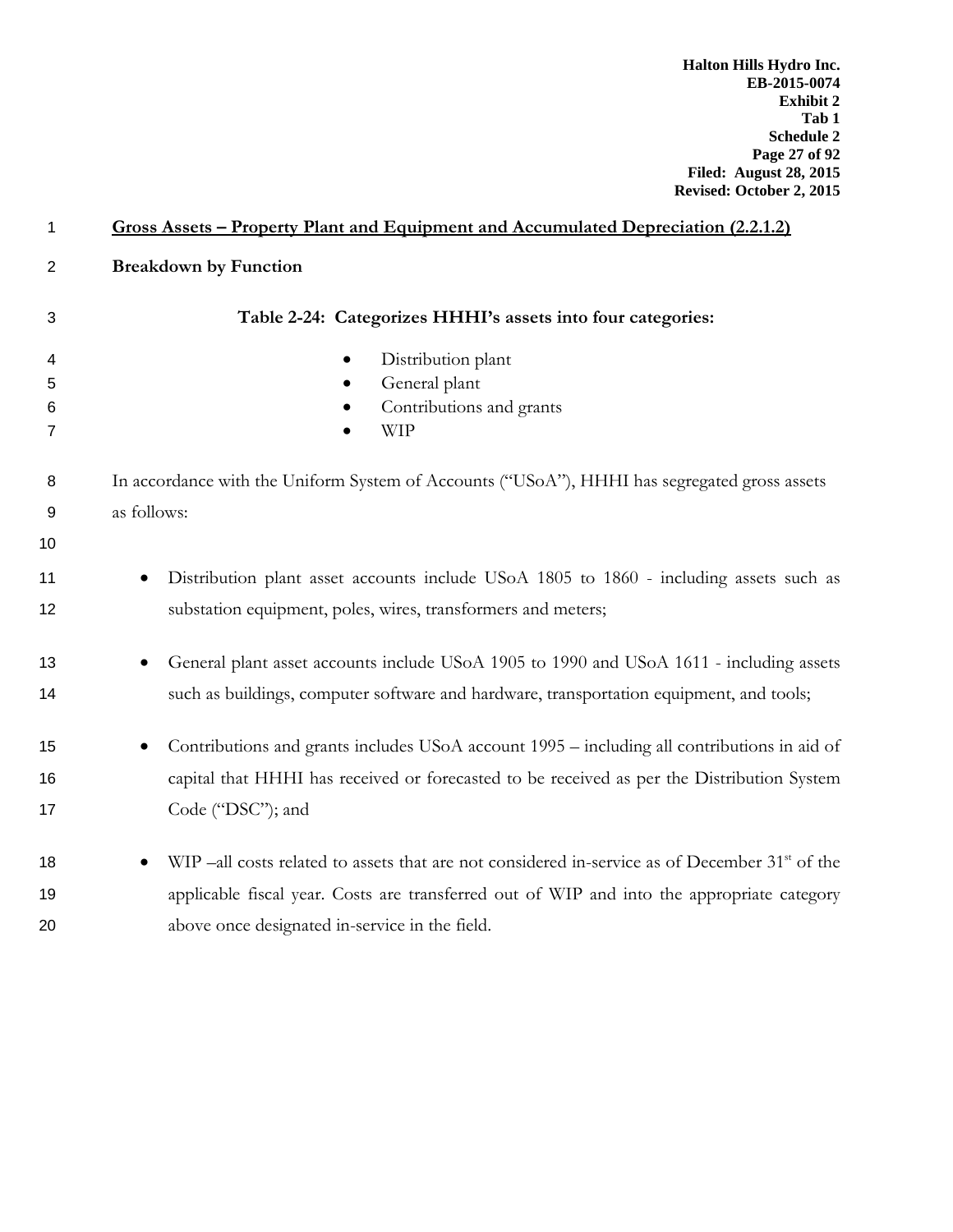## Gross Assets – Property Plant and Equipment and Accumulated Depreciation (2.2.1.2)

**Breakdown by Function**

**Table 2-24: Categorizes HHHI's assets into four categories:**

- Distribution plant
- General plant
- Contributions and grants
- WIP

In accordance with the Uniform System of Accounts ("USoA"), HHHI has segregated gross assets as follows:

- Distribution plant asset accounts include USoA 1805 to 1860 - including assets such as substation equipment, poles, wires, transformers and meters;
- General plant asset accounts include USoA 1905 to 1990 and USoA 1611 - including assets such as buildings, computer software and hardware, transportation equipment, and tools;
- Contributions and grants includes USoA account 1995 – including all contributions in aid of capital that HHHI has received or forecasted to be received as per the Distribution System Code ("DSC"); and
- WIP –all costs related to assets that are not considered in-service as of December 31st of the applicable fiscal year. Costs are transferred out of WIP and into the appropriate category above once designated in-service in the field.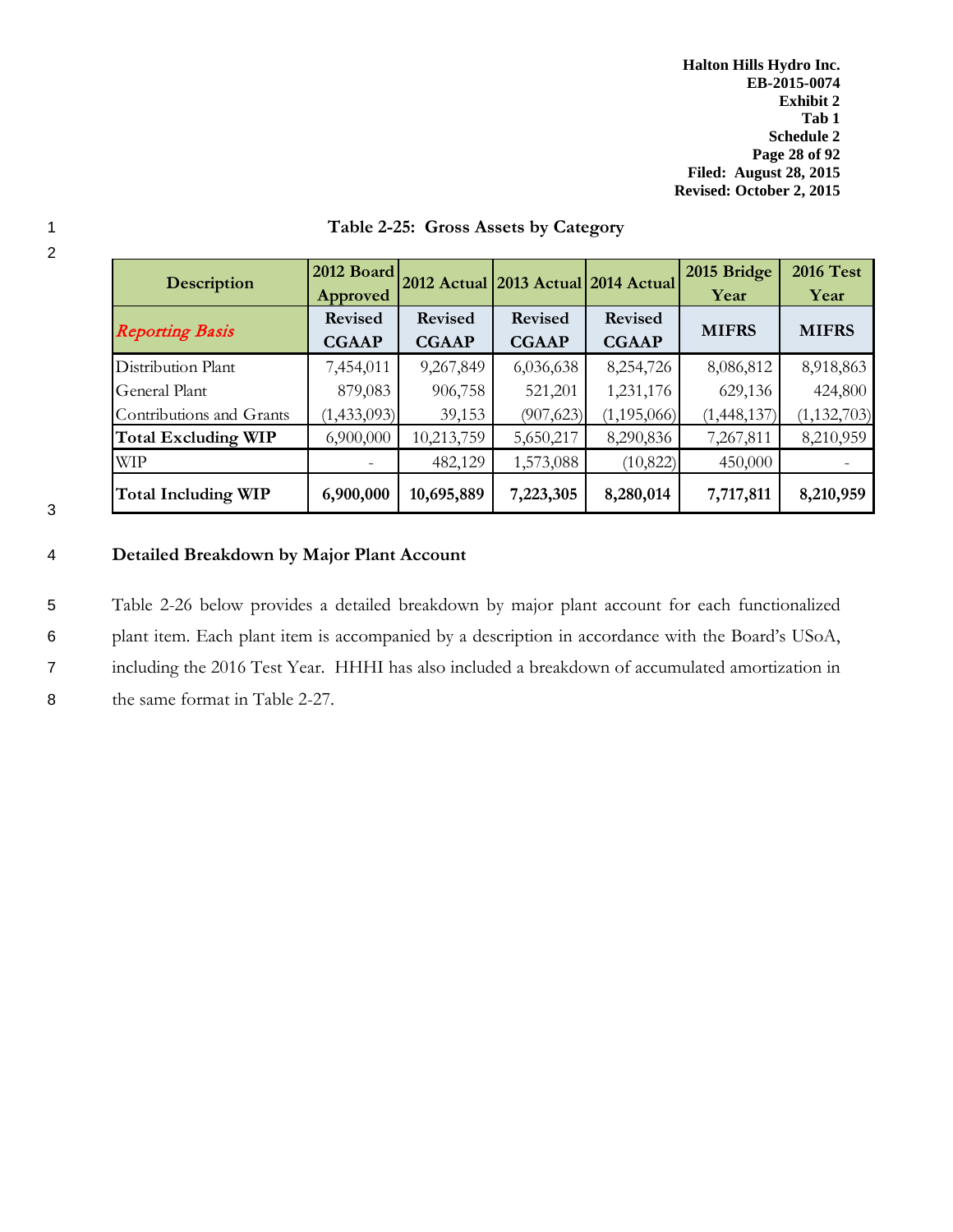**Table 2-25: Gross Assets by Category**

| Description | 2012 Board Approved | 2012 Actual | 2013 Actual | 2014 Actual | 2015 Bridge Year | 2016 Test Year |
|---|---|---|---|---|---|---|
| *Reporting Basis* | Revised CGAAP | Revised CGAAP | Revised CGAAP | Revised CGAAP | MIFRS | MIFRS |
| Distribution Plant | 7,454,011 | 9,267,849 | 6,036,638 | 8,254,726 | 8,086,812 | 8,918,863 |
| General Plant | 879,083 | 906,758 | 521,201 | 1,231,176 | 629,136 | 424,800 |
| Contributions and Grants | (1,433,093) | 39,153 | (907,623) | (1,195,066) | (1,448,137) | (1,132,703) |
| **Total Excluding WIP** | 6,900,000 | 10,213,759 | 5,650,217 | 8,290,836 | 7,267,811 | 8,210,959 |
| WIP | - | 482,129 | 1,573,088 | (10,822) | 450,000 | - |
| **Total Including WIP** | **6,900,000** | **10,695,889** | **7,223,305** | **8,280,014** | **7,717,811** | **8,210,959** |

**Detailed Breakdown by Major Plant Account**

Table 2-26 below provides a detailed breakdown by major plant account for each functionalized plant item. Each plant item is accompanied by a description in accordance with the Board's USoA, including the 2016 Test Year. HHHI has also included a breakdown of accumulated amortization in the same format in Table 2-27.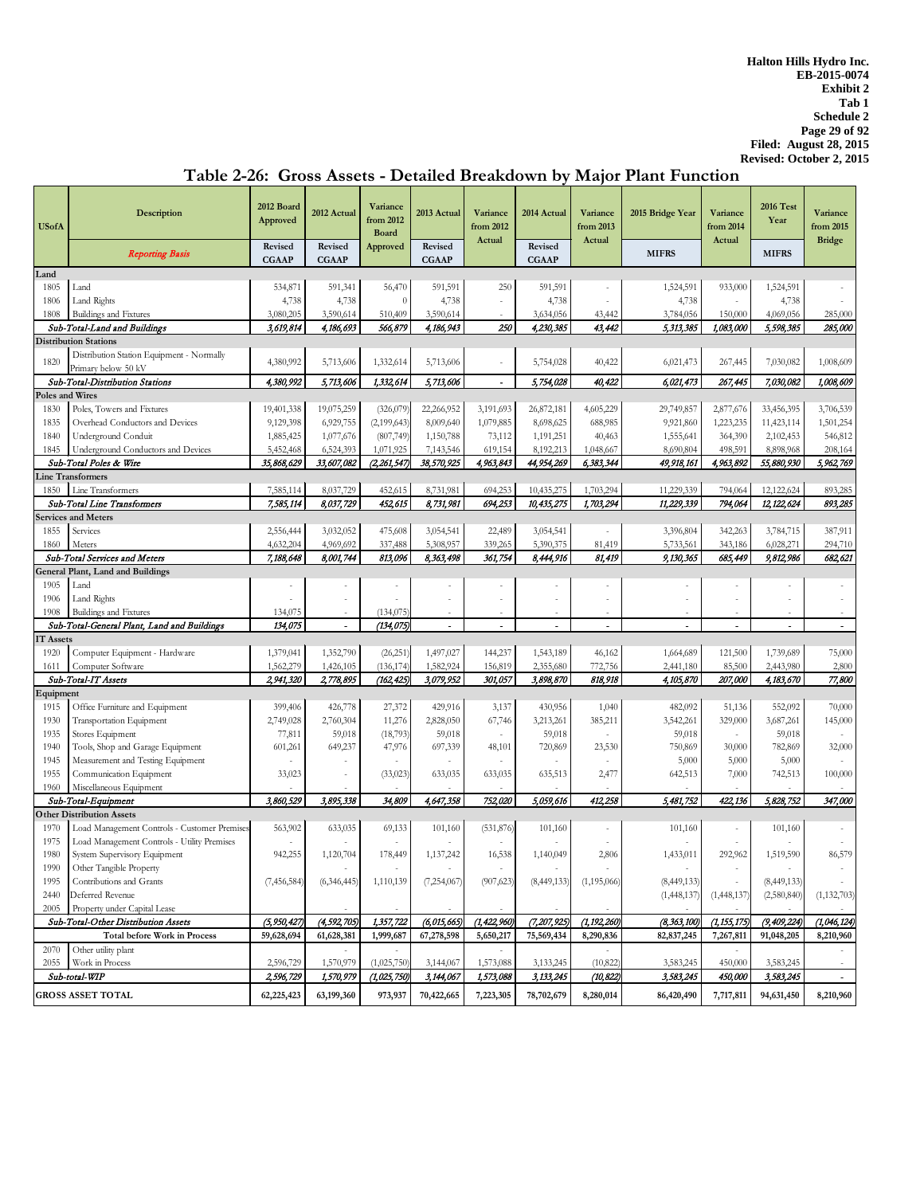Halton Hills Hydro Inc.
EB-2015-0074
Exhibit 2
Tab 1
Schedule 2
Filed: August 28, 2015
Revised: October 2, 2015

# Table 2-26: Gross Assets - Detailed Breakdown by Major Plant Function

| USofA | Description | 2012 Board Approved | 2012 Actual | Variance from 2012 Board Approved | 2013 Actual | Variance from 2012 Actual | 2014 Actual | Variance from 2013 Actual | 2015 Bridge Year | Variance from 2014 Actual | 2016 Test Year | Variance from 2015 Bridge |
|---|---|---|---|---|---|---|---|---|---|---|---|---|
| | *Reporting Basis* | Revised CGAAP | Revised CGAAP | | Revised CGAAP | | Revised CGAAP | | MIFRS | | MIFRS | |
| **Land** | | | | | | | | | | | | |
| 1805 | Land | 534,871 | 591,341 | 56,470 | 591,591 | 250 | 591,591 | - | 1,524,591 | 933,000 | 1,524,591 | - |
| 1806 | Land Rights | 4,738 | 4,738 | 0 | 4,738 | - | 4,738 | - | 4,738 | - | 4,738 | - |
| 1808 | Buildings and Fixtures | 3,080,205 | 3,590,614 | 510,409 | 3,590,614 | - | 3,634,056 | 43,442 | 3,784,056 | 150,000 | 4,069,056 | 285,000 |
| | *Sub-Total-Land and Buildings* | *3,619,814* | *4,186,693* | *566,879* | *4,186,943* | *250* | *4,230,385* | *43,442* | *5,313,385* | *1,083,000* | *5,598,385* | *285,000* |
| **Distribution Stations** | | | | | | | | | | | | |
| 1820 | Distribution Station Equipment - Normally Primary below 50 kV | 4,380,992 | 5,713,606 | 1,332,614 | 5,713,606 | - | 5,754,028 | 40,422 | 6,021,473 | 267,445 | 7,030,082 | 1,008,609 |
| | *Sub-Total-Distribution Stations* | *4,380,992* | *5,713,606* | *1,332,614* | *5,713,606* | *-* | *5,754,028* | *40,422* | *6,021,473* | *267,445* | *7,030,082* | *1,008,609* |
| **Poles and Wires** | | | | | | | | | | | | |
| 1830 | Poles, Towers and Fixtures | 19,401,338 | 19,075,259 | (326,079) | 22,266,952 | 3,191,693 | 26,872,181 | 4,605,229 | 29,749,857 | 2,877,676 | 33,456,395 | 3,706,539 |
| 1835 | Overhead Conductors and Devices | 9,129,398 | 6,929,755 | (2,199,643) | 8,009,640 | 1,079,885 | 8,698,625 | 688,985 | 9,921,860 | 1,223,235 | 11,423,114 | 1,501,254 |
| 1840 | Underground Conduit | 1,885,425 | 1,077,676 | (807,749) | 1,150,788 | 73,112 | 1,191,251 | 40,463 | 1,555,641 | 364,390 | 2,102,453 | 546,812 |
| 1845 | Underground Conductors and Devices | 5,452,468 | 6,524,393 | 1,071,925 | 7,143,546 | 619,154 | 8,192,213 | 1,048,667 | 8,690,804 | 498,591 | 8,898,968 | 208,164 |
| | *Sub-Total Poles & Wire* | *35,868,629* | *33,607,082* | *(2,261,547)* | *38,570,925* | *4,963,843* | *44,954,269* | *6,383,344* | *49,918,161* | *4,963,892* | *55,880,930* | *5,962,769* |
| **Line Transformers** | | | | | | | | | | | | |
| 1850 | Line Transformers | 7,585,114 | 8,037,729 | 452,615 | 8,731,981 | 694,253 | 10,435,275 | 1,703,294 | 11,229,339 | 794,064 | 12,122,624 | 893,285 |
| | *Sub-Total Line Transformers* | *7,585,114* | *8,037,729* | *452,615* | *8,731,981* | *694,253* | *10,435,275* | *1,703,294* | *11,229,339* | *794,064* | *12,122,624* | *893,285* |
| **Services and Meters** | | | | | | | | | | | | |
| 1855 | Services | 2,556,444 | 3,032,052 | 475,608 | 3,054,541 | 22,489 | 3,054,541 | - | 3,396,804 | 342,263 | 3,784,715 | 387,911 |
| 1860 | Meters | 4,632,204 | 4,969,692 | 337,488 | 5,308,957 | 339,265 | 5,390,375 | 81,419 | 5,733,561 | 343,186 | 6,028,271 | 294,710 |
| | *Sub-Total Services and Meters* | *7,188,648* | *8,001,744* | *813,096* | *8,363,498* | *361,754* | *8,444,916* | *81,419* | *9,130,365* | *685,449* | *9,812,986* | *682,621* |
| **General Plant, Land and Buildings** | | | | | | | | | | | | |
| 1905 | Land | - | - | - | - | - | - | - | - | - | - | - |
| 1906 | Land Rights | - | - | - | - | - | - | - | - | - | - | - |
| 1908 | Buildings and Fixtures | 134,075 | - | (134,075) | - | - | - | - | - | - | - | - |
| | *Sub-Total-General Plant, Land and Buildings* | *134,075* | *-* | *(134,075)* | *-* | *-* | *-* | *-* | *-* | *-* | *-* | *-* |
| **IT Assets** | | | | | | | | | | | | |
| 1920 | Computer Equipment - Hardware | 1,379,041 | 1,352,790 | (26,251) | 1,497,027 | 144,237 | 1,543,189 | 46,162 | 1,664,689 | 121,500 | 1,739,689 | 75,000 |
| 1611 | Computer Software | 1,562,279 | 1,426,105 | (136,174) | 1,582,924 | 156,819 | 2,355,680 | 772,756 | 2,441,180 | 85,500 | 2,443,980 | 2,800 |
| | *Sub-Total-IT Assets* | *2,941,320* | *2,778,895* | *(162,425)* | *3,079,952* | *301,057* | *3,898,870* | *818,918* | *4,105,870* | *207,000* | *4,183,670* | *77,800* |
| **Equipment** | | | | | | | | | | | | |
| 1915 | Office Furniture and Equipment | 399,406 | 426,778 | 27,372 | 429,916 | 3,137 | 430,956 | 1,040 | 482,092 | 51,136 | 552,092 | 70,000 |
| 1930 | Transportation Equipment | 2,749,028 | 2,760,304 | 11,276 | 2,828,050 | 67,746 | 3,213,261 | 385,211 | 3,542,261 | 329,000 | 3,687,261 | 145,000 |
| 1935 | Stores Equipment | 77,811 | 59,018 | (18,793) | 59,018 | - | 59,018 | - | 59,018 | - | 59,018 | - |
| 1940 | Tools, Shop and Garage Equipment | 601,261 | 649,237 | 47,976 | 697,339 | 48,101 | 720,869 | 23,530 | 750,869 | 30,000 | 782,869 | 32,000 |
| 1945 | Measurement and Testing Equipment | - | - | - | - | - | - | - | 5,000 | 5,000 | 5,000 | - |
| 1955 | Communication Equipment | 33,023 | - | (33,023) | 633,035 | 633,035 | 635,513 | 2,477 | 642,513 | 7,000 | 742,513 | 100,000 |
| 1960 | Miscellaneous Equipment | - | - | - | - | - | - | - | - | - | - | - |
| | *Sub-Total-Equipment* | *3,860,529* | *3,895,338* | *34,809* | *4,647,358* | *752,020* | *5,059,616* | *412,258* | *5,481,752* | *422,136* | *5,828,752* | *347,000* |
| **Other Distribution Assets** | | | | | | | | | | | | |
| 1970 | Load Management Controls - Customer Premises | 563,902 | 633,035 | 69,133 | 101,160 | (531,876) | 101,160 | - | 101,160 | - | 101,160 | - |
| 1975 | Load Management Controls - Utility Premises | - | - | - | - | - | - | - | - | - | - | - |
| 1980 | System Supervisory Equipment | 942,255 | 1,120,704 | 178,449 | 1,137,242 | 16,538 | 1,140,049 | 2,806 | 1,433,011 | 292,962 | 1,519,590 | 86,579 |
| 1990 | Other Tangible Property | | - | - | - | - | - | - | - | - | - | - |
| 1995 | Contributions and Grants | (7,456,584) | (6,346,445) | 1,110,139 | (7,254,067) | (907,623) | (8,449,133) | (1,195,066) | (8,449,133) | - | (8,449,133) | - |
| 2440 | Deferred Revenue | | | | | | | | (1,448,137) | (1,448,137) | (2,580,840) | (1,132,703) |
| 2005 | Property under Capital Lease | | - | - | - | - | - | - | - | - | - | - |
| | *Sub-Total-Other Distribution Assets* | *(5,950,427)* | *(4,592,705)* | *1,357,722* | *(6,015,665)* | *(1,422,960)* | *(7,207,925)* | *(1,192,260)* | *(8,363,100)* | *(1,155,175)* | *(9,409,224)* | *(1,046,124)* |
| | **Total before Work in Process** | **59,628,694** | **61,628,381** | **1,999,687** | **67,278,598** | **5,650,217** | **75,569,434** | **8,290,836** | **82,837,245** | **7,267,811** | **91,048,205** | **8,210,960** |
| 2070 | Other utility plant | | - | - | - | - | - | - | - | - | - | - |
| 2055 | Work in Process | 2,596,729 | 1,570,979 | (1,025,750) | 3,144,067 | 1,573,088 | 3,133,245 | (10,822) | 3,583,245 | 450,000 | 3,583,245 | - |
| | *Sub-total-WIP* | *2,596,729* | *1,570,979* | *(1,025,750)* | *3,144,067* | *1,573,088* | *3,133,245* | *(10,822)* | *3,583,245* | *450,000* | *3,583,245* | *-* |
| **GROSS ASSET TOTAL** | | **62,225,423** | **63,199,360** | **973,937** | **70,422,665** | **7,223,305** | **78,702,679** | **8,280,014** | **86,420,490** | **7,717,811** | **94,631,450** | **8,210,960** |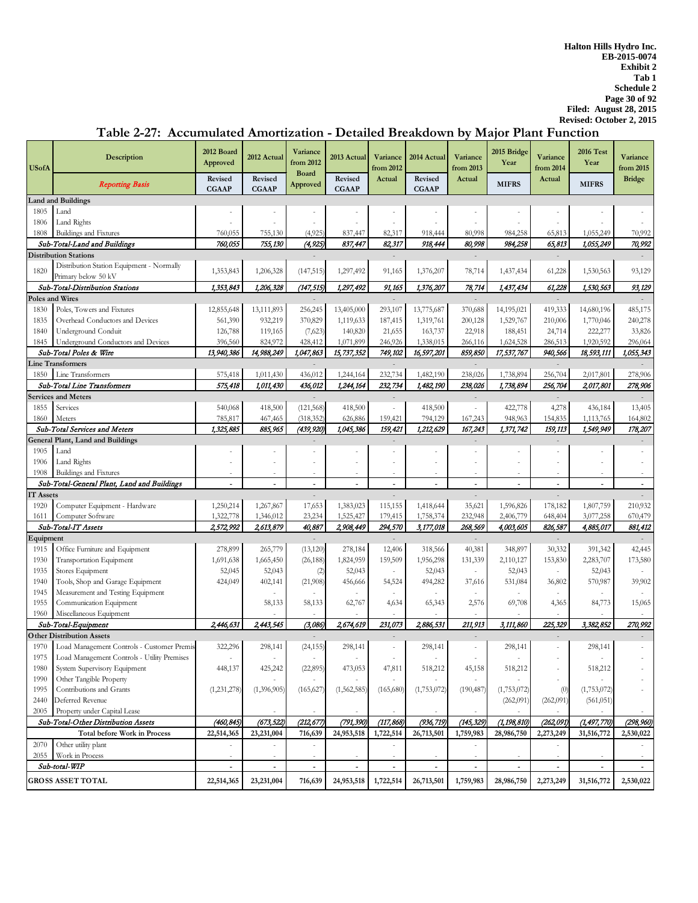Halton Hills Hydro Inc.
EB-2015-0074
Exhibit 2
Tab 1
Schedule 2
Filed: August 28, 2015
Revised: October 2, 2015

## Table 2-27: Accumulated Amortization - Detailed Breakdown by Major Plant Function

| USofA | Description | 2012 Board Approved | 2012 Actual | Variance from 2012 Board Approved | 2013 Actual | Variance from 2012 Actual | 2014 Actual | Variance from 2013 Actual | 2015 Bridge Year | Variance from 2014 Actual | 2016 Test Year | Variance from 2015 Bridge |
|---|---|---|---|---|---|---|---|---|---|---|---|---|
| | *Reporting Basis* | Revised CGAAP | Revised CGAAP | | Revised CGAAP | | Revised CGAAP | | MIFRS | | MIFRS | |
| **Land and Buildings** | | | | | | | | | | | | |
| 1805 | Land | - | - | - | - | - | - | - | - | - | - | - |
| 1806 | Land Rights | - | - | - | - | - | - | - | - | - | - | - |
| 1808 | Buildings and Fixtures | 760,055 | 755,130 | (4,925) | 837,447 | 82,317 | 918,444 | 80,998 | 984,258 | 65,813 | 1,055,249 | 70,992 |
| | *Sub-Total-Land and Buildings* | *760,055* | *755,130* | *(4,925)* | *837,447* | *82,317* | *918,444* | *80,998* | *984,258* | *65,813* | *1,055,249* | *70,992* |
| **Distribution Stations** | | | | - | | - | | - | | - | | - |
| 1820 | Distribution Station Equipment - Normally Primary below 50 kV | 1,353,843 | 1,206,328 | (147,515) | 1,297,492 | 91,165 | 1,376,207 | 78,714 | 1,437,434 | 61,228 | 1,530,563 | 93,129 |
| | *Sub-Total-Distribution Stations* | *1,353,843* | *1,206,328* | *(147,515)* | *1,297,492* | *91,165* | *1,376,207* | *78,714* | *1,437,434* | *61,228* | *1,530,563* | *93,129* |
| **Poles and Wires** | | | | - | | - | | - | | - | | - |
| 1830 | Poles, Towers and Fixtures | 12,855,648 | 13,111,893 | 256,245 | 13,405,000 | 293,107 | 13,775,687 | 370,688 | 14,195,021 | 419,333 | 14,680,196 | 485,175 |
| 1835 | Overhead Conductors and Devices | 561,390 | 932,219 | 370,829 | 1,119,633 | 187,415 | 1,319,761 | 200,128 | 1,529,767 | 210,006 | 1,770,046 | 240,278 |
| 1840 | Underground Conduit | 126,788 | 119,165 | (7,623) | 140,820 | 21,655 | 163,737 | 22,918 | 188,451 | 24,714 | 222,277 | 33,826 |
| 1845 | Underground Conductors and Devices | 396,560 | 824,972 | 428,412 | 1,071,899 | 246,926 | 1,338,015 | 266,116 | 1,624,528 | 286,513 | 1,920,592 | 296,064 |
| | *Sub-Total Poles & Wire* | *13,940,386* | *14,988,249* | *1,047,863* | *15,737,352* | *749,102* | *16,597,201* | *859,850* | *17,537,767* | *940,566* | *18,593,111* | *1,055,343* |
| **Line Transformers** | | | | - | | - | | - | | - | | - |
| 1850 | Line Transformers | 575,418 | 1,011,430 | 436,012 | 1,244,164 | 232,734 | 1,482,190 | 238,026 | 1,738,894 | 256,704 | 2,017,801 | 278,906 |
| | *Sub-Total Line Transformers* | *575,418* | *1,011,430* | *436,012* | *1,244,164* | *232,734* | *1,482,190* | *238,026* | *1,738,894* | *256,704* | *2,017,801* | *278,906* |
| **Services and Meters** | | | | - | | - | | - | | - | | - |
| 1855 | Services | 540,068 | 418,500 | (121,568) | 418,500 | - | 418,500 | - | 422,778 | 4,278 | 436,184 | 13,405 |
| 1860 | Meters | 785,817 | 467,465 | (318,352) | 626,886 | 159,421 | 794,129 | 167,243 | 948,963 | 154,835 | 1,113,765 | 164,802 |
| | *Sub-Total Services and Meters* | *1,325,885* | *885,965* | *(439,920)* | *1,045,386* | *159,421* | *1,212,629* | *167,243* | *1,371,742* | *159,113* | *1,549,949* | *178,207* |
| **General Plant, Land and Buildings** | | | | - | | - | | - | | - | | - |
| 1905 | Land | - | - | - | - | - | - | - | - | - | - | - |
| 1906 | Land Rights | - | - | - | - | - | - | - | - | - | - | - |
| 1908 | Buildings and Fixtures | - | - | - | - | - | - | - | - | - | - | - |
| | *Sub-Total-General Plant, Land and Buildings* | - | - | - | - | - | - | - | - | - | - | - |
| **IT Assets** | | | | - | | - | | - | | - | | - |
| 1920 | Computer Equipment - Hardware | 1,250,214 | 1,267,867 | 17,653 | 1,383,023 | 115,155 | 1,418,644 | 35,621 | 1,596,826 | 178,182 | 1,807,759 | 210,932 |
| 1611 | Computer Software | 1,322,778 | 1,346,012 | 23,234 | 1,525,427 | 179,415 | 1,758,374 | 232,948 | 2,406,779 | 648,404 | 3,077,258 | 670,479 |
| | *Sub-Total-IT Assets* | *2,572,992* | *2,613,879* | *40,887* | *2,908,449* | *294,570* | *3,177,018* | *268,569* | *4,003,605* | *826,587* | *4,885,017* | *881,412* |
| **Equipment** | | | | - | | - | | - | | - | | - |
| 1915 | Office Furniture and Equipment | 278,899 | 265,779 | (13,120) | 278,184 | 12,406 | 318,566 | 40,381 | 348,897 | 30,332 | 391,342 | 42,445 |
| 1930 | Transportation Equipment | 1,691,638 | 1,665,450 | (26,188) | 1,824,959 | 159,509 | 1,956,298 | 131,339 | 2,110,127 | 153,830 | 2,283,707 | 173,580 |
| 1935 | Stores Equipment | 52,045 | 52,043 | (2) | 52,043 | - | 52,043 | - | 52,043 | - | 52,043 | - |
| 1940 | Tools, Shop and Garage Equipment | 424,049 | 402,141 | (21,908) | 456,666 | 54,524 | 494,282 | 37,616 | 531,084 | 36,802 | 570,987 | 39,902 |
| 1945 | Measurement and Testing Equipment | | - | - | - | - | - | - | - | - | - | - |
| 1955 | Communication Equipment | | 58,133 | 58,133 | 62,767 | 4,634 | 65,343 | 2,576 | 69,708 | 4,365 | 84,773 | 15,065 |
| 1960 | Miscellaneous Equipment | | - | - | - | - | - | - | - | - | - | - |
| | *Sub-Total-Equipment* | *2,446,631* | *2,443,545* | *(3,086)* | *2,674,619* | *231,073* | *2,886,531* | *211,913* | *3,111,860* | *225,329* | *3,382,852* | *270,992* |
| **Other Distribution Assets** | | | | - | | - | | - | | - | | - |
| 1970 | Load Management Controls - Customer Premis | 322,296 | 298,141 | (24,155) | 298,141 | - | 298,141 | - | 298,141 | - | 298,141 | - |
| 1975 | Load Management Controls - Utility Premises | - | - | - | - | - | - | - | - | - | - | - |
| 1980 | System Supervisory Equipment | 448,137 | 425,242 | (22,895) | 473,053 | 47,811 | 518,212 | 45,158 | 518,212 | - | 518,212 | - |
| 1990 | Other Tangible Property | | - | - | - | - | - | - | - | - | - | - |
| 1995 | Contributions and Grants | (1,231,278) | (1,396,905) | (165,627) | (1,562,585) | (165,680) | (1,753,072) | (190,487) | (1,753,072) | (0) | (1,753,072) | - |
| 2440 | Deferred Revenue | | | | | | | | (262,091) | (262,091) | (561,051) | |
| 2005 | Property under Capital Lease | | - | - | - | - | - | - | - | - | - | - |
| | *Sub-Total-Other Distribution Assets* | *(460,845)* | *(673,522)* | *(212,677)* | *(791,390)* | *(117,868)* | *(936,719)* | *(145,329)* | *(1,198,810)* | *(262,091)* | *(1,497,770)* | *(298,960)* |
| | Total before Work in Process | 22,514,365 | 23,231,004 | 716,639 | 24,953,518 | 1,722,514 | 26,713,501 | 1,759,983 | 28,986,750 | 2,273,249 | 31,516,772 | 2,530,022 |
| 2070 | Other utility plant | - | - | - | | - | | - | | - | | - |
| 2055 | Work in Process | - | - | - | - | - | - | - | - | - | - | - |
| | *Sub-total-WIP* | - | - | - | - | - | - | - | - | - | - | - |
| **GROSS ASSET TOTAL** | | 22,514,365 | 23,231,004 | 716,639 | 24,953,518 | 1,722,514 | 26,713,501 | 1,759,983 | 28,986,750 | 2,273,249 | 31,516,772 | 2,530,022 |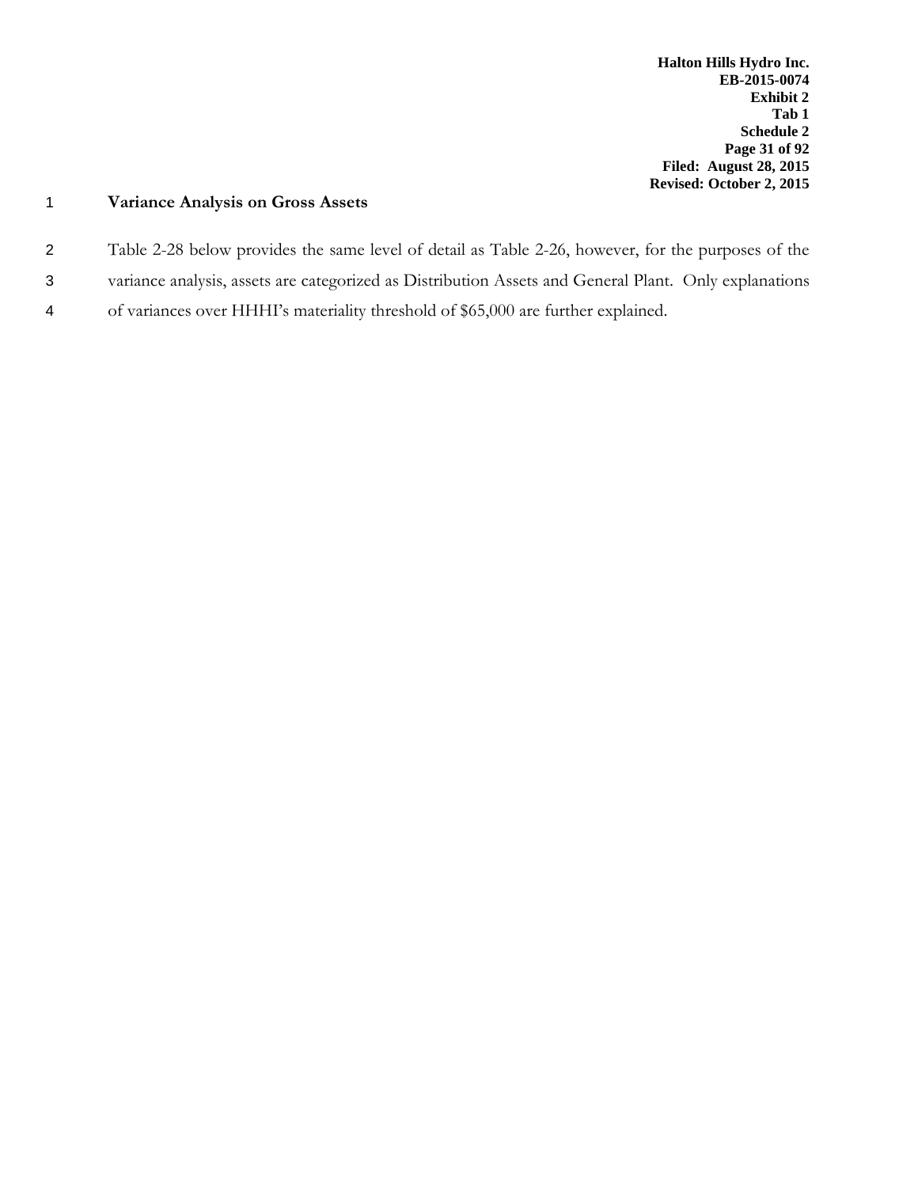## Variance Analysis on Gross Assets

Table 2-28 below provides the same level of detail as Table 2-26, however, for the purposes of the variance analysis, assets are categorized as Distribution Assets and General Plant. Only explanations of variances over HHHI's materiality threshold of $65,000 are further explained.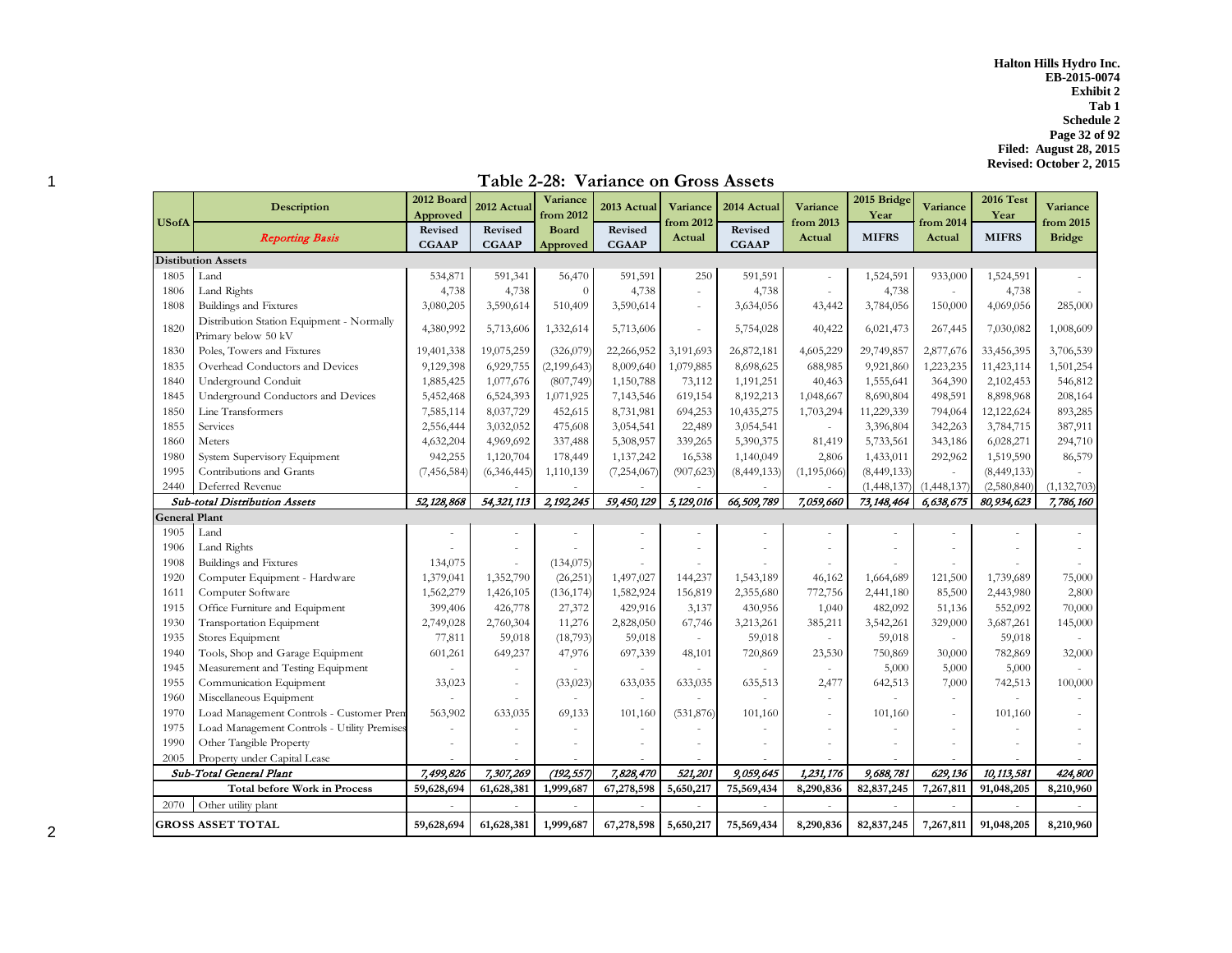Halton Hills Hydro Inc.
EB-2015-0074
Exhibit 2
Tab 1
Schedule 2
Filed: August 28, 2015
Revised: October 2, 2015

## Table 2-28: Variance on Gross Assets

| USofA | Description | 2012 Board Approved | 2012 Actual | Variance from 2012 Board Approved | 2013 Actual | Variance from 2012 Actual | 2014 Actual | Variance from 2013 Actual | 2015 Bridge Year | Variance from 2014 Actual | 2016 Test Year | Variance from 2015 Bridge |
|---|---|---|---|---|---|---|---|---|---|---|---|---|
| | *Reporting Basis* | Revised CGAAP | Revised CGAAP | | Revised CGAAP | | Revised CGAAP | | MIFRS | | MIFRS | |
| **Distibution Assets** | | | | | | | | | | | | |
| 1805 | Land | 534,871 | 591,341 | 56,470 | 591,591 | 250 | 591,591 | - | 1,524,591 | 933,000 | 1,524,591 | - |
| 1806 | Land Rights | 4,738 | 4,738 | 0 | 4,738 | - | 4,738 | - | 4,738 | - | 4,738 | - |
| 1808 | Buildings and Fixtures | 3,080,205 | 3,590,614 | 510,409 | 3,590,614 | - | 3,634,056 | 43,442 | 3,784,056 | 150,000 | 4,069,056 | 285,000 |
| 1820 | Distribution Station Equipment - Normally Primary below 50 kV | 4,380,992 | 5,713,606 | 1,332,614 | 5,713,606 | - | 5,754,028 | 40,422 | 6,021,473 | 267,445 | 7,030,082 | 1,008,609 |
| 1830 | Poles, Towers and Fixtures | 19,401,338 | 19,075,259 | (326,079) | 22,266,952 | 3,191,693 | 26,872,181 | 4,605,229 | 29,749,857 | 2,877,676 | 33,456,395 | 3,706,539 |
| 1835 | Overhead Conductors and Devices | 9,129,398 | 6,929,755 | (2,199,643) | 8,009,640 | 1,079,885 | 8,698,625 | 688,985 | 9,921,860 | 1,223,235 | 11,423,114 | 1,501,254 |
| 1840 | Underground Conduit | 1,885,425 | 1,077,676 | (807,749) | 1,150,788 | 73,112 | 1,191,251 | 40,463 | 1,555,641 | 364,390 | 2,102,453 | 546,812 |
| 1845 | Underground Conductors and Devices | 5,452,468 | 6,524,393 | 1,071,925 | 7,143,546 | 619,154 | 8,192,213 | 1,048,667 | 8,690,804 | 498,591 | 8,898,968 | 208,164 |
| 1850 | Line Transformers | 7,585,114 | 8,037,729 | 452,615 | 8,731,981 | 694,253 | 10,435,275 | 1,703,294 | 11,229,339 | 794,064 | 12,122,624 | 893,285 |
| 1855 | Services | 2,556,444 | 3,032,052 | 475,608 | 3,054,541 | 22,489 | 3,054,541 | - | 3,396,804 | 342,263 | 3,784,715 | 387,911 |
| 1860 | Meters | 4,632,204 | 4,969,692 | 337,488 | 5,308,957 | 339,265 | 5,390,375 | 81,419 | 5,733,561 | 343,186 | 6,028,271 | 294,710 |
| 1980 | System Supervisory Equipment | 942,255 | 1,120,704 | 178,449 | 1,137,242 | 16,538 | 1,140,049 | 2,806 | 1,433,011 | 292,962 | 1,519,590 | 86,579 |
| 1995 | Contributions and Grants | (7,456,584) | (6,346,445) | 1,110,139 | (7,254,067) | (907,623) | (8,449,133) | (1,195,066) | (8,449,133) | - | (8,449,133) | - |
| 2440 | Deferred Revenue | | | - | | - | | - | (1,448,137) | (1,448,137) | (2,580,840) | (1,132,703) |
| | ***Sub-total Distribution Assets*** | ***52,128,868*** | ***54,321,113*** | ***2,192,245*** | ***59,450,129*** | ***5,129,016*** | ***66,509,789*** | ***7,059,660*** | ***73,148,464*** | ***6,638,675*** | ***80,934,623*** | ***7,786,160*** |
| **General Plant** | | | | | | | | | | | | |
| 1905 | Land | - | - | - | - | - | - | - | - | - | - | - |
| 1906 | Land Rights | - | - | - | - | - | - | - | - | - | - | - |
| 1908 | Buildings and Fixtures | 134,075 | - | (134,075) | - | - | - | - | - | - | - | - |
| 1920 | Computer Equipment - Hardware | 1,379,041 | 1,352,790 | (26,251) | 1,497,027 | 144,237 | 1,543,189 | 46,162 | 1,664,689 | 121,500 | 1,739,689 | 75,000 |
| 1611 | Computer Software | 1,562,279 | 1,426,105 | (136,174) | 1,582,924 | 156,819 | 2,355,680 | 772,756 | 2,441,180 | 85,500 | 2,443,980 | 2,800 |
| 1915 | Office Furniture and Equipment | 399,406 | 426,778 | 27,372 | 429,916 | 3,137 | 430,956 | 1,040 | 482,092 | 51,136 | 552,092 | 70,000 |
| 1930 | Transportation Equipment | 2,749,028 | 2,760,304 | 11,276 | 2,828,050 | 67,746 | 3,213,261 | 385,211 | 3,542,261 | 329,000 | 3,687,261 | 145,000 |
| 1935 | Stores Equipment | 77,811 | 59,018 | (18,793) | 59,018 | - | 59,018 | - | 59,018 | - | 59,018 | - |
| 1940 | Tools, Shop and Garage Equipment | 601,261 | 649,237 | 47,976 | 697,339 | 48,101 | 720,869 | 23,530 | 750,869 | 30,000 | 782,869 | 32,000 |
| 1945 | Measurement and Testing Equipment | - | - | - | - | - | - | - | 5,000 | 5,000 | 5,000 | - |
| 1955 | Communication Equipment | 33,023 | - | (33,023) | 633,035 | 633,035 | 635,513 | 2,477 | 642,513 | 7,000 | 742,513 | 100,000 |
| 1960 | Miscellaneous Equipment | - | - | - | - | - | - | - | - | - | - | - |
| 1970 | Load Management Controls - Customer Pren | 563,902 | 633,035 | 69,133 | 101,160 | (531,876) | 101,160 | - | 101,160 | - | 101,160 | - |
| 1975 | Load Management Controls - Utility Premises | - | - | - | - | - | - | - | - | - | - | - |
| 1990 | Other Tangible Property | - | - | - | - | - | - | - | - | - | - | - |
| 2005 | Property under Capital Lease | - | - | - | - | - | - | - | - | - | - | - |
| | ***Sub-Total General Plant*** | ***7,499,826*** | ***7,307,269*** | ***(192,557)*** | ***7,828,470*** | ***521,201*** | ***9,059,645*** | ***1,231,176*** | ***9,688,781*** | ***629,136*** | ***10,113,581*** | ***424,800*** |
| | **Total before Work in Process** | **59,628,694** | **61,628,381** | **1,999,687** | **67,278,598** | **5,650,217** | **75,569,434** | **8,290,836** | **82,837,245** | **7,267,811** | **91,048,205** | **8,210,960** |
| 2070 | Other utility plant | - | - | - | - | - | - | - | - | - | - | - |
| **GROSS ASSET TOTAL** | | **59,628,694** | **61,628,381** | **1,999,687** | **67,278,598** | **5,650,217** | **75,569,434** | **8,290,836** | **82,837,245** | **7,267,811** | **91,048,205** | **8,210,960** |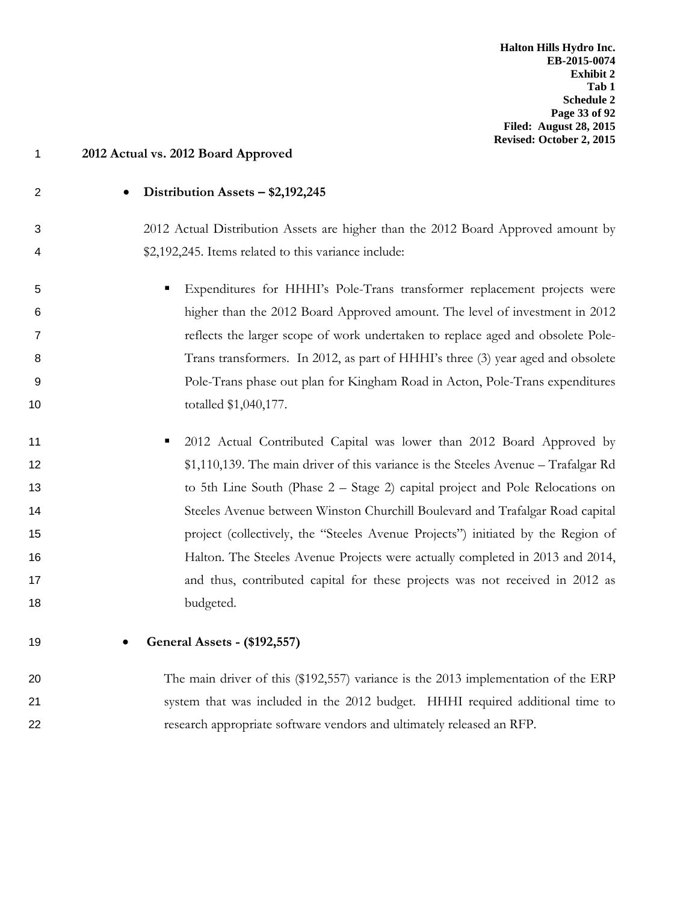**2012 Actual vs. 2012 Board Approved**

- **Distribution Assets – $2,192,245**

  2012 Actual Distribution Assets are higher than the 2012 Board Approved amount by $2,192,245. Items related to this variance include:

  - Expenditures for HHHI's Pole-Trans transformer replacement projects were higher than the 2012 Board Approved amount. The level of investment in 2012 reflects the larger scope of work undertaken to replace aged and obsolete Pole-Trans transformers. In 2012, as part of HHHI's three (3) year aged and obsolete Pole-Trans phase out plan for Kingham Road in Acton, Pole-Trans expenditures totalled $1,040,177.

  - 2012 Actual Contributed Capital was lower than 2012 Board Approved by $1,110,139. The main driver of this variance is the Steeles Avenue – Trafalgar Rd to 5th Line South (Phase 2 – Stage 2) capital project and Pole Relocations on Steeles Avenue between Winston Churchill Boulevard and Trafalgar Road capital project (collectively, the "Steeles Avenue Projects") initiated by the Region of Halton. The Steeles Avenue Projects were actually completed in 2013 and 2014, and thus, contributed capital for these projects was not received in 2012 as budgeted.

- **General Assets - ($192,557)**

  The main driver of this ($192,557) variance is the 2013 implementation of the ERP system that was included in the 2012 budget. HHHI required additional time to research appropriate software vendors and ultimately released an RFP.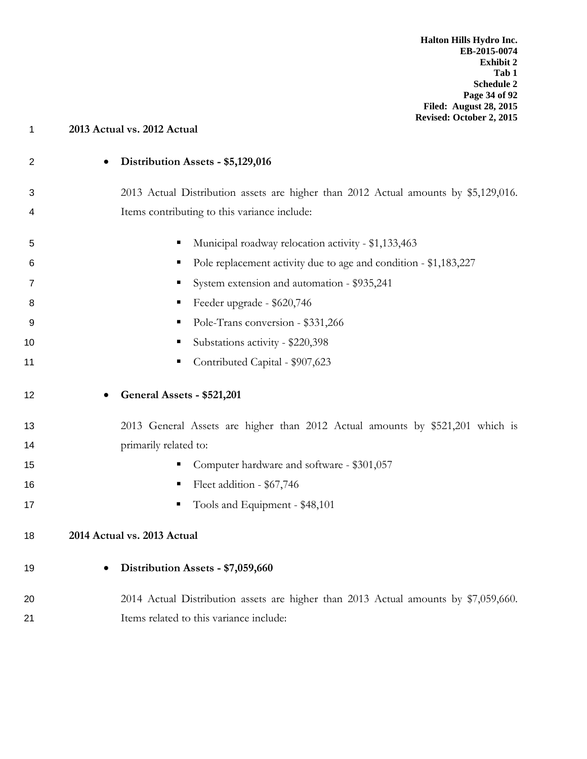**2013 Actual vs. 2012 Actual**

- **Distribution Assets - $5,129,016**

  2013 Actual Distribution assets are higher than 2012 Actual amounts by $5,129,016. Items contributing to this variance include:

  - Municipal roadway relocation activity - $1,133,463
  - Pole replacement activity due to age and condition - $1,183,227
  - System extension and automation - $935,241
  - Feeder upgrade - $620,746
  - Pole-Trans conversion - $331,266
  - Substations activity - $220,398
  - Contributed Capital - $907,623

- **General Assets - $521,201**

  2013 General Assets are higher than 2012 Actual amounts by $521,201 which is primarily related to:

  - Computer hardware and software - $301,057
  - Fleet addition - $67,746
  - Tools and Equipment - $48,101

**2014 Actual vs. 2013 Actual**

- **Distribution Assets - $7,059,660**

  2014 Actual Distribution assets are higher than 2013 Actual amounts by $7,059,660. Items related to this variance include: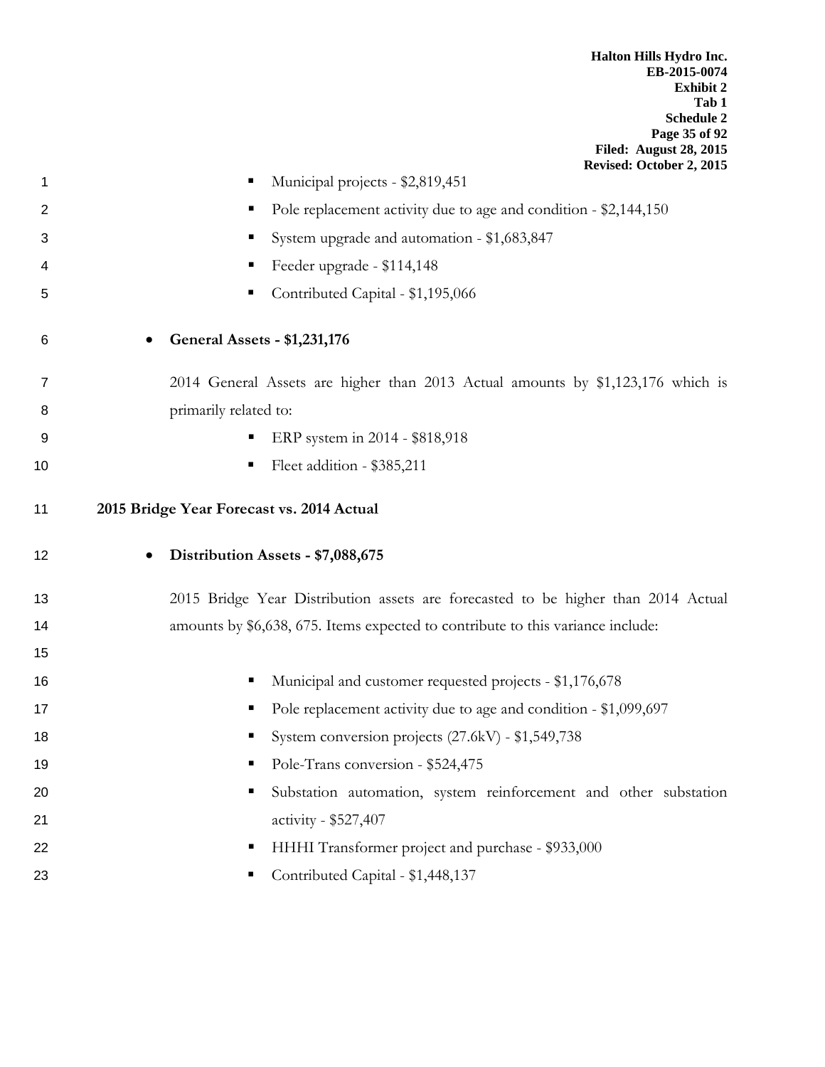- Municipal projects - $2,819,451
- Pole replacement activity due to age and condition - $2,144,150
- System upgrade and automation - $1,683,847
- Feeder upgrade - $114,148
- Contributed Capital - $1,195,066

- **General Assets - $1,231,176**

  2014 General Assets are higher than 2013 Actual amounts by $1,123,176 which is primarily related to:

  - ERP system in 2014 - $818,918
  - Fleet addition - $385,211

**2015 Bridge Year Forecast vs. 2014 Actual**

- **Distribution Assets - $7,088,675**

  2015 Bridge Year Distribution assets are forecasted to be higher than 2014 Actual amounts by $6,638, 675. Items expected to contribute to this variance include:

  - Municipal and customer requested projects - $1,176,678
  - Pole replacement activity due to age and condition - $1,099,697
  - System conversion projects (27.6kV) - $1,549,738
  - Pole-Trans conversion - $524,475
  - Substation automation, system reinforcement and other substation activity - $527,407
  - HHHI Transformer project and purchase - $933,000
  - Contributed Capital - $1,448,137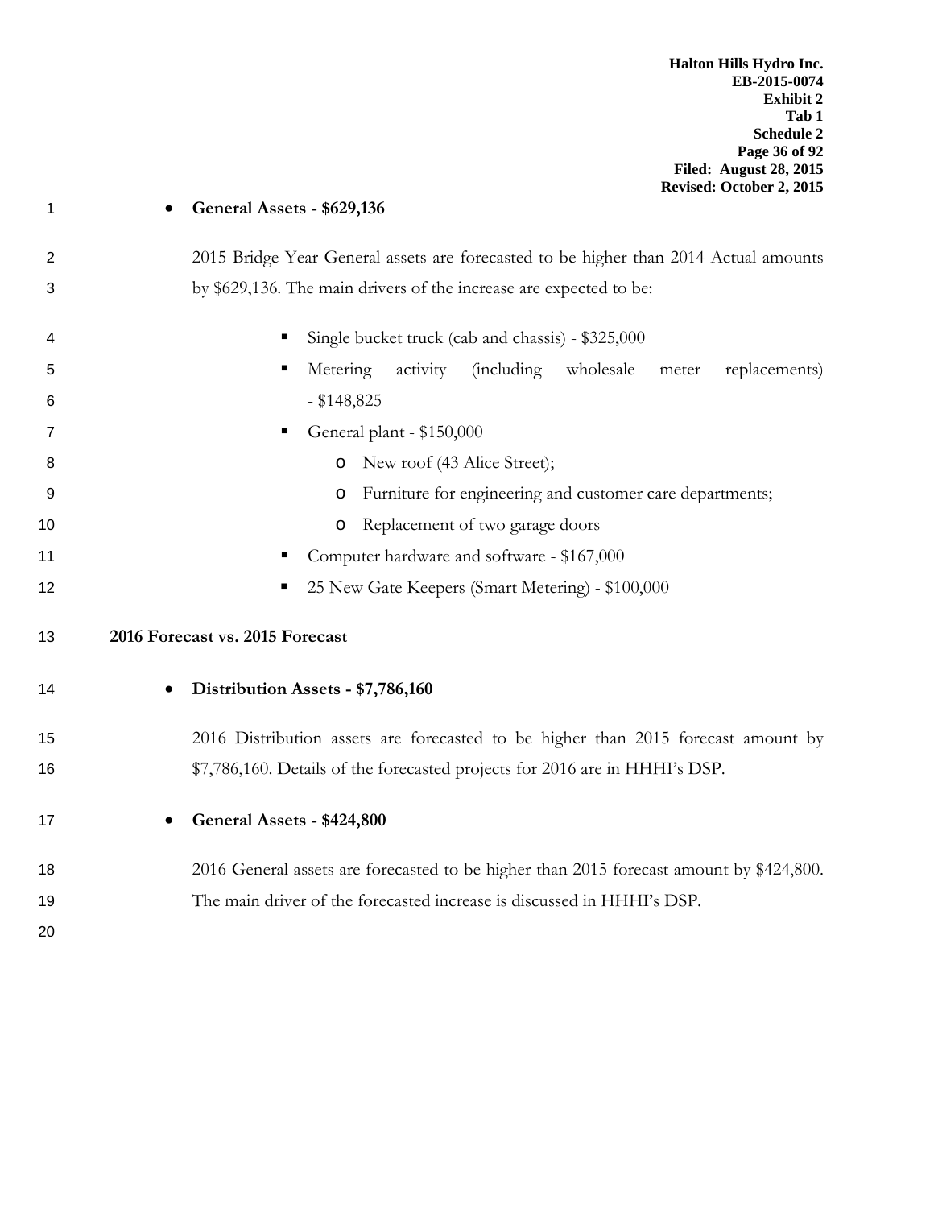- **General Assets - $629,136**

  2015 Bridge Year General assets are forecasted to be higher than 2014 Actual amounts by $629,136. The main drivers of the increase are expected to be:

  - Single bucket truck (cab and chassis) - $325,000
  - Metering activity (including wholesale meter replacements) - $148,825
  - General plant - $150,000
    - New roof (43 Alice Street);
    - Furniture for engineering and customer care departments;
    - Replacement of two garage doors
  - Computer hardware and software - $167,000
  - 25 New Gate Keepers (Smart Metering) - $100,000

**2016 Forecast vs. 2015 Forecast**

- **Distribution Assets - $7,786,160**

  2016 Distribution assets are forecasted to be higher than 2015 forecast amount by $7,786,160. Details of the forecasted projects for 2016 are in HHHI's DSP.

- **General Assets - $424,800**

  2016 General assets are forecasted to be higher than 2015 forecast amount by $424,800. The main driver of the forecasted increase is discussed in HHHI's DSP.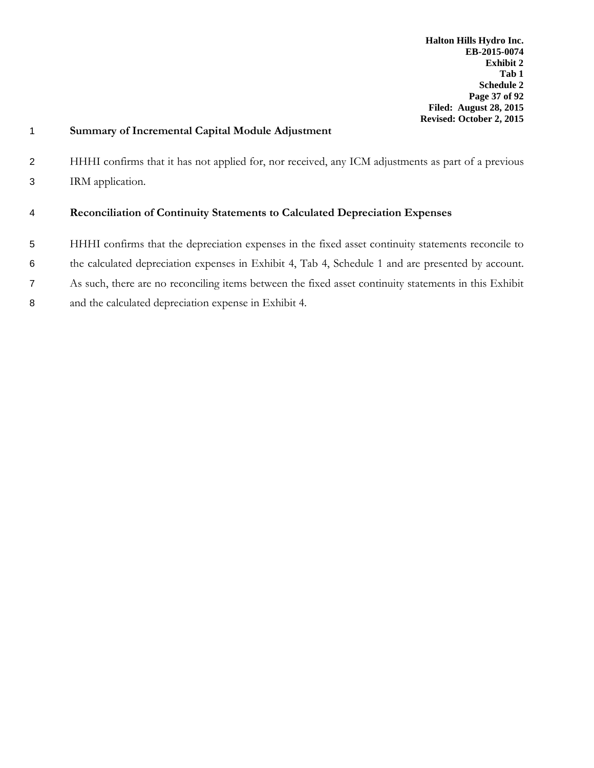## Summary of Incremental Capital Module Adjustment

HHHI confirms that it has not applied for, nor received, any ICM adjustments as part of a previous IRM application.

## Reconciliation of Continuity Statements to Calculated Depreciation Expenses

HHHI confirms that the depreciation expenses in the fixed asset continuity statements reconcile to the calculated depreciation expenses in Exhibit 4, Tab 4, Schedule 1 and are presented by account. As such, there are no reconciling items between the fixed asset continuity statements in this Exhibit and the calculated depreciation expense in Exhibit 4.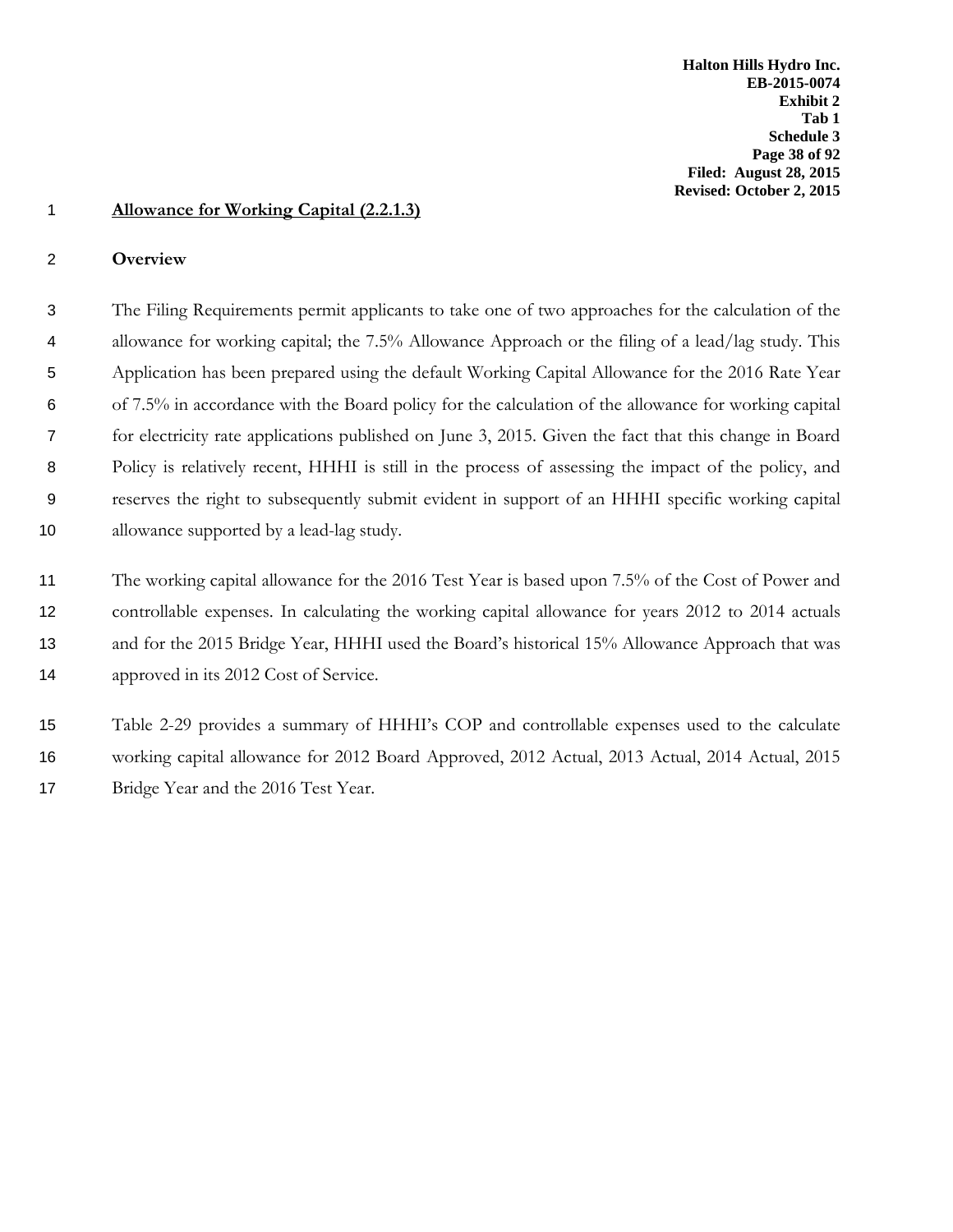## Allowance for Working Capital (2.2.1.3)

### Overview

The Filing Requirements permit applicants to take one of two approaches for the calculation of the allowance for working capital; the 7.5% Allowance Approach or the filing of a lead/lag study. This Application has been prepared using the default Working Capital Allowance for the 2016 Rate Year of 7.5% in accordance with the Board policy for the calculation of the allowance for working capital for electricity rate applications published on June 3, 2015. Given the fact that this change in Board Policy is relatively recent, HHHI is still in the process of assessing the impact of the policy, and reserves the right to subsequently submit evident in support of an HHHI specific working capital allowance supported by a lead-lag study.

The working capital allowance for the 2016 Test Year is based upon 7.5% of the Cost of Power and controllable expenses. In calculating the working capital allowance for years 2012 to 2014 actuals and for the 2015 Bridge Year, HHHI used the Board's historical 15% Allowance Approach that was approved in its 2012 Cost of Service.

Table 2-29 provides a summary of HHHI's COP and controllable expenses used to the calculate working capital allowance for 2012 Board Approved, 2012 Actual, 2013 Actual, 2014 Actual, 2015 Bridge Year and the 2016 Test Year.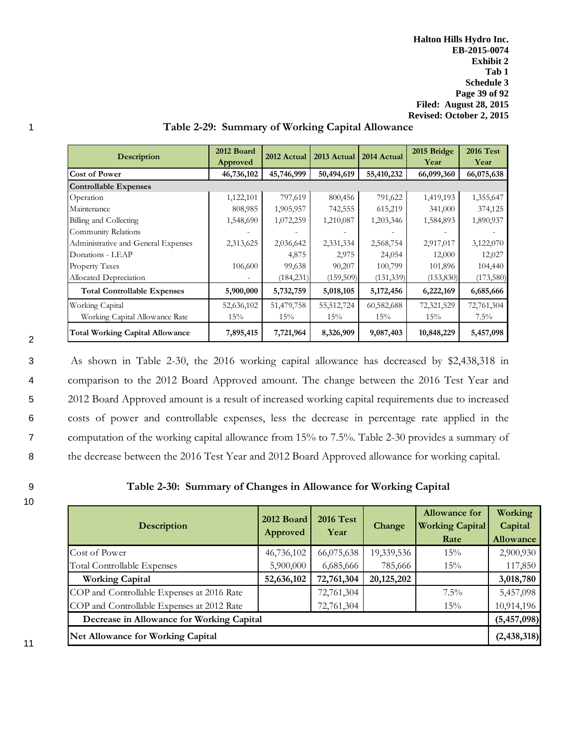**Table 2-29: Summary of Working Capital Allowance**

| Description | 2012 Board Approved | 2012 Actual | 2013 Actual | 2014 Actual | 2015 Bridge Year | 2016 Test Year |
|---|---|---|---|---|---|---|
| **Cost of Power** | **46,736,102** | **45,746,999** | **50,494,619** | **55,410,232** | **66,099,360** | **66,075,638** |
| **Controllable Expenses** | | | | | | |
| Operation | 1,122,101 | 797,619 | 800,456 | 791,622 | 1,419,193 | 1,355,647 |
| Maintenance | 808,985 | 1,905,957 | 742,555 | 615,219 | 341,000 | 374,125 |
| Billing and Collecting | 1,548,690 | 1,072,259 | 1,210,087 | 1,203,346 | 1,584,893 | 1,890,937 |
| Community Relations | - | - | - | - | - | - |
| Administrative and General Expenses | 2,313,625 | 2,036,642 | 2,331,334 | 2,568,754 | 2,917,017 | 3,122,070 |
| Donations - LEAP | | 4,875 | 2,975 | 24,054 | 12,000 | 12,027 |
| Property Taxes | 106,600 | 99,638 | 90,207 | 100,799 | 101,896 | 104,440 |
| Allocated Depreciation | - | (184,231) | (159,509) | (131,339) | (153,830) | (173,580) |
| **Total Controllable Expenses** | **5,900,000** | **5,732,759** | **5,018,105** | **5,172,456** | **6,222,169** | **6,685,666** |
| Working Capital | 52,636,102 | 51,479,758 | 55,512,724 | 60,582,688 | 72,321,529 | 72,761,304 |
| Working Capital Allowance Rate | 15% | 15% | 15% | 15% | 15% | 7.5% |
| **Total Working Capital Allowance** | **7,895,415** | **7,721,964** | **8,326,909** | **9,087,403** | **10,848,229** | **5,457,098** |

As shown in Table 2-30, the 2016 working capital allowance has decreased by $2,438,318 in comparison to the 2012 Board Approved amount. The change between the 2016 Test Year and 2012 Board Approved amount is a result of increased working capital requirements due to increased costs of power and controllable expenses, less the decrease in percentage rate applied in the computation of the working capital allowance from 15% to 7.5%. Table 2-30 provides a summary of the decrease between the 2016 Test Year and 2012 Board Approved allowance for working capital.

**Table 2-30: Summary of Changes in Allowance for Working Capital**

| Description | 2012 Board Approved | 2016 Test Year | Change | Allowance for Working Capital Rate | Working Capital Allowance |
|---|---|---|---|---|---|
| Cost of Power | 46,736,102 | 66,075,638 | 19,339,536 | 15% | 2,900,930 |
| Total Controllable Expenses | 5,900,000 | 6,685,666 | 785,666 | 15% | 117,850 |
| **Working Capital** | **52,636,102** | **72,761,304** | **20,125,202** | | **3,018,780** |
| COP and Controllable Expenses at 2016 Rate | | 72,761,304 | | 7.5% | 5,457,098 |
| COP and Controllable Expenses at 2012 Rate | | 72,761,304 | | 15% | 10,914,196 |
| **Decrease in Allowance for Working Capital** | | | | | **(5,457,098)** |
| **Net Allowance for Working Capital** | | | | | **(2,438,318)** |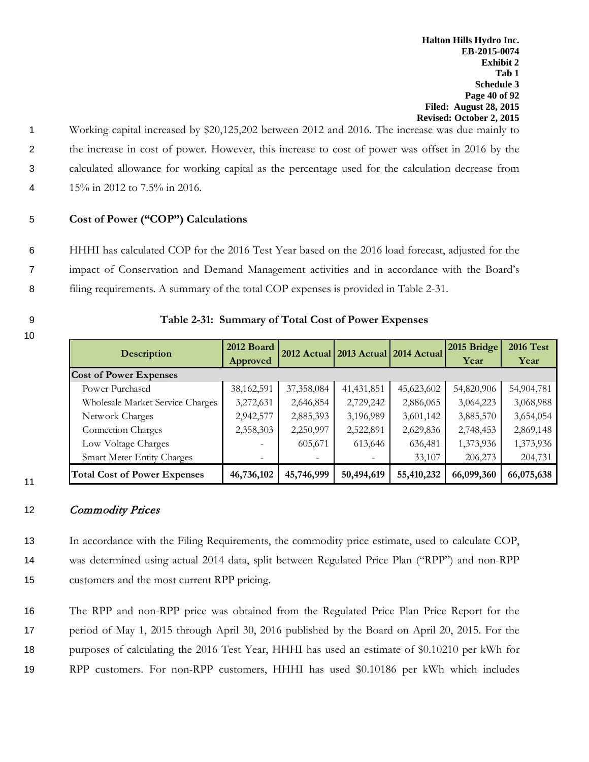Working capital increased by $20,125,202 between 2012 and 2016. The increase was due mainly to the increase in cost of power. However, this increase to cost of power was offset in 2016 by the calculated allowance for working capital as the percentage used for the calculation decrease from 15% in 2012 to 7.5% in 2016.

**Cost of Power ("COP") Calculations**

HHHI has calculated COP for the 2016 Test Year based on the 2016 load forecast, adjusted for the impact of Conservation and Demand Management activities and in accordance with the Board's filing requirements. A summary of the total COP expenses is provided in Table 2-31.

**Table 2-31: Summary of Total Cost of Power Expenses**

| Description | 2012 Board Approved | 2012 Actual | 2013 Actual | 2014 Actual | 2015 Bridge Year | 2016 Test Year |
|---|---|---|---|---|---|---|
| **Cost of Power Expenses** | | | | | | |
| Power Purchased | 38,162,591 | 37,358,084 | 41,431,851 | 45,623,602 | 54,820,906 | 54,904,781 |
| Wholesale Market Service Charges | 3,272,631 | 2,646,854 | 2,729,242 | 2,886,065 | 3,064,223 | 3,068,988 |
| Network Charges | 2,942,577 | 2,885,393 | 3,196,989 | 3,601,142 | 3,885,570 | 3,654,054 |
| Connection Charges | 2,358,303 | 2,250,997 | 2,522,891 | 2,629,836 | 2,748,453 | 2,869,148 |
| Low Voltage Charges | - | 605,671 | 613,646 | 636,481 | 1,373,936 | 1,373,936 |
| Smart Meter Entity Charges | - | - | - | 33,107 | 206,273 | 204,731 |
| **Total Cost of Power Expenses** | **46,736,102** | **45,746,999** | **50,494,619** | **55,410,232** | **66,099,360** | **66,075,638** |

*Commodity Prices*

In accordance with the Filing Requirements, the commodity price estimate, used to calculate COP, was determined using actual 2014 data, split between Regulated Price Plan ("RPP") and non-RPP customers and the most current RPP pricing.

The RPP and non-RPP price was obtained from the Regulated Price Plan Price Report for the period of May 1, 2015 through April 30, 2016 published by the Board on April 20, 2015. For the purposes of calculating the 2016 Test Year, HHHI has used an estimate of $0.10210 per kWh for RPP customers. For non-RPP customers, HHHI has used $0.10186 per kWh which includes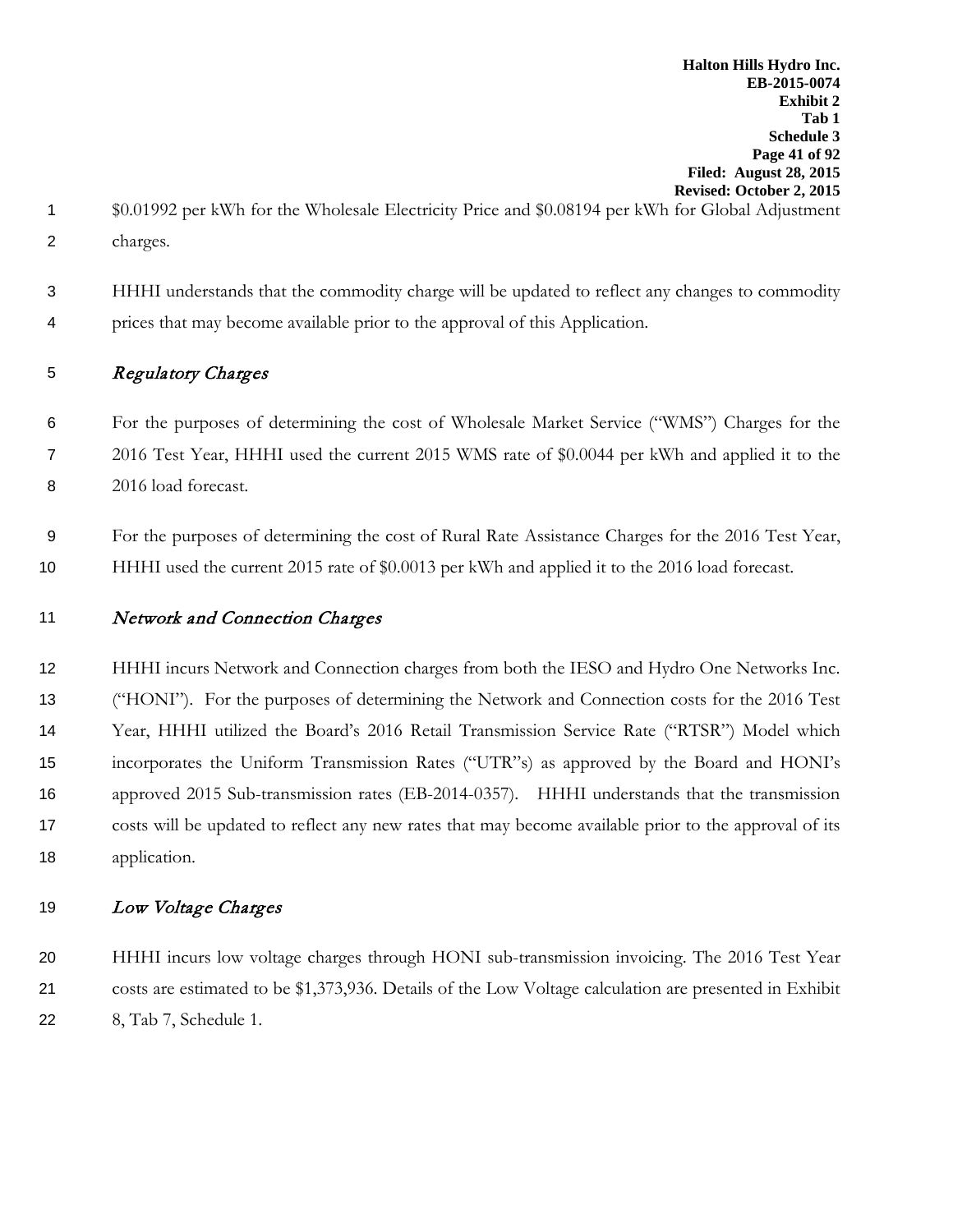$0.01992 per kWh for the Wholesale Electricity Price and $0.08194 per kWh for Global Adjustment charges.

HHHI understands that the commodity charge will be updated to reflect any changes to commodity prices that may become available prior to the approval of this Application.

### *Regulatory Charges*

For the purposes of determining the cost of Wholesale Market Service ("WMS") Charges for the 2016 Test Year, HHHI used the current 2015 WMS rate of $0.0044 per kWh and applied it to the 2016 load forecast.

For the purposes of determining the cost of Rural Rate Assistance Charges for the 2016 Test Year, HHHI used the current 2015 rate of $0.0013 per kWh and applied it to the 2016 load forecast.

### *Network and Connection Charges*

HHHI incurs Network and Connection charges from both the IESO and Hydro One Networks Inc. ("HONI"). For the purposes of determining the Network and Connection costs for the 2016 Test Year, HHHI utilized the Board's 2016 Retail Transmission Service Rate ("RTSR") Model which incorporates the Uniform Transmission Rates ("UTR"s) as approved by the Board and HONI's approved 2015 Sub-transmission rates (EB-2014-0357). HHHI understands that the transmission costs will be updated to reflect any new rates that may become available prior to the approval of its application.

### *Low Voltage Charges*

HHHI incurs low voltage charges through HONI sub-transmission invoicing. The 2016 Test Year costs are estimated to be $1,373,936. Details of the Low Voltage calculation are presented in Exhibit 8, Tab 7, Schedule 1.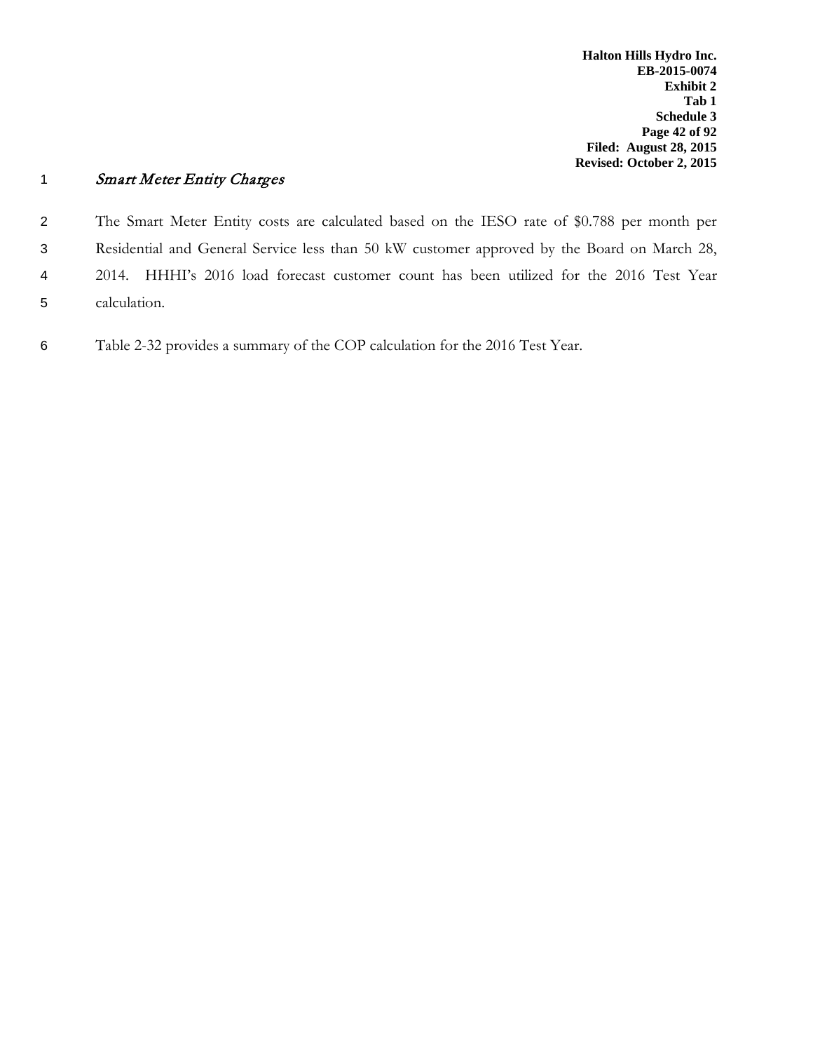### *Smart Meter Entity Charges*

The Smart Meter Entity costs are calculated based on the IESO rate of $0.788 per month per Residential and General Service less than 50 kW customer approved by the Board on March 28, 2014. HHHI's 2016 load forecast customer count has been utilized for the 2016 Test Year calculation.

Table 2-32 provides a summary of the COP calculation for the 2016 Test Year.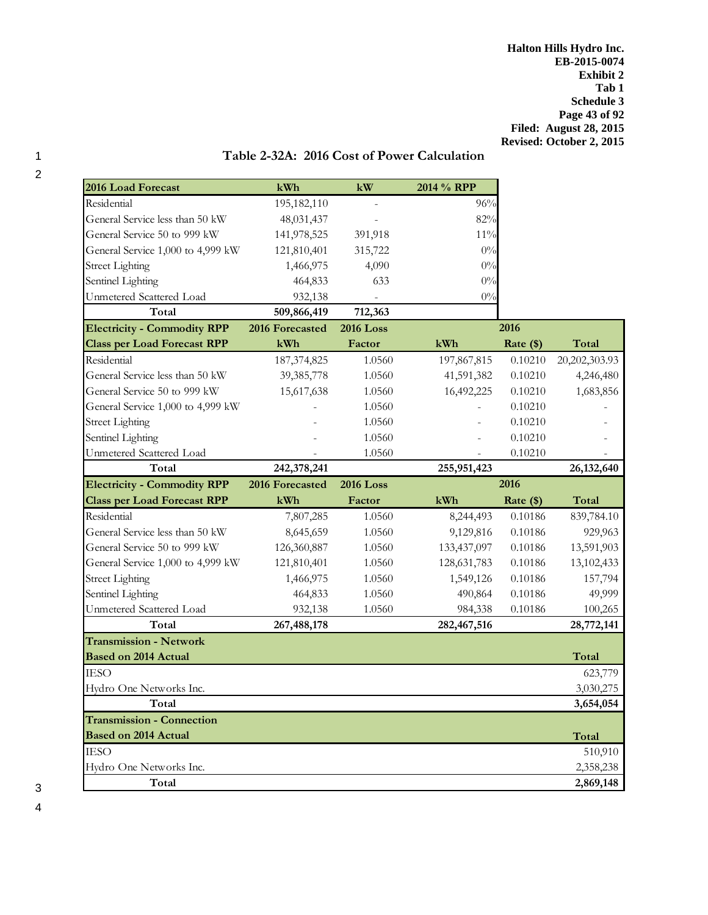## Table 2-32A: 2016 Cost of Power Calculation

| 2016 Load Forecast | kWh | kW | 2014 % RPP |
|---|---|---|---|
| Residential | 195,182,110 | - | 96% |
| General Service less than 50 kW | 48,031,437 | - | 82% |
| General Service 50 to 999 kW | 141,978,525 | 391,918 | 11% |
| General Service 1,000 to 4,999 kW | 121,810,401 | 315,722 | 0% |
| Street Lighting | 1,466,975 | 4,090 | 0% |
| Sentinel Lighting | 464,833 | 633 | 0% |
| Unmetered Scattered Load | 932,138 | - | 0% |
| **Total** | **509,866,419** | **712,363** | |

| Electricity - Commodity RPP | 2016 Forecasted | 2016 Loss | | 2016 | |
|---|---|---|---|---|---|
| **Class per Load Forecast RPP** | **kWh** | **Factor** | **kWh** | **Rate ($)** | **Total** |
| Residential | 187,374,825 | 1.0560 | 197,867,815 | 0.10210 | 20,202,303.93 |
| General Service less than 50 kW | 39,385,778 | 1.0560 | 41,591,382 | 0.10210 | 4,246,480 |
| General Service 50 to 999 kW | 15,617,638 | 1.0560 | 16,492,225 | 0.10210 | 1,683,856 |
| General Service 1,000 to 4,999 kW | - | 1.0560 | - | 0.10210 | - |
| Street Lighting | - | 1.0560 | - | 0.10210 | - |
| Sentinel Lighting | - | 1.0560 | - | 0.10210 | - |
| Unmetered Scattered Load | - | 1.0560 | - | 0.10210 | - |
| **Total** | **242,378,241** | | **255,951,423** | | **26,132,640** |

| Electricity - Commodity RPP | 2016 Forecasted | 2016 Loss | | 2016 | |
|---|---|---|---|---|---|
| **Class per Load Forecast RPP** | **kWh** | **Factor** | **kWh** | **Rate ($)** | **Total** |
| Residential | 7,807,285 | 1.0560 | 8,244,493 | 0.10186 | 839,784.10 |
| General Service less than 50 kW | 8,645,659 | 1.0560 | 9,129,816 | 0.10186 | 929,963 |
| General Service 50 to 999 kW | 126,360,887 | 1.0560 | 133,437,097 | 0.10186 | 13,591,903 |
| General Service 1,000 to 4,999 kW | 121,810,401 | 1.0560 | 128,631,783 | 0.10186 | 13,102,433 |
| Street Lighting | 1,466,975 | 1.0560 | 1,549,126 | 0.10186 | 157,794 |
| Sentinel Lighting | 464,833 | 1.0560 | 490,864 | 0.10186 | 49,999 |
| Unmetered Scattered Load | 932,138 | 1.0560 | 984,338 | 0.10186 | 100,265 |
| **Total** | **267,488,178** | | **282,467,516** | | **28,772,141** |

| Transmission - Network | |
|---|---|
| **Based on 2014 Actual** | **Total** |
| IESO | 623,779 |
| Hydro One Networks Inc. | 3,030,275 |
| **Total** | **3,654,054** |

| Transmission - Connection | |
|---|---|
| **Based on 2014 Actual** | **Total** |
| IESO | 510,910 |
| Hydro One Networks Inc. | 2,358,238 |
| **Total** | **2,869,148** |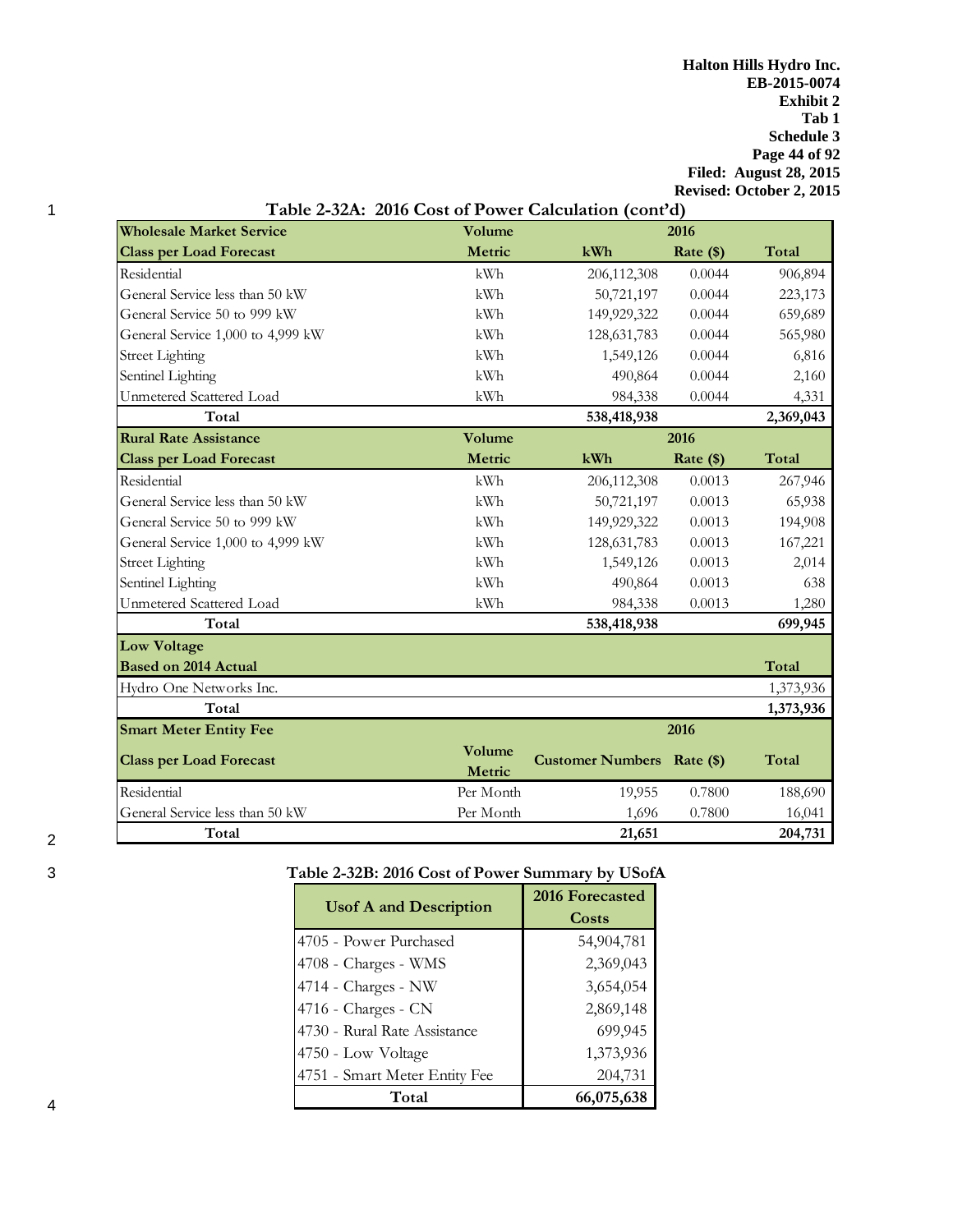Table 2-32A: 2016 Cost of Power Calculation (cont'd)

| Wholesale Market Service | Volume | | 2016 | |
|---|---|---|---|---|
| Class per Load Forecast | Metric | kWh | Rate ($) | Total |
| Residential | kWh | 206,112,308 | 0.0044 | 906,894 |
| General Service less than 50 kW | kWh | 50,721,197 | 0.0044 | 223,173 |
| General Service 50 to 999 kW | kWh | 149,929,322 | 0.0044 | 659,689 |
| General Service 1,000 to 4,999 kW | kWh | 128,631,783 | 0.0044 | 565,980 |
| Street Lighting | kWh | 1,549,126 | 0.0044 | 6,816 |
| Sentinel Lighting | kWh | 490,864 | 0.0044 | 2,160 |
| Unmetered Scattered Load | kWh | 984,338 | 0.0044 | 4,331 |
| **Total** | | **538,418,938** | | **2,369,043** |
| **Rural Rate Assistance** | **Volume** | | **2016** | |
| **Class per Load Forecast** | **Metric** | **kWh** | **Rate ($)** | **Total** |
| Residential | kWh | 206,112,308 | 0.0013 | 267,946 |
| General Service less than 50 kW | kWh | 50,721,197 | 0.0013 | 65,938 |
| General Service 50 to 999 kW | kWh | 149,929,322 | 0.0013 | 194,908 |
| General Service 1,000 to 4,999 kW | kWh | 128,631,783 | 0.0013 | 167,221 |
| Street Lighting | kWh | 1,549,126 | 0.0013 | 2,014 |
| Sentinel Lighting | kWh | 490,864 | 0.0013 | 638 |
| Unmetered Scattered Load | kWh | 984,338 | 0.0013 | 1,280 |
| **Total** | | **538,418,938** | | **699,945** |
| **Low Voltage** | | | | |
| **Based on 2014 Actual** | | | | **Total** |
| Hydro One Networks Inc. | | | | 1,373,936 |
| **Total** | | | | **1,373,936** |
| **Smart Meter Entity Fee** | | | **2016** | |
| **Class per Load Forecast** | **Volume Metric** | **Customer Numbers** | **Rate ($)** | **Total** |
| Residential | Per Month | 19,955 | 0.7800 | 188,690 |
| General Service less than 50 kW | Per Month | 1,696 | 0.7800 | 16,041 |
| **Total** | | **21,651** | | **204,731** |

Table 2-32B: 2016 Cost of Power Summary by USofA

| Usof A and Description | 2016 Forecasted Costs |
|---|---|
| 4705 - Power Purchased | 54,904,781 |
| 4708 - Charges - WMS | 2,369,043 |
| 4714 - Charges - NW | 3,654,054 |
| 4716 - Charges - CN | 2,869,148 |
| 4730 - Rural Rate Assistance | 699,945 |
| 4750 - Low Voltage | 1,373,936 |
| 4751 - Smart Meter Entity Fee | 204,731 |
| **Total** | **66,075,638** |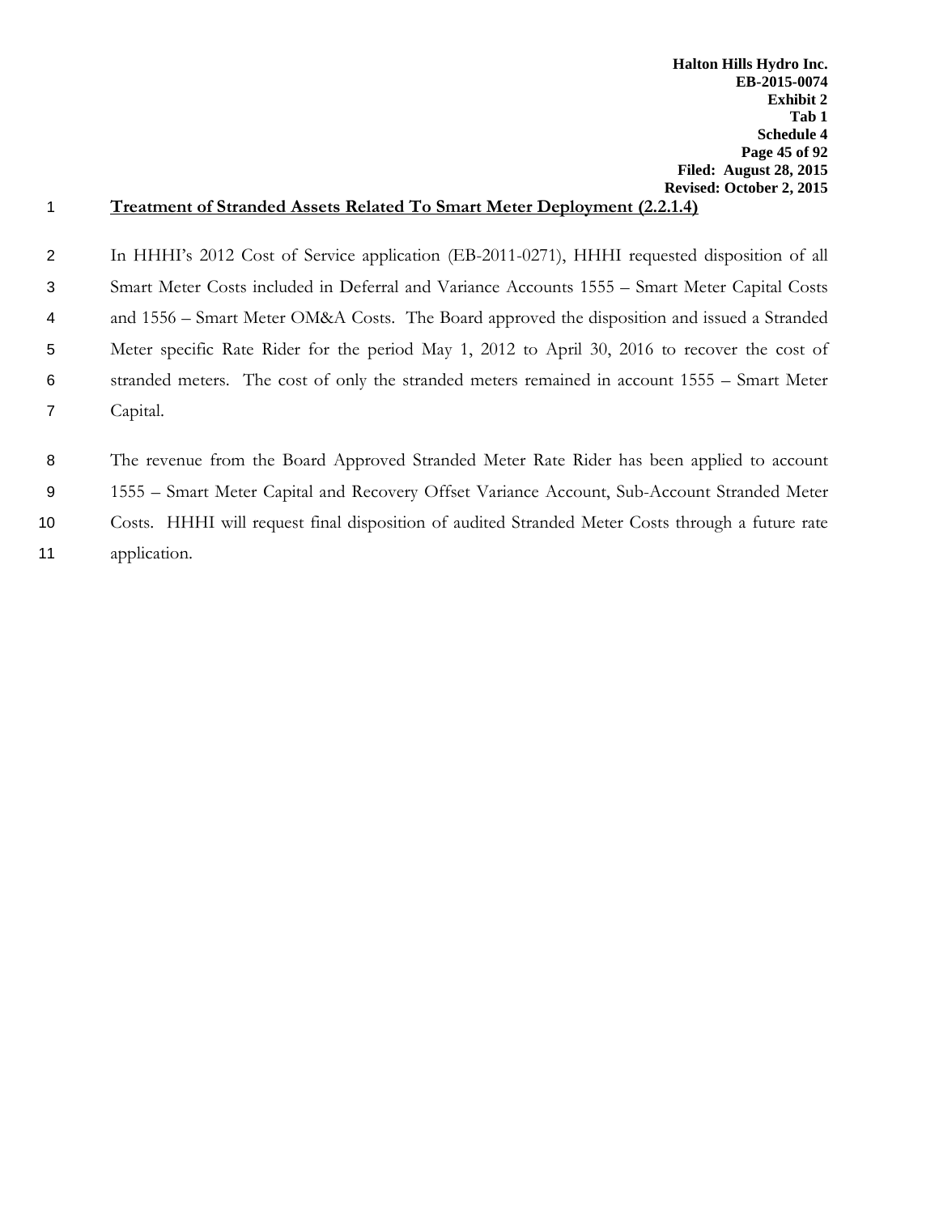## Treatment of Stranded Assets Related To Smart Meter Deployment (2.2.1.4)

In HHHI's 2012 Cost of Service application (EB-2011-0271), HHHI requested disposition of all Smart Meter Costs included in Deferral and Variance Accounts 1555 – Smart Meter Capital Costs and 1556 – Smart Meter OM&A Costs. The Board approved the disposition and issued a Stranded Meter specific Rate Rider for the period May 1, 2012 to April 30, 2016 to recover the cost of stranded meters. The cost of only the stranded meters remained in account 1555 – Smart Meter Capital.

The revenue from the Board Approved Stranded Meter Rate Rider has been applied to account 1555 – Smart Meter Capital and Recovery Offset Variance Account, Sub-Account Stranded Meter Costs. HHHI will request final disposition of audited Stranded Meter Costs through a future rate application.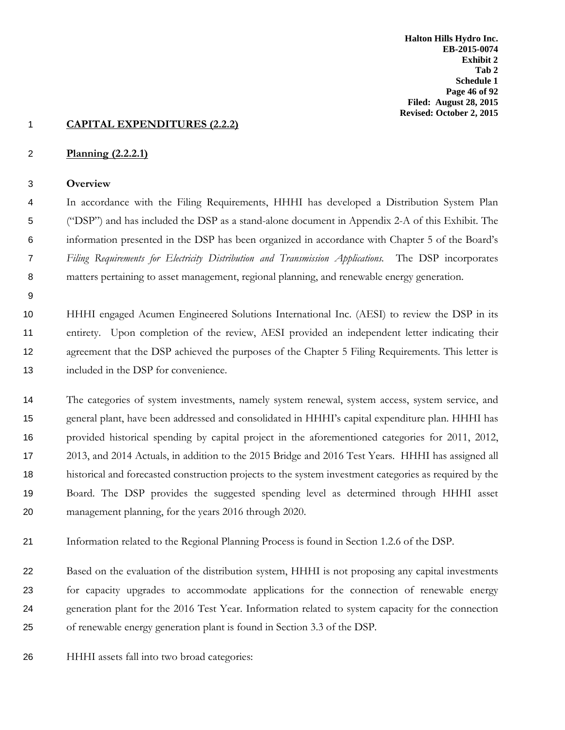## CAPITAL EXPENDITURES (2.2.2)

### Planning (2.2.2.1)

**Overview**

In accordance with the Filing Requirements, HHHI has developed a Distribution System Plan ("DSP") and has included the DSP as a stand-alone document in Appendix 2-A of this Exhibit. The information presented in the DSP has been organized in accordance with Chapter 5 of the Board's *Filing Requirements for Electricity Distribution and Transmission Applications.* The DSP incorporates matters pertaining to asset management, regional planning, and renewable energy generation.

HHHI engaged Acumen Engineered Solutions International Inc. (AESI) to review the DSP in its entirety. Upon completion of the review, AESI provided an independent letter indicating their agreement that the DSP achieved the purposes of the Chapter 5 Filing Requirements. This letter is included in the DSP for convenience.

The categories of system investments, namely system renewal, system access, system service, and general plant, have been addressed and consolidated in HHHI's capital expenditure plan. HHHI has provided historical spending by capital project in the aforementioned categories for 2011, 2012, 2013, and 2014 Actuals, in addition to the 2015 Bridge and 2016 Test Years. HHHI has assigned all historical and forecasted construction projects to the system investment categories as required by the Board. The DSP provides the suggested spending level as determined through HHHI asset management planning, for the years 2016 through 2020.

Information related to the Regional Planning Process is found in Section 1.2.6 of the DSP.

Based on the evaluation of the distribution system, HHHI is not proposing any capital investments for capacity upgrades to accommodate applications for the connection of renewable energy generation plant for the 2016 Test Year. Information related to system capacity for the connection of renewable energy generation plant is found in Section 3.3 of the DSP.

HHHI assets fall into two broad categories: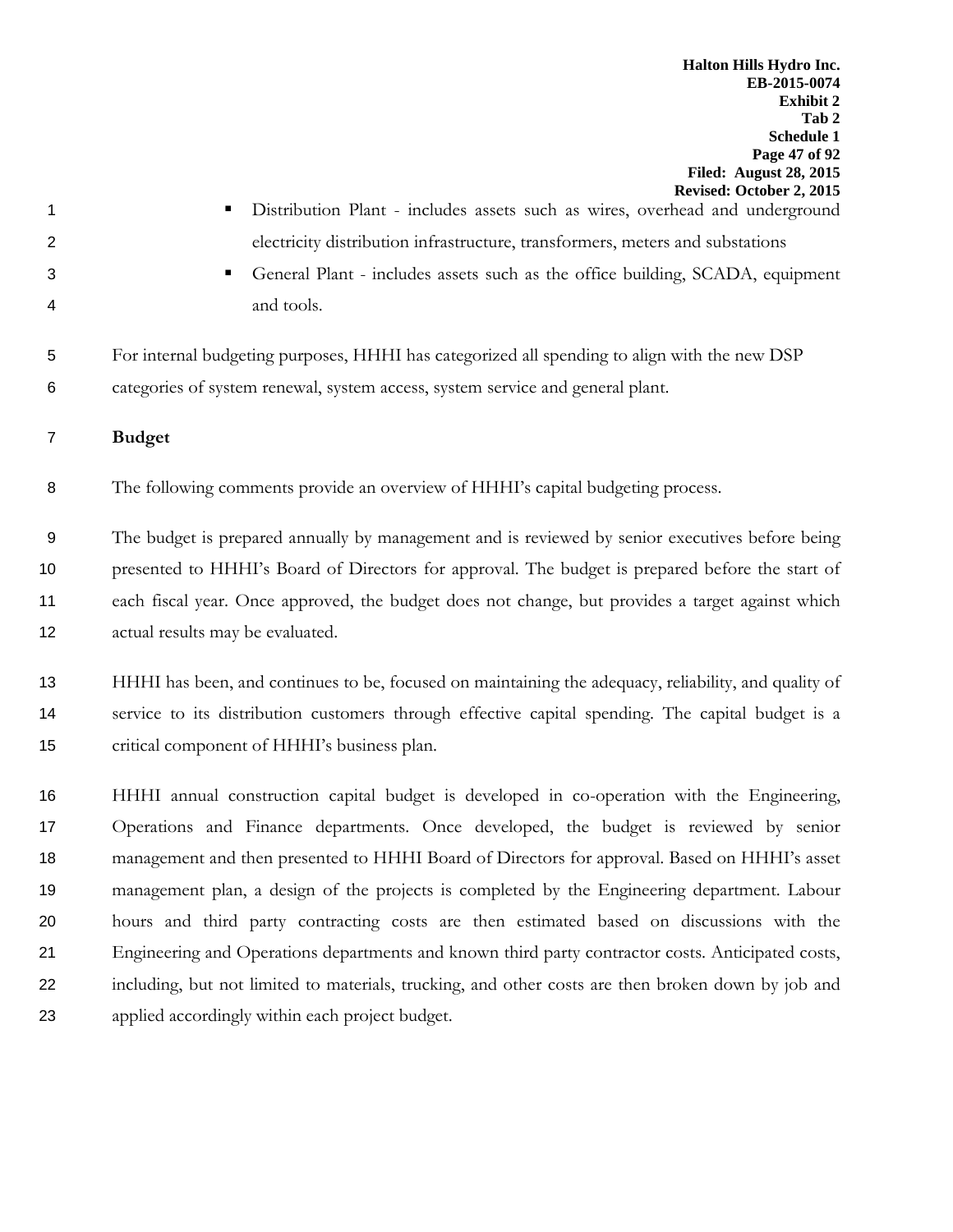- Distribution Plant - includes assets such as wires, overhead and underground electricity distribution infrastructure, transformers, meters and substations
- General Plant - includes assets such as the office building, SCADA, equipment and tools.

For internal budgeting purposes, HHHI has categorized all spending to align with the new DSP categories of system renewal, system access, system service and general plant.

**Budget**

The following comments provide an overview of HHHI's capital budgeting process.

The budget is prepared annually by management and is reviewed by senior executives before being presented to HHHI's Board of Directors for approval. The budget is prepared before the start of each fiscal year. Once approved, the budget does not change, but provides a target against which actual results may be evaluated.

HHHI has been, and continues to be, focused on maintaining the adequacy, reliability, and quality of service to its distribution customers through effective capital spending. The capital budget is a critical component of HHHI's business plan.

HHHI annual construction capital budget is developed in co-operation with the Engineering, Operations and Finance departments. Once developed, the budget is reviewed by senior management and then presented to HHHI Board of Directors for approval. Based on HHHI's asset management plan, a design of the projects is completed by the Engineering department. Labour hours and third party contracting costs are then estimated based on discussions with the Engineering and Operations departments and known third party contractor costs. Anticipated costs, including, but not limited to materials, trucking, and other costs are then broken down by job and applied accordingly within each project budget.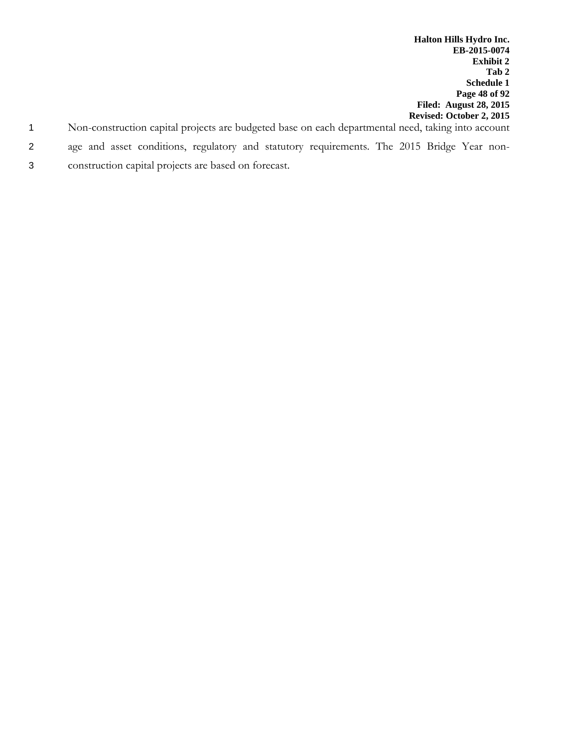Non-construction capital projects are budgeted base on each departmental need, taking into account age and asset conditions, regulatory and statutory requirements. The 2015 Bridge Year non-construction capital projects are based on forecast.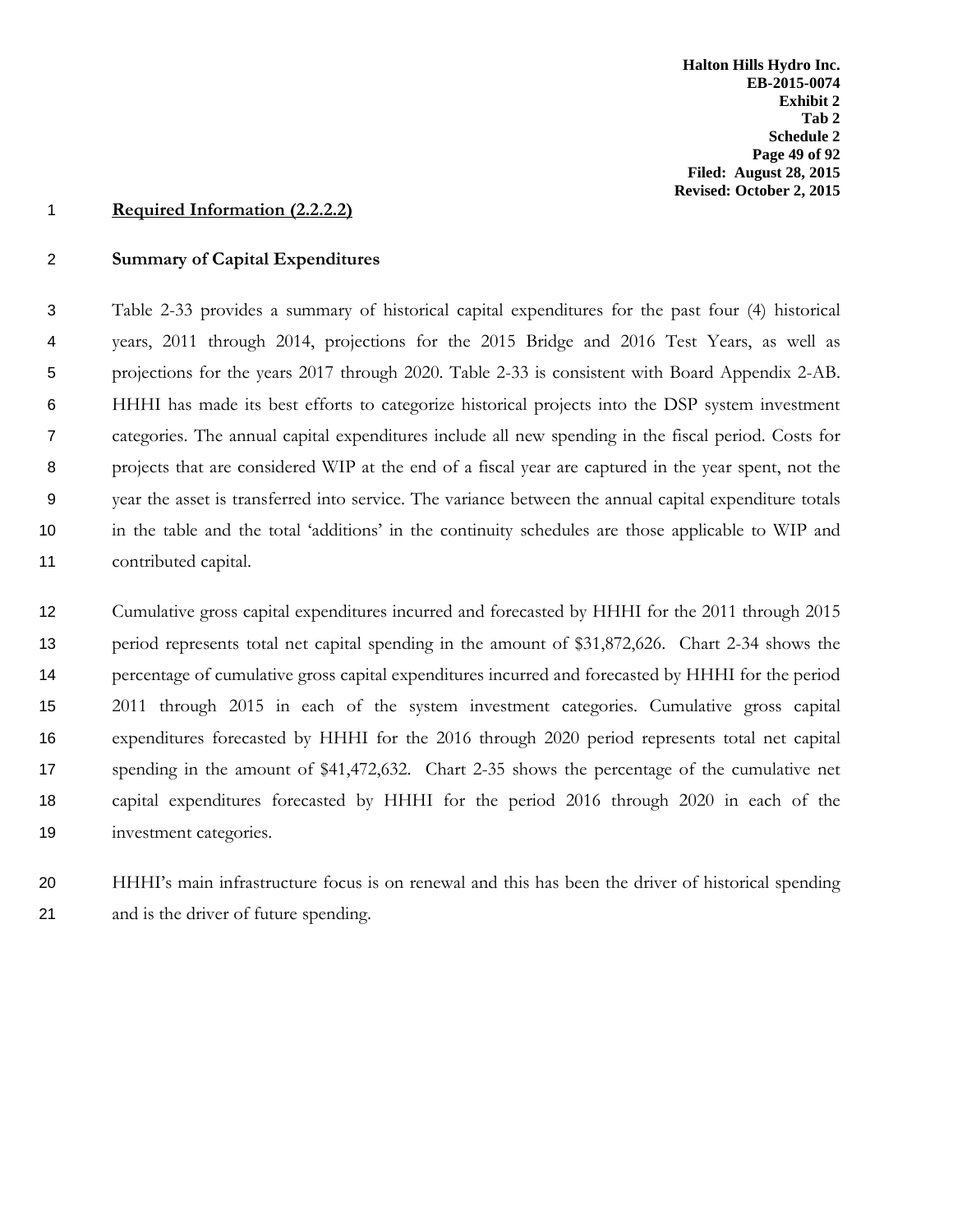**Required Information (2.2.2.2)**

**Summary of Capital Expenditures**

Table 2-33 provides a summary of historical capital expenditures for the past four (4) historical years, 2011 through 2014, projections for the 2015 Bridge and 2016 Test Years, as well as projections for the years 2017 through 2020. Table 2-33 is consistent with Board Appendix 2-AB. HHHI has made its best efforts to categorize historical projects into the DSP system investment categories. The annual capital expenditures include all new spending in the fiscal period. Costs for projects that are considered WIP at the end of a fiscal year are captured in the year spent, not the year the asset is transferred into service. The variance between the annual capital expenditure totals in the table and the total 'additions' in the continuity schedules are those applicable to WIP and contributed capital.

Cumulative gross capital expenditures incurred and forecasted by HHHI for the 2011 through 2015 period represents total net capital spending in the amount of $31,872,626. Chart 2-34 shows the percentage of cumulative gross capital expenditures incurred and forecasted by HHHI for the period 2011 through 2015 in each of the system investment categories. Cumulative gross capital expenditures forecasted by HHHI for the 2016 through 2020 period represents total net capital spending in the amount of $41,472,632. Chart 2-35 shows the percentage of the cumulative net capital expenditures forecasted by HHHI for the period 2016 through 2020 in each of the investment categories.

HHHI's main infrastructure focus is on renewal and this has been the driver of historical spending and is the driver of future spending.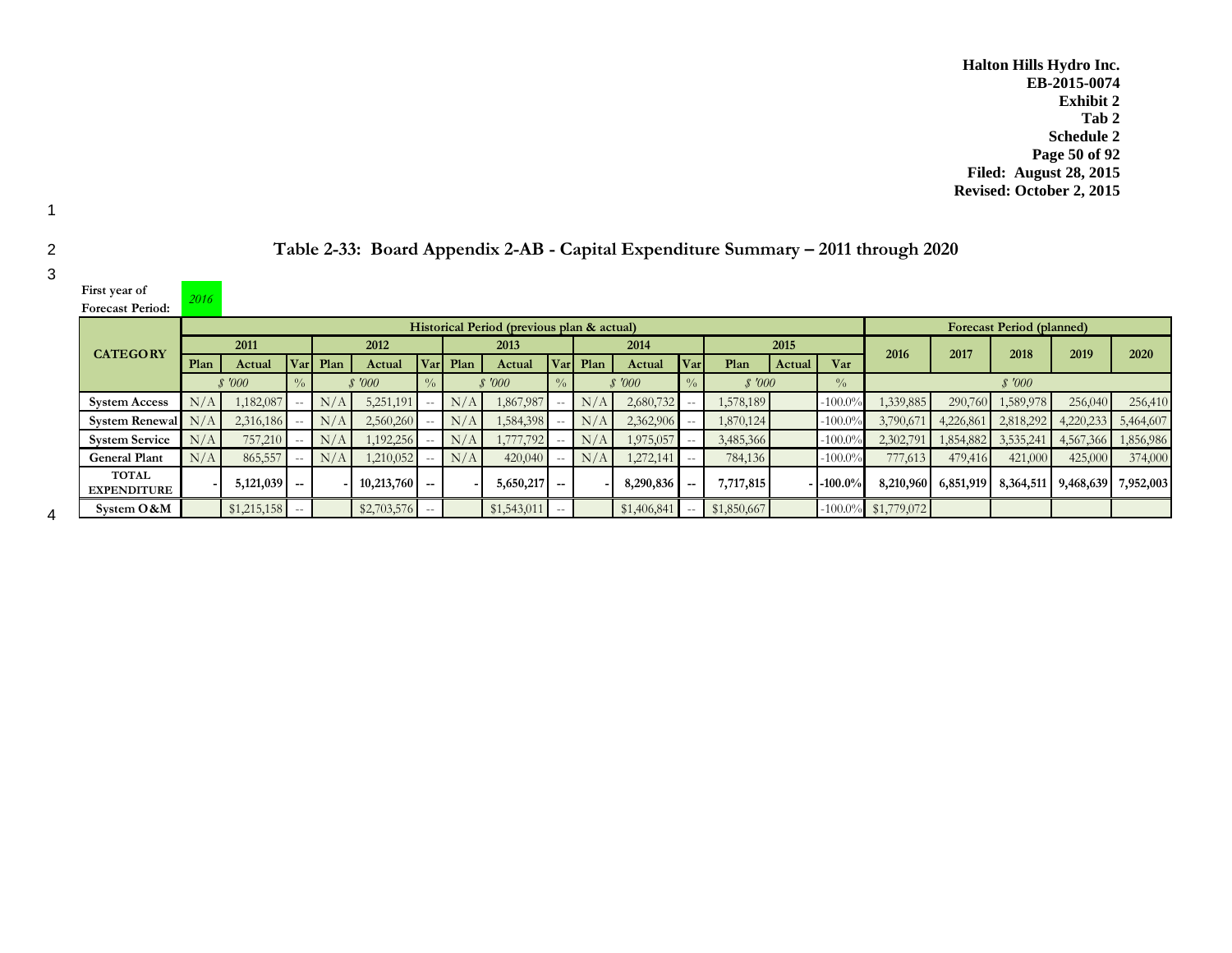Halton Hills Hydro Inc.
EB-2015-0074
Exhibit 2
Tab 2
Schedule 2
Filed: August 28, 2015
Revised: October 2, 2015

## Table 2-33: Board Appendix 2-AB - Capital Expenditure Summary – 2011 through 2020

First year of Forecast Period: *2016*

| CATEGORY | Historical Period (previous plan & actual) | | | | | | | | | | | | | | | Forecast Period (planned) | | | | |
|---|---|---|---|---|---|---|---|---|---|---|---|---|---|---|---|---|---|---|---|---|
| | 2011 | | | 2012 | | | 2013 | | | 2014 | | | 2015 | | | 2016 | 2017 | 2018 | 2019 | 2020 |
| | Plan | Actual | Var | Plan | Actual | Var | Plan | Actual | Var | Plan | Actual | Var | Plan | Actual | Var | | | | | |
| | $ '000 | | % | $ '000 | | % | $ '000 | | % | $ '000 | | % | $ '000 | | % | $ '000 | | | | |
| System Access | N/A | 1,182,087 | -- | N/A | 5,251,191 | -- | N/A | 1,867,987 | -- | N/A | 2,680,732 | -- | 1,578,189 | | -100.0% | 1,339,885 | 290,760 | 1,589,978 | 256,040 | 256,410 |
| System Renewal | N/A | 2,316,186 | -- | N/A | 2,560,260 | -- | N/A | 1,584,398 | -- | N/A | 2,362,906 | -- | 1,870,124 | | -100.0% | 3,790,671 | 4,226,861 | 2,818,292 | 4,220,233 | 5,464,607 |
| System Service | N/A | 757,210 | -- | N/A | 1,192,256 | -- | N/A | 1,777,792 | -- | N/A | 1,975,057 | -- | 3,485,366 | | -100.0% | 2,302,791 | 1,854,882 | 3,535,241 | 4,567,366 | 1,856,986 |
| General Plant | N/A | 865,557 | -- | N/A | 1,210,052 | -- | N/A | 420,040 | -- | N/A | 1,272,141 | -- | 784,136 | | -100.0% | 777,613 | 479,416 | 421,000 | 425,000 | 374,000 |
| **TOTAL EXPENDITURE** | **-** | **5,121,039** | **--** | **-** | **10,213,760** | **--** | **-** | **5,650,217** | **--** | **-** | **8,290,836** | **--** | **7,717,815** | **-** | **-100.0%** | **8,210,960** | **6,851,919** | **8,364,511** | **9,468,639** | **7,952,003** |
| System O&M | | $1,215,158 | -- | | $2,703,576 | -- | | $1,543,011 | -- | | $1,406,841 | -- | $1,850,667 | | -100.0% | $1,779,072 | | | | |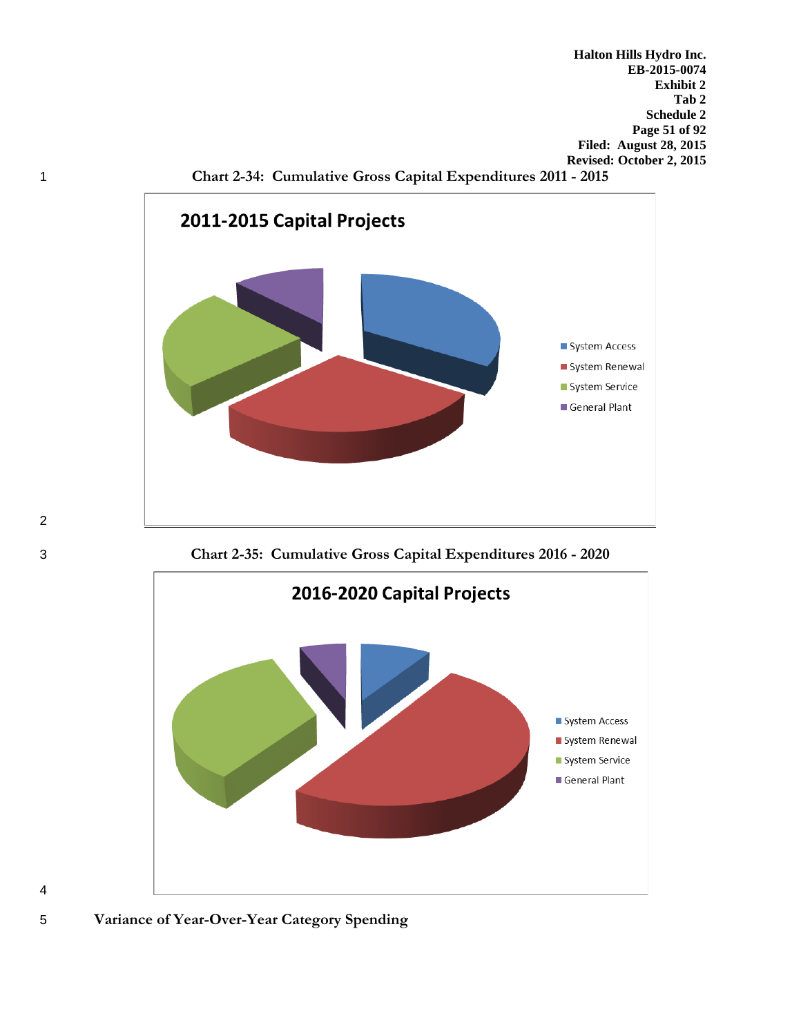Chart 2-34: Cumulative Gross Capital Expenditures 2011 - 2015

**2011-2015 Capital Projects**

- System Access
- System Renewal
- System Service
- General Plant

Chart 2-35: Cumulative Gross Capital Expenditures 2016 - 2020

**2016-2020 Capital Projects**

- System Access
- System Renewal
- System Service
- General Plant

**Variance of Year-Over-Year Category Spending**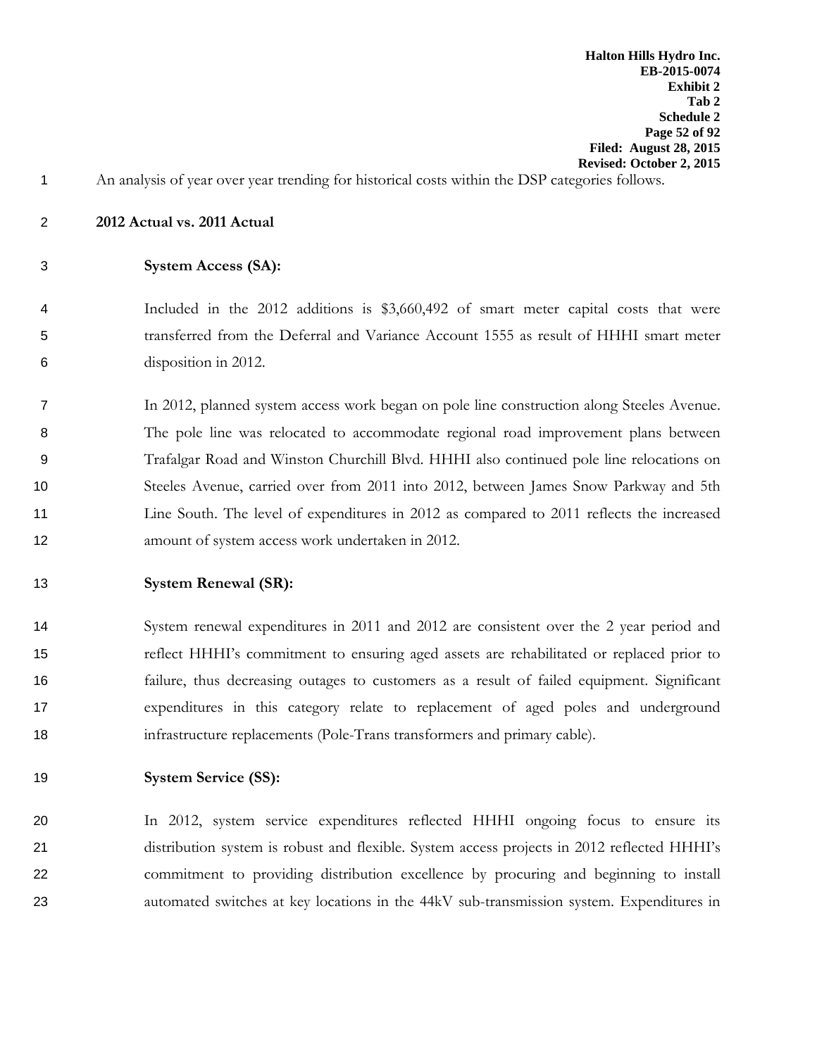An analysis of year over year trending for historical costs within the DSP categories follows.

**2012 Actual vs. 2011 Actual**

**System Access (SA):**

Included in the 2012 additions is $3,660,492 of smart meter capital costs that were transferred from the Deferral and Variance Account 1555 as result of HHHI smart meter disposition in 2012.

In 2012, planned system access work began on pole line construction along Steeles Avenue. The pole line was relocated to accommodate regional road improvement plans between Trafalgar Road and Winston Churchill Blvd. HHHI also continued pole line relocations on Steeles Avenue, carried over from 2011 into 2012, between James Snow Parkway and 5th Line South. The level of expenditures in 2012 as compared to 2011 reflects the increased amount of system access work undertaken in 2012.

**System Renewal (SR):**

System renewal expenditures in 2011 and 2012 are consistent over the 2 year period and reflect HHHI's commitment to ensuring aged assets are rehabilitated or replaced prior to failure, thus decreasing outages to customers as a result of failed equipment. Significant expenditures in this category relate to replacement of aged poles and underground infrastructure replacements (Pole-Trans transformers and primary cable).

**System Service (SS):**

In 2012, system service expenditures reflected HHHI ongoing focus to ensure its distribution system is robust and flexible. System access projects in 2012 reflected HHHI's commitment to providing distribution excellence by procuring and beginning to install automated switches at key locations in the 44kV sub-transmission system. Expenditures in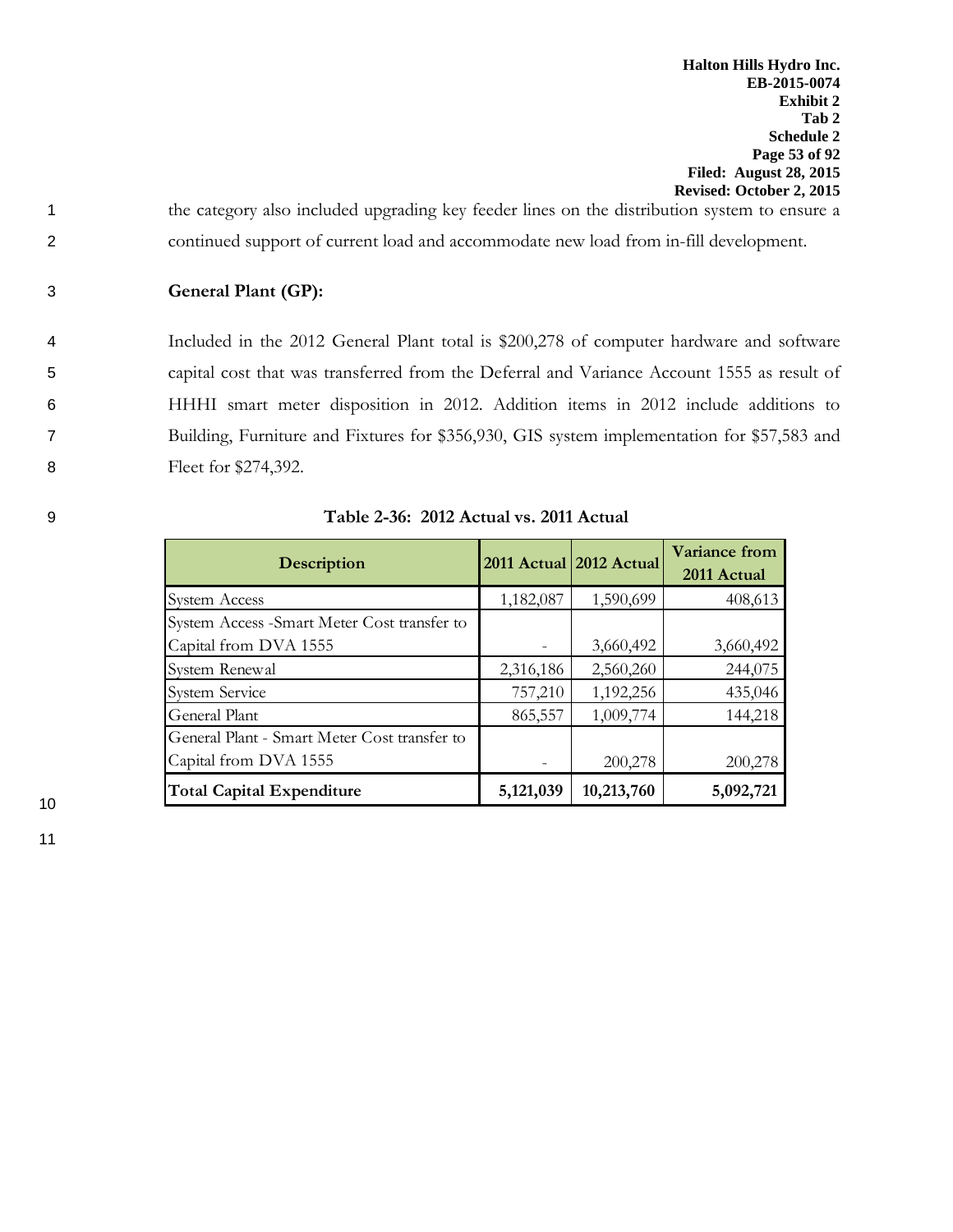the category also included upgrading key feeder lines on the distribution system to ensure a continued support of current load and accommodate new load from in-fill development.

**General Plant (GP):**

Included in the 2012 General Plant total is $200,278 of computer hardware and software capital cost that was transferred from the Deferral and Variance Account 1555 as result of HHHI smart meter disposition in 2012. Addition items in 2012 include additions to Building, Furniture and Fixtures for $356,930, GIS system implementation for $57,583 and Fleet for $274,392.

**Table 2-36: 2012 Actual vs. 2011 Actual**

| Description | 2011 Actual | 2012 Actual | Variance from 2011 Actual |
|---|---|---|---|
| System Access | 1,182,087 | 1,590,699 | 408,613 |
| System Access -Smart Meter Cost transfer to Capital from DVA 1555 | - | 3,660,492 | 3,660,492 |
| System Renewal | 2,316,186 | 2,560,260 | 244,075 |
| System Service | 757,210 | 1,192,256 | 435,046 |
| General Plant | 865,557 | 1,009,774 | 144,218 |
| General Plant - Smart Meter Cost transfer to Capital from DVA 1555 | - | 200,278 | 200,278 |
| **Total Capital Expenditure** | **5,121,039** | **10,213,760** | **5,092,721** |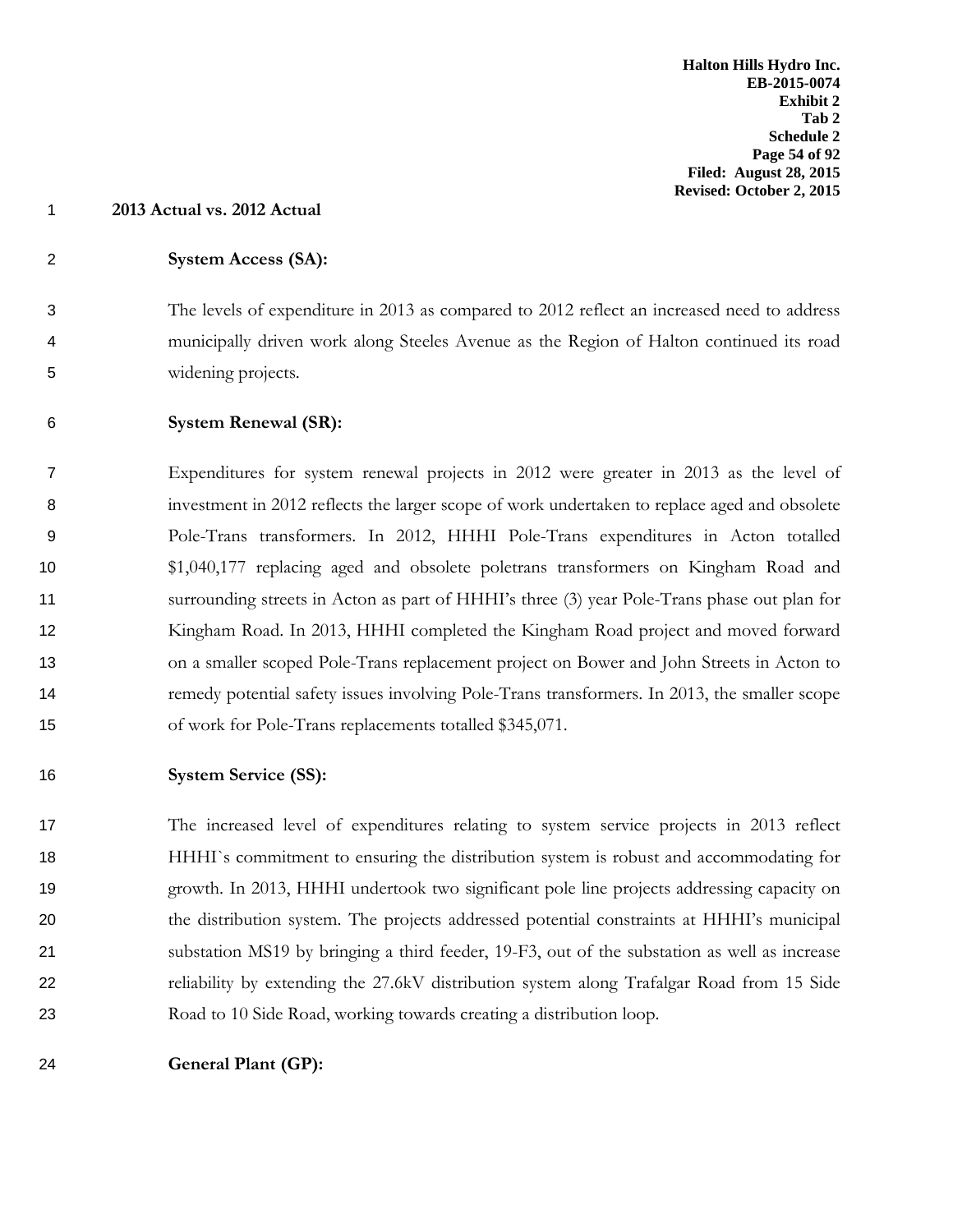**2013 Actual vs. 2012 Actual**

**System Access (SA):**

The levels of expenditure in 2013 as compared to 2012 reflect an increased need to address municipally driven work along Steeles Avenue as the Region of Halton continued its road widening projects.

**System Renewal (SR):**

Expenditures for system renewal projects in 2012 were greater in 2013 as the level of investment in 2012 reflects the larger scope of work undertaken to replace aged and obsolete Pole-Trans transformers. In 2012, HHHI Pole-Trans expenditures in Acton totalled $1,040,177 replacing aged and obsolete poletrans transformers on Kingham Road and surrounding streets in Acton as part of HHHI's three (3) year Pole-Trans phase out plan for Kingham Road. In 2013, HHHI completed the Kingham Road project and moved forward on a smaller scoped Pole-Trans replacement project on Bower and John Streets in Acton to remedy potential safety issues involving Pole-Trans transformers. In 2013, the smaller scope of work for Pole-Trans replacements totalled $345,071.

**System Service (SS):**

The increased level of expenditures relating to system service projects in 2013 reflect HHHI`s commitment to ensuring the distribution system is robust and accommodating for growth. In 2013, HHHI undertook two significant pole line projects addressing capacity on the distribution system. The projects addressed potential constraints at HHHI's municipal substation MS19 by bringing a third feeder, 19-F3, out of the substation as well as increase reliability by extending the 27.6kV distribution system along Trafalgar Road from 15 Side Road to 10 Side Road, working towards creating a distribution loop.

**General Plant (GP):**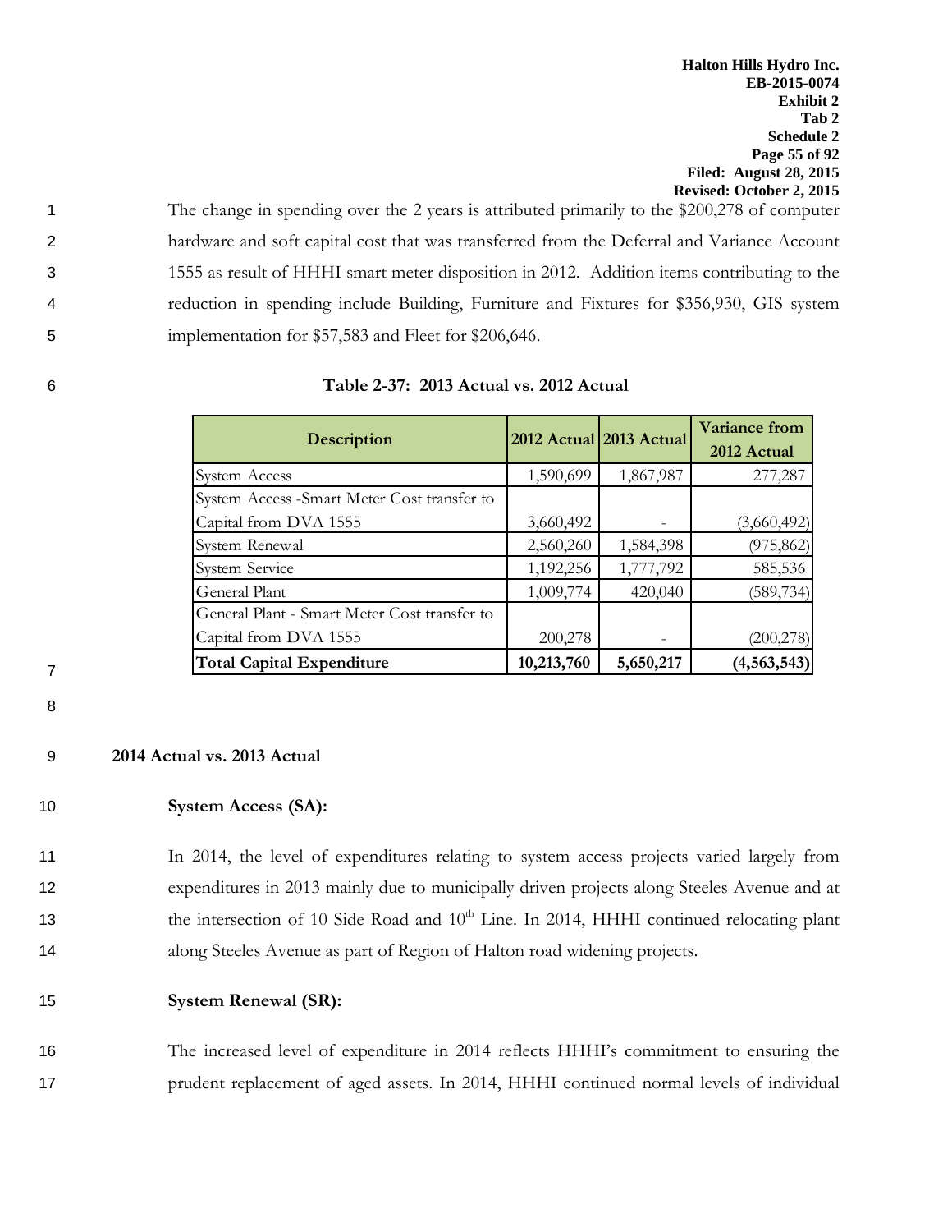The change in spending over the 2 years is attributed primarily to the $200,278 of computer hardware and soft capital cost that was transferred from the Deferral and Variance Account 1555 as result of HHHI smart meter disposition in 2012. Addition items contributing to the reduction in spending include Building, Furniture and Fixtures for $356,930, GIS system implementation for $57,583 and Fleet for $206,646.

**Table 2-37: 2013 Actual vs. 2012 Actual**

| Description | 2012 Actual | 2013 Actual | Variance from 2012 Actual |
|---|---|---|---|
| System Access | 1,590,699 | 1,867,987 | 277,287 |
| System Access -Smart Meter Cost transfer to Capital from DVA 1555 | 3,660,492 | - | (3,660,492) |
| System Renewal | 2,560,260 | 1,584,398 | (975,862) |
| System Service | 1,192,256 | 1,777,792 | 585,536 |
| General Plant | 1,009,774 | 420,040 | (589,734) |
| General Plant - Smart Meter Cost transfer to Capital from DVA 1555 | 200,278 | - | (200,278) |
| **Total Capital Expenditure** | **10,213,760** | **5,650,217** | **(4,563,543)** |

## 2014 Actual vs. 2013 Actual

### System Access (SA):

In 2014, the level of expenditures relating to system access projects varied largely from expenditures in 2013 mainly due to municipally driven projects along Steeles Avenue and at the intersection of 10 Side Road and 10th Line. In 2014, HHHI continued relocating plant along Steeles Avenue as part of Region of Halton road widening projects.

### System Renewal (SR):

The increased level of expenditure in 2014 reflects HHHI's commitment to ensuring the prudent replacement of aged assets. In 2014, HHHI continued normal levels of individual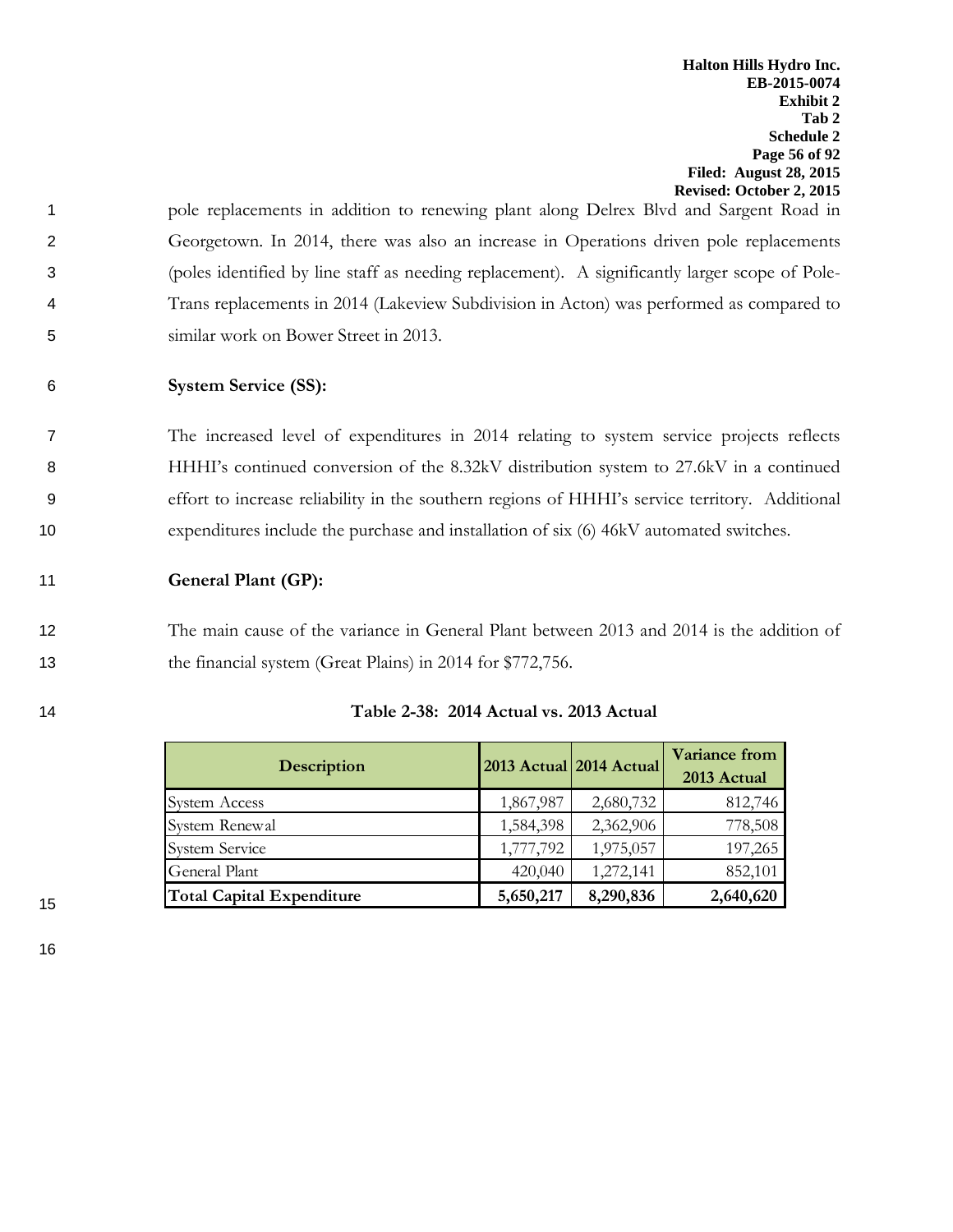pole replacements in addition to renewing plant along Delrex Blvd and Sargent Road in Georgetown. In 2014, there was also an increase in Operations driven pole replacements (poles identified by line staff as needing replacement). A significantly larger scope of Pole-Trans replacements in 2014 (Lakeview Subdivision in Acton) was performed as compared to similar work on Bower Street in 2013.

**System Service (SS):**

The increased level of expenditures in 2014 relating to system service projects reflects HHHI's continued conversion of the 8.32kV distribution system to 27.6kV in a continued effort to increase reliability in the southern regions of HHHI's service territory. Additional expenditures include the purchase and installation of six (6) 46kV automated switches.

**General Plant (GP):**

The main cause of the variance in General Plant between 2013 and 2014 is the addition of the financial system (Great Plains) in 2014 for $772,756.

**Table 2-38: 2014 Actual vs. 2013 Actual**

| Description | 2013 Actual | 2014 Actual | Variance from 2013 Actual |
|---|---|---|---|
| System Access | 1,867,987 | 2,680,732 | 812,746 |
| System Renewal | 1,584,398 | 2,362,906 | 778,508 |
| System Service | 1,777,792 | 1,975,057 | 197,265 |
| General Plant | 420,040 | 1,272,141 | 852,101 |
| **Total Capital Expenditure** | **5,650,217** | **8,290,836** | **2,640,620** |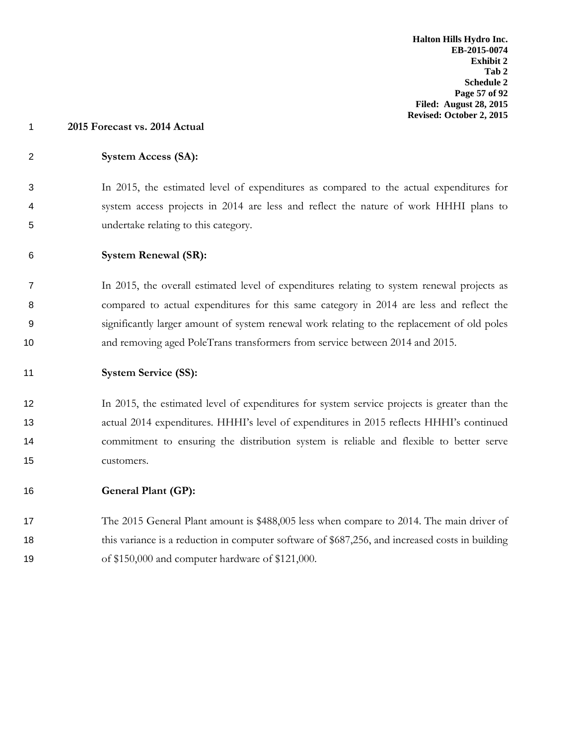**2015 Forecast vs. 2014 Actual**

**System Access (SA):**

In 2015, the estimated level of expenditures as compared to the actual expenditures for system access projects in 2014 are less and reflect the nature of work HHHI plans to undertake relating to this category.

**System Renewal (SR):**

In 2015, the overall estimated level of expenditures relating to system renewal projects as compared to actual expenditures for this same category in 2014 are less and reflect the significantly larger amount of system renewal work relating to the replacement of old poles and removing aged PoleTrans transformers from service between 2014 and 2015.

**System Service (SS):**

In 2015, the estimated level of expenditures for system service projects is greater than the actual 2014 expenditures. HHHI's level of expenditures in 2015 reflects HHHI's continued commitment to ensuring the distribution system is reliable and flexible to better serve customers.

**General Plant (GP):**

The 2015 General Plant amount is $488,005 less when compare to 2014. The main driver of this variance is a reduction in computer software of $687,256, and increased costs in building of $150,000 and computer hardware of $121,000.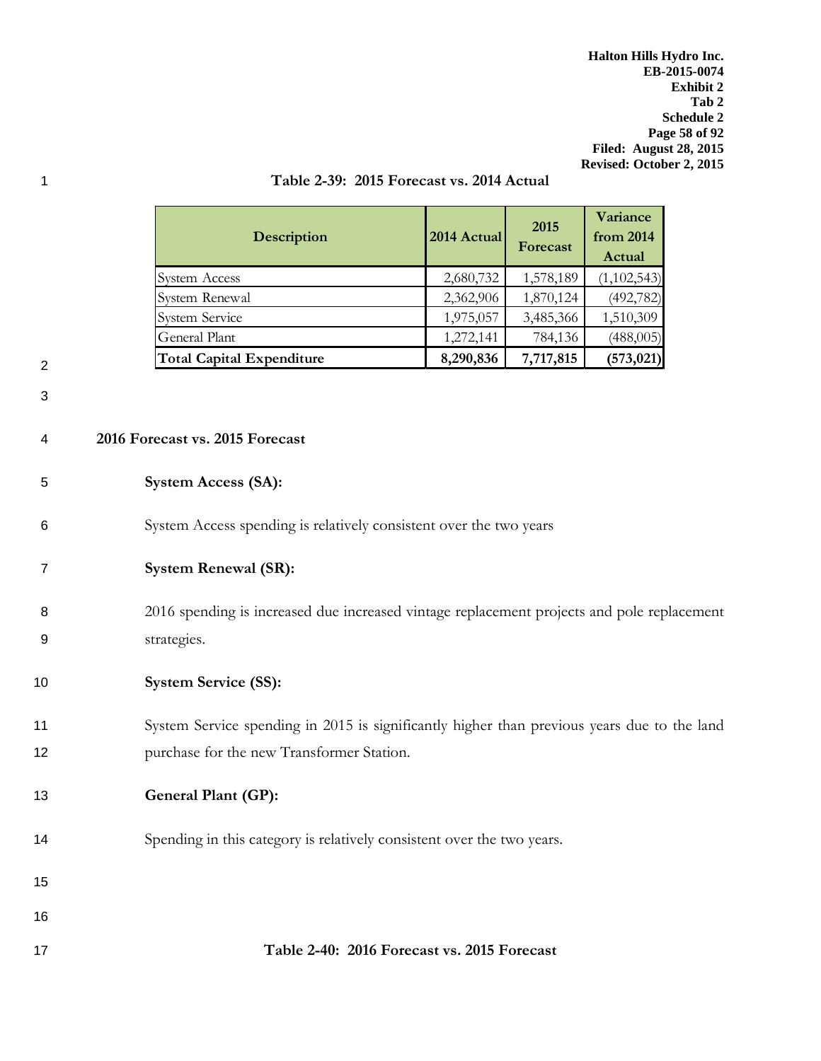**Table 2-39: 2015 Forecast vs. 2014 Actual**

| Description | 2014 Actual | 2015 Forecast | Variance from 2014 Actual |
|---|---|---|---|
| System Access | 2,680,732 | 1,578,189 | (1,102,543) |
| System Renewal | 2,362,906 | 1,870,124 | (492,782) |
| System Service | 1,975,057 | 3,485,366 | 1,510,309 |
| General Plant | 1,272,141 | 784,136 | (488,005) |
| **Total Capital Expenditure** | **8,290,836** | **7,717,815** | **(573,021)** |

## 2016 Forecast vs. 2015 Forecast

**System Access (SA):**

System Access spending is relatively consistent over the two years

**System Renewal (SR):**

2016 spending is increased due increased vintage replacement projects and pole replacement strategies.

**System Service (SS):**

System Service spending in 2015 is significantly higher than previous years due to the land purchase for the new Transformer Station.

**General Plant (GP):**

Spending in this category is relatively consistent over the two years.

**Table 2-40: 2016 Forecast vs. 2015 Forecast**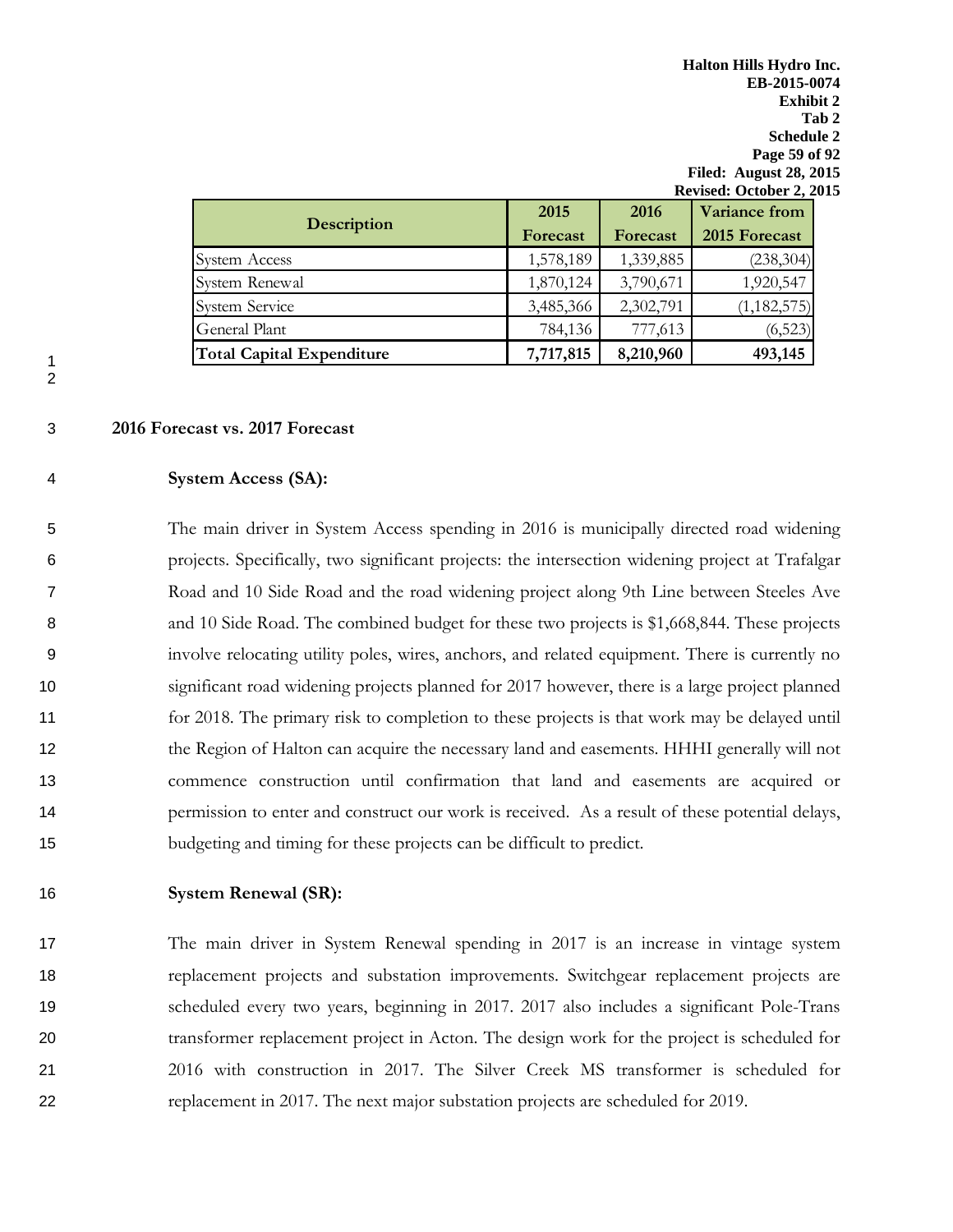| Description | 2015 Forecast | 2016 Forecast | Variance from 2015 Forecast |
|---|---|---|---|
| System Access | 1,578,189 | 1,339,885 | (238,304) |
| System Renewal | 1,870,124 | 3,790,671 | 1,920,547 |
| System Service | 3,485,366 | 2,302,791 | (1,182,575) |
| General Plant | 784,136 | 777,613 | (6,523) |
| **Total Capital Expenditure** | **7,717,815** | **8,210,960** | **493,145** |

**2016 Forecast vs. 2017 Forecast**

**System Access (SA):**

The main driver in System Access spending in 2016 is municipally directed road widening projects. Specifically, two significant projects: the intersection widening project at Trafalgar Road and 10 Side Road and the road widening project along 9th Line between Steeles Ave and 10 Side Road. The combined budget for these two projects is $1,668,844. These projects involve relocating utility poles, wires, anchors, and related equipment. There is currently no significant road widening projects planned for 2017 however, there is a large project planned for 2018. The primary risk to completion to these projects is that work may be delayed until the Region of Halton can acquire the necessary land and easements. HHHI generally will not commence construction until confirmation that land and easements are acquired or permission to enter and construct our work is received. As a result of these potential delays, budgeting and timing for these projects can be difficult to predict.

**System Renewal (SR):**

The main driver in System Renewal spending in 2017 is an increase in vintage system replacement projects and substation improvements. Switchgear replacement projects are scheduled every two years, beginning in 2017. 2017 also includes a significant Pole-Trans transformer replacement project in Acton. The design work for the project is scheduled for 2016 with construction in 2017. The Silver Creek MS transformer is scheduled for replacement in 2017. The next major substation projects are scheduled for 2019.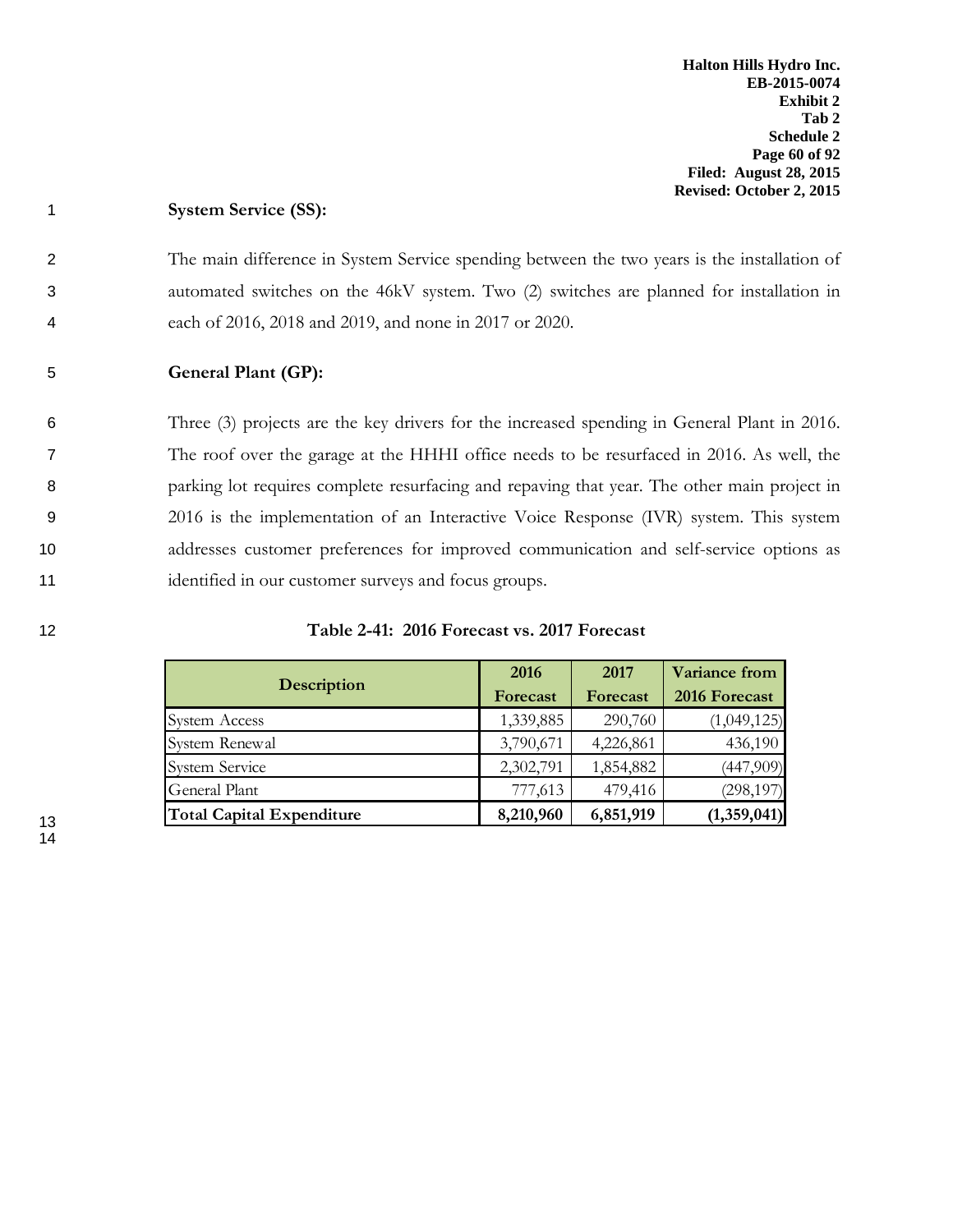**System Service (SS):**

The main difference in System Service spending between the two years is the installation of automated switches on the 46kV system. Two (2) switches are planned for installation in each of 2016, 2018 and 2019, and none in 2017 or 2020.

**General Plant (GP):**

Three (3) projects are the key drivers for the increased spending in General Plant in 2016. The roof over the garage at the HHHI office needs to be resurfaced in 2016. As well, the parking lot requires complete resurfacing and repaving that year. The other main project in 2016 is the implementation of an Interactive Voice Response (IVR) system. This system addresses customer preferences for improved communication and self-service options as identified in our customer surveys and focus groups.

**Table 2-41: 2016 Forecast vs. 2017 Forecast**

| Description | 2016 Forecast | 2017 Forecast | Variance from 2016 Forecast |
|---|---|---|---|
| System Access | 1,339,885 | 290,760 | (1,049,125) |
| System Renewal | 3,790,671 | 4,226,861 | 436,190 |
| System Service | 2,302,791 | 1,854,882 | (447,909) |
| General Plant | 777,613 | 479,416 | (298,197) |
| **Total Capital Expenditure** | **8,210,960** | **6,851,919** | **(1,359,041)** |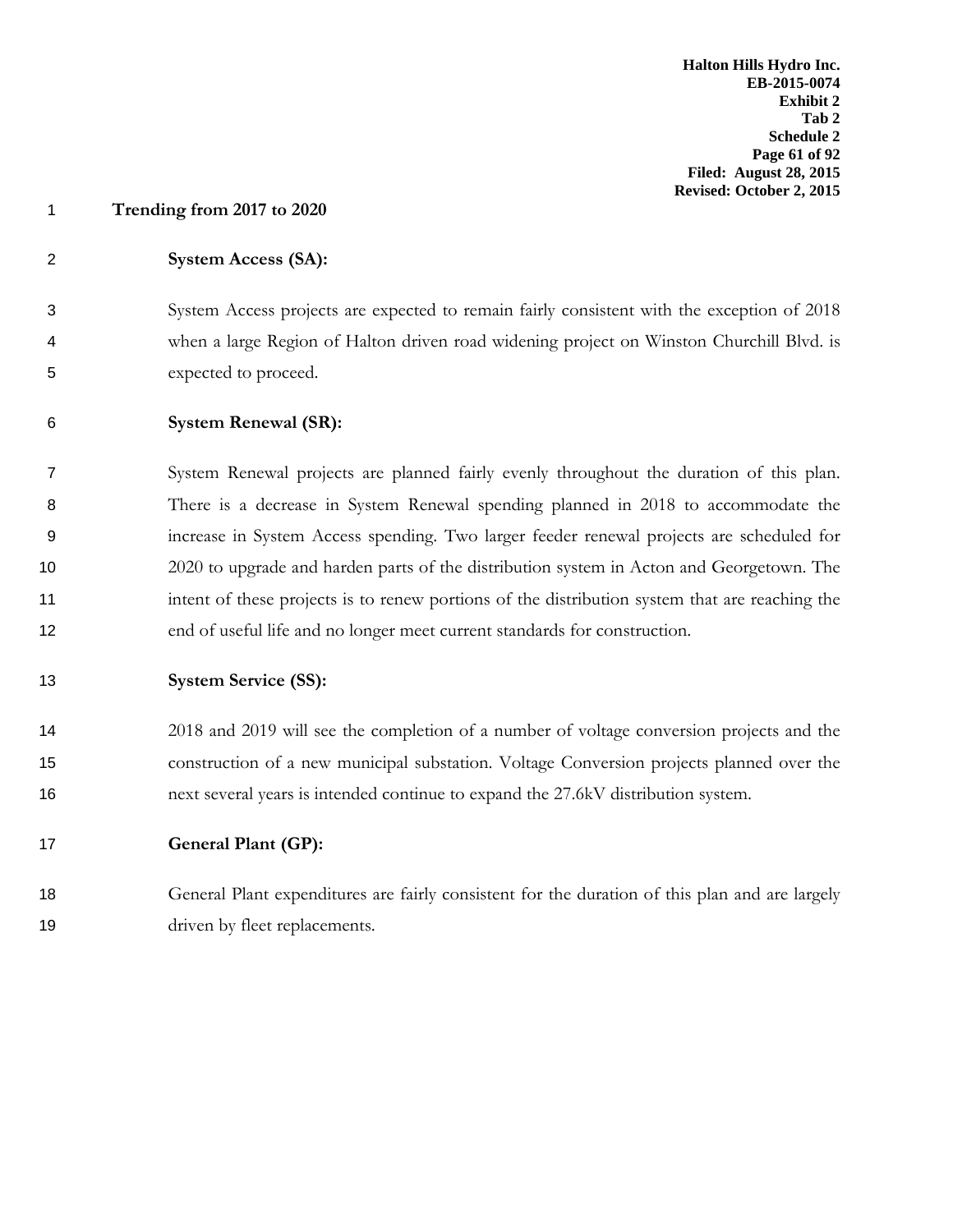**Trending from 2017 to 2020**

**System Access (SA):**

System Access projects are expected to remain fairly consistent with the exception of 2018 when a large Region of Halton driven road widening project on Winston Churchill Blvd. is expected to proceed.

**System Renewal (SR):**

System Renewal projects are planned fairly evenly throughout the duration of this plan. There is a decrease in System Renewal spending planned in 2018 to accommodate the increase in System Access spending. Two larger feeder renewal projects are scheduled for 2020 to upgrade and harden parts of the distribution system in Acton and Georgetown. The intent of these projects is to renew portions of the distribution system that are reaching the end of useful life and no longer meet current standards for construction.

**System Service (SS):**

2018 and 2019 will see the completion of a number of voltage conversion projects and the construction of a new municipal substation. Voltage Conversion projects planned over the next several years is intended continue to expand the 27.6kV distribution system.

**General Plant (GP):**

General Plant expenditures are fairly consistent for the duration of this plan and are largely driven by fleet replacements.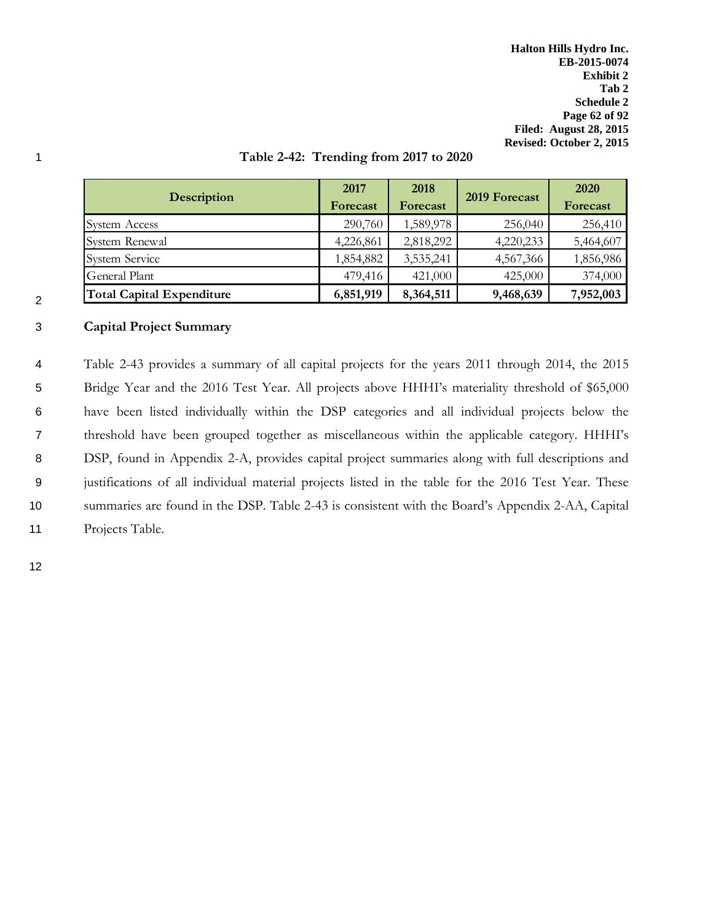Table 2-42: Trending from 2017 to 2020

| Description | 2017 Forecast | 2018 Forecast | 2019 Forecast | 2020 Forecast |
|---|---|---|---|---|
| System Access | 290,760 | 1,589,978 | 256,040 | 256,410 |
| System Renewal | 4,226,861 | 2,818,292 | 4,220,233 | 5,464,607 |
| System Service | 1,854,882 | 3,535,241 | 4,567,366 | 1,856,986 |
| General Plant | 479,416 | 421,000 | 425,000 | 374,000 |
| **Total Capital Expenditure** | **6,851,919** | **8,364,511** | **9,468,639** | **7,952,003** |

## Capital Project Summary

Table 2-43 provides a summary of all capital projects for the years 2011 through 2014, the 2015 Bridge Year and the 2016 Test Year. All projects above HHHI's materiality threshold of $65,000 have been listed individually within the DSP categories and all individual projects below the threshold have been grouped together as miscellaneous within the applicable category. HHHI's DSP, found in Appendix 2-A, provides capital project summaries along with full descriptions and justifications of all individual material projects listed in the table for the 2016 Test Year. These summaries are found in the DSP. Table 2-43 is consistent with the Board's Appendix 2-AA, Capital Projects Table.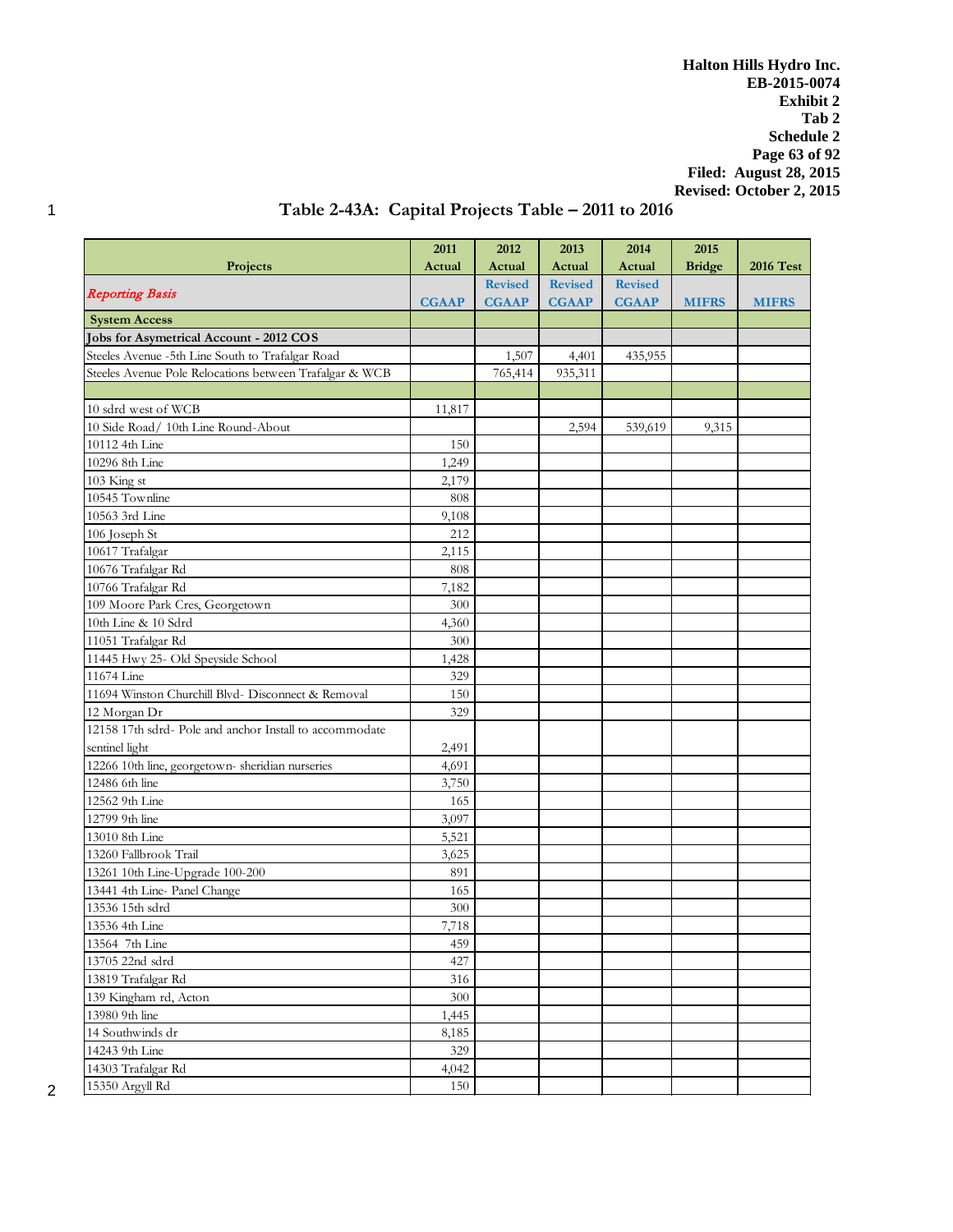Table 2-43A: Capital Projects Table – 2011 to 2016

| Projects | 2011 Actual | 2012 Actual | 2013 Actual | 2014 Actual | 2015 Bridge | 2016 Test |
|---|---|---|---|---|---|---|
| *Reporting Basis* | CGAAP | Revised CGAAP | Revised CGAAP | Revised CGAAP | MIFRS | MIFRS |
| **System Access** | | | | | | |
| **Jobs for Asymetrical Account - 2012 COS** | | | | | | |
| Steeles Avenue -5th Line South to Trafalgar Road | | 1,507 | 4,401 | 435,955 | | |
| Steeles Avenue Pole Relocations between Trafalgar & WCB | | 765,414 | 935,311 | | | |
| | | | | | | |
| 10 sdrd west of WCB | 11,817 | | | | | |
| 10 Side Road/ 10th Line Round-About | | | 2,594 | 539,619 | 9,315 | |
| 10112 4th Line | 150 | | | | | |
| 10296 8th Line | 1,249 | | | | | |
| 103 King st | 2,179 | | | | | |
| 10545 Townline | 808 | | | | | |
| 10563 3rd Line | 9,108 | | | | | |
| 106 Joseph St | 212 | | | | | |
| 10617 Trafalgar | 2,115 | | | | | |
| 10676 Trafalgar Rd | 808 | | | | | |
| 10766 Trafalgar Rd | 7,182 | | | | | |
| 109 Moore Park Cres, Georgetown | 300 | | | | | |
| 10th Line & 10 Sdrd | 4,360 | | | | | |
| 11051 Trafalgar Rd | 300 | | | | | |
| 11445 Hwy 25- Old Speyside School | 1,428 | | | | | |
| 11674 Line | 329 | | | | | |
| 11694 Winston Churchill Blvd- Disconnect & Removal | 150 | | | | | |
| 12 Morgan Dr | 329 | | | | | |
| 12158 17th sdrd- Pole and anchor Install to accommodate sentinel light | 2,491 | | | | | |
| 12266 10th line, georgetown- sheridian nurseries | 4,691 | | | | | |
| 12486 6th line | 3,750 | | | | | |
| 12562 9th Line | 165 | | | | | |
| 12799 9th line | 3,097 | | | | | |
| 13010 8th Line | 5,521 | | | | | |
| 13260 Fallbrook Trail | 3,625 | | | | | |
| 13261 10th Line-Upgrade 100-200 | 891 | | | | | |
| 13441 4th Line- Panel Change | 165 | | | | | |
| 13536 15th sdrd | 300 | | | | | |
| 13536 4th Line | 7,718 | | | | | |
| 13564 7th Line | 459 | | | | | |
| 13705 22nd sdrd | 427 | | | | | |
| 13819 Trafalgar Rd | 316 | | | | | |
| 139 Kingham rd, Acton | 300 | | | | | |
| 13980 9th line | 1,445 | | | | | |
| 14 Southwinds dr | 8,185 | | | | | |
| 14243 9th Line | 329 | | | | | |
| 14303 Trafalgar Rd | 4,042 | | | | | |
| 15350 Argyll Rd | 150 | | | | | |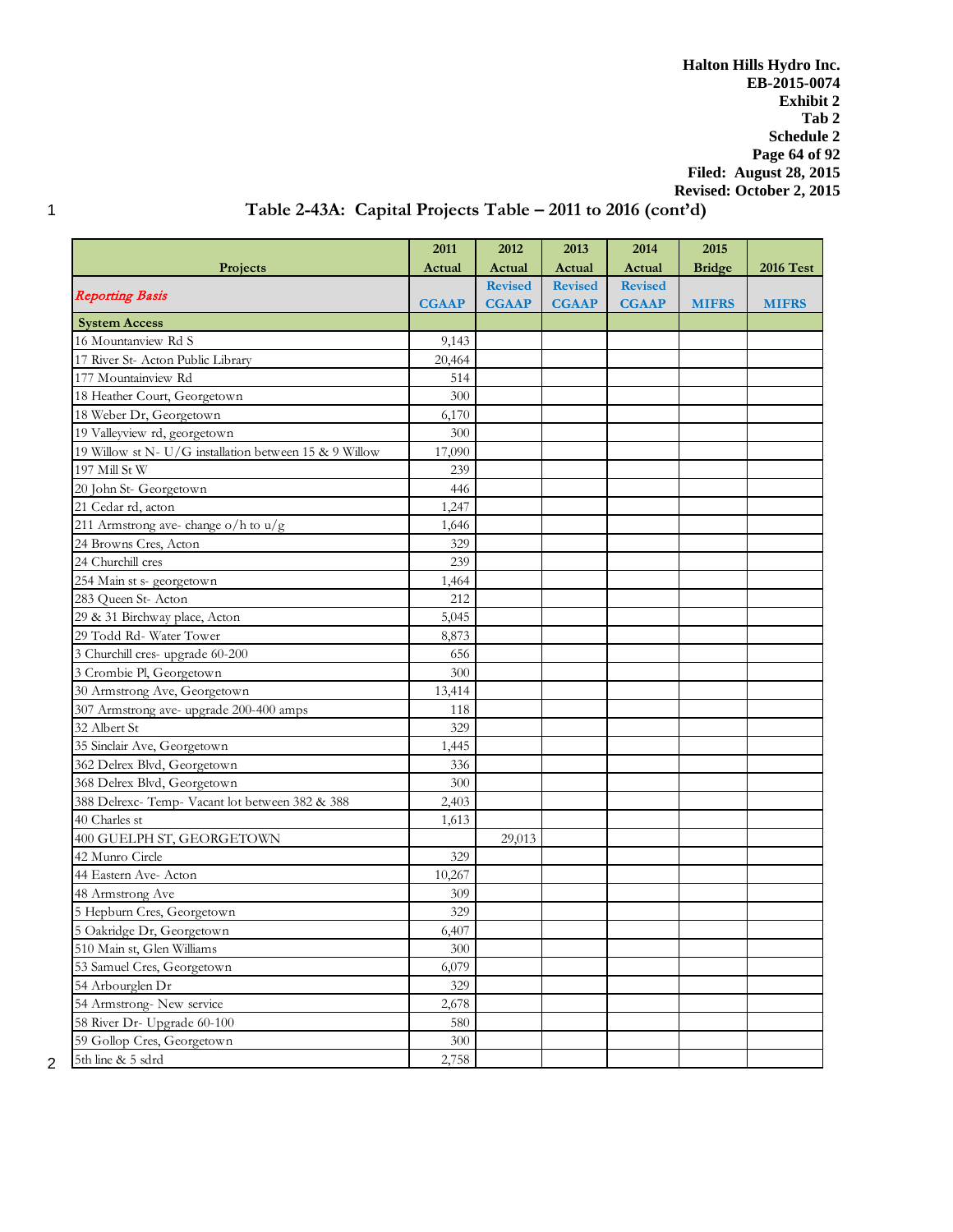Table 2-43A: Capital Projects Table – 2011 to 2016 (cont'd)

| Projects | 2011 Actual | 2012 Actual | 2013 Actual | 2014 Actual | 2015 Bridge | 2016 Test |
|---|---|---|---|---|---|---|
| *Reporting Basis* | CGAAP | Revised CGAAP | Revised CGAAP | Revised CGAAP | MIFRS | MIFRS |
| **System Access** | | | | | | |
| 16 Mountanview Rd S | 9,143 | | | | | |
| 17 River St- Acton Public Library | 20,464 | | | | | |
| 177 Mountainview Rd | 514 | | | | | |
| 18 Heather Court, Georgetown | 300 | | | | | |
| 18 Weber Dr, Georgetown | 6,170 | | | | | |
| 19 Valleyview rd, georgetown | 300 | | | | | |
| 19 Willow st N- U/G installation between 15 & 9 Willow | 17,090 | | | | | |
| 197 Mill St W | 239 | | | | | |
| 20 John St- Georgetown | 446 | | | | | |
| 21 Cedar rd, acton | 1,247 | | | | | |
| 211 Armstrong ave- change o/h to u/g | 1,646 | | | | | |
| 24 Browns Cres, Acton | 329 | | | | | |
| 24 Churchill cres | 239 | | | | | |
| 254 Main st s- georgetown | 1,464 | | | | | |
| 283 Queen St- Acton | 212 | | | | | |
| 29 & 31 Birchway place, Acton | 5,045 | | | | | |
| 29 Todd Rd- Water Tower | 8,873 | | | | | |
| 3 Churchill cres- upgrade 60-200 | 656 | | | | | |
| 3 Crombie Pl, Georgetown | 300 | | | | | |
| 30 Armstrong Ave, Georgetown | 13,414 | | | | | |
| 307 Armstrong ave- upgrade 200-400 amps | 118 | | | | | |
| 32 Albert St | 329 | | | | | |
| 35 Sinclair Ave, Georgetown | 1,445 | | | | | |
| 362 Delrex Blvd, Georgetown | 336 | | | | | |
| 368 Delrex Blvd, Georgetown | 300 | | | | | |
| 388 Delrexc- Temp- Vacant lot between 382 & 388 | 2,403 | | | | | |
| 40 Charles st | 1,613 | | | | | |
| 400 GUELPH ST, GEORGETOWN | | 29,013 | | | | |
| 42 Munro Circle | 329 | | | | | |
| 44 Eastern Ave- Acton | 10,267 | | | | | |
| 48 Armstrong Ave | 309 | | | | | |
| 5 Hepburn Cres, Georgetown | 329 | | | | | |
| 5 Oakridge Dr, Georgetown | 6,407 | | | | | |
| 510 Main st, Glen Williams | 300 | | | | | |
| 53 Samuel Cres, Georgetown | 6,079 | | | | | |
| 54 Arbourglen Dr | 329 | | | | | |
| 54 Armstrong- New service | 2,678 | | | | | |
| 58 River Dr- Upgrade 60-100 | 580 | | | | | |
| 59 Gollop Cres, Georgetown | 300 | | | | | |
| 5th line & 5 sdrd | 2,758 | | | | | |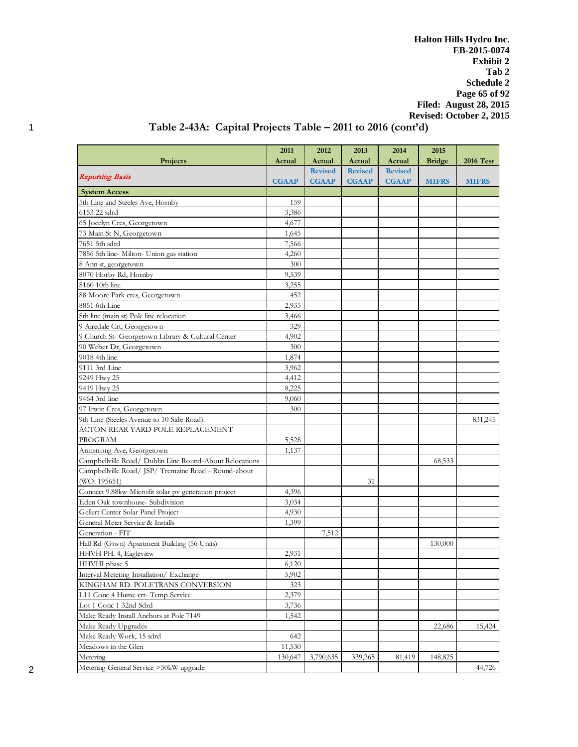Halton Hills Hydro Inc.
EB-2015-0074
Exhibit 2
Tab 2
Schedule 2
Filed: August 28, 2015
Revised: October 2, 2015

## Table 2-43A: Capital Projects Table – 2011 to 2016 (cont'd)

| Projects | 2011 Actual | 2012 Actual | 2013 Actual | 2014 Actual | 2015 Bridge | 2016 Test |
|---|---|---|---|---|---|---|
| *Reporting Basis* | CGAAP | Revised CGAAP | Revised CGAAP | Revised CGAAP | MIFRS | MIFRS |
| **System Access** | | | | | | |
| 5th Line and Steeles Ave, Hornby | 159 | | | | | |
| 6153 22 sdrd | 3,386 | | | | | |
| 65 Jocelyn Cres, Georgetown | 4,677 | | | | | |
| 73 Main St N, Georgetown | 1,645 | | | | | |
| 7651 5th sdrd | 7,566 | | | | | |
| 7856 5th line- Milton- Union gas station | 4,260 | | | | | |
| 8 Ann st, georgetown | 300 | | | | | |
| 8070 Horby Rd, Hornby | 9,539 | | | | | |
| 8160 10th line | 3,255 | | | | | |
| 88 Moore Park cres, Georgetown | 452 | | | | | |
| 8851 6th Line | 2,935 | | | | | |
| 8th line (main st) Pole line relocation | 3,466 | | | | | |
| 9 Airedale Crt, Georgetown | 329 | | | | | |
| 9 Church St- Georgetown Library & Cultural Center | 4,902 | | | | | |
| 90 Weber Dr, Georgetown | 300 | | | | | |
| 9018 4th line | 1,874 | | | | | |
| 9111 3rd Line | 3,962 | | | | | |
| 9249 Hwy 25 | 4,412 | | | | | |
| 9419 Hwy 25 | 8,225 | | | | | |
| 9464 3rd line | 9,060 | | | | | |
| 97 Irwin Cres, Georgetown | 300 | | | | | |
| 9th Line (Steeles Avenue to 10 Side Road). | | | | | | 831,245 |
| ACTON REAR YARD POLE REPLACEMENT PROGRAM | 5,528 | | | | | |
| Armstrong Ave, Georgetown | 1,137 | | | | | |
| Campbellville Road/ Dublin Line Round-About Relocations | | | | | 68,533 | |
| Campbellville Road/ JSP/ Tremaine Road - Round-about (WO: 195651) | | | 31 | | | |
| Connect 9.88kw Microfit solar pv generation project | 4,396 | | | | | |
| Eden Oak townhouse- Subdivision | 3,034 | | | | | |
| Gellert Center Solar Panel Project | 4,930 | | | | | |
| General Meter Service & Installs | 1,399 | | | | | |
| Generation - FIT | | 7,512 | | | | |
| Hall Rd (Gtwn) Apartment Building (56 Units) | | | | | 130,000 | |
| HHVH PH. 4, Eagleview | 2,931 | | | | | |
| HHVHI phase 5 | 6,120 | | | | | |
| Interval Metering Installation/ Exchange | 5,902 | | | | | |
| KINGHAM RD. POLETRANS CONVERSION | 323 | | | | | |
| L11 Conc 4 Hume crt- Temp Service | 2,379 | | | | | |
| Lot 1 Conc 1 32nd Sdrd | 3,736 | | | | | |
| Make Ready Install Anchors at Pole 7149 | 1,542 | | | | | |
| Make Ready Upgrades | | | | | 22,686 | 15,424 |
| Make Ready Work, 15 sdrd | 642 | | | | | |
| Meadows in the Glen | 11,530 | | | | | |
| Metering | 130,647 | 3,790,635 | 339,265 | 81,419 | 148,825 | |
| Metering General Service >50kW upgrade | | | | | | 44,726 |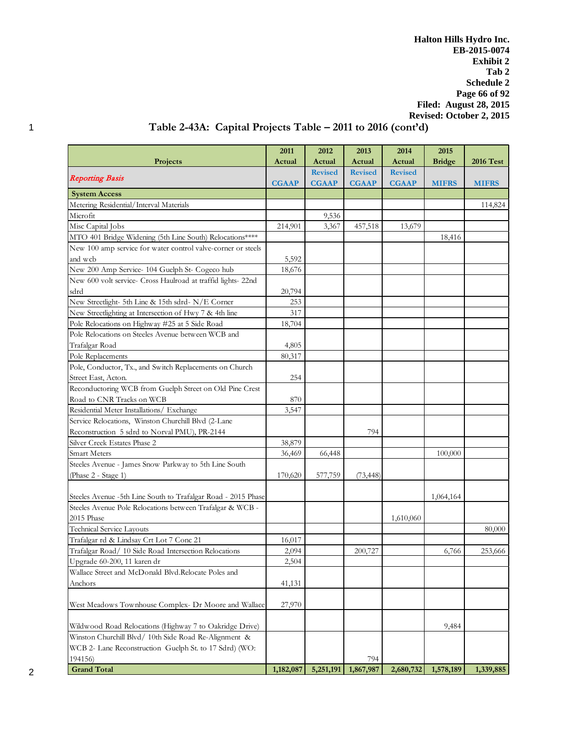Table 2-43A: Capital Projects Table – 2011 to 2016 (cont'd)

| Projects | 2011 Actual | 2012 Actual | 2013 Actual | 2014 Actual | 2015 Bridge | 2016 Test |
|---|---|---|---|---|---|---|
| *Reporting Basis* | CGAAP | Revised CGAAP | Revised CGAAP | Revised CGAAP | MIFRS | MIFRS |
| **System Access** | | | | | | |
| Metering Residential/Interval Materials | | | | | | 114,824 |
| Microfit | | 9,536 | | | | |
| Misc Capital Jobs | 214,901 | 3,367 | 457,518 | 13,679 | | |
| MTO 401 Bridge Widening (5th Line South) Relocations**** | | | | | 18,416 | |
| New 100 amp service for water control valve-corner or steels and wcb | 5,592 | | | | | |
| New 200 Amp Service- 104 Guelph St- Cogeco hub | 18,676 | | | | | |
| New 600 volt service- Cross Haulroad at traffid lights- 22nd sdrd | 20,794 | | | | | |
| New Streetlight- 5th Line & 15th sdrd- N/E Corner | 253 | | | | | |
| New Streetlighting at Intersection of Hwy 7 & 4th line | 317 | | | | | |
| Pole Relocations on Highway #25 at 5 Side Road | 18,704 | | | | | |
| Pole Relocations on Steeles Avenue between WCB and Trafalgar Road | 4,805 | | | | | |
| Pole Replacements | 80,317 | | | | | |
| Pole, Conductor, Tx., and Switch Replacements on Church Street East, Acton. | 254 | | | | | |
| Reconductoring WCB from Guelph Street on Old Pine Crest Road to CNR Tracks on WCB | 870 | | | | | |
| Residential Meter Installations/ Exchange | 3,547 | | | | | |
| Service Relocations, Winston Churchill Blvd (2-Lane Reconstruction 5 sdrd to Norval PMU), PR-2144 | | | 794 | | | |
| Silver Creek Estates Phase 2 | 38,879 | | | | | |
| Smart Meters | 36,469 | 66,448 | | | 100,000 | |
| Steeles Avenue - James Snow Parkway to 5th Line South (Phase 2 - Stage 1) | 170,620 | 577,759 | (73,448) | | | |
| Steeles Avenue -5th Line South to Trafalgar Road - 2015 Phase | | | | | 1,064,164 | |
| Steeles Avenue Pole Relocations between Trafalgar & WCB - 2015 Phase | | | | 1,610,060 | | |
| Technical Service Layouts | | | | | | 80,000 |
| Trafalgar rd & Lindsay Crt Lot 7 Conc 21 | 16,017 | | | | | |
| Trafalgar Road/ 10 Side Road Intersection Relocations | 2,094 | | 200,727 | | 6,766 | 253,666 |
| Upgrade 60-200, 11 karen dr | 2,504 | | | | | |
| Wallace Street and McDonald Blvd.Relocate Poles and Anchors | 41,131 | | | | | |
| West Meadows Townhouse Complex- Dr Moore and Wallace | 27,970 | | | | | |
| Wildwood Road Relocations (Highway 7 to Oakridge Drive) | | | | | 9,484 | |
| Winston Churchill Blvd/ 10th Side Road Re-Alignment & WCB 2- Lane Reconstruction Guelph St. to 17 Sdrd) (WO: 194156) | | | 794 | | | |
| **Grand Total** | **1,182,087** | **5,251,191** | **1,867,987** | **2,680,732** | **1,578,189** | **1,339,885** |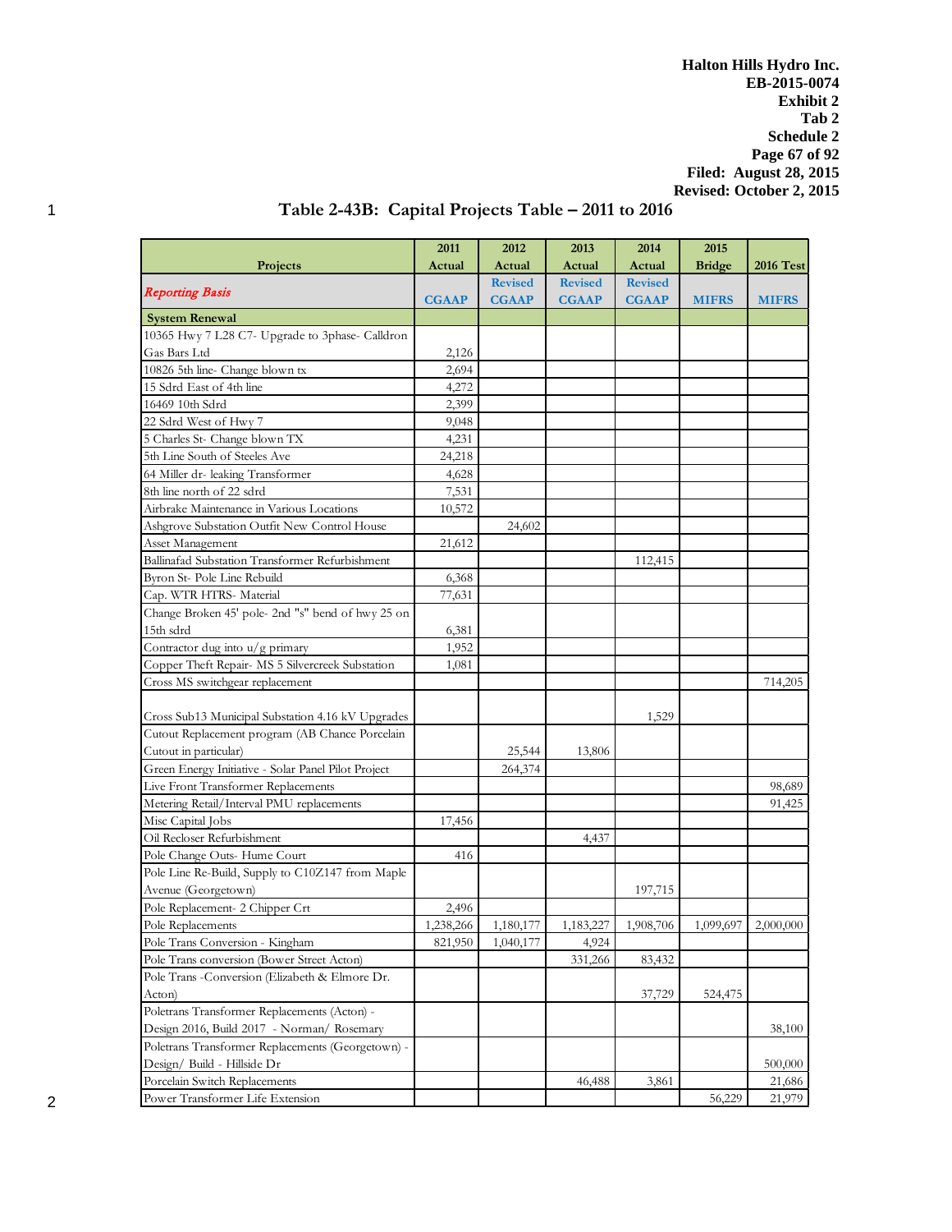Halton Hills Hydro Inc.
EB-2015-0074
Exhibit 2
Tab 2
Schedule 2
Filed: August 28, 2015
Revised: October 2, 2015

## Table 2-43B: Capital Projects Table – 2011 to 2016

| Projects | 2011 Actual | 2012 Actual | 2013 Actual | 2014 Actual | 2015 Bridge | 2016 Test |
|---|---|---|---|---|---|---|
| *Reporting Basis* | CGAAP | Revised CGAAP | Revised CGAAP | Revised CGAAP | MIFRS | MIFRS |
| **System Renewal** | | | | | | |
| 10365 Hwy 7 L28 C7- Upgrade to 3phase- Calldron Gas Bars Ltd | 2,126 | | | | | |
| 10826 5th line- Change blown tx | 2,694 | | | | | |
| 15 Sdrd East of 4th line | 4,272 | | | | | |
| 16469 10th Sdrd | 2,399 | | | | | |
| 22 Sdrd West of Hwy 7 | 9,048 | | | | | |
| 5 Charles St- Change blown TX | 4,231 | | | | | |
| 5th Line South of Steeles Ave | 24,218 | | | | | |
| 64 Miller dr- leaking Transformer | 4,628 | | | | | |
| 8th line north of 22 sdrd | 7,531 | | | | | |
| Airbrake Maintenance in Various Locations | 10,572 | | | | | |
| Ashgrove Substation Outfit New Control House | | 24,602 | | | | |
| Asset Management | 21,612 | | | | | |
| Ballinafad Substation Transformer Refurbishment | | | | 112,415 | | |
| Byron St- Pole Line Rebuild | 6,368 | | | | | |
| Cap. WTR HTRS- Material | 77,631 | | | | | |
| Change Broken 45' pole- 2nd "s" bend of hwy 25 on 15th sdrd | 6,381 | | | | | |
| Contractor dug into u/g primary | 1,952 | | | | | |
| Copper Theft Repair- MS 5 Silvercreek Substation | 1,081 | | | | | |
| Cross MS switchgear replacement | | | | | | 714,205 |
| Cross Sub13 Municipal Substation 4.16 kV Upgrades | | | | 1,529 | | |
| Cutout Replacement program (AB Chance Porcelain Cutout in particular) | | 25,544 | 13,806 | | | |
| Green Energy Initiative - Solar Panel Pilot Project | | 264,374 | | | | |
| Live Front Transformer Replacements | | | | | | 98,689 |
| Metering Retail/Interval PMU replacements | | | | | | 91,425 |
| Misc Capital Jobs | 17,456 | | | | | |
| Oil Recloser Refurbishment | | | 4,437 | | | |
| Pole Change Outs- Hume Court | 416 | | | | | |
| Pole Line Re-Build, Supply to C10Z147 from Maple Avenue (Georgetown) | | | | 197,715 | | |
| Pole Replacement- 2 Chipper Crt | 2,496 | | | | | |
| Pole Replacements | 1,238,266 | 1,180,177 | 1,183,227 | 1,908,706 | 1,099,697 | 2,000,000 |
| Pole Trans Conversion - Kingham | 821,950 | 1,040,177 | 4,924 | | | |
| Pole Trans conversion (Bower Street Acton) | | | 331,266 | 83,432 | | |
| Pole Trans -Conversion (Elizabeth & Elmore Dr. Acton) | | | | 37,729 | 524,475 | |
| Poletrans Transformer Replacements (Acton) - Design 2016, Build 2017 - Norman/ Rosemary | | | | | | 38,100 |
| Poletrans Transformer Replacements (Georgetown) - Design/ Build - Hillside Dr | | | | | | 500,000 |
| Porcelain Switch Replacements | | | 46,488 | 3,861 | | 21,686 |
| Power Transformer Life Extension | | | | | 56,229 | 21,979 |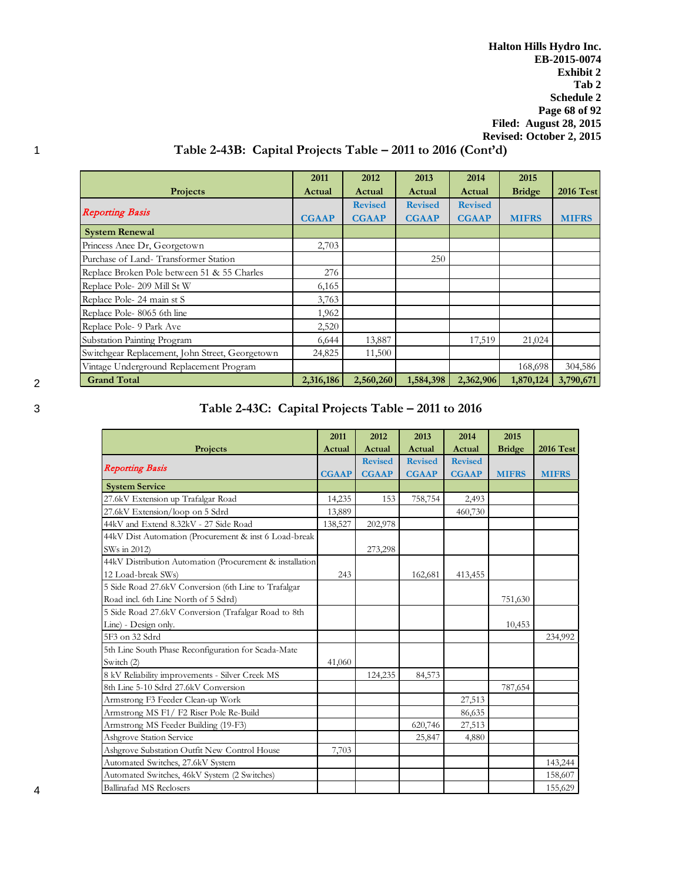### Table 2-43B: Capital Projects Table – 2011 to 2016 (Cont'd)

| Projects | 2011 Actual | 2012 Actual | 2013 Actual | 2014 Actual | 2015 Bridge | 2016 Test |
|---|---|---|---|---|---|---|
| *Reporting Basis* | CGAAP | Revised CGAAP | Revised CGAAP | Revised CGAAP | MIFRS | MIFRS |
| **System Renewal** | | | | | | |
| Princess Anee Dr, Georgetown | 2,703 | | | | | |
| Purchase of Land- Transformer Station | | | 250 | | | |
| Replace Broken Pole between 51 & 55 Charles | 276 | | | | | |
| Replace Pole- 209 Mill St W | 6,165 | | | | | |
| Replace Pole- 24 main st S | 3,763 | | | | | |
| Replace Pole- 8065 6th line | 1,962 | | | | | |
| Replace Pole- 9 Park Ave | 2,520 | | | | | |
| Substation Painting Program | 6,644 | 13,887 | | 17,519 | 21,024 | |
| Switchgear Replacement, John Street, Georgetown | 24,825 | 11,500 | | | | |
| Vintage Underground Replacement Program | | | | | 168,698 | 304,586 |
| **Grand Total** | **2,316,186** | **2,560,260** | **1,584,398** | **2,362,906** | **1,870,124** | **3,790,671** |

### Table 2-43C: Capital Projects Table – 2011 to 2016

| Projects | 2011 Actual | 2012 Actual | 2013 Actual | 2014 Actual | 2015 Bridge | 2016 Test |
|---|---|---|---|---|---|---|
| *Reporting Basis* | CGAAP | Revised CGAAP | Revised CGAAP | Revised CGAAP | MIFRS | MIFRS |
| **System Service** | | | | | | |
| 27.6kV Extension up Trafalgar Road | 14,235 | 153 | 758,754 | 2,493 | | |
| 27.6kV Extension/loop on 5 Sdrd | 13,889 | | | 460,730 | | |
| 44kV and Extend 8.32kV - 27 Side Road | 138,527 | 202,978 | | | | |
| 44kV Dist Automation (Procurement & inst 6 Load-break SWs in 2012) | | 273,298 | | | | |
| 44kV Distribution Automation (Procurement & installation 12 Load-break SWs) | 243 | | 162,681 | 413,455 | | |
| 5 Side Road 27.6kV Conversion (6th Line to Trafalgar Road incl. 6th Line North of 5 Sdrd) | | | | | 751,630 | |
| 5 Side Road 27.6kV Conversion (Trafalgar Road to 8th Line) - Design only. | | | | | 10,453 | |
| 5F3 on 32 Sdrd | | | | | | 234,992 |
| 5th Line South Phase Reconfiguration for Scada-Mate Switch (2) | 41,060 | | | | | |
| 8 kV Reliability improvements - Silver Creek MS | | 124,235 | 84,573 | | | |
| 8th Line 5-10 Sdrd 27.6kV Conversion | | | | | 787,654 | |
| Armstrong F3 Feeder Clean-up Work | | | | 27,513 | | |
| Armstrong MS F1/ F2 Riser Pole Re-Build | | | | 86,635 | | |
| Armstrong MS Feeder Building (19-F3) | | | 620,746 | 27,513 | | |
| Ashgrove Station Service | | | 25,847 | 4,880 | | |
| Ashgrove Substation Outfit New Control House | 7,703 | | | | | |
| Automated Switches, 27.6kV System | | | | | | 143,244 |
| Automated Switches, 46kV System (2 Switches) | | | | | | 158,607 |
| Ballinafad MS Reclosers | | | | | | 155,629 |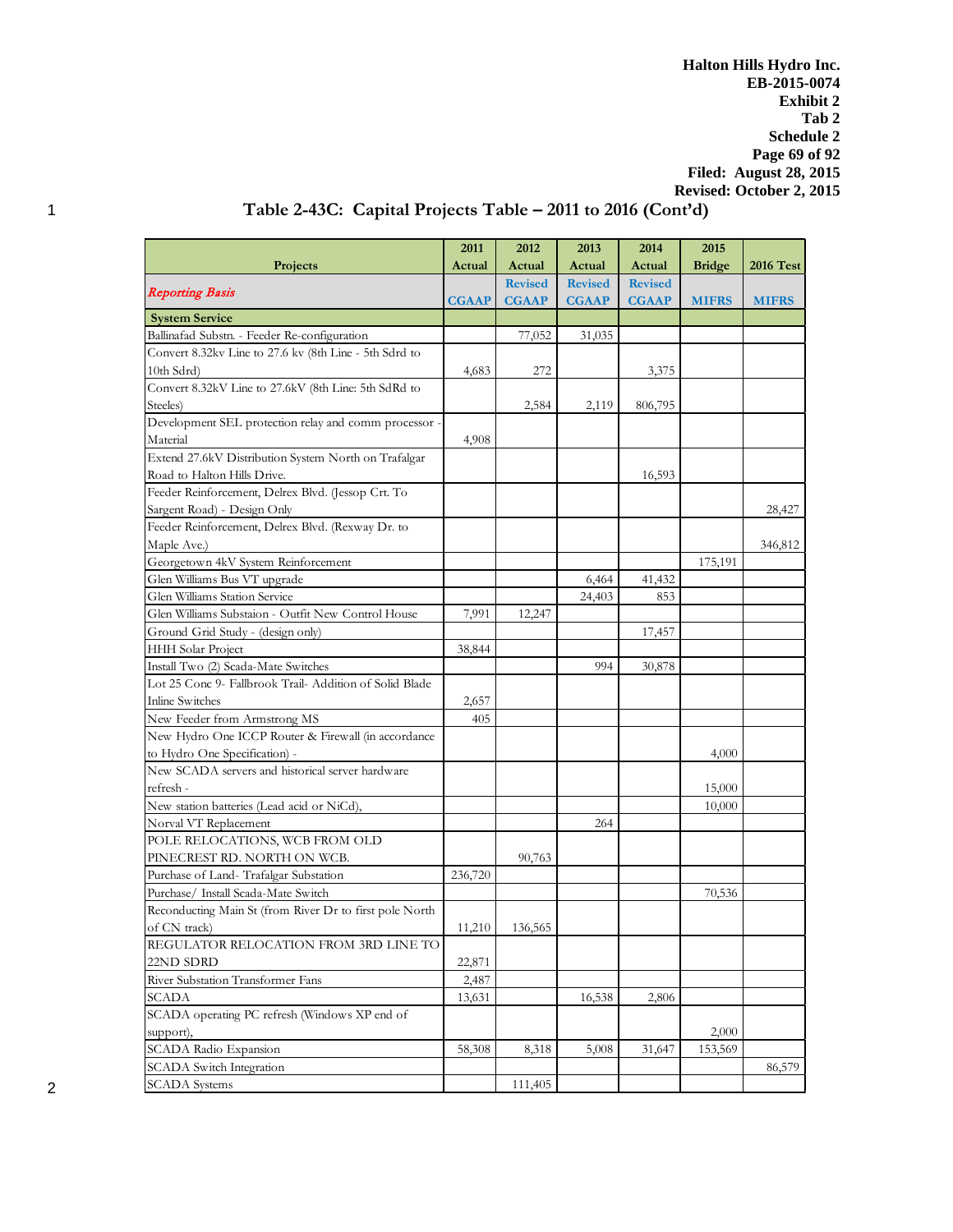**Halton Hills Hydro Inc.**
**EB-2015-0074**
**Exhibit 2**
**Tab 2**
**Schedule 2**
**Filed: August 28, 2015**
**Revised: October 2, 2015**

## Table 2-43C: Capital Projects Table – 2011 to 2016 (Cont'd)

| Projects | 2011 Actual | 2012 Actual | 2013 Actual | 2014 Actual | 2015 Bridge | 2016 Test |
|---|---|---|---|---|---|---|
| *Reporting Basis* | CGAAP | Revised CGAAP | Revised CGAAP | Revised CGAAP | MIFRS | MIFRS |
| **System Service** | | | | | | |
| Ballinafad Substn. - Feeder Re-configuration | | 77,052 | 31,035 | | | |
| Convert 8.32kv Line to 27.6 kv (8th Line - 5th Sdrd to 10th Sdrd) | 4,683 | 272 | | 3,375 | | |
| Convert 8.32kV Line to 27.6kV (8th Line: 5th SdRd to Steeles) | | 2,584 | 2,119 | 806,795 | | |
| Development SEL protection relay and comm processor - Material | 4,908 | | | | | |
| Extend 27.6kV Distribution System North on Trafalgar Road to Halton Hills Drive. | | | | 16,593 | | |
| Feeder Reinforcement, Delrex Blvd. (Jessop Crt. To Sargent Road) - Design Only | | | | | | 28,427 |
| Feeder Reinforcement, Delrex Blvd. (Rexway Dr. to Maple Ave.) | | | | | | 346,812 |
| Georgetown 4kV System Reinforcement | | | | | 175,191 | |
| Glen Williams Bus VT upgrade | | | 6,464 | 41,432 | | |
| Glen Williams Station Service | | | 24,403 | 853 | | |
| Glen Williams Substaion - Outfit New Control House | 7,991 | 12,247 | | | | |
| Ground Grid Study - (design only) | | | | 17,457 | | |
| HHH Solar Project | 38,844 | | | | | |
| Install Two (2) Scada-Mate Switches | | | 994 | 30,878 | | |
| Lot 25 Conc 9- Fallbrook Trail- Addition of Solid Blade Inline Switches | 2,657 | | | | | |
| New Feeder from Armstrong MS | 405 | | | | | |
| New Hydro One ICCP Router & Firewall (in accordance to Hydro One Specification) - | | | | | 4,000 | |
| New SCADA servers and historical server hardware refresh - | | | | | 15,000 | |
| New station batteries (Lead acid or NiCd), | | | | | 10,000 | |
| Norval VT Replacement | | | 264 | | | |
| POLE RELOCATIONS, WCB FROM OLD PINECREST RD. NORTH ON WCB. | | 90,763 | | | | |
| Purchase of Land- Trafalgar Substation | 236,720 | | | | | |
| Purchase/ Install Scada-Mate Switch | | | | | 70,536 | |
| Reconducting Main St (from River Dr to first pole North of CN track) | 11,210 | 136,565 | | | | |
| REGULATOR RELOCATION FROM 3RD LINE TO 22ND SDRD | 22,871 | | | | | |
| River Substation Transformer Fans | 2,487 | | | | | |
| SCADA | 13,631 | | 16,538 | 2,806 | | |
| SCADA operating PC refresh (Windows XP end of support), | | | | | 2,000 | |
| SCADA Radio Expansion | 58,308 | 8,318 | 5,008 | 31,647 | 153,569 | |
| SCADA Switch Integration | | | | | | 86,579 |
| SCADA Systems | | 111,405 | | | | |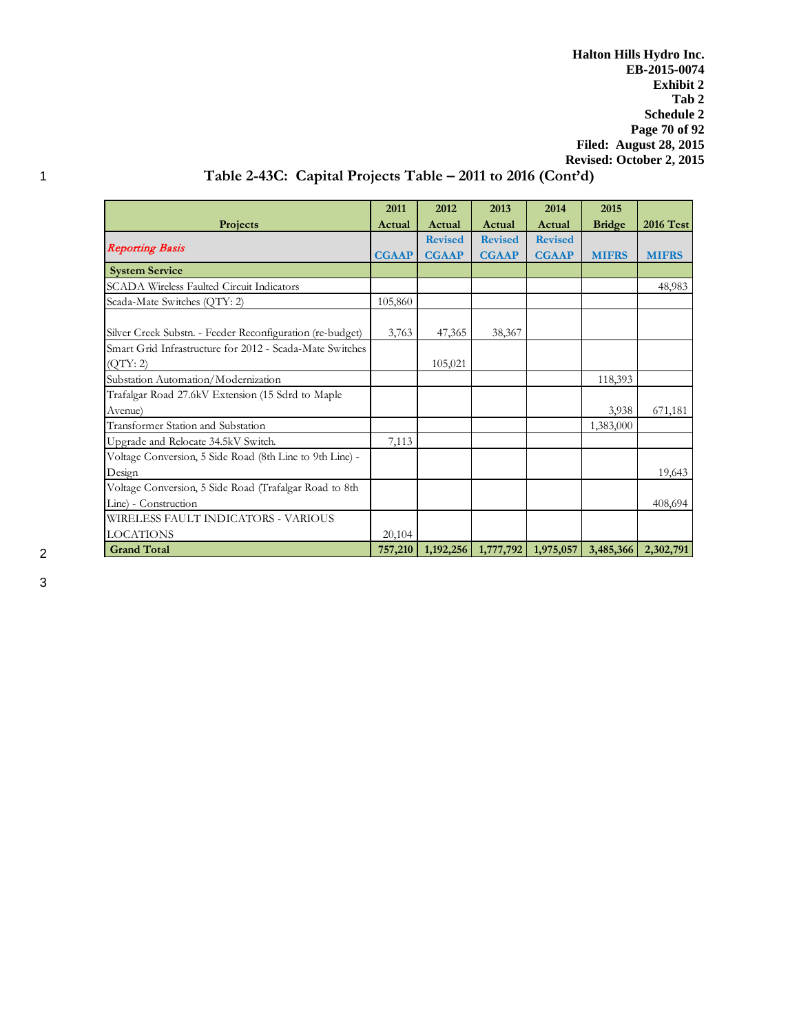## Table 2-43C: Capital Projects Table – 2011 to 2016 (Cont'd)

| Projects | 2011 Actual | 2012 Actual | 2013 Actual | 2014 Actual | 2015 Bridge | 2016 Test |
|---|---|---|---|---|---|---|
| *Reporting Basis* | CGAAP | Revised CGAAP | Revised CGAAP | Revised CGAAP | MIFRS | MIFRS |
| **System Service** | | | | | | |
| SCADA Wireless Faulted Circuit Indicators | | | | | | 48,983 |
| Scada-Mate Switches (QTY: 2) | 105,860 | | | | | |
| Silver Creek Substn. - Feeder Reconfiguration (re-budget) | 3,763 | 47,365 | 38,367 | | | |
| Smart Grid Infrastructure for 2012 - Scada-Mate Switches (QTY: 2) | | 105,021 | | | | |
| Substation Automation/Modernization | | | | | 118,393 | |
| Trafalgar Road 27.6kV Extension (15 Sdrd to Maple Avenue) | | | | | 3,938 | 671,181 |
| Transformer Station and Substation | | | | | 1,383,000 | |
| Upgrade and Relocate 34.5kV Switch. | 7,113 | | | | | |
| Voltage Conversion, 5 Side Road (8th Line to 9th Line) - Design | | | | | | 19,643 |
| Voltage Conversion, 5 Side Road (Trafalgar Road to 8th Line) - Construction | | | | | | 408,694 |
| WIRELESS FAULT INDICATORS - VARIOUS LOCATIONS | 20,104 | | | | | |
| **Grand Total** | **757,210** | **1,192,256** | **1,777,792** | **1,975,057** | **3,485,366** | **2,302,791** |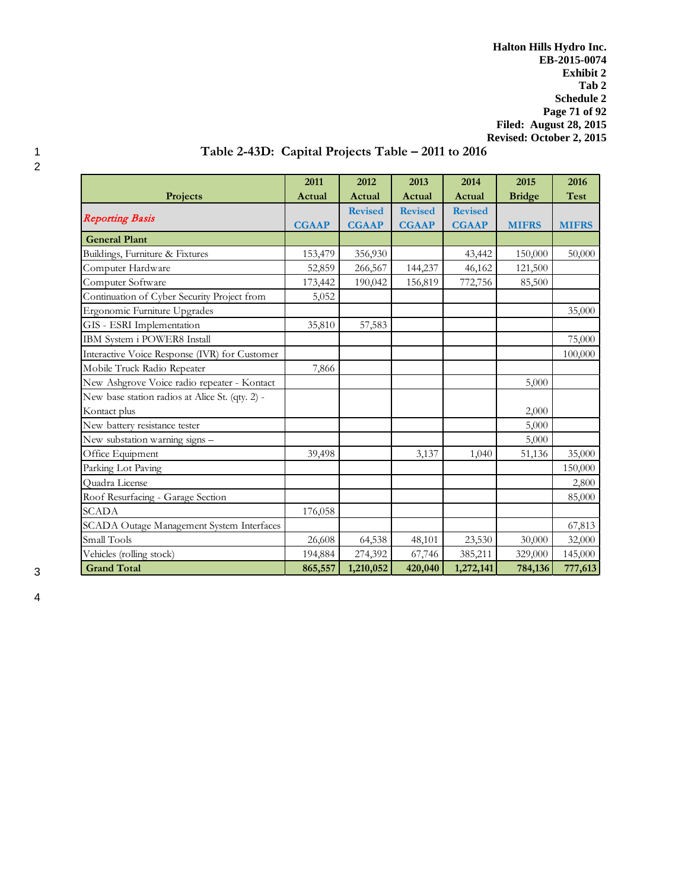Halton Hills Hydro Inc.
EB-2015-0074
Exhibit 2
Tab 2
Schedule 2
Filed: August 28, 2015
Revised: October 2, 2015

## Table 2-43D: Capital Projects Table – 2011 to 2016

| Projects | 2011 Actual | 2012 Actual | 2013 Actual | 2014 Actual | 2015 Bridge | 2016 Test |
|---|---|---|---|---|---|---|
| *Reporting Basis* | CGAAP | Revised CGAAP | Revised CGAAP | Revised CGAAP | MIFRS | MIFRS |
| **General Plant** | | | | | | |
| Buildings, Furniture & Fixtures | 153,479 | 356,930 | | 43,442 | 150,000 | 50,000 |
| Computer Hardware | 52,859 | 266,567 | 144,237 | 46,162 | 121,500 | |
| Computer Software | 173,442 | 190,042 | 156,819 | 772,756 | 85,500 | |
| Continuation of Cyber Security Project from | 5,052 | | | | | |
| Ergonomic Furniture Upgrades | | | | | | 35,000 |
| GIS - ESRI Implementation | 35,810 | 57,583 | | | | |
| IBM System i POWER8 Install | | | | | | 75,000 |
| Interactive Voice Response (IVR) for Customer | | | | | | 100,000 |
| Mobile Truck Radio Repeater | 7,866 | | | | | |
| New Ashgrove Voice radio repeater - Kontact | | | | | 5,000 | |
| New base station radios at Alice St. (qty. 2) - Kontact plus | | | | | 2,000 | |
| New battery resistance tester | | | | | 5,000 | |
| New substation warning signs – | | | | | 5,000 | |
| Office Equipment | 39,498 | | 3,137 | 1,040 | 51,136 | 35,000 |
| Parking Lot Paving | | | | | | 150,000 |
| Quadra License | | | | | | 2,800 |
| Roof Resurfacing - Garage Section | | | | | | 85,000 |
| SCADA | 176,058 | | | | | |
| SCADA Outage Management System Interfaces | | | | | | 67,813 |
| Small Tools | 26,608 | 64,538 | 48,101 | 23,530 | 30,000 | 32,000 |
| Vehicles (rolling stock) | 194,884 | 274,392 | 67,746 | 385,211 | 329,000 | 145,000 |
| **Grand Total** | **865,557** | **1,210,052** | **420,040** | **1,272,141** | **784,136** | **777,613** |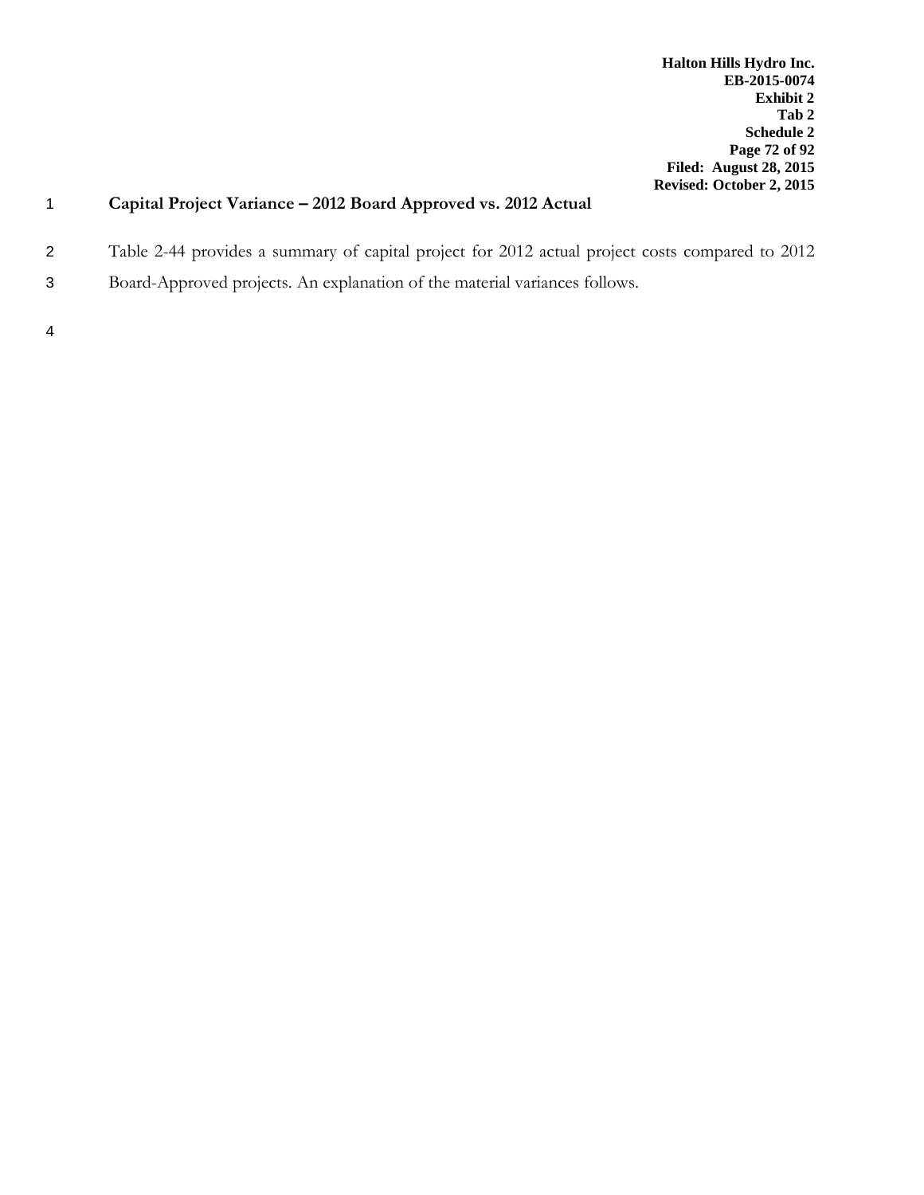## Capital Project Variance – 2012 Board Approved vs. 2012 Actual

Table 2-44 provides a summary of capital project for 2012 actual project costs compared to 2012 Board-Approved projects. An explanation of the material variances follows.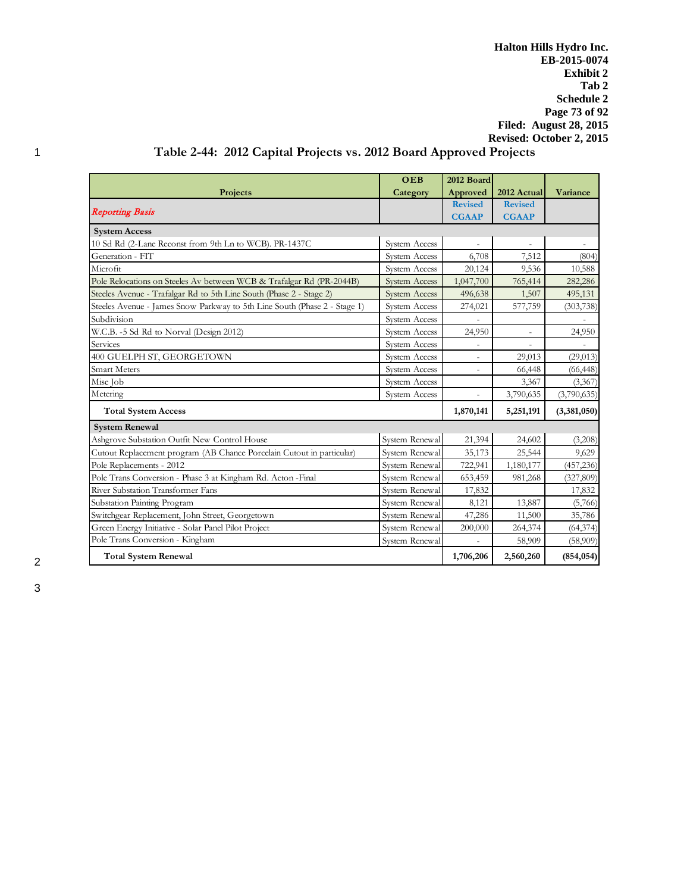Table 2-44: 2012 Capital Projects vs. 2012 Board Approved Projects

| Projects | OEB Category | 2012 Board Approved | 2012 Actual | Variance |
|---|---|---|---|---|
| *Reporting Basis* | | Revised CGAAP | Revised CGAAP | |
| **System Access** | | | | |
| 10 Sd Rd (2-Lane Reconst from 9th Ln to WCB). PR-1437C | System Access | - | - | - |
| Generation - FIT | System Access | 6,708 | 7,512 | (804) |
| Microfit | System Access | 20,124 | 9,536 | 10,588 |
| Pole Relocations on Steeles Av between WCB & Trafalgar Rd (PR-2044B) | System Access | 1,047,700 | 765,414 | 282,286 |
| Steeles Avenue - Trafalgar Rd to 5th Line South (Phase 2 - Stage 2) | System Access | 496,638 | 1,507 | 495,131 |
| Steeles Avenue - James Snow Parkway to 5th Line South (Phase 2 - Stage 1) | System Access | 274,021 | 577,759 | (303,738) |
| Subdivision | System Access | - | | - |
| W.C.B. -5 Sd Rd to Norval (Design 2012) | System Access | 24,950 | - | 24,950 |
| Services | System Access | - | - | - |
| 400 GUELPH ST, GEORGETOWN | System Access | - | 29,013 | (29,013) |
| Smart Meters | System Access | - | 66,448 | (66,448) |
| Misc Job | System Access | | 3,367 | (3,367) |
| Metering | System Access | - | 3,790,635 | (3,790,635) |
| **Total System Access** | | **1,870,141** | **5,251,191** | **(3,381,050)** |
| **System Renewal** | | | | |
| Ashgrove Substation Outfit New Control House | System Renewal | 21,394 | 24,602 | (3,208) |
| Cutout Replacement program (AB Chance Porcelain Cutout in particular) | System Renewal | 35,173 | 25,544 | 9,629 |
| Pole Replacements - 2012 | System Renewal | 722,941 | 1,180,177 | (457,236) |
| Pole Trans Conversion - Phase 3 at Kingham Rd. Acton -Final | System Renewal | 653,459 | 981,268 | (327,809) |
| River Substation Transformer Fans | System Renewal | 17,832 | | 17,832 |
| Substation Painting Program | System Renewal | 8,121 | 13,887 | (5,766) |
| Switchgear Replacement, John Street, Georgetown | System Renewal | 47,286 | 11,500 | 35,786 |
| Green Energy Initiative - Solar Panel Pilot Project | System Renewal | 200,000 | 264,374 | (64,374) |
| Pole Trans Conversion - Kingham | System Renewal | - | 58,909 | (58,909) |
| **Total System Renewal** | | **1,706,206** | **2,560,260** | **(854,054)** |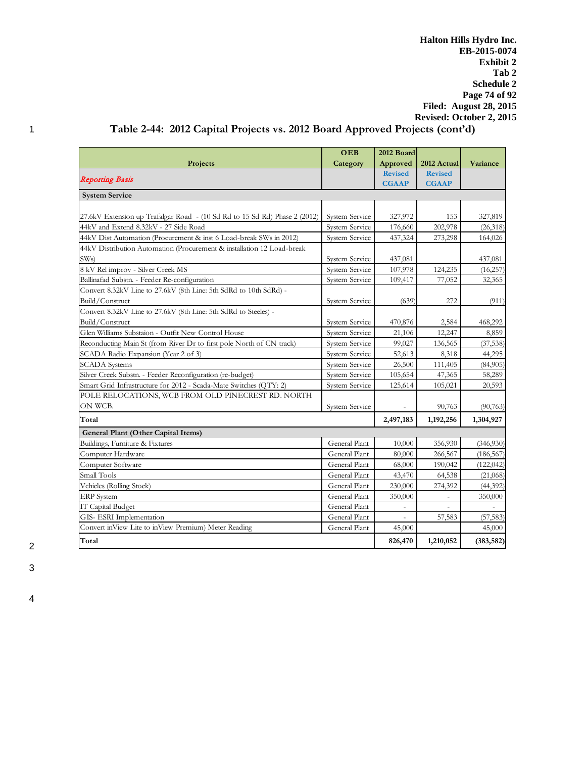## Table 2-44: 2012 Capital Projects vs. 2012 Board Approved Projects (cont'd)

| Projects | OEB Category | 2012 Board Approved | 2012 Actual | Variance |
|---|---|---|---|---|
| *Reporting Basis* | | Revised CGAAP | Revised CGAAP | |
| **System Service** | | | | |
| 27.6kV Extension up Trafalgar Road - (10 Sd Rd to 15 Sd Rd) Phase 2 (2012) | System Service | 327,972 | 153 | 327,819 |
| 44kV and Extend 8.32kV - 27 Side Road | System Service | 176,660 | 202,978 | (26,318) |
| 44kV Dist Automation (Procurement & inst 6 Load-break SWs in 2012) | System Service | 437,324 | 273,298 | 164,026 |
| 44kV Distribution Automation (Procurement & installation 12 Load-break SWs) | System Service | 437,081 | | 437,081 |
| 8 kV Rel improv - Silver Creek MS | System Service | 107,978 | 124,235 | (16,257) |
| Ballinafad Substn. - Feeder Re-configuration | System Service | 109,417 | 77,052 | 32,365 |
| Convert 8.32kV Line to 27.6kV (8th Line: 5th SdRd to 10th SdRd) - Build/Construct | System Service | (639) | 272 | (911) |
| Convert 8.32kV Line to 27.6kV (8th Line: 5th SdRd to Steeles) - Build/Construct | System Service | 470,876 | 2,584 | 468,292 |
| Glen Williams Substaion - Outfit New Control House | System Service | 21,106 | 12,247 | 8,859 |
| Reconducting Main St (from River Dr to first pole North of CN track) | System Service | 99,027 | 136,565 | (37,538) |
| SCADA Radio Expansion (Year 2 of 3) | System Service | 52,613 | 8,318 | 44,295 |
| SCADA Systems | System Service | 26,500 | 111,405 | (84,905) |
| Silver Creek Substn. - Feeder Reconfiguration (re-budget) | System Service | 105,654 | 47,365 | 58,289 |
| Smart Grid Infrastructure for 2012 - Scada-Mate Switches (QTY: 2) | System Service | 125,614 | 105,021 | 20,593 |
| POLE RELOCATIONS, WCB FROM OLD PINECREST RD. NORTH ON WCB. | System Service | - | 90,763 | (90,763) |
| **Total** | | **2,497,183** | **1,192,256** | **1,304,927** |
| **General Plant (Other Capital Items)** | | | | |
| Buildings, Furniture & Fixtures | General Plant | 10,000 | 356,930 | (346,930) |
| Computer Hardware | General Plant | 80,000 | 266,567 | (186,567) |
| Computer Software | General Plant | 68,000 | 190,042 | (122,042) |
| Small Tools | General Plant | 43,470 | 64,538 | (21,068) |
| Vehicles (Rolling Stock) | General Plant | 230,000 | 274,392 | (44,392) |
| ERP System | General Plant | 350,000 | - | 350,000 |
| IT Capital Budget | General Plant | - | - | - |
| GIS- ESRI Implementation | General Plant | - | 57,583 | (57,583) |
| Convert inView Lite to inView Premium) Meter Reading | General Plant | 45,000 | | 45,000 |
| **Total** | | **826,470** | **1,210,052** | **(383,582)** |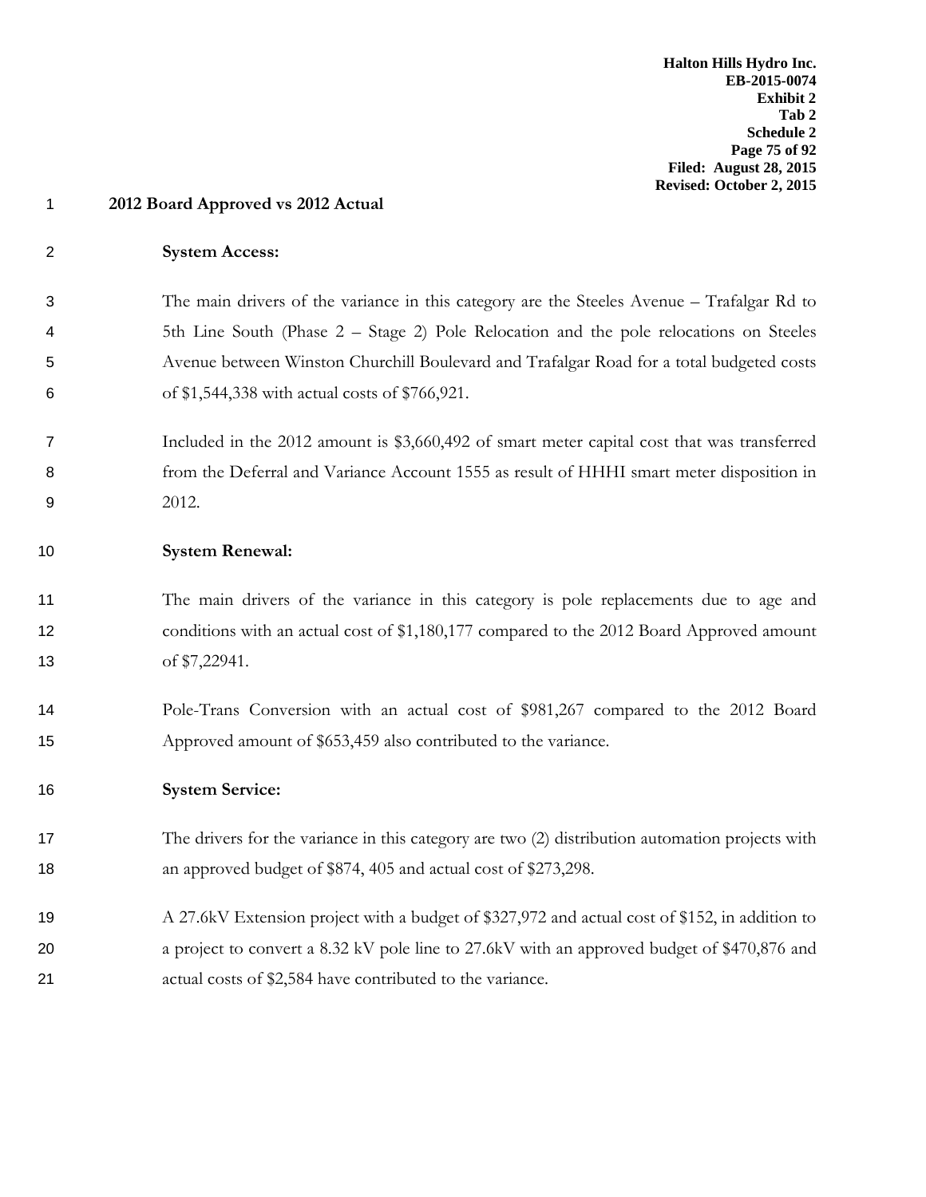## 2012 Board Approved vs 2012 Actual

**System Access:**

The main drivers of the variance in this category are the Steeles Avenue – Trafalgar Rd to 5th Line South (Phase 2 – Stage 2) Pole Relocation and the pole relocations on Steeles Avenue between Winston Churchill Boulevard and Trafalgar Road for a total budgeted costs of $1,544,338 with actual costs of $766,921.

Included in the 2012 amount is $3,660,492 of smart meter capital cost that was transferred from the Deferral and Variance Account 1555 as result of HHHI smart meter disposition in 2012.

**System Renewal:**

The main drivers of the variance in this category is pole replacements due to age and conditions with an actual cost of $1,180,177 compared to the 2012 Board Approved amount of $7,22941.

Pole-Trans Conversion with an actual cost of $981,267 compared to the 2012 Board Approved amount of $653,459 also contributed to the variance.

**System Service:**

The drivers for the variance in this category are two (2) distribution automation projects with an approved budget of $874, 405 and actual cost of $273,298.

A 27.6kV Extension project with a budget of $327,972 and actual cost of $152, in addition to a project to convert a 8.32 kV pole line to 27.6kV with an approved budget of $470,876 and actual costs of $2,584 have contributed to the variance.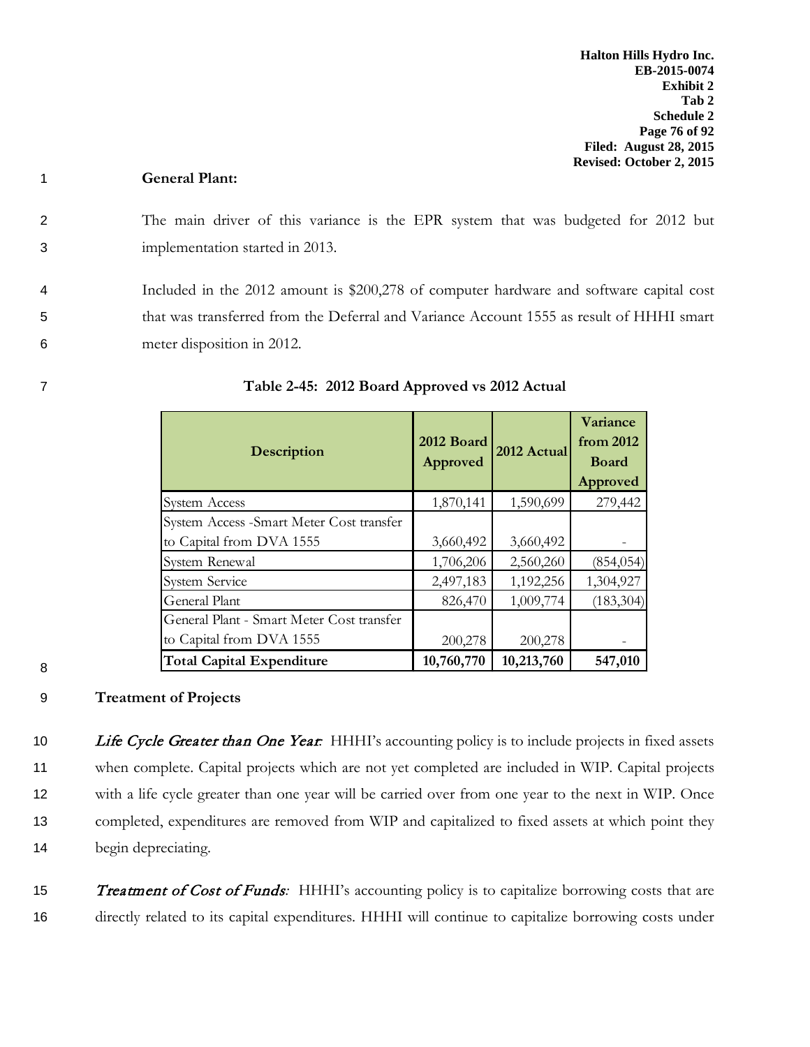**General Plant:**

The main driver of this variance is the EPR system that was budgeted for 2012 but implementation started in 2013.

Included in the 2012 amount is $200,278 of computer hardware and software capital cost that was transferred from the Deferral and Variance Account 1555 as result of HHHI smart meter disposition in 2012.

**Table 2-45: 2012 Board Approved vs 2012 Actual**

| Description | 2012 Board Approved | 2012 Actual | Variance from 2012 Board Approved |
|---|---|---|---|
| System Access | 1,870,141 | 1,590,699 | 279,442 |
| System Access -Smart Meter Cost transfer to Capital from DVA 1555 | 3,660,492 | 3,660,492 | - |
| System Renewal | 1,706,206 | 2,560,260 | (854,054) |
| System Service | 2,497,183 | 1,192,256 | 1,304,927 |
| General Plant | 826,470 | 1,009,774 | (183,304) |
| General Plant - Smart Meter Cost transfer to Capital from DVA 1555 | 200,278 | 200,278 | - |
| **Total Capital Expenditure** | **10,760,770** | **10,213,760** | **547,010** |

**Treatment of Projects**

*Life Cycle Greater than One Year*: HHHI's accounting policy is to include projects in fixed assets when complete. Capital projects which are not yet completed are included in WIP. Capital projects with a life cycle greater than one year will be carried over from one year to the next in WIP. Once completed, expenditures are removed from WIP and capitalized to fixed assets at which point they begin depreciating.

*Treatment of Cost of Funds:* HHHI's accounting policy is to capitalize borrowing costs that are directly related to its capital expenditures. HHHI will continue to capitalize borrowing costs under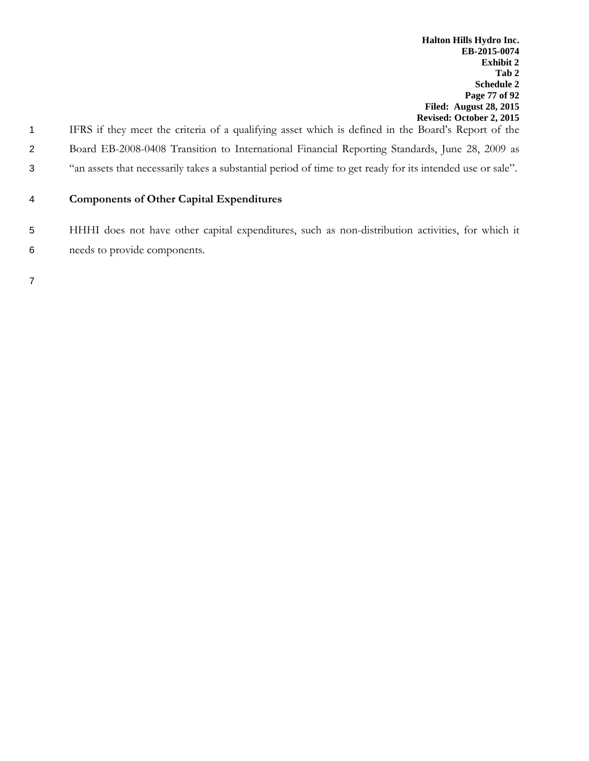IFRS if they meet the criteria of a qualifying asset which is defined in the Board's Report of the Board EB-2008-0408 Transition to International Financial Reporting Standards, June 28, 2009 as "an assets that necessarily takes a substantial period of time to get ready for its intended use or sale".

## Components of Other Capital Expenditures

HHHI does not have other capital expenditures, such as non-distribution activities, for which it needs to provide components.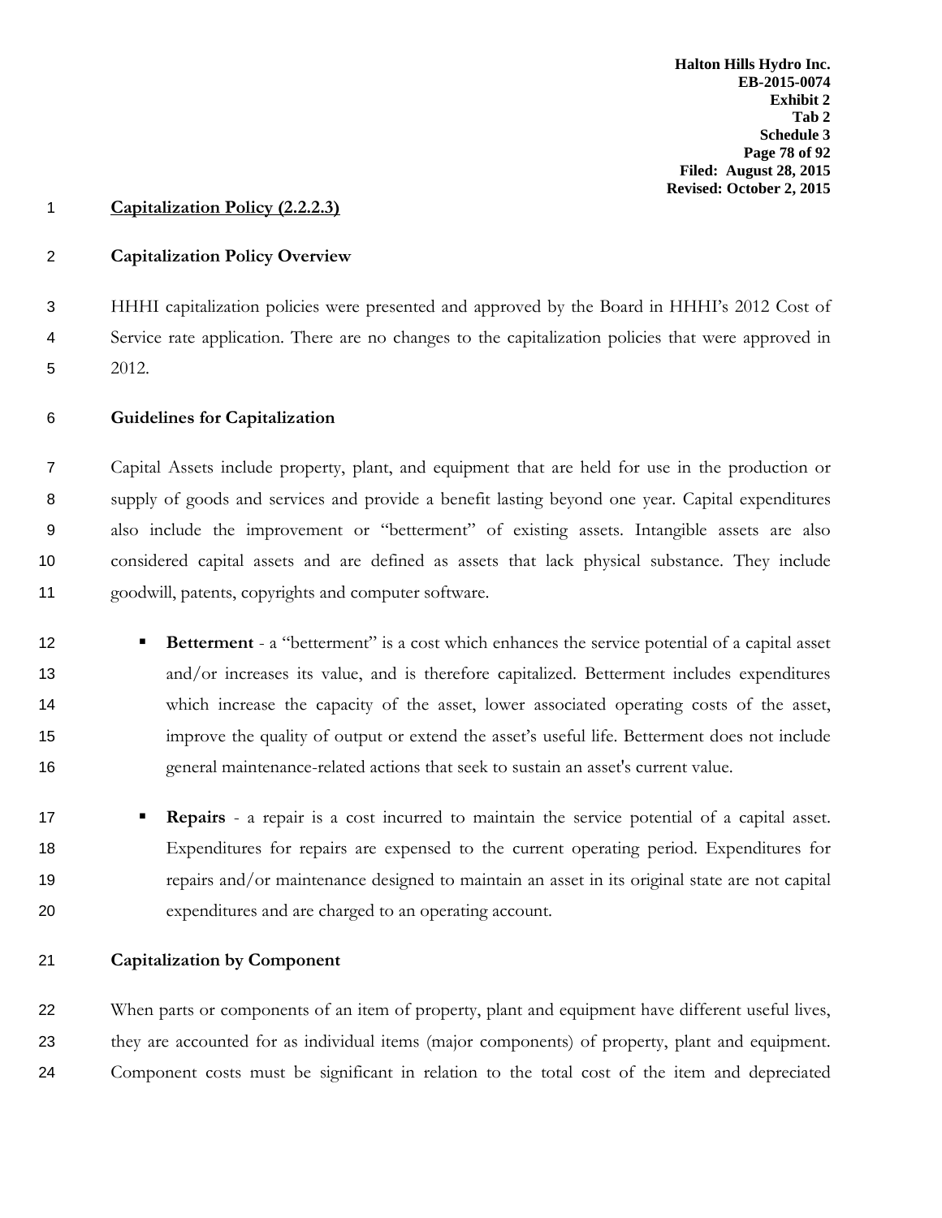## Capitalization Policy (2.2.2.3)

### Capitalization Policy Overview

HHHI capitalization policies were presented and approved by the Board in HHHI's 2012 Cost of Service rate application. There are no changes to the capitalization policies that were approved in 2012.

### Guidelines for Capitalization

Capital Assets include property, plant, and equipment that are held for use in the production or supply of goods and services and provide a benefit lasting beyond one year. Capital expenditures also include the improvement or "betterment" of existing assets. Intangible assets are also considered capital assets and are defined as assets that lack physical substance. They include goodwill, patents, copyrights and computer software.

- **Betterment** - a "betterment" is a cost which enhances the service potential of a capital asset and/or increases its value, and is therefore capitalized. Betterment includes expenditures which increase the capacity of the asset, lower associated operating costs of the asset, improve the quality of output or extend the asset's useful life. Betterment does not include general maintenance-related actions that seek to sustain an asset's current value.
- **Repairs** - a repair is a cost incurred to maintain the service potential of a capital asset. Expenditures for repairs are expensed to the current operating period. Expenditures for repairs and/or maintenance designed to maintain an asset in its original state are not capital expenditures and are charged to an operating account.

### Capitalization by Component

When parts or components of an item of property, plant and equipment have different useful lives, they are accounted for as individual items (major components) of property, plant and equipment. Component costs must be significant in relation to the total cost of the item and depreciated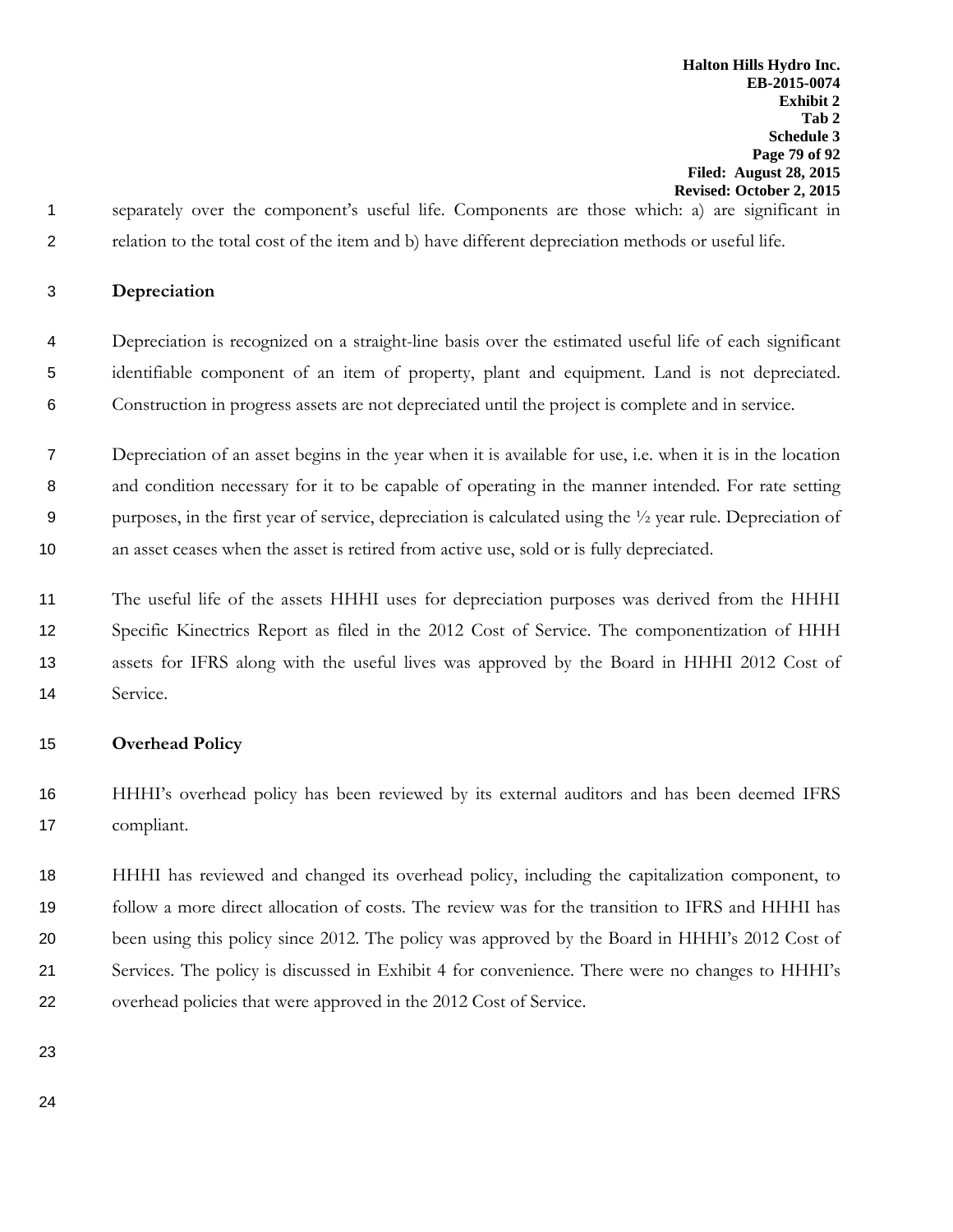separately over the component's useful life. Components are those which: a) are significant in relation to the total cost of the item and b) have different depreciation methods or useful life.

**Depreciation**

Depreciation is recognized on a straight-line basis over the estimated useful life of each significant identifiable component of an item of property, plant and equipment. Land is not depreciated. Construction in progress assets are not depreciated until the project is complete and in service.

Depreciation of an asset begins in the year when it is available for use, i.e. when it is in the location and condition necessary for it to be capable of operating in the manner intended. For rate setting purposes, in the first year of service, depreciation is calculated using the ½ year rule. Depreciation of an asset ceases when the asset is retired from active use, sold or is fully depreciated.

The useful life of the assets HHHI uses for depreciation purposes was derived from the HHHI Specific Kinectrics Report as filed in the 2012 Cost of Service. The componentization of HHH assets for IFRS along with the useful lives was approved by the Board in HHHI 2012 Cost of Service.

**Overhead Policy**

HHHI's overhead policy has been reviewed by its external auditors and has been deemed IFRS compliant.

HHHI has reviewed and changed its overhead policy, including the capitalization component, to follow a more direct allocation of costs. The review was for the transition to IFRS and HHHI has been using this policy since 2012. The policy was approved by the Board in HHHI's 2012 Cost of Services. The policy is discussed in Exhibit 4 for convenience. There were no changes to HHHI's overhead policies that were approved in the 2012 Cost of Service.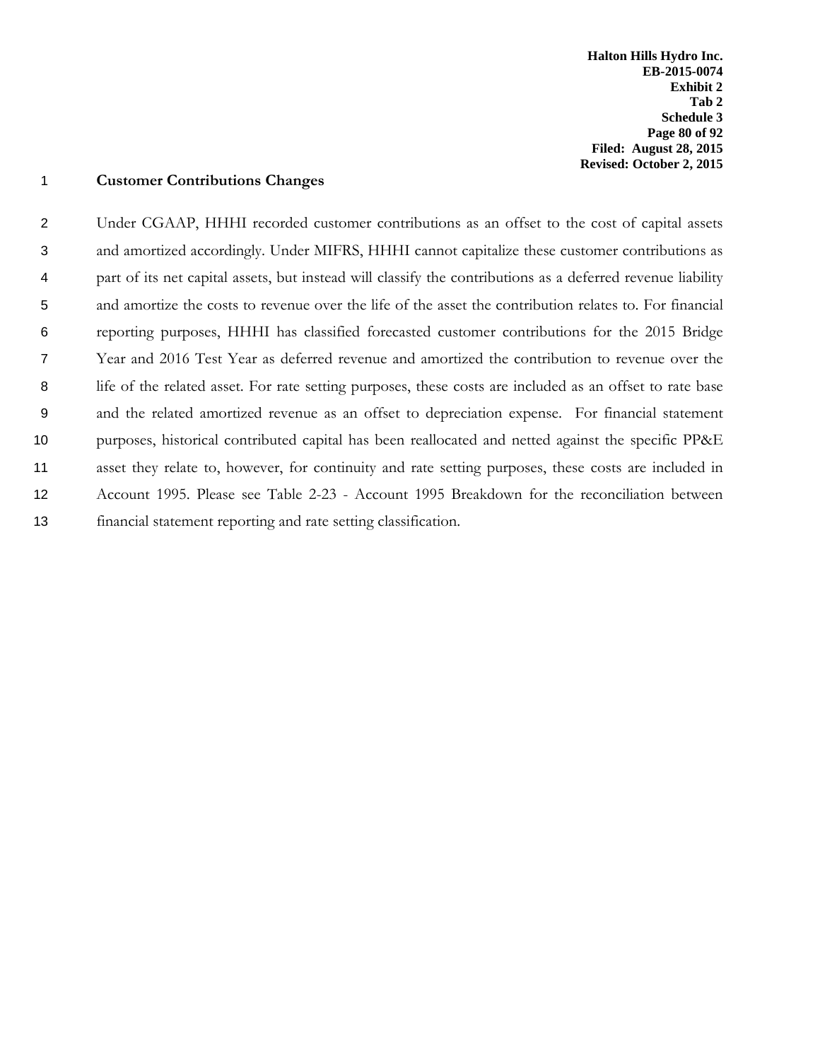## Customer Contributions Changes

Under CGAAP, HHHI recorded customer contributions as an offset to the cost of capital assets and amortized accordingly. Under MIFRS, HHHI cannot capitalize these customer contributions as part of its net capital assets, but instead will classify the contributions as a deferred revenue liability and amortize the costs to revenue over the life of the asset the contribution relates to. For financial reporting purposes, HHHI has classified forecasted customer contributions for the 2015 Bridge Year and 2016 Test Year as deferred revenue and amortized the contribution to revenue over the life of the related asset. For rate setting purposes, these costs are included as an offset to rate base and the related amortized revenue as an offset to depreciation expense. For financial statement purposes, historical contributed capital has been reallocated and netted against the specific PP&E asset they relate to, however, for continuity and rate setting purposes, these costs are included in Account 1995. Please see Table 2-23 - Account 1995 Breakdown for the reconciliation between financial statement reporting and rate setting classification.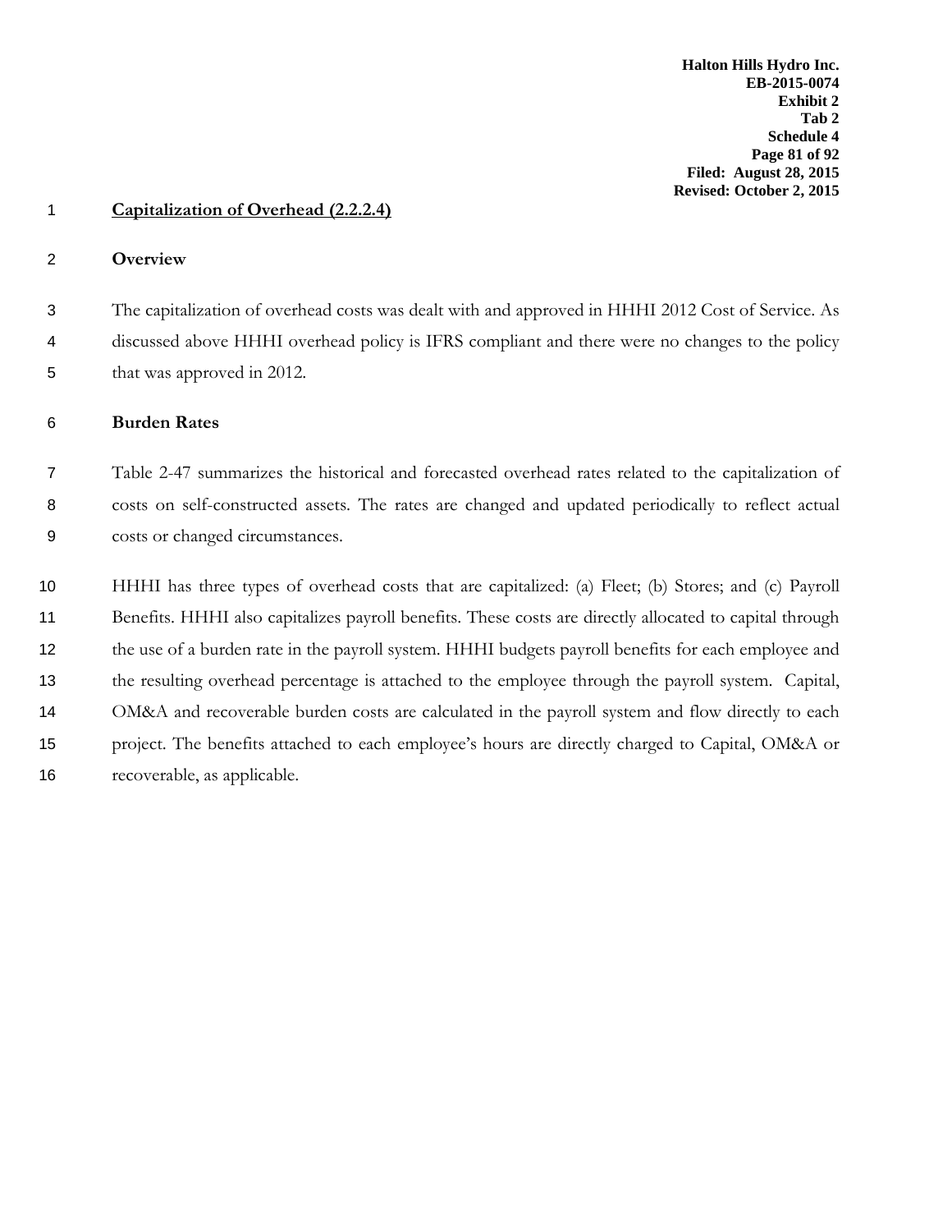## Capitalization of Overhead (2.2.2.4)

### Overview

The capitalization of overhead costs was dealt with and approved in HHHI 2012 Cost of Service. As discussed above HHHI overhead policy is IFRS compliant and there were no changes to the policy that was approved in 2012.

### Burden Rates

Table 2-47 summarizes the historical and forecasted overhead rates related to the capitalization of costs on self-constructed assets. The rates are changed and updated periodically to reflect actual costs or changed circumstances.

HHHI has three types of overhead costs that are capitalized: (a) Fleet; (b) Stores; and (c) Payroll Benefits. HHHI also capitalizes payroll benefits. These costs are directly allocated to capital through the use of a burden rate in the payroll system. HHHI budgets payroll benefits for each employee and the resulting overhead percentage is attached to the employee through the payroll system. Capital, OM&A and recoverable burden costs are calculated in the payroll system and flow directly to each project. The benefits attached to each employee's hours are directly charged to Capital, OM&A or recoverable, as applicable.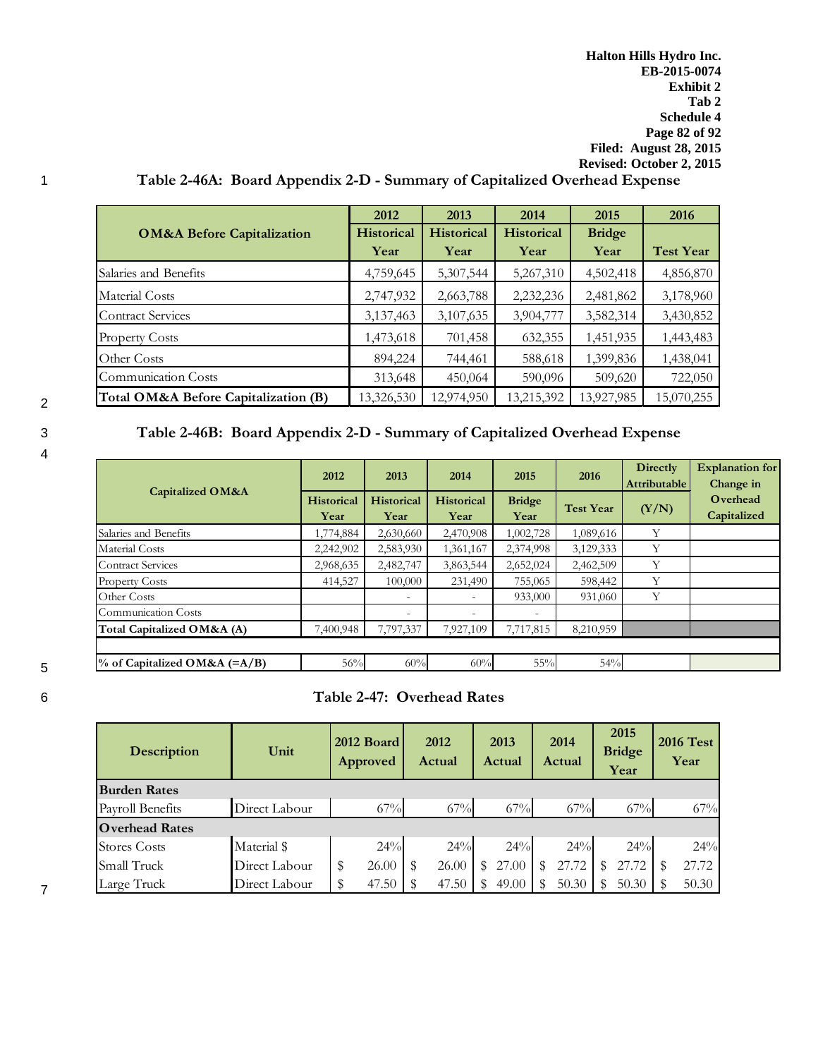### Table 2-46A: Board Appendix 2-D - Summary of Capitalized Overhead Expense

| OM&A Before Capitalization | 2012 Historical Year | 2013 Historical Year | 2014 Historical Year | 2015 Bridge Year | 2016 Test Year |
|---|---|---|---|---|---|
| Salaries and Benefits | 4,759,645 | 5,307,544 | 5,267,310 | 4,502,418 | 4,856,870 |
| Material Costs | 2,747,932 | 2,663,788 | 2,232,236 | 2,481,862 | 3,178,960 |
| Contract Services | 3,137,463 | 3,107,635 | 3,904,777 | 3,582,314 | 3,430,852 |
| Property Costs | 1,473,618 | 701,458 | 632,355 | 1,451,935 | 1,443,483 |
| Other Costs | 894,224 | 744,461 | 588,618 | 1,399,836 | 1,438,041 |
| Communication Costs | 313,648 | 450,064 | 590,096 | 509,620 | 722,050 |
| **Total OM&A Before Capitalization (B)** | 13,326,530 | 12,974,950 | 13,215,392 | 13,927,985 | 15,070,255 |

### Table 2-46B: Board Appendix 2-D - Summary of Capitalized Overhead Expense

| Capitalized OM&A | 2012 Historical Year | 2013 Historical Year | 2014 Historical Year | 2015 Bridge Year | 2016 Test Year | Directly Attributable (Y/N) | Explanation for Change in Overhead Capitalized |
|---|---|---|---|---|---|---|---|
| Salaries and Benefits | 1,774,884 | 2,630,660 | 2,470,908 | 1,002,728 | 1,089,616 | Y | |
| Material Costs | 2,242,902 | 2,583,930 | 1,361,167 | 2,374,998 | 3,129,333 | Y | |
| Contract Services | 2,968,635 | 2,482,747 | 3,863,544 | 2,652,024 | 2,462,509 | Y | |
| Property Costs | 414,527 | 100,000 | 231,490 | 755,065 | 598,442 | Y | |
| Other Costs | | - | - | 933,000 | 931,060 | Y | |
| Communication Costs | | - | - | - | | | |
| **Total Capitalized OM&A (A)** | 7,400,948 | 7,797,337 | 7,927,109 | 7,717,815 | 8,210,959 | | |
| | | | | | | | |
| **% of Capitalized OM&A (=A/B)** | 56% | 60% | 60% | 55% | 54% | | |

### Table 2-47: Overhead Rates

| Description | Unit | 2012 Board Approved | 2012 Actual | 2013 Actual | 2014 Actual | 2015 Bridge Year | 2016 Test Year |
|---|---|---|---|---|---|---|---|
| **Burden Rates** | | | | | | | |
| Payroll Benefits | Direct Labour | 67% | 67% | 67% | 67% | 67% | 67% |
| **Overhead Rates** | | | | | | | |
| Stores Costs | Material $ | 24% | 24% | 24% | 24% | 24% | 24% |
| Small Truck | Direct Labour | $ 26.00 | $ 26.00 | $ 27.00 | $ 27.72 | $ 27.72 | $ 27.72 |
| Large Truck | Direct Labour | $ 47.50 | $ 47.50 | $ 49.00 | $ 50.30 | $ 50.30 | $ 50.30 |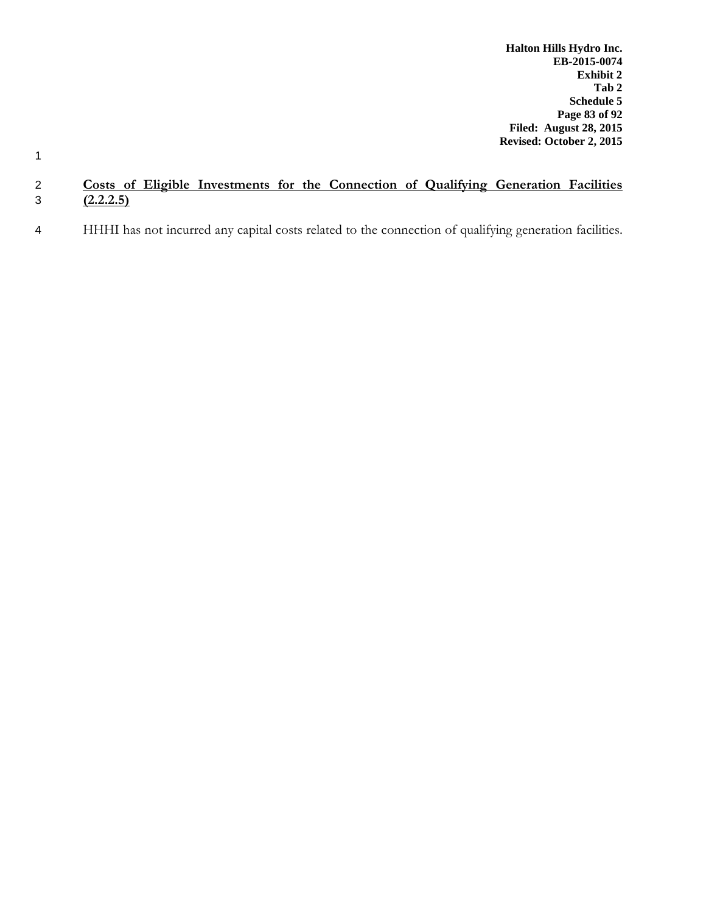**Costs of Eligible Investments for the Connection of Qualifying Generation Facilities (2.2.2.5)**

HHHI has not incurred any capital costs related to the connection of qualifying generation facilities.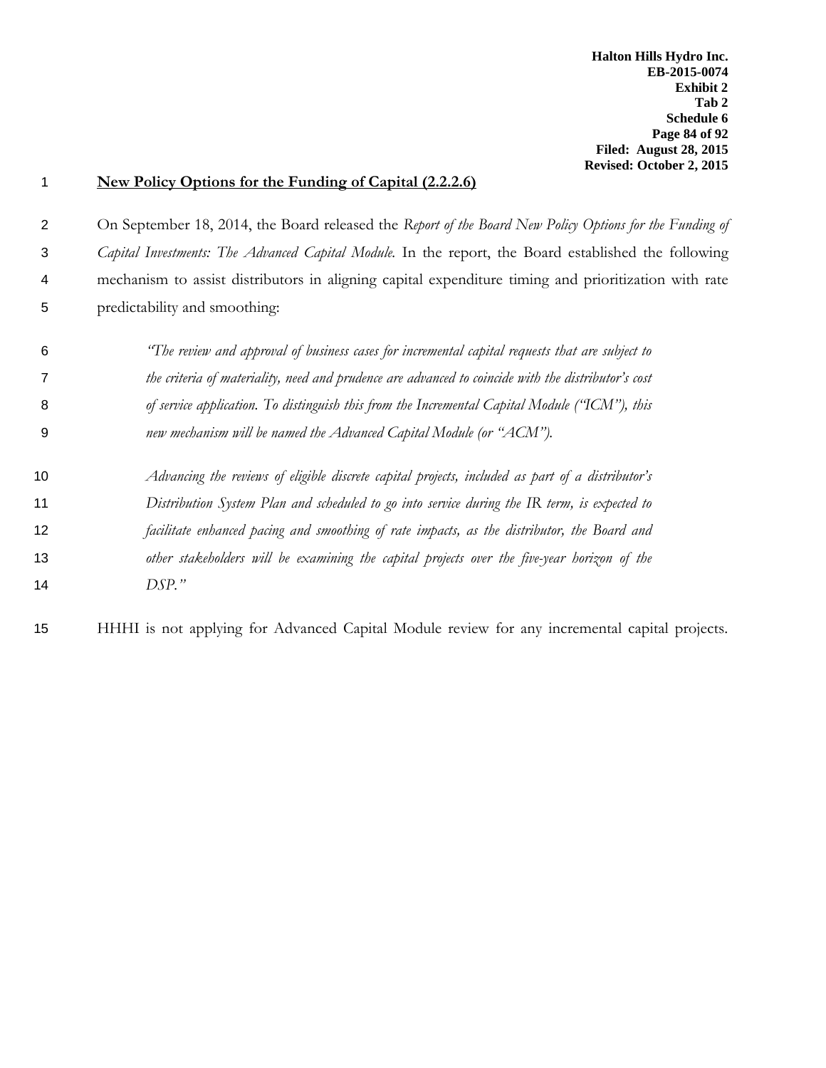## New Policy Options for the Funding of Capital (2.2.2.6)

On September 18, 2014, the Board released the *Report of the Board New Policy Options for the Funding of Capital Investments: The Advanced Capital Module*. In the report, the Board established the following mechanism to assist distributors in aligning capital expenditure timing and prioritization with rate predictability and smoothing:

> *"The review and approval of business cases for incremental capital requests that are subject to the criteria of materiality, need and prudence are advanced to coincide with the distributor's cost of service application. To distinguish this from the Incremental Capital Module ("ICM"), this new mechanism will be named the Advanced Capital Module (or "ACM").*
>
> *Advancing the reviews of eligible discrete capital projects, included as part of a distributor's Distribution System Plan and scheduled to go into service during the IR term, is expected to facilitate enhanced pacing and smoothing of rate impacts, as the distributor, the Board and other stakeholders will be examining the capital projects over the five-year horizon of the DSP."*

HHHI is not applying for Advanced Capital Module review for any incremental capital projects.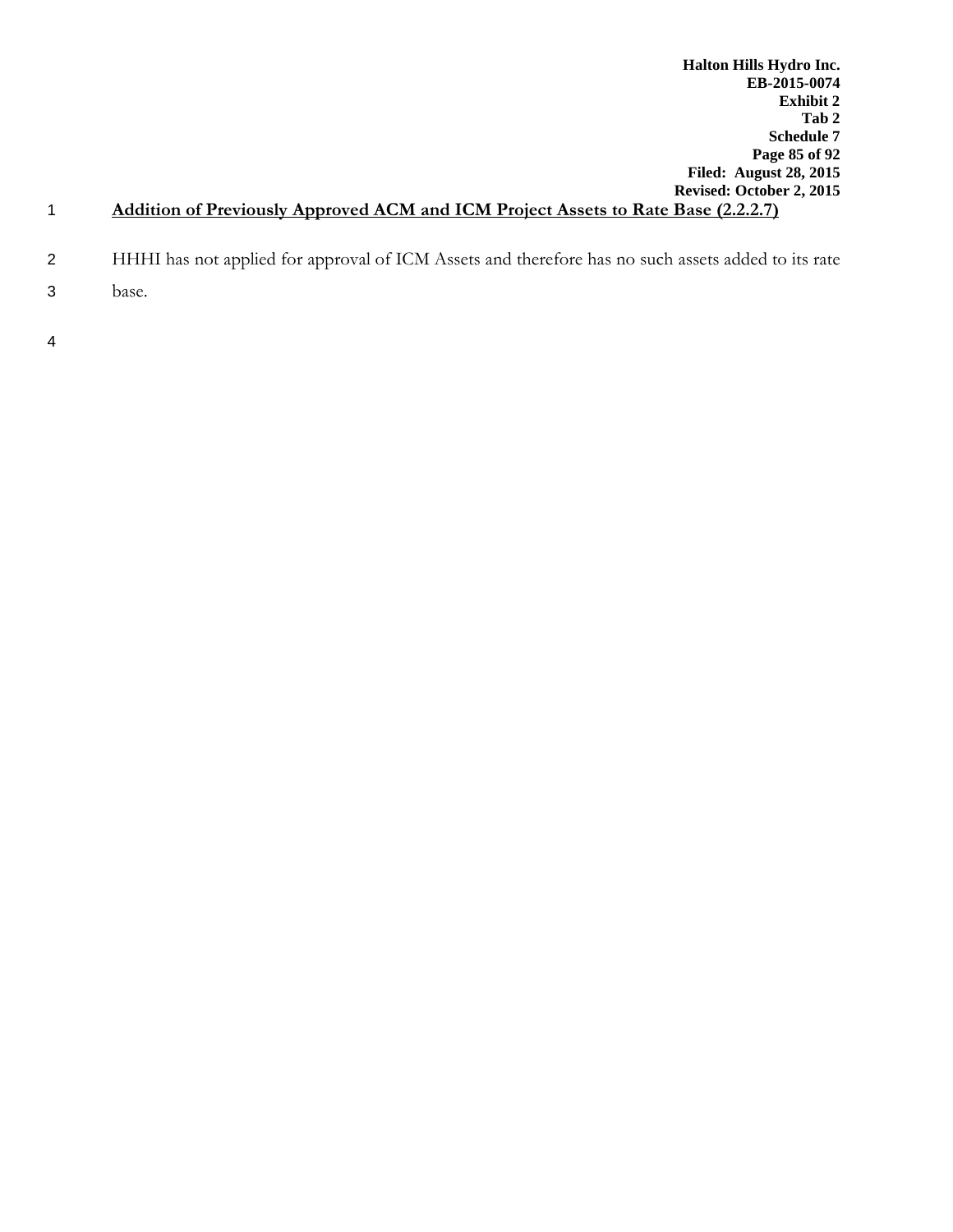## Addition of Previously Approved ACM and ICM Project Assets to Rate Base (2.2.2.7)

HHHI has not applied for approval of ICM Assets and therefore has no such assets added to its rate base.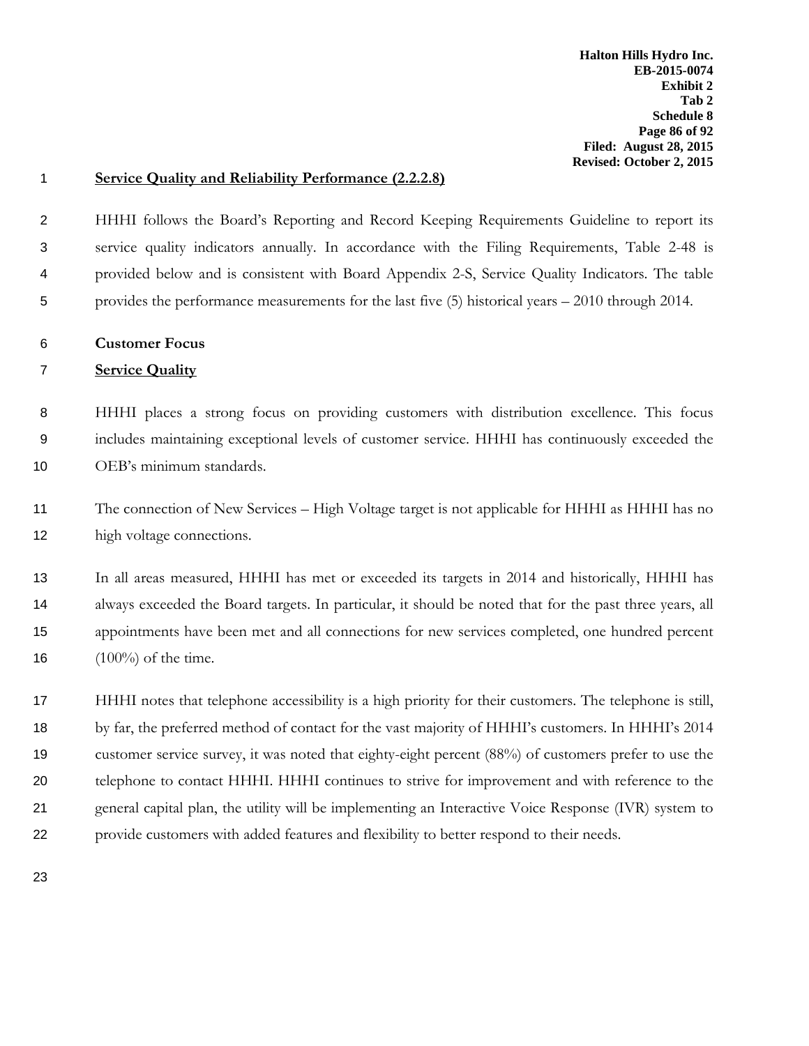## Service Quality and Reliability Performance (2.2.2.8)

HHHI follows the Board's Reporting and Record Keeping Requirements Guideline to report its service quality indicators annually. In accordance with the Filing Requirements, Table 2-48 is provided below and is consistent with Board Appendix 2-S, Service Quality Indicators. The table provides the performance measurements for the last five (5) historical years – 2010 through 2014.

**Customer Focus**

### Service Quality

HHHI places a strong focus on providing customers with distribution excellence. This focus includes maintaining exceptional levels of customer service. HHHI has continuously exceeded the OEB's minimum standards.

The connection of New Services – High Voltage target is not applicable for HHHI as HHHI has no high voltage connections.

In all areas measured, HHHI has met or exceeded its targets in 2014 and historically, HHHI has always exceeded the Board targets. In particular, it should be noted that for the past three years, all appointments have been met and all connections for new services completed, one hundred percent (100%) of the time.

HHHI notes that telephone accessibility is a high priority for their customers. The telephone is still, by far, the preferred method of contact for the vast majority of HHHI's customers. In HHHI's 2014 customer service survey, it was noted that eighty-eight percent (88%) of customers prefer to use the telephone to contact HHHI. HHHI continues to strive for improvement and with reference to the general capital plan, the utility will be implementing an Interactive Voice Response (IVR) system to provide customers with added features and flexibility to better respond to their needs.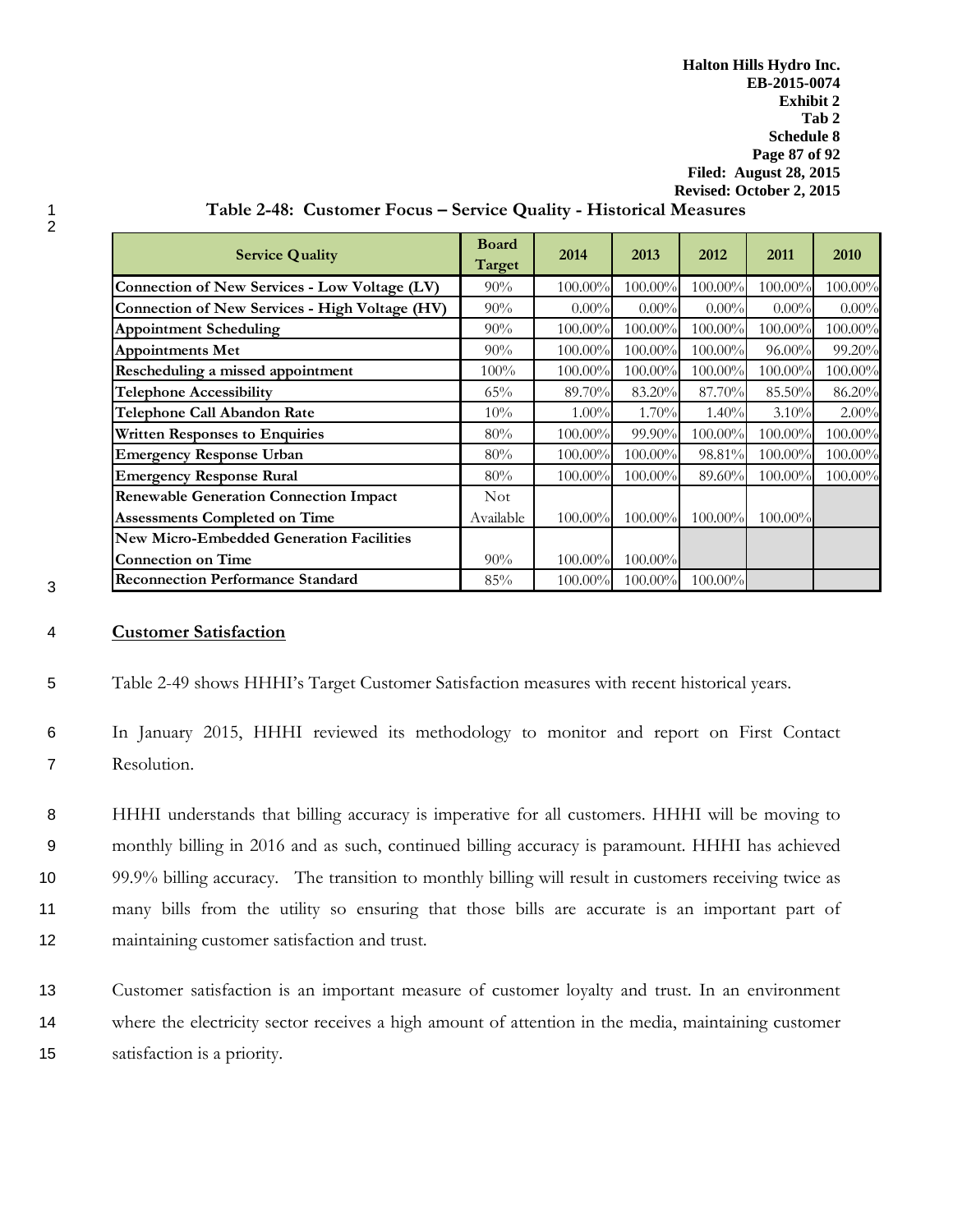**Table 2-48: Customer Focus – Service Quality - Historical Measures**

| Service Quality | Board Target | 2014 | 2013 | 2012 | 2011 | 2010 |
|---|---|---|---|---|---|---|
| Connection of New Services - Low Voltage (LV) | 90% | 100.00% | 100.00% | 100.00% | 100.00% | 100.00% |
| Connection of New Services - High Voltage (HV) | 90% | 0.00% | 0.00% | 0.00% | 0.00% | 0.00% |
| Appointment Scheduling | 90% | 100.00% | 100.00% | 100.00% | 100.00% | 100.00% |
| Appointments Met | 90% | 100.00% | 100.00% | 100.00% | 96.00% | 99.20% |
| Rescheduling a missed appointment | 100% | 100.00% | 100.00% | 100.00% | 100.00% | 100.00% |
| Telephone Accessibility | 65% | 89.70% | 83.20% | 87.70% | 85.50% | 86.20% |
| Telephone Call Abandon Rate | 10% | 1.00% | 1.70% | 1.40% | 3.10% | 2.00% |
| Written Responses to Enquiries | 80% | 100.00% | 99.90% | 100.00% | 100.00% | 100.00% |
| Emergency Response Urban | 80% | 100.00% | 100.00% | 98.81% | 100.00% | 100.00% |
| Emergency Response Rural | 80% | 100.00% | 100.00% | 89.60% | 100.00% | 100.00% |
| Renewable Generation Connection Impact Assessments Completed on Time | Not Available | 100.00% | 100.00% | 100.00% | 100.00% | |
| New Micro-Embedded Generation Facilities Connection on Time | 90% | 100.00% | 100.00% | | | |
| Reconnection Performance Standard | 85% | 100.00% | 100.00% | 100.00% | | |

## Customer Satisfaction

Table 2-49 shows HHHI's Target Customer Satisfaction measures with recent historical years.

In January 2015, HHHI reviewed its methodology to monitor and report on First Contact Resolution.

HHHI understands that billing accuracy is imperative for all customers. HHHI will be moving to monthly billing in 2016 and as such, continued billing accuracy is paramount. HHHI has achieved 99.9% billing accuracy. The transition to monthly billing will result in customers receiving twice as many bills from the utility so ensuring that those bills are accurate is an important part of maintaining customer satisfaction and trust.

Customer satisfaction is an important measure of customer loyalty and trust. In an environment where the electricity sector receives a high amount of attention in the media, maintaining customer satisfaction is a priority.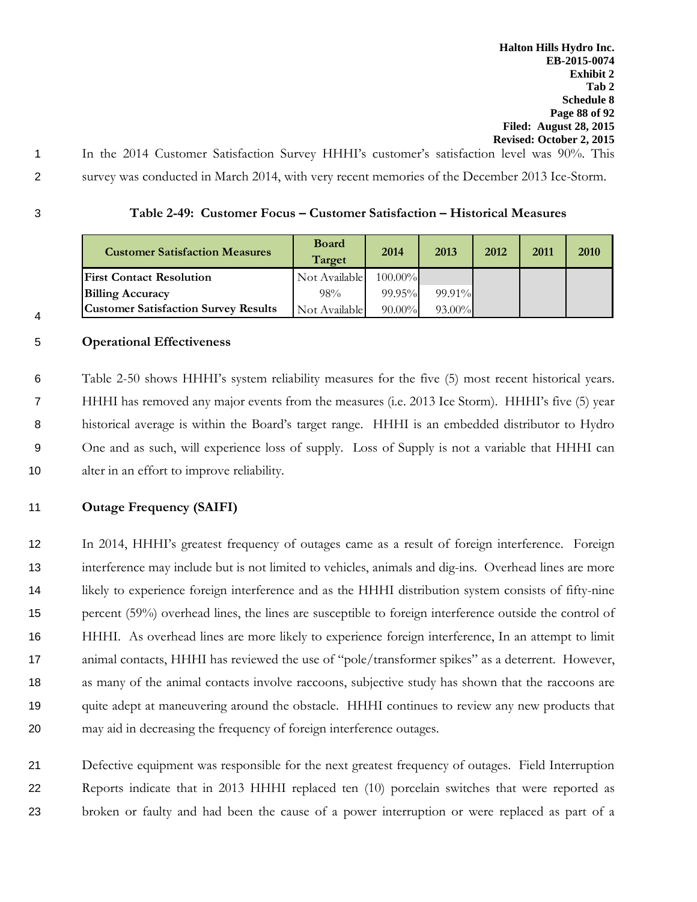In the 2014 Customer Satisfaction Survey HHHI's customer's satisfaction level was 90%. This survey was conducted in March 2014, with very recent memories of the December 2013 Ice-Storm.

**Table 2-49: Customer Focus – Customer Satisfaction – Historical Measures**

| Customer Satisfaction Measures | Board Target | 2014 | 2013 | 2012 | 2011 | 2010 |
|---|---|---|---|---|---|---|
| **First Contact Resolution** | Not Available | 100.00% | | | | |
| **Billing Accuracy** | 98% | 99.95% | 99.91% | | | |
| **Customer Satisfaction Survey Results** | Not Available | 90.00% | 93.00% | | | |

**Operational Effectiveness**

Table 2-50 shows HHHI's system reliability measures for the five (5) most recent historical years. HHHI has removed any major events from the measures (i.e. 2013 Ice Storm). HHHI's five (5) year historical average is within the Board's target range. HHHI is an embedded distributor to Hydro One and as such, will experience loss of supply. Loss of Supply is not a variable that HHHI can alter in an effort to improve reliability.

**Outage Frequency (SAIFI)**

In 2014, HHHI's greatest frequency of outages came as a result of foreign interference. Foreign interference may include but is not limited to vehicles, animals and dig-ins. Overhead lines are more likely to experience foreign interference and as the HHHI distribution system consists of fifty-nine percent (59%) overhead lines, the lines are susceptible to foreign interference outside the control of HHHI. As overhead lines are more likely to experience foreign interference, In an attempt to limit animal contacts, HHHI has reviewed the use of "pole/transformer spikes" as a deterrent. However, as many of the animal contacts involve raccoons, subjective study has shown that the raccoons are quite adept at maneuvering around the obstacle. HHHI continues to review any new products that may aid in decreasing the frequency of foreign interference outages.

Defective equipment was responsible for the next greatest frequency of outages. Field Interruption Reports indicate that in 2013 HHHI replaced ten (10) porcelain switches that were reported as broken or faulty and had been the cause of a power interruption or were replaced as part of a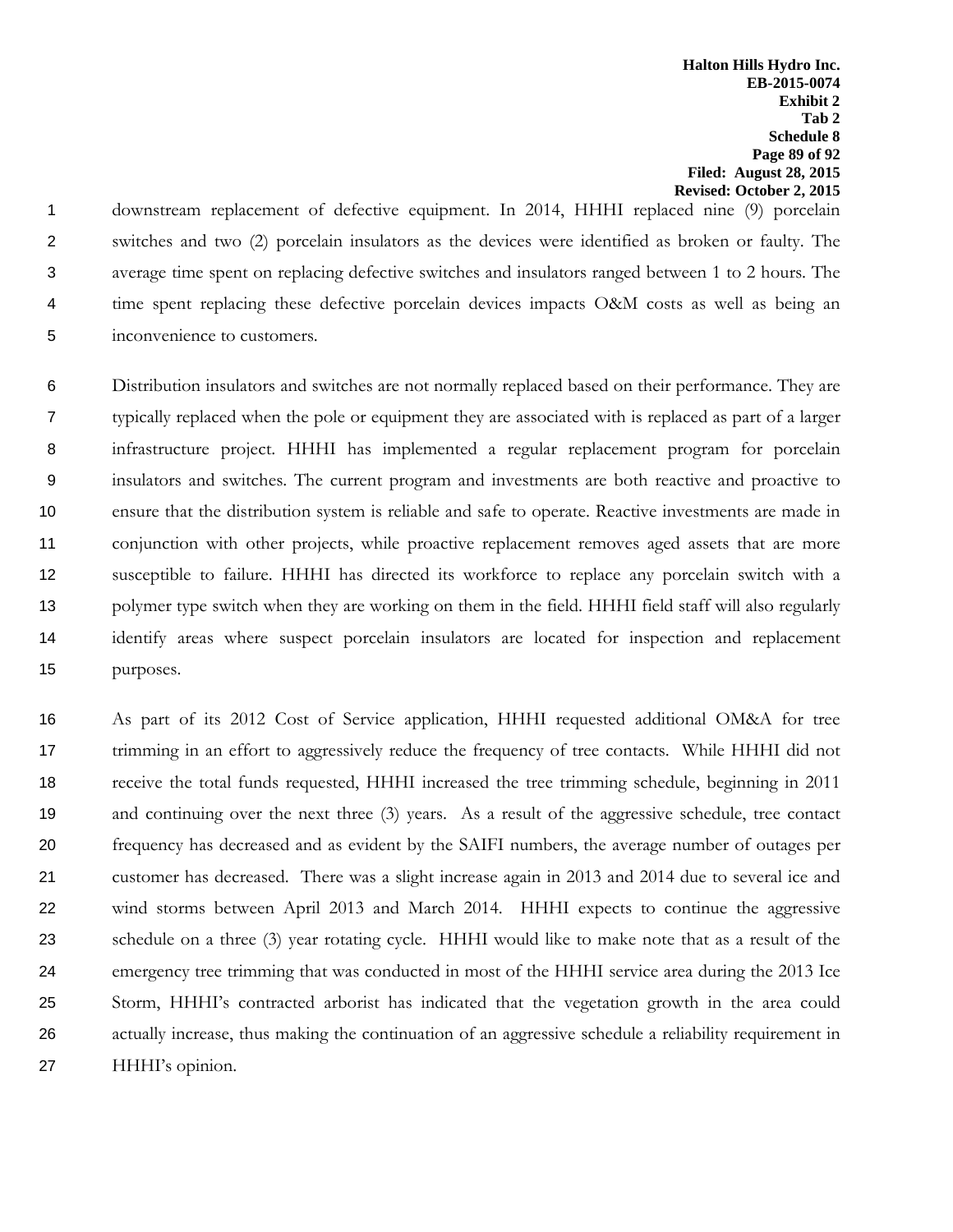downstream replacement of defective equipment. In 2014, HHHI replaced nine (9) porcelain switches and two (2) porcelain insulators as the devices were identified as broken or faulty. The average time spent on replacing defective switches and insulators ranged between 1 to 2 hours. The time spent replacing these defective porcelain devices impacts O&M costs as well as being an inconvenience to customers.

Distribution insulators and switches are not normally replaced based on their performance. They are typically replaced when the pole or equipment they are associated with is replaced as part of a larger infrastructure project. HHHI has implemented a regular replacement program for porcelain insulators and switches. The current program and investments are both reactive and proactive to ensure that the distribution system is reliable and safe to operate. Reactive investments are made in conjunction with other projects, while proactive replacement removes aged assets that are more susceptible to failure. HHHI has directed its workforce to replace any porcelain switch with a polymer type switch when they are working on them in the field. HHHI field staff will also regularly identify areas where suspect porcelain insulators are located for inspection and replacement purposes.

As part of its 2012 Cost of Service application, HHHI requested additional OM&A for tree trimming in an effort to aggressively reduce the frequency of tree contacts. While HHHI did not receive the total funds requested, HHHI increased the tree trimming schedule, beginning in 2011 and continuing over the next three (3) years. As a result of the aggressive schedule, tree contact frequency has decreased and as evident by the SAIFI numbers, the average number of outages per customer has decreased. There was a slight increase again in 2013 and 2014 due to several ice and wind storms between April 2013 and March 2014. HHHI expects to continue the aggressive schedule on a three (3) year rotating cycle. HHHI would like to make note that as a result of the emergency tree trimming that was conducted in most of the HHHI service area during the 2013 Ice Storm, HHHI's contracted arborist has indicated that the vegetation growth in the area could actually increase, thus making the continuation of an aggressive schedule a reliability requirement in HHHI's opinion.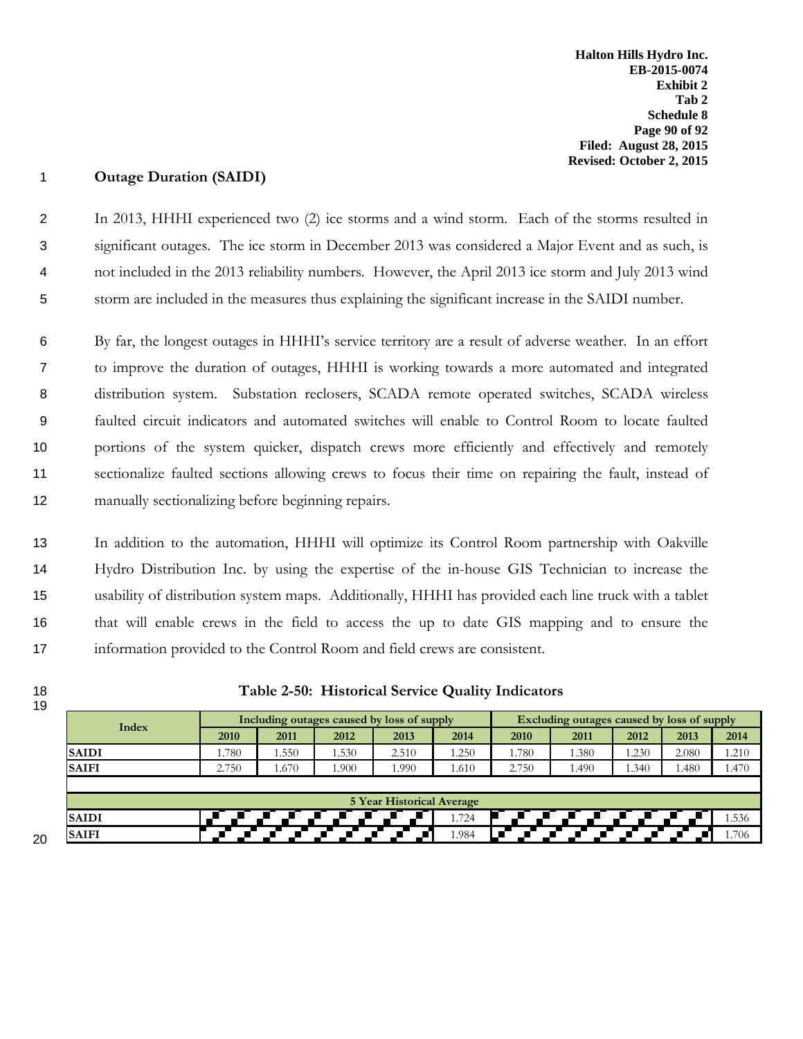## Outage Duration (SAIDI)

In 2013, HHHI experienced two (2) ice storms and a wind storm. Each of the storms resulted in significant outages. The ice storm in December 2013 was considered a Major Event and as such, is not included in the 2013 reliability numbers. However, the April 2013 ice storm and July 2013 wind storm are included in the measures thus explaining the significant increase in the SAIDI number.

By far, the longest outages in HHHI's service territory are a result of adverse weather. In an effort to improve the duration of outages, HHHI is working towards a more automated and integrated distribution system. Substation reclosers, SCADA remote operated switches, SCADA wireless faulted circuit indicators and automated switches will enable to Control Room to locate faulted portions of the system quicker, dispatch crews more efficiently and effectively and remotely sectionalize faulted sections allowing crews to focus their time on repairing the fault, instead of manually sectionalizing before beginning repairs.

In addition to the automation, HHHI will optimize its Control Room partnership with Oakville Hydro Distribution Inc. by using the expertise of the in-house GIS Technician to increase the usability of distribution system maps. Additionally, HHHI has provided each line truck with a tablet that will enable crews in the field to access the up to date GIS mapping and to ensure the information provided to the Control Room and field crews are consistent.

**Table 2-50: Historical Service Quality Indicators**

| Index | Including outages caused by loss of supply | | | | | Excluding outages caused by loss of supply | | | | |
|---|---|---|---|---|---|---|---|---|---|---|
| | 2010 | 2011 | 2012 | 2013 | 2014 | 2010 | 2011 | 2012 | 2013 | 2014 |
| SAIDI | 1.780 | 1.550 | 1.530 | 2.510 | 1.250 | 1.780 | 1.380 | 1.230 | 2.080 | 1.210 |
| SAIFI | 2.750 | 1.670 | 1.900 | 1.990 | 1.610 | 2.750 | 1.490 | 1.340 | 1.480 | 1.470 |
| **5 Year Historical Average** | | | | | | | | | | |
| SAIDI | | | | | 1.724 | | | | | 1.536 |
| SAIFI | | | | | 1.984 | | | | | 1.706 |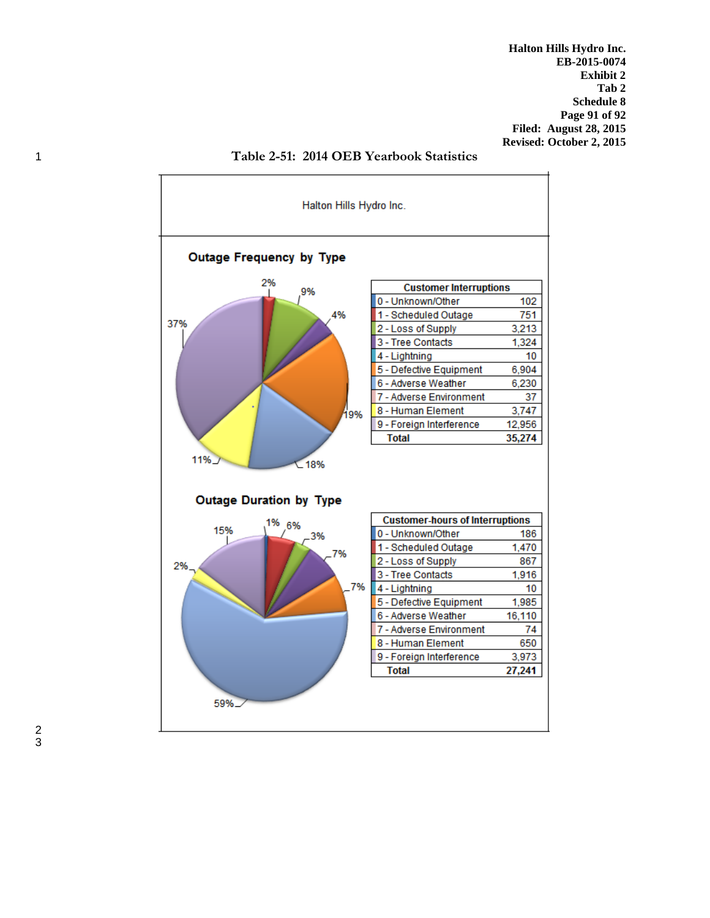Table 2-51: 2014 OEB Yearbook Statistics

Halton Hills Hydro Inc.

**Outage Frequency by Type**

| Customer Interruptions | |
|---|---|
| 0 - Unknown/Other | 102 |
| 1 - Scheduled Outage | 751 |
| 2 - Loss of Supply | 3,213 |
| 3 - Tree Contacts | 1,324 |
| 4 - Lightning | 10 |
| 5 - Defective Equipment | 6,904 |
| 6 - Adverse Weather | 6,230 |
| 7 - Adverse Environment | 37 |
| 8 - Human Element | 3,747 |
| 9 - Foreign Interference | 12,956 |
| **Total** | **35,274** |

**Outage Duration by Type**

| Customer-hours of Interruptions | |
|---|---|
| 0 - Unknown/Other | 186 |
| 1 - Scheduled Outage | 1,470 |
| 2 - Loss of Supply | 867 |
| 3 - Tree Contacts | 1,916 |
| 4 - Lightning | 10 |
| 5 - Defective Equipment | 1,985 |
| 6 - Adverse Weather | 16,110 |
| 7 - Adverse Environment | 74 |
| 8 - Human Element | 650 |
| 9 - Foreign Interference | 3,973 |
| **Total** | **27,241** |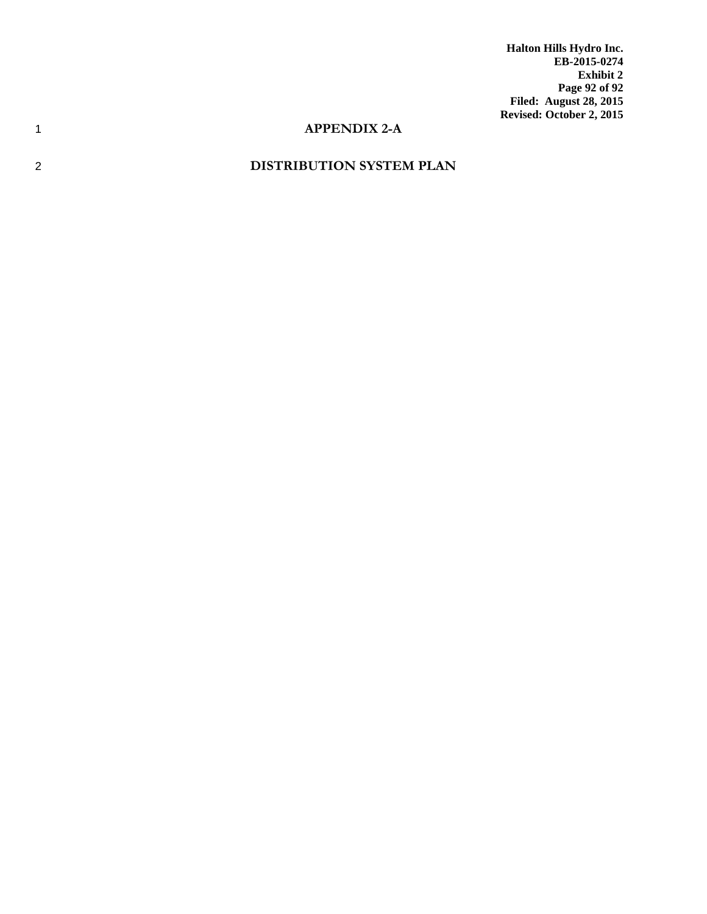# APPENDIX 2-A

# DISTRIBUTION SYSTEM PLAN